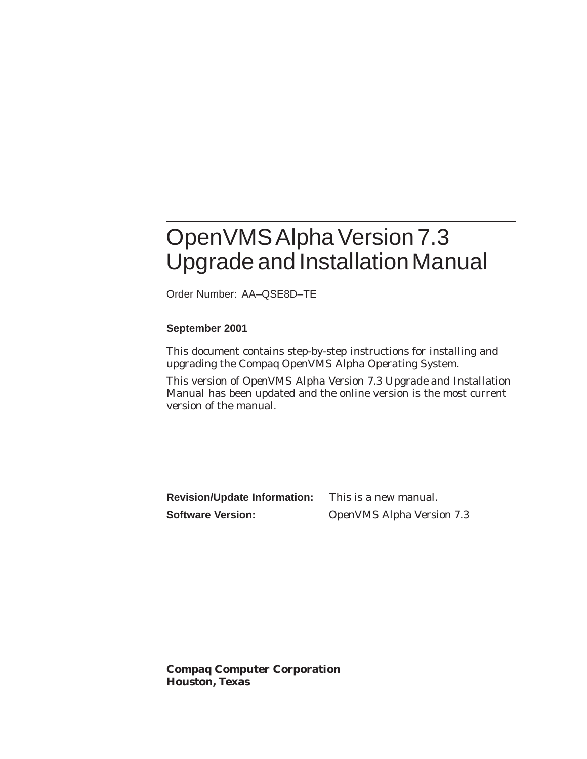# OpenVMS Alpha Version 7.3 Upgrade and Installation Manual

Order Number: AA–QSE8D–TE

**September 2001**

This document contains step-by-step instructions for installing and upgrading the Compaq OpenVMS Alpha Operating System.

This version of *OpenVMS Alpha Version 7.3 Upgrade and Installation Manual* has been updated and the online version is the most current version of the manual.

**Revision/Update Information:** This is a new manual.

**Software Version:** OpenVMS Alpha Version 7.3

**Compaq Computer Corporation**
**Houston, Texas**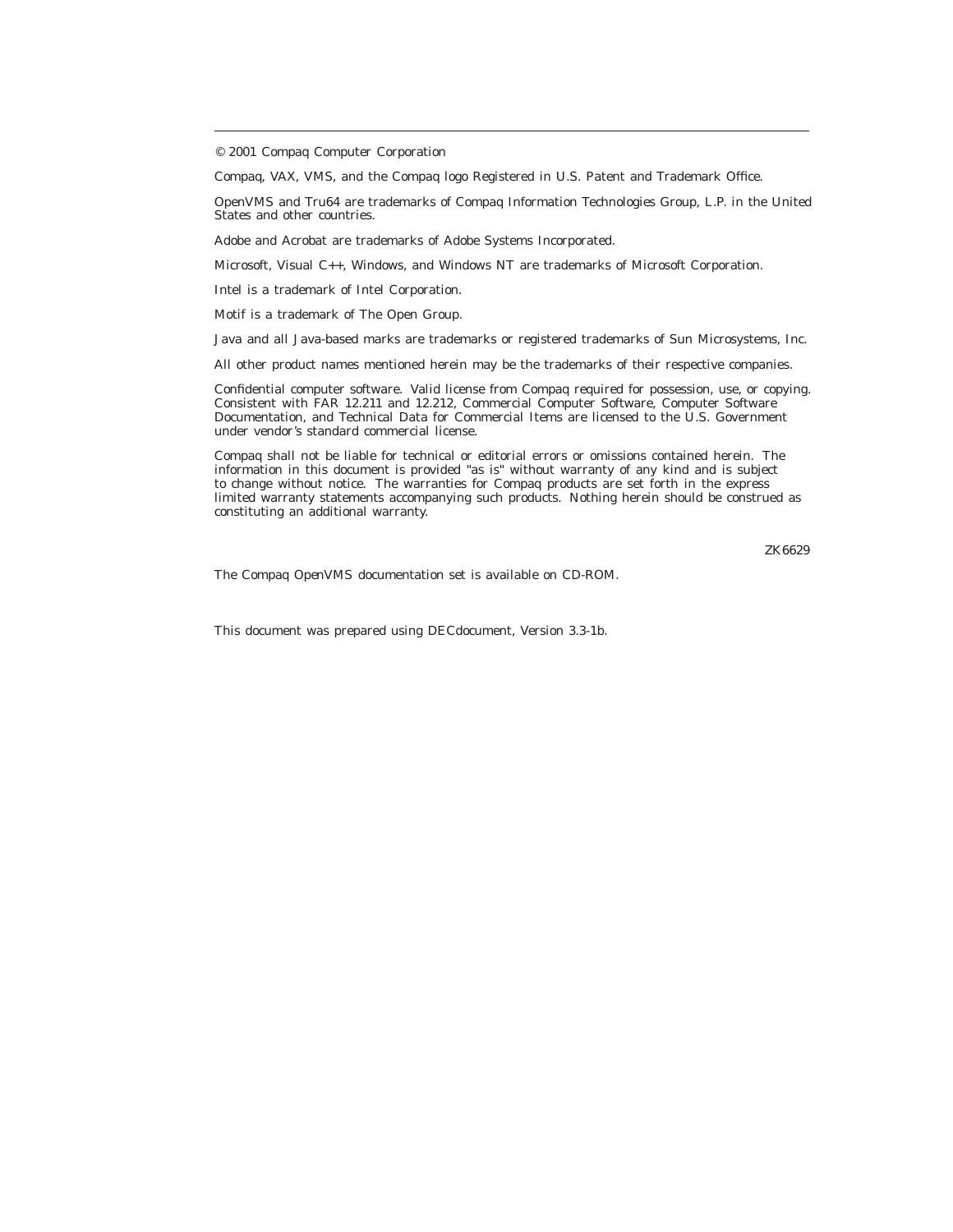© 2001 Compaq Computer Corporation

Compaq, VAX, VMS, and the Compaq logo Registered in U.S. Patent and Trademark Office.

OpenVMS and Tru64 are trademarks of Compaq Information Technologies Group, L.P. in the United States and other countries.

Adobe and Acrobat are trademarks of Adobe Systems Incorporated.

Microsoft, Visual C++, Windows, and Windows NT are trademarks of Microsoft Corporation.

Intel is a trademark of Intel Corporation.

Motif is a trademark of The Open Group.

Java and all Java-based marks are trademarks or registered trademarks of Sun Microsystems, Inc.

All other product names mentioned herein may be the trademarks of their respective companies.

Confidential computer software. Valid license from Compaq required for possession, use, or copying. Consistent with FAR 12.211 and 12.212, Commercial Computer Software, Computer Software Documentation, and Technical Data for Commercial Items are licensed to the U.S. Government under vendor's standard commercial license.

Compaq shall not be liable for technical or editorial errors or omissions contained herein. The information in this document is provided "as is" without warranty of any kind and is subject to change without notice. The warranties for Compaq products are set forth in the express limited warranty statements accompanying such products. Nothing herein should be construed as constituting an additional warranty.

ZK6629

The Compaq *OpenVMS* documentation set is available on CD-ROM.

This document was prepared using DECdocument, Version 3.3-1b.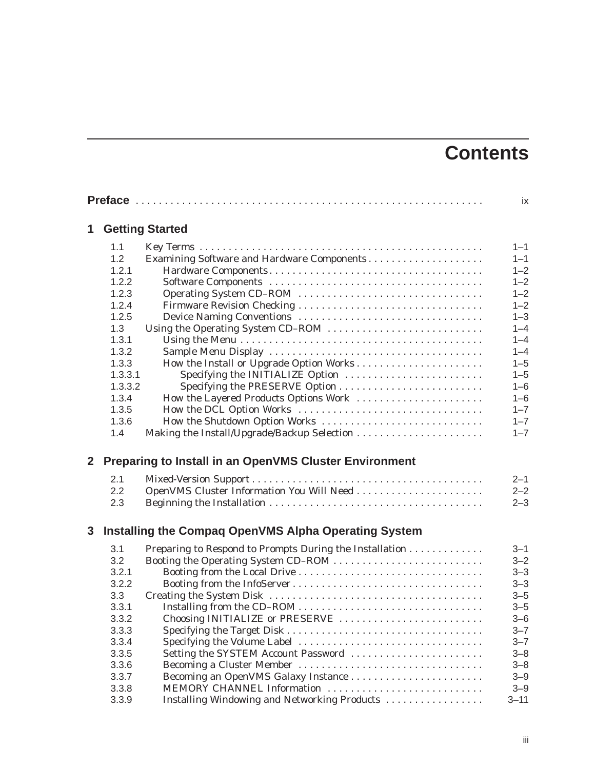# Contents

**Preface** .......... ix

## 1 Getting Started

| | | |
|---|---|---|
| 1.1 | Key Terms | 1–1 |
| 1.2 | Examining Software and Hardware Components | 1–1 |
| 1.2.1 | Hardware Components | 1–2 |
| 1.2.2 | Software Components | 1–2 |
| 1.2.3 | Operating System CD–ROM | 1–2 |
| 1.2.4 | Firmware Revision Checking | 1–2 |
| 1.2.5 | Device Naming Conventions | 1–3 |
| 1.3 | Using the Operating System CD–ROM | 1–4 |
| 1.3.1 | Using the Menu | 1–4 |
| 1.3.2 | Sample Menu Display | 1–4 |
| 1.3.3 | How the Install or Upgrade Option Works | 1–5 |
| 1.3.3.1 | Specifying the INITIALIZE Option | 1–5 |
| 1.3.3.2 | Specifying the PRESERVE Option | 1–6 |
| 1.3.4 | How the Layered Products Options Work | 1–6 |
| 1.3.5 | How the DCL Option Works | 1–7 |
| 1.3.6 | How the Shutdown Option Works | 1–7 |
| 1.4 | Making the Install/Upgrade/Backup Selection | 1–7 |

## 2 Preparing to Install in an OpenVMS Cluster Environment

| | | |
|---|---|---|
| 2.1 | Mixed-Version Support | 2–1 |
| 2.2 | OpenVMS Cluster Information You Will Need | 2–2 |
| 2.3 | Beginning the Installation | 2–3 |

## 3 Installing the Compaq OpenVMS Alpha Operating System

| | | |
|---|---|---|
| 3.1 | Preparing to Respond to Prompts During the Installation | 3–1 |
| 3.2 | Booting the Operating System CD–ROM | 3–2 |
| 3.2.1 | Booting from the Local Drive | 3–3 |
| 3.2.2 | Booting from the InfoServer | 3–3 |
| 3.3 | Creating the System Disk | 3–5 |
| 3.3.1 | Installing from the CD–ROM | 3–5 |
| 3.3.2 | Choosing INITIALIZE or PRESERVE | 3–6 |
| 3.3.3 | Specifying the Target Disk | 3–7 |
| 3.3.4 | Specifying the Volume Label | 3–7 |
| 3.3.5 | Setting the SYSTEM Account Password | 3–8 |
| 3.3.6 | Becoming a Cluster Member | 3–8 |
| 3.3.7 | Becoming an OpenVMS Galaxy Instance | 3–9 |
| 3.3.8 | MEMORY CHANNEL Information | 3–9 |
| 3.3.9 | Installing Windowing and Networking Products | 3–11 |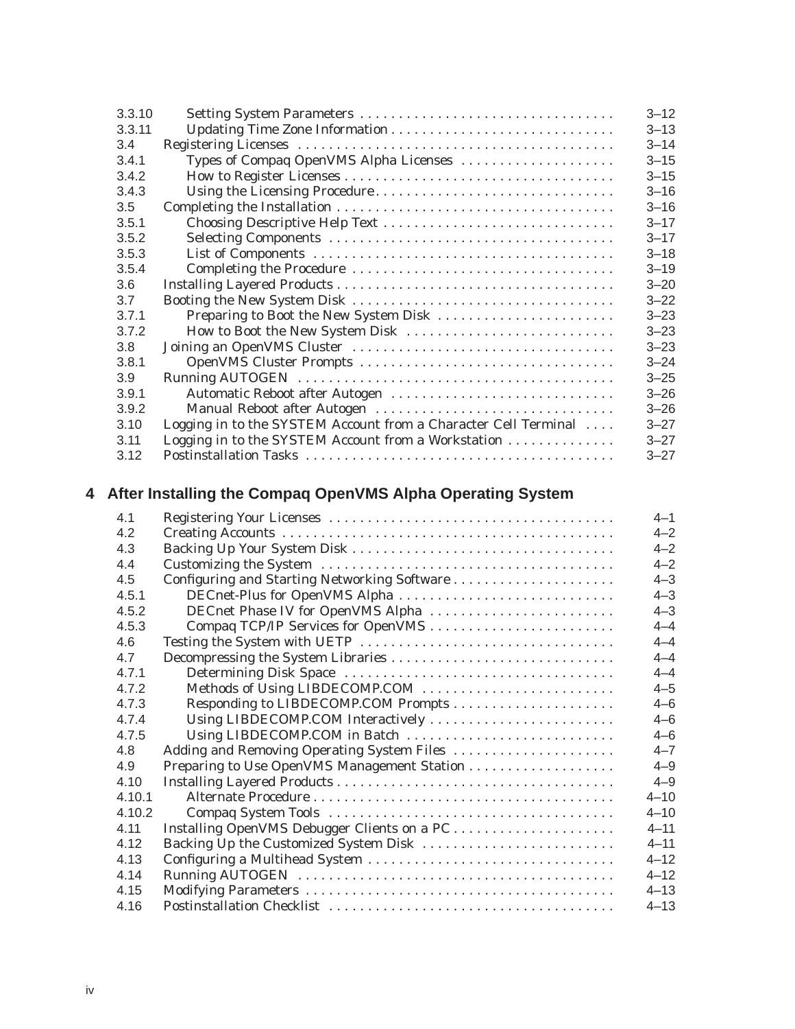| | | |
|---|---|---|
| 3.3.10 | Setting System Parameters | 3–12 |
| 3.3.11 | Updating Time Zone Information | 3–13 |
| 3.4 | Registering Licenses | 3–14 |
| 3.4.1 | Types of Compaq OpenVMS Alpha Licenses | 3–15 |
| 3.4.2 | How to Register Licenses | 3–15 |
| 3.4.3 | Using the Licensing Procedure | 3–16 |
| 3.5 | Completing the Installation | 3–16 |
| 3.5.1 | Choosing Descriptive Help Text | 3–17 |
| 3.5.2 | Selecting Components | 3–17 |
| 3.5.3 | List of Components | 3–18 |
| 3.5.4 | Completing the Procedure | 3–19 |
| 3.6 | Installing Layered Products | 3–20 |
| 3.7 | Booting the New System Disk | 3–22 |
| 3.7.1 | Preparing to Boot the New System Disk | 3–23 |
| 3.7.2 | How to Boot the New System Disk | 3–23 |
| 3.8 | Joining an OpenVMS Cluster | 3–23 |
| 3.8.1 | OpenVMS Cluster Prompts | 3–24 |
| 3.9 | Running AUTOGEN | 3–25 |
| 3.9.1 | Automatic Reboot after Autogen | 3–26 |
| 3.9.2 | Manual Reboot after Autogen | 3–26 |
| 3.10 | Logging in to the SYSTEM Account from a Character Cell Terminal | 3–27 |
| 3.11 | Logging in to the SYSTEM Account from a Workstation | 3–27 |
| 3.12 | Postinstallation Tasks | 3–27 |

## 4 After Installing the Compaq OpenVMS Alpha Operating System

| | | |
|---|---|---|
| 4.1 | Registering Your Licenses | 4–1 |
| 4.2 | Creating Accounts | 4–2 |
| 4.3 | Backing Up Your System Disk | 4–2 |
| 4.4 | Customizing the System | 4–2 |
| 4.5 | Configuring and Starting Networking Software | 4–3 |
| 4.5.1 | DECnet-Plus for OpenVMS Alpha | 4–3 |
| 4.5.2 | DECnet Phase IV for OpenVMS Alpha | 4–3 |
| 4.5.3 | Compaq TCP/IP Services for OpenVMS | 4–4 |
| 4.6 | Testing the System with UETP | 4–4 |
| 4.7 | Decompressing the System Libraries | 4–4 |
| 4.7.1 | Determining Disk Space | 4–4 |
| 4.7.2 | Methods of Using LIBDECOMP.COM | 4–5 |
| 4.7.3 | Responding to LIBDECOMP.COM Prompts | 4–6 |
| 4.7.4 | Using LIBDECOMP.COM Interactively | 4–6 |
| 4.7.5 | Using LIBDECOMP.COM in Batch | 4–6 |
| 4.8 | Adding and Removing Operating System Files | 4–7 |
| 4.9 | Preparing to Use OpenVMS Management Station | 4–9 |
| 4.10 | Installing Layered Products | 4–9 |
| 4.10.1 | Alternate Procedure | 4–10 |
| 4.10.2 | Compaq System Tools | 4–10 |
| 4.11 | Installing OpenVMS Debugger Clients on a PC | 4–11 |
| 4.12 | Backing Up the Customized System Disk | 4–11 |
| 4.13 | Configuring a Multihead System | 4–12 |
| 4.14 | Running AUTOGEN | 4–12 |
| 4.15 | Modifying Parameters | 4–13 |
| 4.16 | Postinstallation Checklist | 4–13 |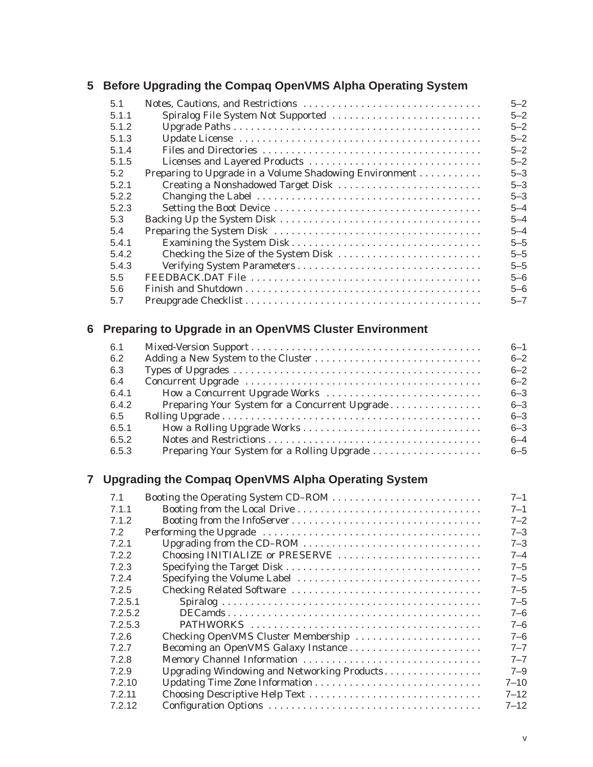## 5 Before Upgrading the Compaq OpenVMS Alpha Operating System

| | | |
|---|---|---|
| 5.1 | Notes, Cautions, and Restrictions | 5–2 |
| 5.1.1 | Spiralog File System Not Supported | 5–2 |
| 5.1.2 | Upgrade Paths | 5–2 |
| 5.1.3 | Update License | 5–2 |
| 5.1.4 | Files and Directories | 5–2 |
| 5.1.5 | Licenses and Layered Products | 5–2 |
| 5.2 | Preparing to Upgrade in a Volume Shadowing Environment | 5–3 |
| 5.2.1 | Creating a Nonshadowed Target Disk | 5–3 |
| 5.2.2 | Changing the Label | 5–3 |
| 5.2.3 | Setting the Boot Device | 5–4 |
| 5.3 | Backing Up the System Disk | 5–4 |
| 5.4 | Preparing the System Disk | 5–4 |
| 5.4.1 | Examining the System Disk | 5–5 |
| 5.4.2 | Checking the Size of the System Disk | 5–5 |
| 5.4.3 | Verifying System Parameters | 5–5 |
| 5.5 | FEEDBACK.DAT File | 5–6 |
| 5.6 | Finish and Shutdown | 5–6 |
| 5.7 | Preupgrade Checklist | 5–7 |

## 6 Preparing to Upgrade in an OpenVMS Cluster Environment

| | | |
|---|---|---|
| 6.1 | Mixed-Version Support | 6–1 |
| 6.2 | Adding a New System to the Cluster | 6–2 |
| 6.3 | Types of Upgrades | 6–2 |
| 6.4 | Concurrent Upgrade | 6–2 |
| 6.4.1 | How a Concurrent Upgrade Works | 6–3 |
| 6.4.2 | Preparing Your System for a Concurrent Upgrade | 6–3 |
| 6.5 | Rolling Upgrade | 6–3 |
| 6.5.1 | How a Rolling Upgrade Works | 6–3 |
| 6.5.2 | Notes and Restrictions | 6–4 |
| 6.5.3 | Preparing Your System for a Rolling Upgrade | 6–5 |

## 7 Upgrading the Compaq OpenVMS Alpha Operating System

| | | |
|---|---|---|
| 7.1 | Booting the Operating System CD–ROM | 7–1 |
| 7.1.1 | Booting from the Local Drive | 7–1 |
| 7.1.2 | Booting from the InfoServer | 7–2 |
| 7.2 | Performing the Upgrade | 7–3 |
| 7.2.1 | Upgrading from the CD–ROM | 7–3 |
| 7.2.2 | Choosing INITIALIZE or PRESERVE | 7–4 |
| 7.2.3 | Specifying the Target Disk | 7–5 |
| 7.2.4 | Specifying the Volume Label | 7–5 |
| 7.2.5 | Checking Related Software | 7–5 |
| 7.2.5.1 | Spiralog | 7–5 |
| 7.2.5.2 | DECamds | 7–6 |
| 7.2.5.3 | PATHWORKS | 7–6 |
| 7.2.6 | Checking OpenVMS Cluster Membership | 7–6 |
| 7.2.7 | Becoming an OpenVMS Galaxy Instance | 7–7 |
| 7.2.8 | Memory Channel Information | 7–7 |
| 7.2.9 | Upgrading Windowing and Networking Products | 7–9 |
| 7.2.10 | Updating Time Zone Information | 7–10 |
| 7.2.11 | Choosing Descriptive Help Text | 7–12 |
| 7.2.12 | Configuration Options | 7–12 |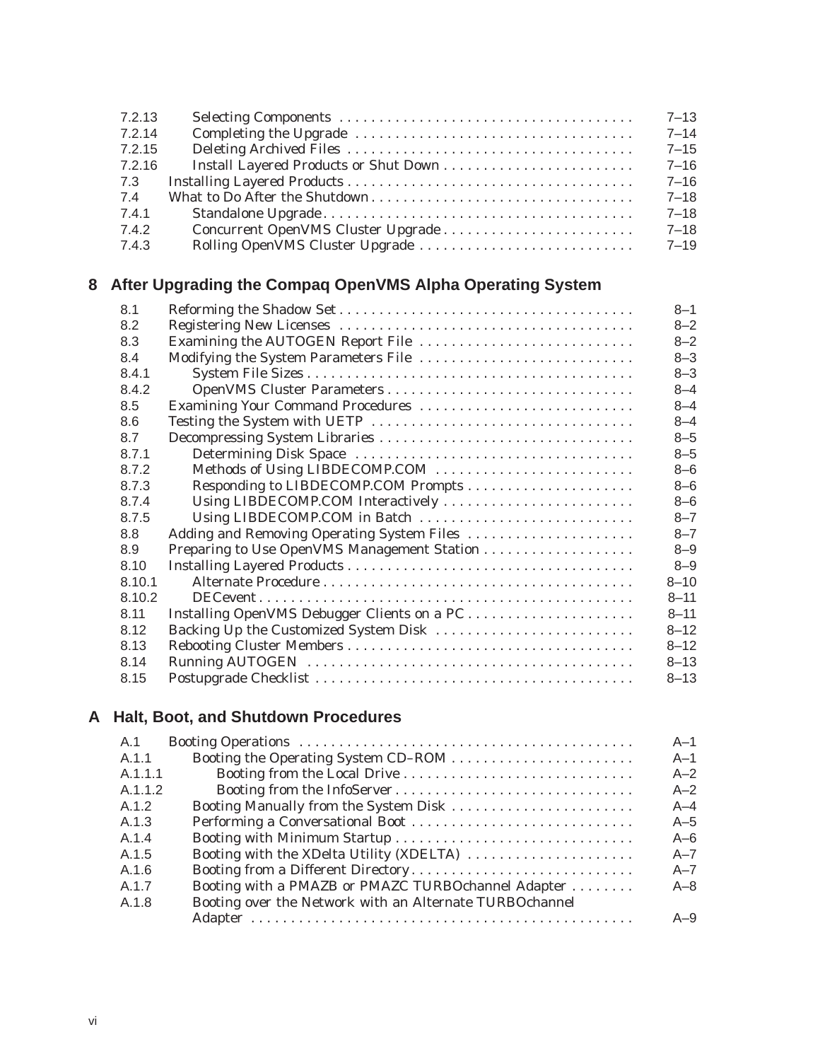| | | |
|---|---|---|
| 7.2.13 | Selecting Components | 7–13 |
| 7.2.14 | Completing the Upgrade | 7–14 |
| 7.2.15 | Deleting Archived Files | 7–15 |
| 7.2.16 | Install Layered Products or Shut Down | 7–16 |
| 7.3 | Installing Layered Products | 7–16 |
| 7.4 | What to Do After the Shutdown | 7–18 |
| 7.4.1 | Standalone Upgrade | 7–18 |
| 7.4.2 | Concurrent OpenVMS Cluster Upgrade | 7–18 |
| 7.4.3 | Rolling OpenVMS Cluster Upgrade | 7–19 |

## 8 After Upgrading the Compaq OpenVMS Alpha Operating System

| | | |
|---|---|---|
| 8.1 | Reforming the Shadow Set | 8–1 |
| 8.2 | Registering New Licenses | 8–2 |
| 8.3 | Examining the AUTOGEN Report File | 8–2 |
| 8.4 | Modifying the System Parameters File | 8–3 |
| 8.4.1 | System File Sizes | 8–3 |
| 8.4.2 | OpenVMS Cluster Parameters | 8–4 |
| 8.5 | Examining Your Command Procedures | 8–4 |
| 8.6 | Testing the System with UETP | 8–4 |
| 8.7 | Decompressing System Libraries | 8–5 |
| 8.7.1 | Determining Disk Space | 8–5 |
| 8.7.2 | Methods of Using LIBDECOMP.COM | 8–6 |
| 8.7.3 | Responding to LIBDECOMP.COM Prompts | 8–6 |
| 8.7.4 | Using LIBDECOMP.COM Interactively | 8–6 |
| 8.7.5 | Using LIBDECOMP.COM in Batch | 8–7 |
| 8.8 | Adding and Removing Operating System Files | 8–7 |
| 8.9 | Preparing to Use OpenVMS Management Station | 8–9 |
| 8.10 | Installing Layered Products | 8–9 |
| 8.10.1 | Alternate Procedure | 8–10 |
| 8.10.2 | DECevent | 8–11 |
| 8.11 | Installing OpenVMS Debugger Clients on a PC | 8–11 |
| 8.12 | Backing Up the Customized System Disk | 8–12 |
| 8.13 | Rebooting Cluster Members | 8–12 |
| 8.14 | Running AUTOGEN | 8–13 |
| 8.15 | Postupgrade Checklist | 8–13 |

## A Halt, Boot, and Shutdown Procedures

| | | |
|---|---|---|
| A.1 | Booting Operations | A–1 |
| A.1.1 | Booting the Operating System CD–ROM | A–1 |
| A.1.1.1 | Booting from the Local Drive | A–2 |
| A.1.1.2 | Booting from the InfoServer | A–2 |
| A.1.2 | Booting Manually from the System Disk | A–4 |
| A.1.3 | Performing a Conversational Boot | A–5 |
| A.1.4 | Booting with Minimum Startup | A–6 |
| A.1.5 | Booting with the XDelta Utility (XDELTA) | A–7 |
| A.1.6 | Booting from a Different Directory | A–7 |
| A.1.7 | Booting with a PMAZB or PMAZC TURBOchannel Adapter | A–8 |
| A.1.8 | Booting over the Network with an Alternate TURBOchannel Adapter | A–9 |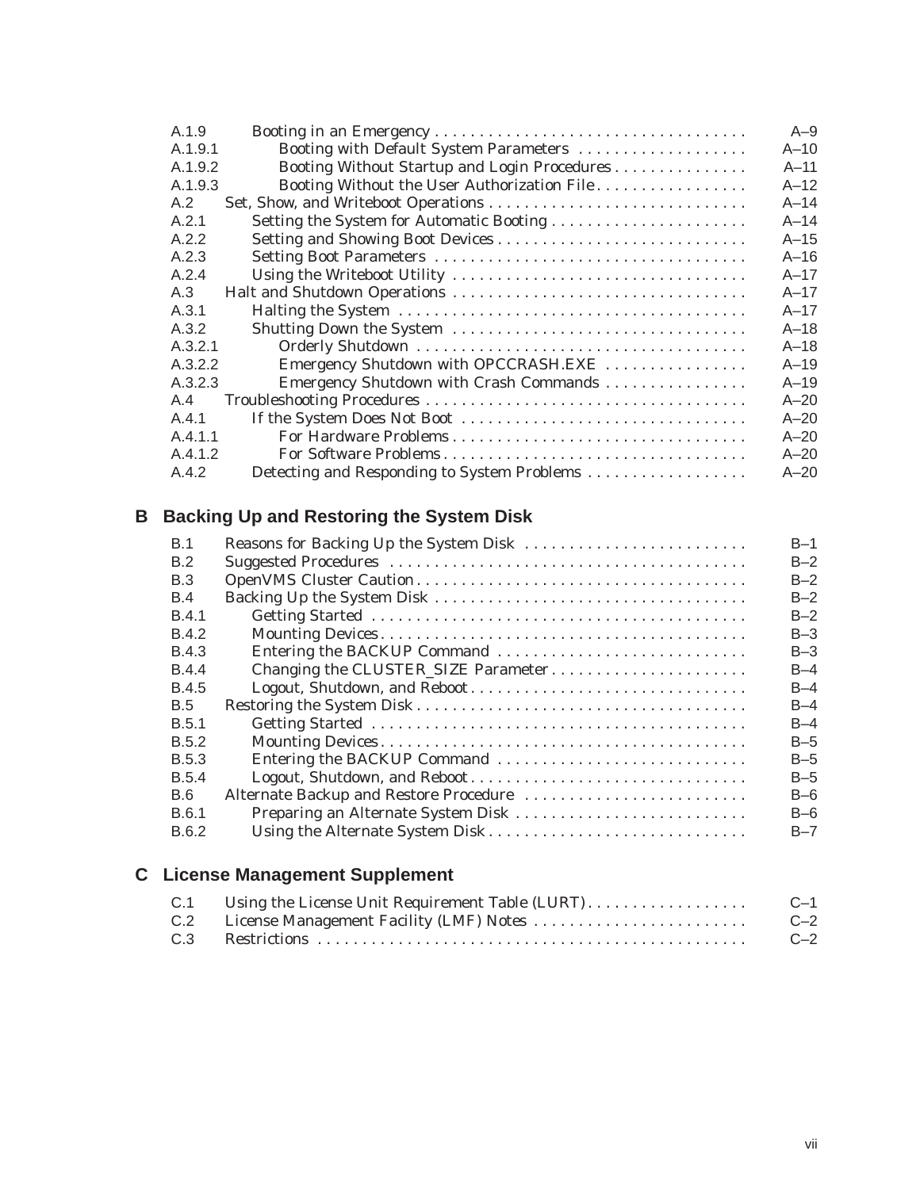| | | |
|---|---|---|
| A.1.9 | Booting in an Emergency | A–9 |
| A.1.9.1 | Booting with Default System Parameters | A–10 |
| A.1.9.2 | Booting Without Startup and Login Procedures | A–11 |
| A.1.9.3 | Booting Without the User Authorization File | A–12 |
| A.2 | Set, Show, and Writeboot Operations | A–14 |
| A.2.1 | Setting the System for Automatic Booting | A–14 |
| A.2.2 | Setting and Showing Boot Devices | A–15 |
| A.2.3 | Setting Boot Parameters | A–16 |
| A.2.4 | Using the Writeboot Utility | A–17 |
| A.3 | Halt and Shutdown Operations | A–17 |
| A.3.1 | Halting the System | A–17 |
| A.3.2 | Shutting Down the System | A–18 |
| A.3.2.1 | Orderly Shutdown | A–18 |
| A.3.2.2 | Emergency Shutdown with OPCCRASH.EXE | A–19 |
| A.3.2.3 | Emergency Shutdown with Crash Commands | A–19 |
| A.4 | Troubleshooting Procedures | A–20 |
| A.4.1 | If the System Does Not Boot | A–20 |
| A.4.1.1 | For Hardware Problems | A–20 |
| A.4.1.2 | For Software Problems | A–20 |
| A.4.2 | Detecting and Responding to System Problems | A–20 |

## B Backing Up and Restoring the System Disk

| | | |
|---|---|---|
| B.1 | Reasons for Backing Up the System Disk | B–1 |
| B.2 | Suggested Procedures | B–2 |
| B.3 | OpenVMS Cluster Caution | B–2 |
| B.4 | Backing Up the System Disk | B–2 |
| B.4.1 | Getting Started | B–2 |
| B.4.2 | Mounting Devices | B–3 |
| B.4.3 | Entering the BACKUP Command | B–3 |
| B.4.4 | Changing the CLUSTER_SIZE Parameter | B–4 |
| B.4.5 | Logout, Shutdown, and Reboot | B–4 |
| B.5 | Restoring the System Disk | B–4 |
| B.5.1 | Getting Started | B–4 |
| B.5.2 | Mounting Devices | B–5 |
| B.5.3 | Entering the BACKUP Command | B–5 |
| B.5.4 | Logout, Shutdown, and Reboot | B–5 |
| B.6 | Alternate Backup and Restore Procedure | B–6 |
| B.6.1 | Preparing an Alternate System Disk | B–6 |
| B.6.2 | Using the Alternate System Disk | B–7 |

## C License Management Supplement

| | | |
|---|---|---|
| C.1 | Using the License Unit Requirement Table (LURT) | C–1 |
| C.2 | License Management Facility (LMF) Notes | C–2 |
| C.3 | Restrictions | C–2 |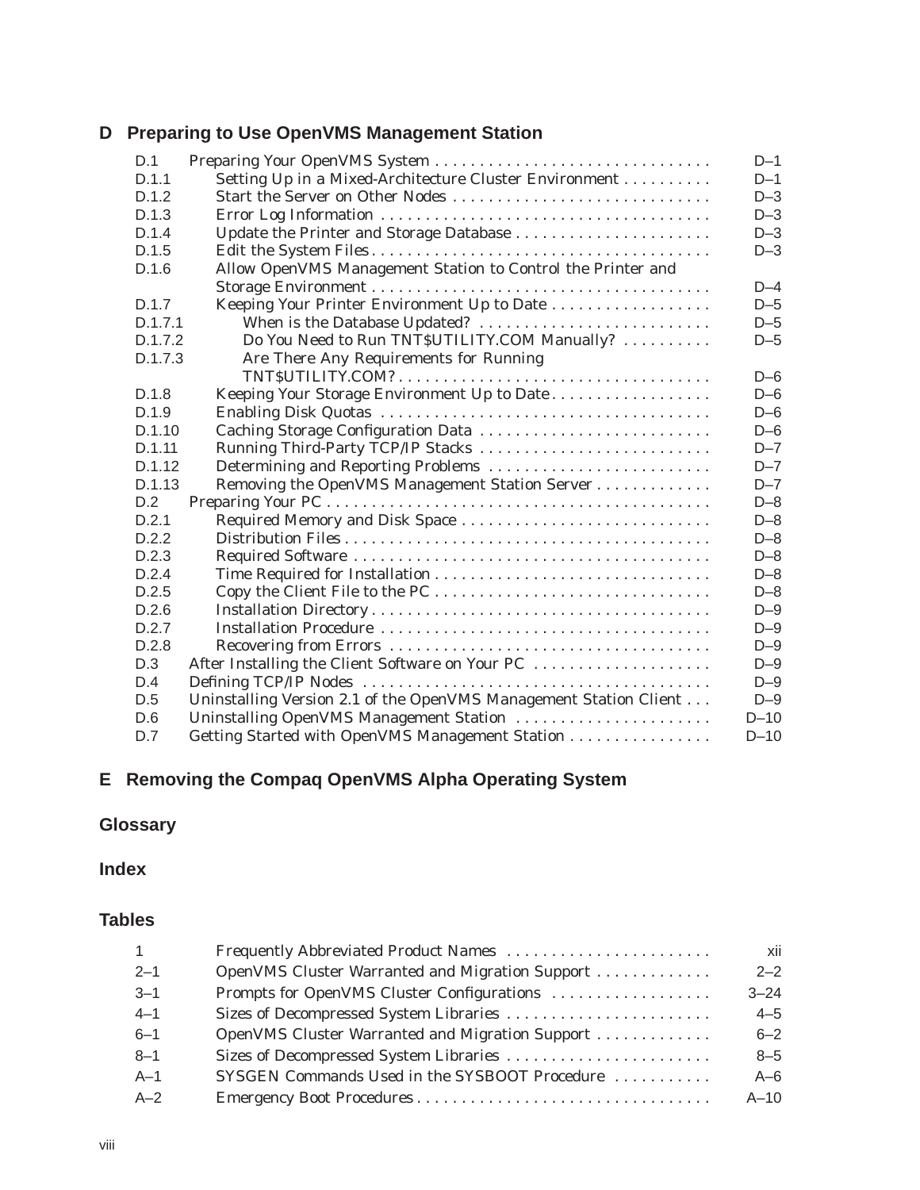## D Preparing to Use OpenVMS Management Station

| | | |
|---|---|---|
| D.1 | Preparing Your OpenVMS System | D–1 |
| D.1.1 | Setting Up in a Mixed-Architecture Cluster Environment | D–1 |
| D.1.2 | Start the Server on Other Nodes | D–3 |
| D.1.3 | Error Log Information | D–3 |
| D.1.4 | Update the Printer and Storage Database | D–3 |
| D.1.5 | Edit the System Files | D–3 |
| D.1.6 | Allow OpenVMS Management Station to Control the Printer and Storage Environment | D–4 |
| D.1.7 | Keeping Your Printer Environment Up to Date | D–5 |
| D.1.7.1 | When is the Database Updated? | D–5 |
| D.1.7.2 | Do You Need to Run TNT$UTILITY.COM Manually? | D–5 |
| D.1.7.3 | Are There Any Requirements for Running TNT$UTILITY.COM? | D–6 |
| D.1.8 | Keeping Your Storage Environment Up to Date | D–6 |
| D.1.9 | Enabling Disk Quotas | D–6 |
| D.1.10 | Caching Storage Configuration Data | D–6 |
| D.1.11 | Running Third-Party TCP/IP Stacks | D–7 |
| D.1.12 | Determining and Reporting Problems | D–7 |
| D.1.13 | Removing the OpenVMS Management Station Server | D–7 |
| D.2 | Preparing Your PC | D–8 |
| D.2.1 | Required Memory and Disk Space | D–8 |
| D.2.2 | Distribution Files | D–8 |
| D.2.3 | Required Software | D–8 |
| D.2.4 | Time Required for Installation | D–8 |
| D.2.5 | Copy the Client File to the PC | D–8 |
| D.2.6 | Installation Directory | D–9 |
| D.2.7 | Installation Procedure | D–9 |
| D.2.8 | Recovering from Errors | D–9 |
| D.3 | After Installing the Client Software on Your PC | D–9 |
| D.4 | Defining TCP/IP Nodes | D–9 |
| D.5 | Uninstalling Version 2.1 of the OpenVMS Management Station Client | D–9 |
| D.6 | Uninstalling OpenVMS Management Station | D–10 |
| D.7 | Getting Started with OpenVMS Management Station | D–10 |

## E Removing the Compaq OpenVMS Alpha Operating System

## Glossary

## Index

## Tables

| | | |
|---|---|---|
| 1 | Frequently Abbreviated Product Names | xii |
| 2–1 | OpenVMS Cluster Warranted and Migration Support | 2–2 |
| 3–1 | Prompts for OpenVMS Cluster Configurations | 3–24 |
| 4–1 | Sizes of Decompressed System Libraries | 4–5 |
| 6–1 | OpenVMS Cluster Warranted and Migration Support | 6–2 |
| 8–1 | Sizes of Decompressed System Libraries | 8–5 |
| A–1 | SYSGEN Commands Used in the SYSBOOT Procedure | A–6 |
| A–2 | Emergency Boot Procedures | A–10 |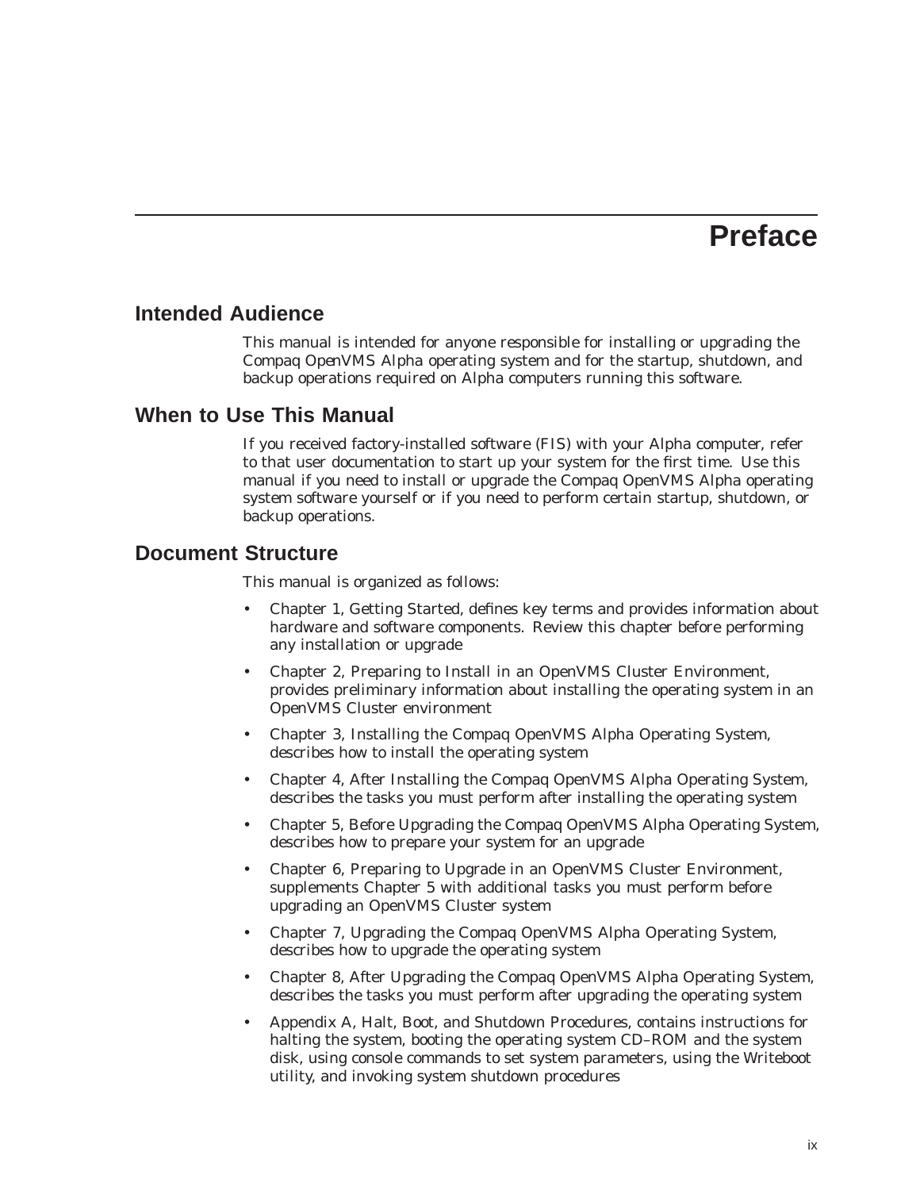# Preface

## Intended Audience

This manual is intended for anyone responsible for installing or upgrading the Compaq OpenVMS Alpha operating system and for the startup, shutdown, and backup operations required on Alpha computers running this software.

## When to Use This Manual

If you received factory-installed software (FIS) with your Alpha computer, refer to that user documentation to start up your system for the first time. Use this manual if you need to install or upgrade the Compaq OpenVMS Alpha operating system software yourself or if you need to perform certain startup, shutdown, or backup operations.

## Document Structure

This manual is organized as follows:

- Chapter 1, Getting Started, defines key terms and provides information about hardware and software components. Review this chapter before performing any installation or upgrade
- Chapter 2, Preparing to Install in an OpenVMS Cluster Environment, provides preliminary information about installing the operating system in an OpenVMS Cluster environment
- Chapter 3, Installing the Compaq OpenVMS Alpha Operating System, describes how to install the operating system
- Chapter 4, After Installing the Compaq OpenVMS Alpha Operating System, describes the tasks you must perform after installing the operating system
- Chapter 5, Before Upgrading the Compaq OpenVMS Alpha Operating System, describes how to prepare your system for an upgrade
- Chapter 6, Preparing to Upgrade in an OpenVMS Cluster Environment, supplements Chapter 5 with additional tasks you must perform before upgrading an OpenVMS Cluster system
- Chapter 7, Upgrading the Compaq OpenVMS Alpha Operating System, describes how to upgrade the operating system
- Chapter 8, After Upgrading the Compaq OpenVMS Alpha Operating System, describes the tasks you must perform after upgrading the operating system
- Appendix A, Halt, Boot, and Shutdown Procedures, contains instructions for halting the system, booting the operating system CD–ROM and the system disk, using console commands to set system parameters, using the Writeboot utility, and invoking system shutdown procedures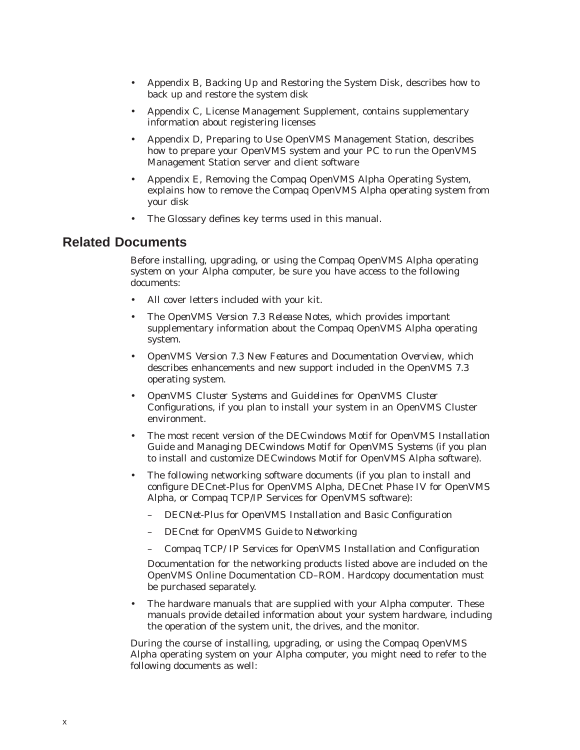- Appendix B, Backing Up and Restoring the System Disk, describes how to back up and restore the system disk
- Appendix C, License Management Supplement, contains supplementary information about registering licenses
- Appendix D, Preparing to Use OpenVMS Management Station, describes how to prepare your OpenVMS system and your PC to run the OpenVMS Management Station server and client software
- Appendix E, Removing the Compaq OpenVMS Alpha Operating System, explains how to remove the Compaq OpenVMS Alpha operating system from your disk
- The Glossary defines key terms used in this manual.

## Related Documents

Before installing, upgrading, or using the Compaq OpenVMS Alpha operating system on your Alpha computer, be sure you have access to the following documents:

- All cover letters included with your kit.
- The *OpenVMS Version 7.3 Release Notes*, which provides important supplementary information about the Compaq OpenVMS Alpha operating system.
- *OpenVMS Version 7.3 New Features and Documentation Overview*, which describes enhancements and new support included in the OpenVMS 7.3 operating system.
- *OpenVMS Cluster Systems* and *Guidelines for OpenVMS Cluster Configurations*, if you plan to install your system in an OpenVMS Cluster environment.
- The most recent version of the *DECwindows Motif for OpenVMS Installation Guide* and *Managing DECwindows Motif for OpenVMS Systems* (if you plan to install and customize DECwindows Motif for OpenVMS Alpha software).
- The following networking software documents (if you plan to install and configure DECnet-Plus for OpenVMS Alpha, DECnet Phase IV for OpenVMS Alpha, or Compaq TCP/IP Services for OpenVMS software):
  - *DECNet-Plus for OpenVMS Installation and Basic Configuration*
  - *DECnet for OpenVMS Guide to Networking*
  - *Compaq TCP/IP Services for OpenVMS Installation and Configuration*

  Documentation for the networking products listed above are included on the OpenVMS Online Documentation CD–ROM. Hardcopy documentation must be purchased separately.
- The hardware manuals that are supplied with your Alpha computer. These manuals provide detailed information about your system hardware, including the operation of the system unit, the drives, and the monitor.

During the course of installing, upgrading, or using the Compaq OpenVMS Alpha operating system on your Alpha computer, you might need to refer to the following documents as well: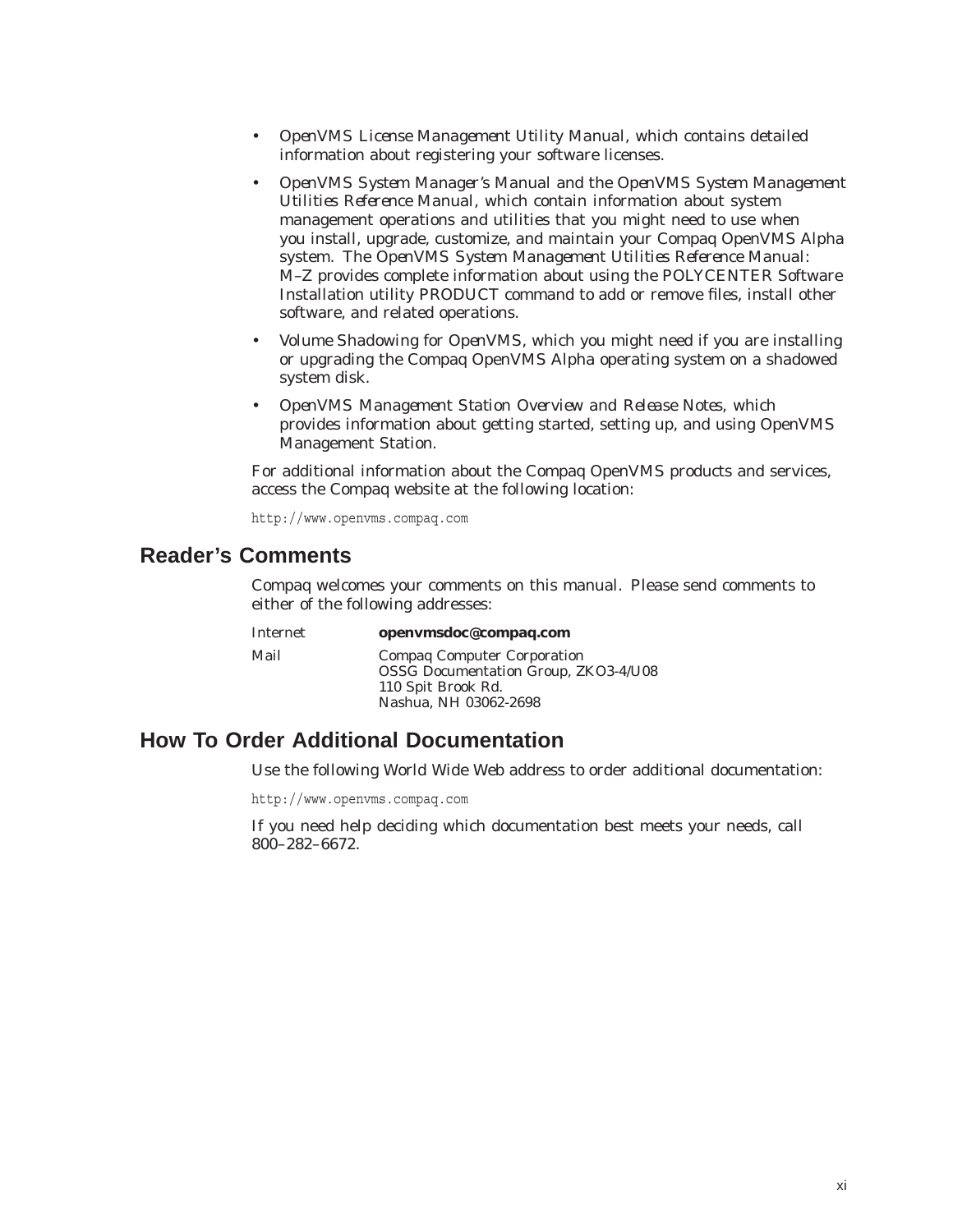- *OpenVMS License Management Utility Manual*, which contains detailed information about registering your software licenses.
- *OpenVMS System Manager's Manual* and the *OpenVMS System Management Utilities Reference Manual*, which contain information about system management operations and utilities that you might need to use when you install, upgrade, customize, and maintain your Compaq OpenVMS Alpha system. The *OpenVMS System Management Utilities Reference Manual: M–Z* provides complete information about using the POLYCENTER Software Installation utility PRODUCT command to add or remove files, install other software, and related operations.
- *Volume Shadowing for OpenVMS*, which you might need if you are installing or upgrading the Compaq OpenVMS Alpha operating system on a shadowed system disk.
- *OpenVMS Management Station Overview and Release Notes*, which provides information about getting started, setting up, and using OpenVMS Management Station.

For additional information about the Compaq OpenVMS products and services, access the Compaq website at the following location:

```
http://www.openvms.compaq.com
```

## Reader's Comments

Compaq welcomes your comments on this manual. Please send comments to either of the following addresses:

| | |
|---|---|
| Internet | **openvmsdoc@compaq.com** |
| Mail | Compaq Computer Corporation<br>OSSG Documentation Group, ZKO3-4/U08<br>110 Spit Brook Rd.<br>Nashua, NH 03062-2698 |

## How To Order Additional Documentation

Use the following World Wide Web address to order additional documentation:

```
http://www.openvms.compaq.com
```

If you need help deciding which documentation best meets your needs, call 800–282–6672.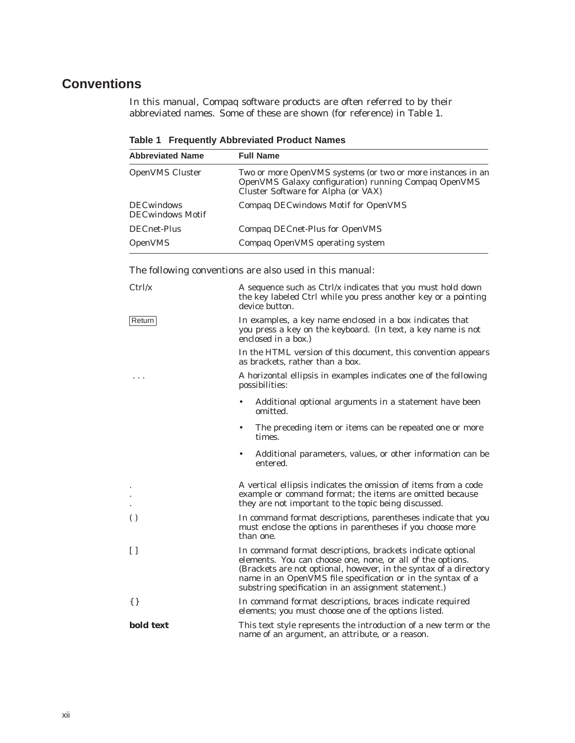## Conventions

In this manual, Compaq software products are often referred to by their abbreviated names. Some of these are shown (for reference) in Table 1.

**Table 1 Frequently Abbreviated Product Names**

| Abbreviated Name | Full Name |
| --- | --- |
| OpenVMS Cluster | Two or more OpenVMS systems (or two or more instances in an OpenVMS Galaxy configuration) running Compaq OpenVMS Cluster Software for Alpha (or VAX) |
| DECwindows<br>DECwindows Motif | Compaq DECwindows Motif for OpenVMS |
| DECnet-Plus | Compaq DECnet-Plus for OpenVMS |
| OpenVMS | Compaq OpenVMS operating system |

The following conventions are also used in this manual:

| | |
| --- | --- |
| Ctrl/x | A sequence such as Ctrl/x indicates that you must hold down the key labeled Ctrl while you press another key or a pointing device button. |
| Return | In examples, a key name enclosed in a box indicates that you press a key on the keyboard. (In text, a key name is not enclosed in a box.)<br><br>In the HTML version of this document, this convention appears as brackets, rather than a box. |
| . . . | A horizontal ellipsis in examples indicates one of the following possibilities:<br>• Additional optional arguments in a statement have been omitted.<br>• The preceding item or items can be repeated one or more times.<br>• Additional parameters, values, or other information can be entered. |
| .<br>.<br>. | A vertical ellipsis indicates the omission of items from a code example or command format; the items are omitted because they are not important to the topic being discussed. |
| ( ) | In command format descriptions, parentheses indicate that you must enclose the options in parentheses if you choose more than one. |
| [ ] | In command format descriptions, brackets indicate optional elements. You can choose one, none, or all of the options. (Brackets are not optional, however, in the syntax of a directory name in an OpenVMS file specification or in the syntax of a substring specification in an assignment statement.) |
| { } | In command format descriptions, braces indicate required elements; you must choose one of the options listed. |
| **bold text** | This text style represents the introduction of a new term or the name of an argument, an attribute, or a reason. |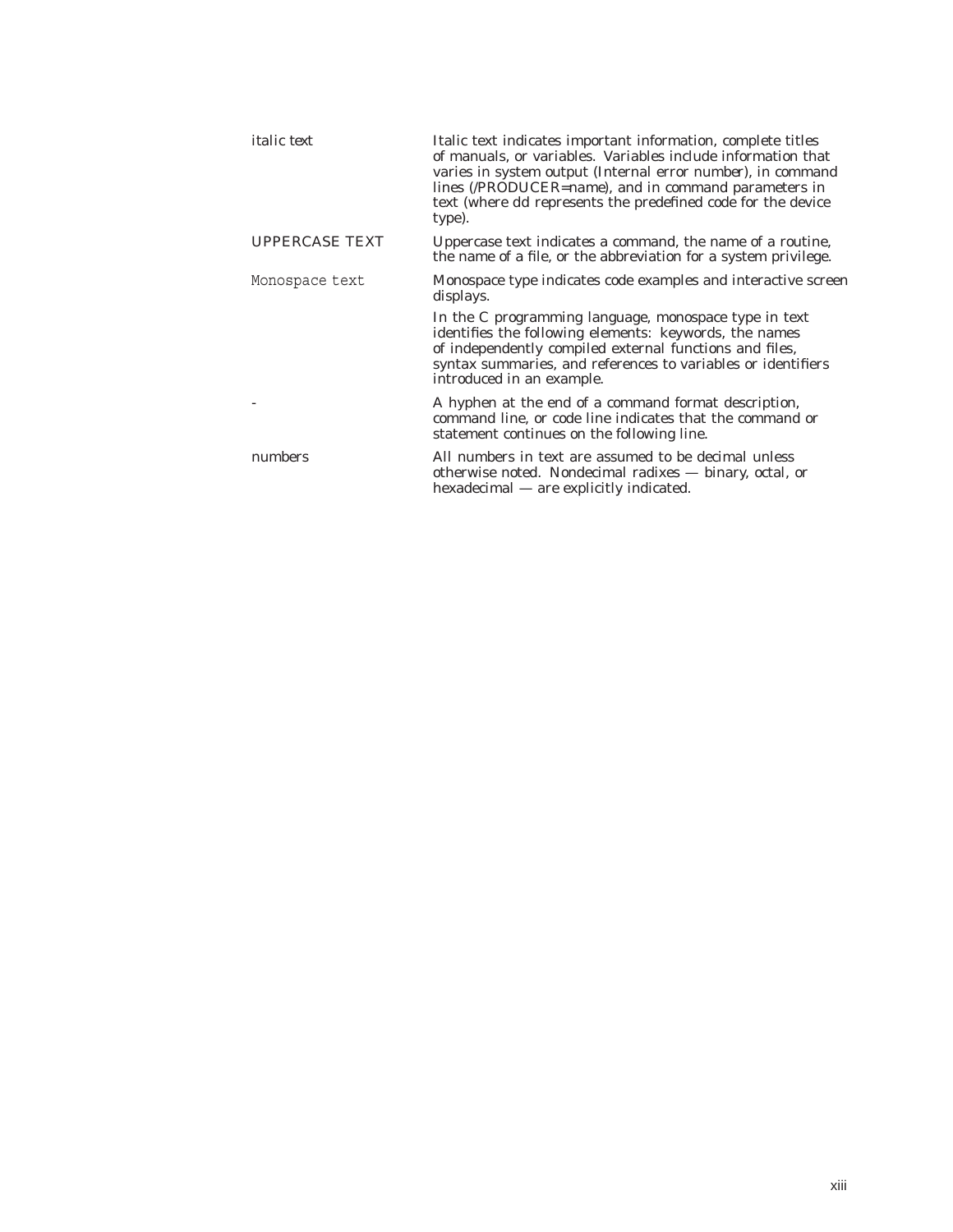| | |
|---|---|
| *italic text* | Italic text indicates important information, complete titles of manuals, or variables. Variables include information that varies in system output (Internal error *number*), in command lines (/PRODUCER=*name*), and in command parameters in text (where *dd* represents the predefined code for the device type). |
| UPPERCASE TEXT | Uppercase text indicates a command, the name of a routine, the name of a file, or the abbreviation for a system privilege. |
| `Monospace text` | Monospace type indicates code examples and interactive screen displays. In the C programming language, monospace type in text identifies the following elements: keywords, the names of independently compiled external functions and files, syntax summaries, and references to variables or identifiers introduced in an example. |
| - | A hyphen at the end of a command format description, command line, or code line indicates that the command or statement continues on the following line. |
| numbers | All numbers in text are assumed to be decimal unless otherwise noted. Nondecimal radixes — binary, octal, or hexadecimal — are explicitly indicated. |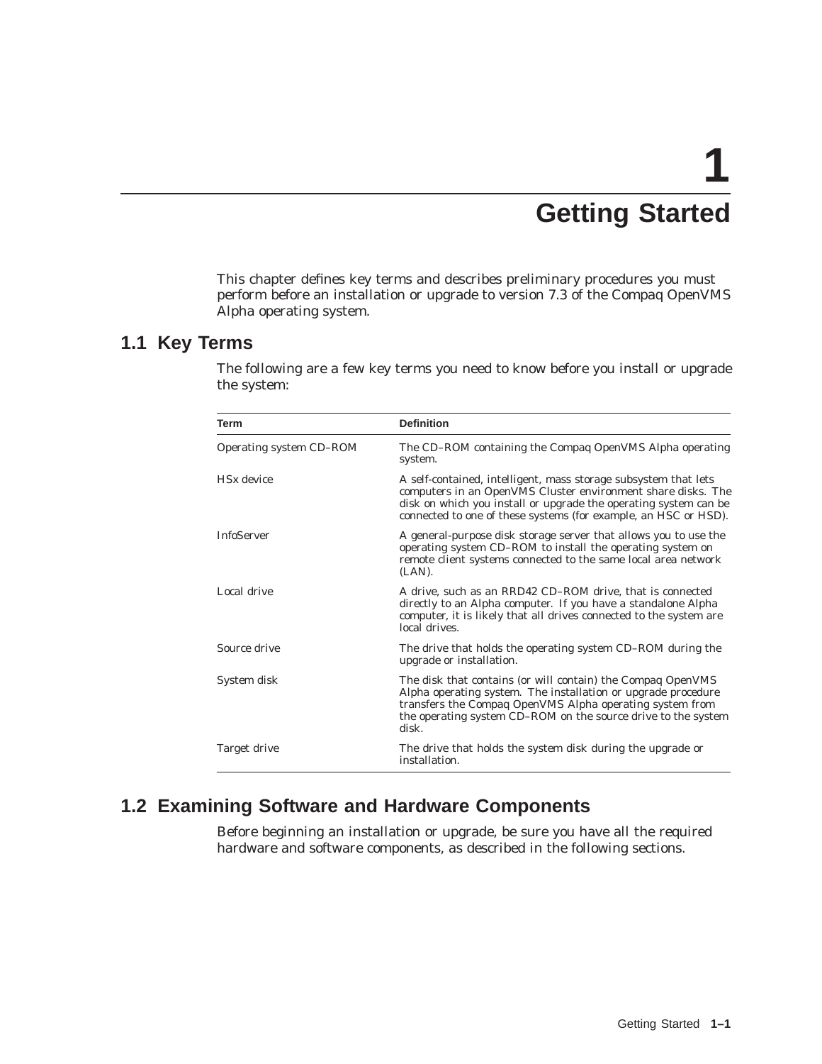# 1 Getting Started

This chapter defines key terms and describes preliminary procedures you must perform before an installation or upgrade to version 7.3 of the Compaq OpenVMS Alpha operating system.

## 1.1 Key Terms

The following are a few key terms you need to know before you install or upgrade the system:

| Term | Definition |
|---|---|
| Operating system CD–ROM | The CD–ROM containing the Compaq OpenVMS Alpha operating system. |
| HSx device | A self-contained, intelligent, mass storage subsystem that lets computers in an OpenVMS Cluster environment share disks. The disk on which you install or upgrade the operating system can be connected to one of these systems (for example, an HSC or HSD). |
| InfoServer | A general-purpose disk storage server that allows you to use the operating system CD–ROM to install the operating system on remote client systems connected to the same local area network (LAN). |
| Local drive | A drive, such as an RRD42 CD–ROM drive, that is connected directly to an Alpha computer. If you have a standalone Alpha computer, it is likely that all drives connected to the system are local drives. |
| Source drive | The drive that holds the operating system CD–ROM during the upgrade or installation. |
| System disk | The disk that contains (or will contain) the Compaq OpenVMS Alpha operating system. The installation or upgrade procedure transfers the Compaq OpenVMS Alpha operating system from the operating system CD–ROM on the source drive to the system disk. |
| Target drive | The drive that holds the system disk during the upgrade or installation. |

## 1.2 Examining Software and Hardware Components

Before beginning an installation or upgrade, be sure you have all the required hardware and software components, as described in the following sections.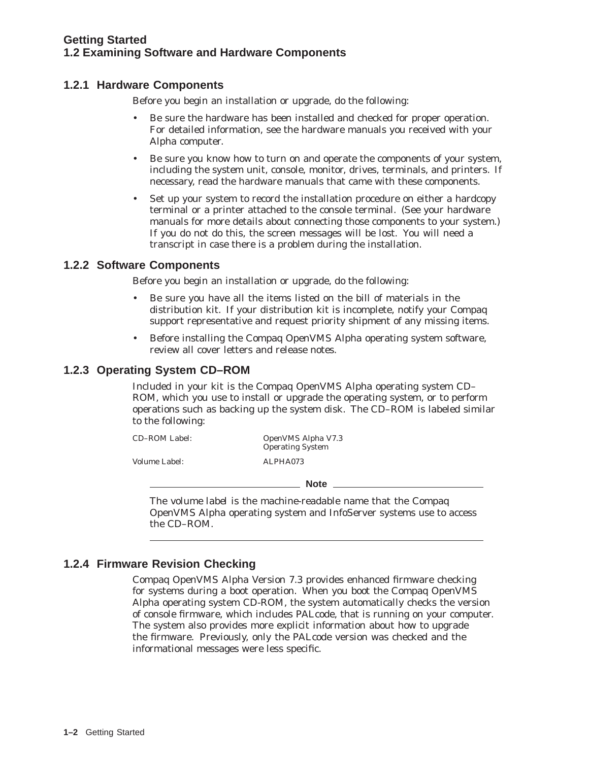### 1.2.1 Hardware Components

Before you begin an installation or upgrade, do the following:

- Be sure the hardware has been installed and checked for proper operation. For detailed information, see the hardware manuals you received with your Alpha computer.
- Be sure you know how to turn on and operate the components of your system, including the system unit, console, monitor, drives, terminals, and printers. If necessary, read the hardware manuals that came with these components.
- Set up your system to record the installation procedure on either a hardcopy terminal or a printer attached to the console terminal. (See your hardware manuals for more details about connecting those components to your system.) If you do not do this, the screen messages will be lost. You will need a transcript in case there is a problem during the installation.

### 1.2.2 Software Components

Before you begin an installation or upgrade, do the following:

- Be sure you have all the items listed on the bill of materials in the distribution kit. If your distribution kit is incomplete, notify your Compaq support representative and request priority shipment of any missing items.
- Before installing the Compaq OpenVMS Alpha operating system software, review all cover letters and release notes.

### 1.2.3 Operating System CD–ROM

Included in your kit is the Compaq OpenVMS Alpha operating system CD–ROM, which you use to install or upgrade the operating system, or to perform operations such as backing up the system disk. The CD–ROM is labeled similar to the following:

| | |
|---|---|
| CD–ROM Label: | OpenVMS Alpha V7.3 Operating System |
| Volume Label: | ALPHA073 |

**Note**

The volume label is the machine-readable name that the Compaq OpenVMS Alpha operating system and InfoServer systems use to access the CD–ROM.

### 1.2.4 Firmware Revision Checking

Compaq OpenVMS Alpha Version 7.3 provides enhanced firmware checking for systems during a boot operation. When you boot the Compaq OpenVMS Alpha operating system CD-ROM, the system automatically checks the version of console firmware, which includes PALcode, that is running on your computer. The system also provides more explicit information about how to upgrade the firmware. Previously, only the PALcode version was checked and the informational messages were less specific.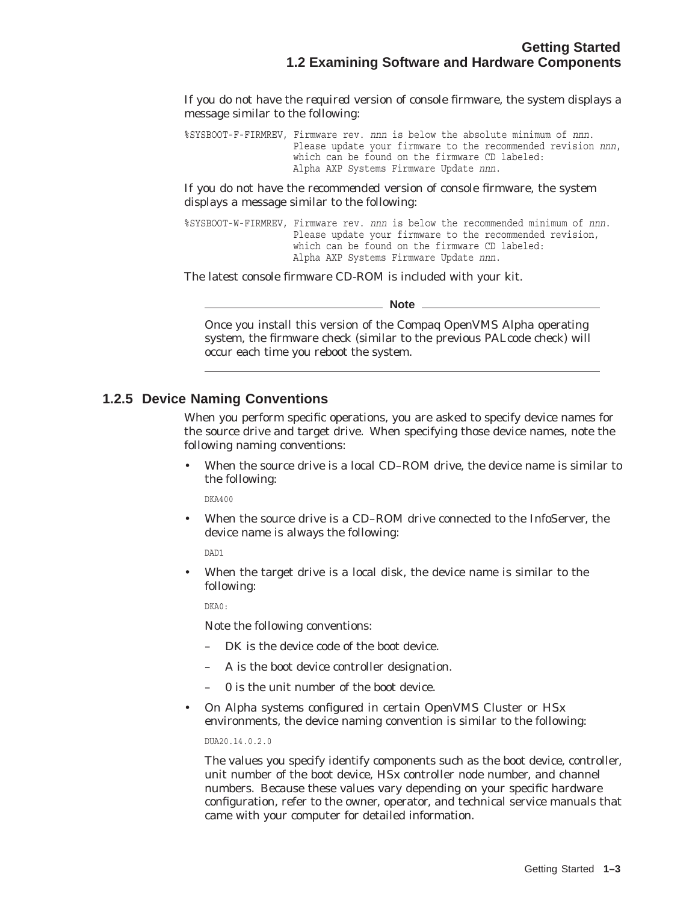If you do not have the *required* version of console firmware, the system displays a message similar to the following:

```
%SYSBOOT-F-FIRMREV, Firmware rev. nnn is below the absolute minimum of nnn.
                    Please update your firmware to the recommended revision nnn,
                    which can be found on the firmware CD labeled:
                    Alpha AXP Systems Firmware Update nnn.
```

If you do not have the *recommended* version of console firmware, the system displays a message similar to the following:

```
%SYSBOOT-W-FIRMREV, Firmware rev. nnn is below the recommended minimum of nnn.
                    Please update your firmware to the recommended revision,
                    which can be found on the firmware CD labeled:
                    Alpha AXP Systems Firmware Update nnn.
```

The latest console firmware CD-ROM is included with your kit.

**Note**

Once you install this version of the Compaq OpenVMS Alpha operating system, the firmware check (similar to the previous PALcode check) will occur each time you reboot the system.

### 1.2.5 Device Naming Conventions

When you perform specific operations, you are asked to specify device names for the source drive and target drive. When specifying those device names, note the following naming conventions:

- When the source drive is a local CD–ROM drive, the device name is similar to the following:

  ```
  DKA400
  ```

- When the source drive is a CD–ROM drive connected to the InfoServer, the device name is always the following:

  ```
  DAD1
  ```

- When the target drive is a local disk, the device name is similar to the following:

  ```
  DKA0:
  ```

  Note the following conventions:

  – DK is the device code of the boot device.

  – A is the boot device controller designation.

  – 0 is the unit number of the boot device.

- On Alpha systems configured in certain OpenVMS Cluster or HSx environments, the device naming convention is similar to the following:

  ```
  DUA20.14.0.2.0
  ```

  The values you specify identify components such as the boot device, controller, unit number of the boot device, HSx controller node number, and channel numbers. Because these values vary depending on your specific hardware configuration, refer to the owner, operator, and technical service manuals that came with your computer for detailed information.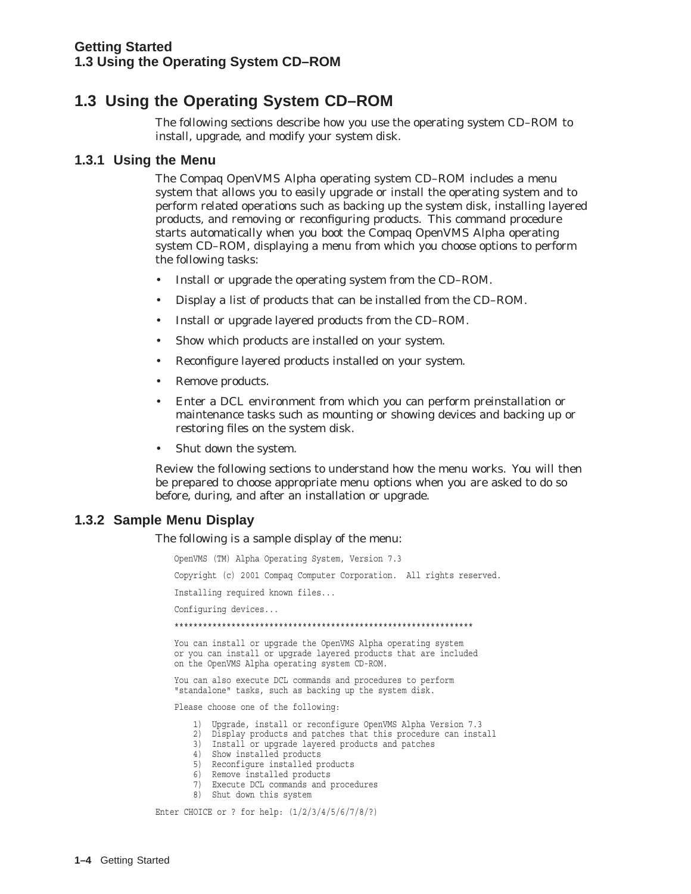## 1.3 Using the Operating System CD–ROM

The following sections describe how you use the operating system CD–ROM to install, upgrade, and modify your system disk.

### 1.3.1 Using the Menu

The Compaq OpenVMS Alpha operating system CD–ROM includes a menu system that allows you to easily upgrade or install the operating system and to perform related operations such as backing up the system disk, installing layered products, and removing or reconfiguring products. This command procedure starts automatically when you boot the Compaq OpenVMS Alpha operating system CD–ROM, displaying a menu from which you choose options to perform the following tasks:

- Install or upgrade the operating system from the CD–ROM.
- Display a list of products that can be installed from the CD–ROM.
- Install or upgrade layered products from the CD–ROM.
- Show which products are installed on your system.
- Reconfigure layered products installed on your system.
- Remove products.
- Enter a DCL environment from which you can perform preinstallation or maintenance tasks such as mounting or showing devices and backing up or restoring files on the system disk.
- Shut down the system.

Review the following sections to understand how the menu works. You will then be prepared to choose appropriate menu options when you are asked to do so before, during, and after an installation or upgrade.

### 1.3.2 Sample Menu Display

The following is a sample display of the menu:

```
    OpenVMS (TM) Alpha Operating System, Version 7.3

    Copyright (c) 2001 Compaq Computer Corporation.  All rights reserved.

    Installing required known files...

    Configuring devices...

    ****************************************************************

    You can install or upgrade the OpenVMS Alpha operating system
    or you can install or upgrade layered products that are included
    on the OpenVMS Alpha operating system CD-ROM.

    You can also execute DCL commands and procedures to perform
    "standalone" tasks, such as backing up the system disk.

    Please choose one of the following:

        1)  Upgrade, install or reconfigure OpenVMS Alpha Version 7.3
        2)  Display products and patches that this procedure can install
        3)  Install or upgrade layered products and patches
        4)  Show installed products
        5)  Reconfigure installed products
        6)  Remove installed products
        7)  Execute DCL commands and procedures
        8)  Shut down this system

Enter CHOICE or ? for help: (1/2/3/4/5/6/7/8/?)
```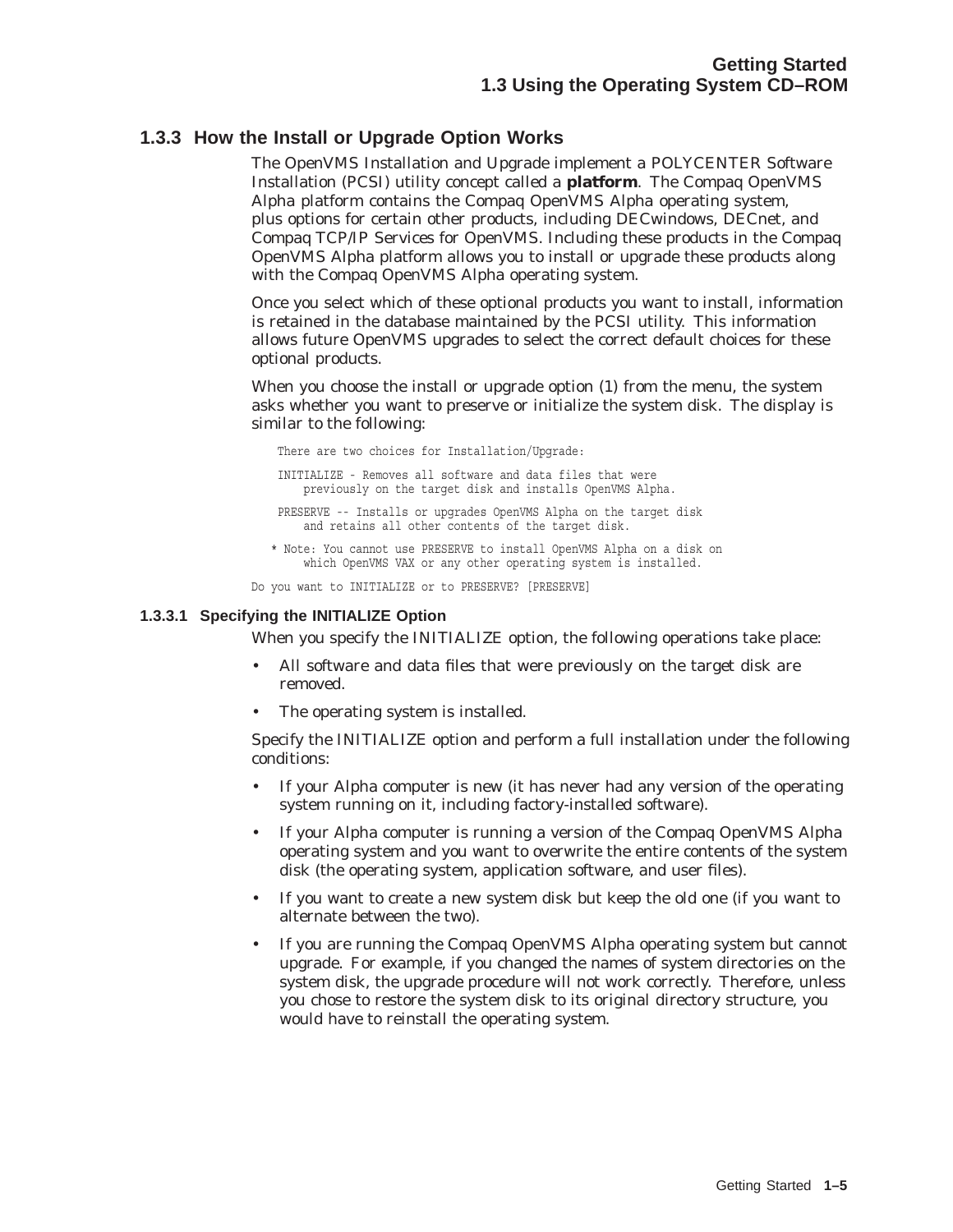### 1.3.3 How the Install or Upgrade Option Works

The OpenVMS Installation and Upgrade implement a POLYCENTER Software Installation (PCSI) utility concept called a **platform**. The Compaq OpenVMS Alpha platform contains the Compaq OpenVMS Alpha operating system, plus options for certain other products, including DECwindows, DECnet, and Compaq TCP/IP Services for OpenVMS. Including these products in the Compaq OpenVMS Alpha platform allows you to install or upgrade these products along with the Compaq OpenVMS Alpha operating system.

Once you select which of these optional products you want to install, information is retained in the database maintained by the PCSI utility. This information allows future OpenVMS upgrades to select the correct default choices for these optional products.

When you choose the install or upgrade option (1) from the menu, the system asks whether you want to preserve or initialize the system disk. The display is similar to the following:

```
    There are two choices for Installation/Upgrade:

    INITIALIZE - Removes all software and data files that were
        previously on the target disk and installs OpenVMS Alpha.

    PRESERVE -- Installs or upgrades OpenVMS Alpha on the target disk
        and retains all other contents of the target disk.

   * Note: You cannot use PRESERVE to install OpenVMS Alpha on a disk on
        which OpenVMS VAX or any other operating system is installed.

Do you want to INITIALIZE or to PRESERVE? [PRESERVE]
```

#### 1.3.3.1 Specifying the INITIALIZE Option

When you specify the INITIALIZE option, the following operations take place:

- All software and data files that were previously on the target disk are removed.
- The operating system is installed.

Specify the INITIALIZE option and perform a full installation under the following conditions:

- If your Alpha computer is new (it has never had any version of the operating system running on it, including factory-installed software).
- If your Alpha computer is running a version of the Compaq OpenVMS Alpha operating system and you want to overwrite the entire contents of the system disk (the operating system, application software, and user files).
- If you want to create a new system disk but keep the old one (if you want to alternate between the two).
- If you are running the Compaq OpenVMS Alpha operating system but cannot upgrade. For example, if you changed the names of system directories on the system disk, the upgrade procedure will not work correctly. Therefore, unless you chose to restore the system disk to its original directory structure, you would have to reinstall the operating system.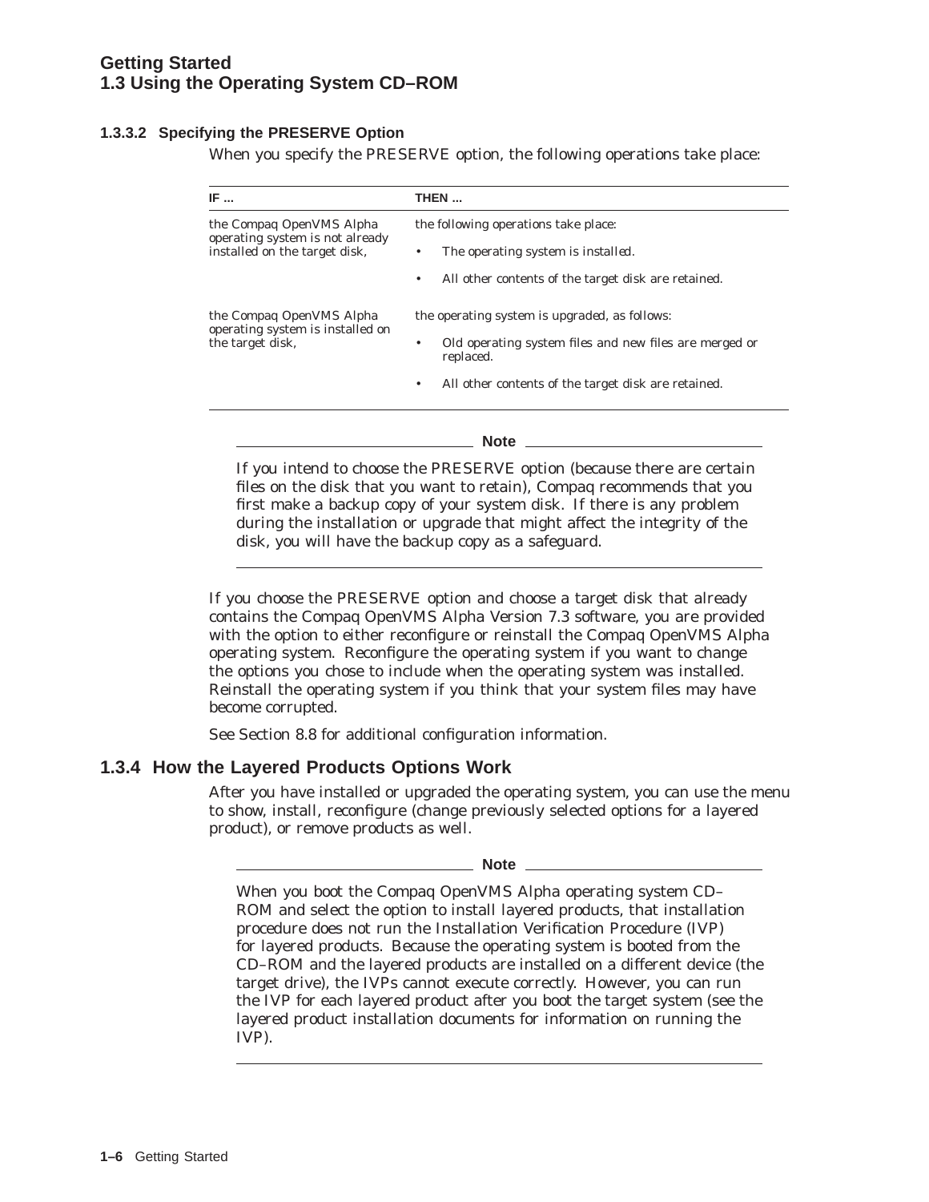#### 1.3.3.2 Specifying the PRESERVE Option

When you specify the PRESERVE option, the following operations take place:

| IF ... | THEN ... |
|---|---|
| the Compaq OpenVMS Alpha operating system is not already installed on the target disk, | the following operations take place:<br>• The operating system is installed.<br>• All other contents of the target disk are retained. |
| the Compaq OpenVMS Alpha operating system is installed on the target disk, | the operating system is upgraded, as follows:<br>• Old operating system files and new files are merged or replaced.<br>• All other contents of the target disk are retained. |

---

**Note**

If you intend to choose the PRESERVE option (because there are certain files on the disk that you want to retain), Compaq recommends that you first make a backup copy of your system disk. If there is any problem during the installation or upgrade that might affect the integrity of the disk, you will have the backup copy as a safeguard.

---

If you choose the PRESERVE option and choose a target disk that already contains the Compaq OpenVMS Alpha Version 7.3 software, you are provided with the option to either reconfigure or reinstall the Compaq OpenVMS Alpha operating system. Reconfigure the operating system if you want to change the options you chose to include when the operating system was installed. Reinstall the operating system if you think that your system files may have become corrupted.

See Section 8.8 for additional configuration information.

### 1.3.4 How the Layered Products Options Work

After you have installed or upgraded the operating system, you can use the menu to show, install, reconfigure (change previously selected options for a layered product), or remove products as well.

---

**Note**

When you boot the Compaq OpenVMS Alpha operating system CD–ROM and select the option to install layered products, that installation procedure does not run the Installation Verification Procedure (IVP) for layered products. Because the operating system is booted from the CD–ROM and the layered products are installed on a different device (the target drive), the IVPs cannot execute correctly. However, you can run the IVP for each layered product after you boot the target system (see the layered product installation documents for information on running the IVP).

---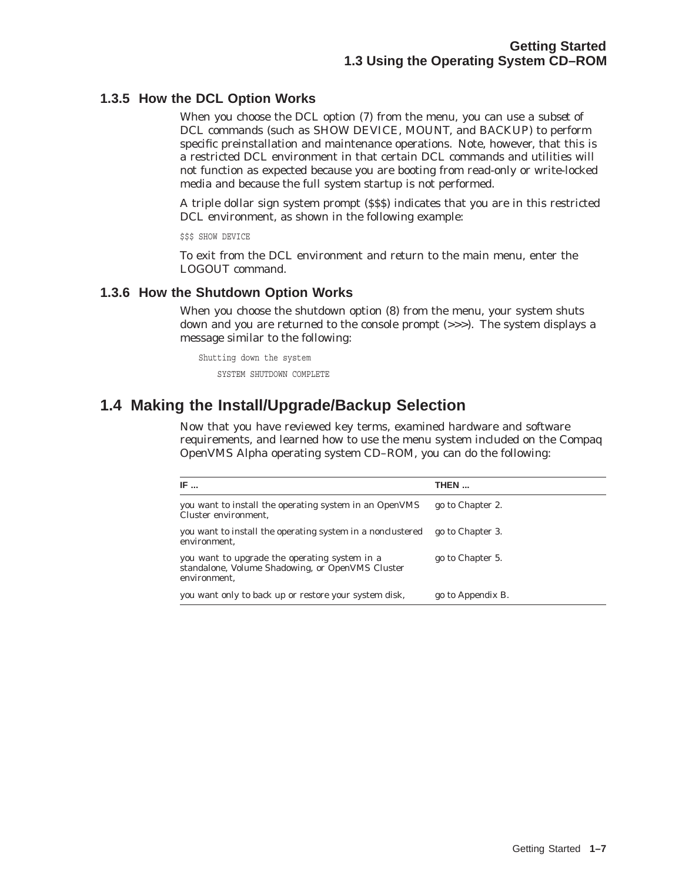### 1.3.5 How the DCL Option Works

When you choose the DCL option (7) from the menu, you can use a subset of DCL commands (such as SHOW DEVICE, MOUNT, and BACKUP) to perform specific preinstallation and maintenance operations. Note, however, that this is a restricted DCL environment in that certain DCL commands and utilities will not function as expected because you are booting from read-only or write-locked media and because the full system startup is not performed.

A triple dollar sign system prompt ($$$) indicates that you are in this restricted DCL environment, as shown in the following example:

```
$$$ SHOW DEVICE
```

To exit from the DCL environment and return to the main menu, enter the LOGOUT command.

### 1.3.6 How the Shutdown Option Works

When you choose the shutdown option (8) from the menu, your system shuts down and you are returned to the console prompt (>>>). The system displays a message similar to the following:

```
   Shutting down the system

       SYSTEM SHUTDOWN COMPLETE
```

## 1.4 Making the Install/Upgrade/Backup Selection

Now that you have reviewed key terms, examined hardware and software requirements, and learned how to use the menu system included on the Compaq OpenVMS Alpha operating system CD–ROM, you can do the following:

| IF ... | THEN ... |
|---|---|
| you want to install the operating system in an OpenVMS Cluster environment, | go to Chapter 2. |
| you want to install the operating system in a nonclustered environment, | go to Chapter 3. |
| you want to upgrade the operating system in a standalone, Volume Shadowing, or OpenVMS Cluster environment, | go to Chapter 5. |
| you want only to back up or restore your system disk, | go to Appendix B. |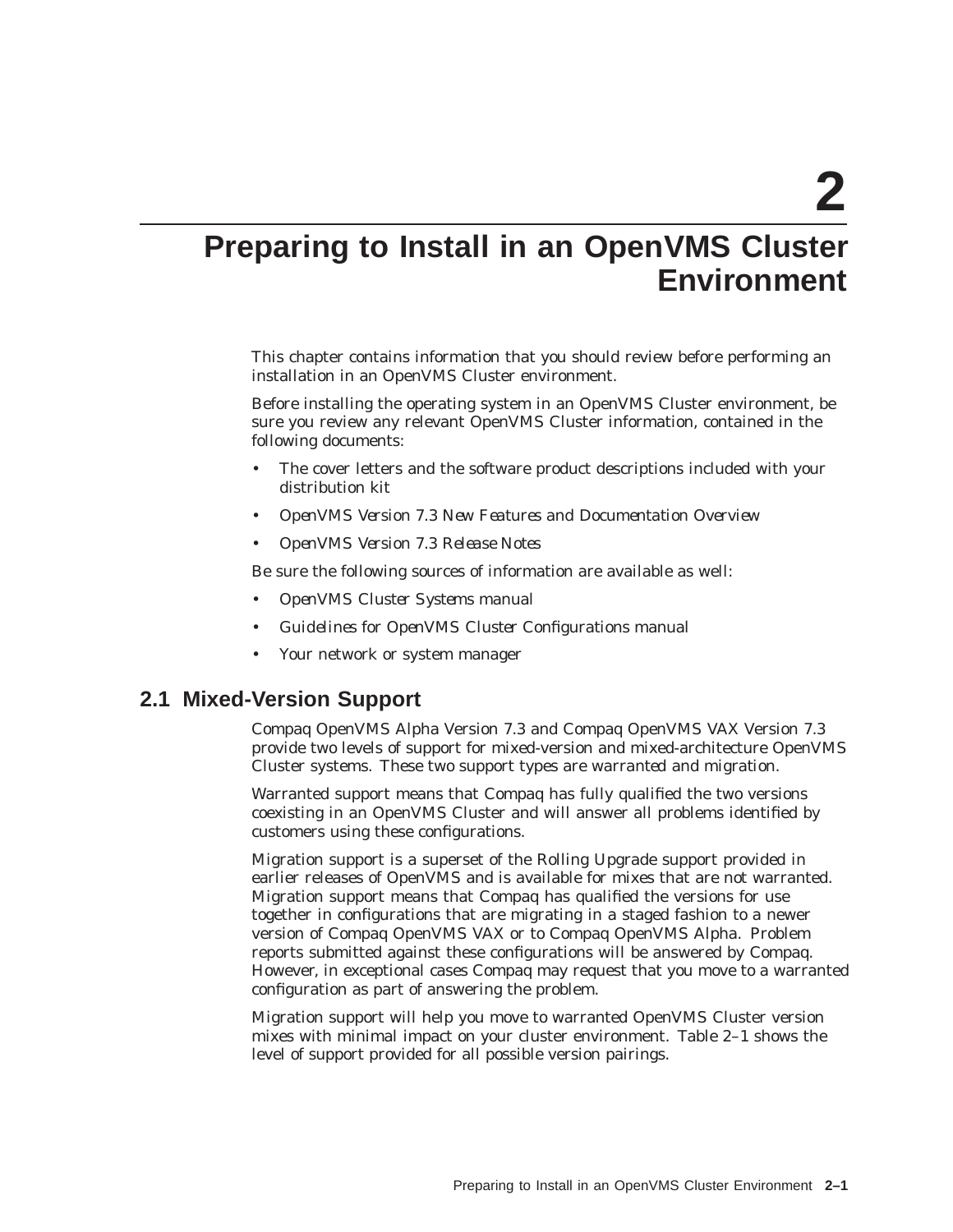# 2 Preparing to Install in an OpenVMS Cluster Environment

This chapter contains information that you should review before performing an installation in an OpenVMS Cluster environment.

Before installing the operating system in an OpenVMS Cluster environment, be sure you review any relevant OpenVMS Cluster information, contained in the following documents:

- The cover letters and the software product descriptions included with your distribution kit
- *OpenVMS Version 7.3 New Features and Documentation Overview*
- *OpenVMS Version 7.3 Release Notes*

Be sure the following sources of information are available as well:

- *OpenVMS Cluster Systems* manual
- *Guidelines for OpenVMS Cluster Configurations* manual
- Your network or system manager

## 2.1 Mixed-Version Support

Compaq OpenVMS Alpha Version 7.3 and Compaq OpenVMS VAX Version 7.3 provide two levels of support for mixed-version and mixed-architecture OpenVMS Cluster systems. These two support types are warranted and migration.

Warranted support means that Compaq has fully qualified the two versions coexisting in an OpenVMS Cluster and will answer all problems identified by customers using these configurations.

Migration support is a superset of the Rolling Upgrade support provided in earlier releases of OpenVMS and is available for mixes that are not warranted. Migration support means that Compaq has qualified the versions for use together in configurations that are migrating in a staged fashion to a newer version of Compaq OpenVMS VAX or to Compaq OpenVMS Alpha. Problem reports submitted against these configurations will be answered by Compaq. However, in exceptional cases Compaq may request that you move to a warranted configuration as part of answering the problem.

Migration support will help you move to warranted OpenVMS Cluster version mixes with minimal impact on your cluster environment. Table 2–1 shows the level of support provided for all possible version pairings.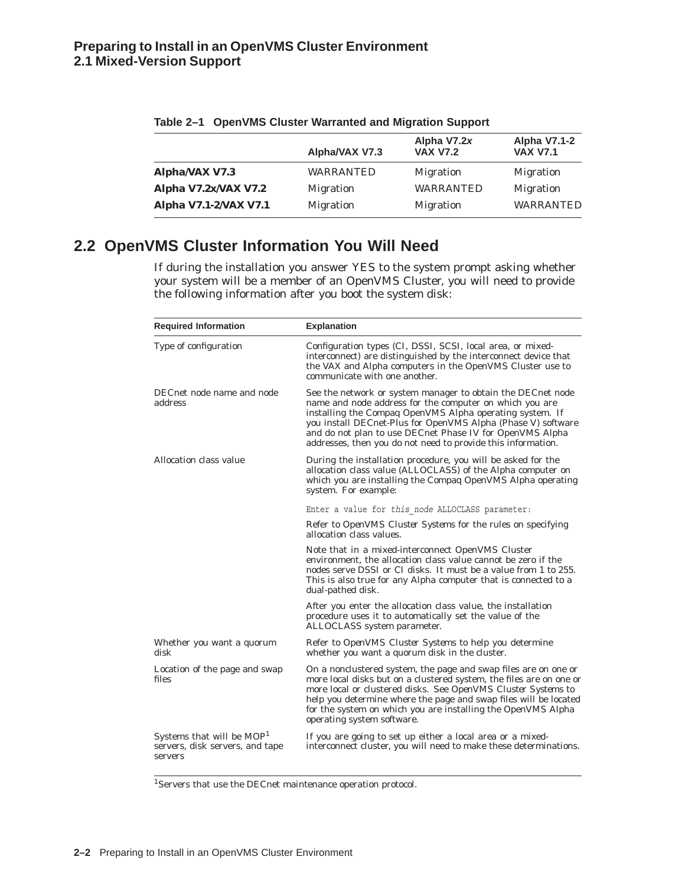**Table 2–1 OpenVMS Cluster Warranted and Migration Support**

| | Alpha/VAX V7.3 | Alpha V7.2*x* VAX V7.2 | Alpha V7.1-2 VAX V7.1 |
|---|---|---|---|
| **Alpha/VAX V7.3** | WARRANTED | Migration | Migration |
| **Alpha V7.2x/VAX V7.2** | Migration | WARRANTED | Migration |
| **Alpha V7.1-2/VAX V7.1** | Migration | Migration | WARRANTED |

## 2.2 OpenVMS Cluster Information You Will Need

If during the installation you answer YES to the system prompt asking whether your system will be a member of an OpenVMS Cluster, you will need to provide the following information after you boot the system disk:

| Required Information | Explanation |
|---|---|
| Type of configuration | Configuration types (CI, DSSI, SCSI, local area, or mixed-interconnect) are distinguished by the interconnect device that the VAX and Alpha computers in the OpenVMS Cluster use to communicate with one another. |
| DECnet node name and node address | See the network or system manager to obtain the DECnet node name and node address for the computer on which you are installing the Compaq OpenVMS Alpha operating system. If you install DECnet-Plus for OpenVMS Alpha (Phase V) software and do not plan to use DECnet Phase IV for OpenVMS Alpha addresses, then you do not need to provide this information. |
| Allocation class value | During the installation procedure, you will be asked for the allocation class value (ALLOCLASS) of the Alpha computer on which you are installing the Compaq OpenVMS Alpha operating system. For example: `Enter a value for this_node ALLOCLASS parameter:` Refer to *OpenVMS Cluster Systems* for the rules on specifying allocation class values. Note that in a mixed-interconnect OpenVMS Cluster environment, the allocation class value cannot be zero if the nodes serve DSSI or CI disks. It must be a value from 1 to 255. This is also true for any Alpha computer that is connected to a dual-pathed disk. After you enter the allocation class value, the installation procedure uses it to automatically set the value of the ALLOCLASS system parameter. |
| Whether you want a quorum disk | Refer to *OpenVMS Cluster Systems* to help you determine whether you want a quorum disk in the cluster. |
| Location of the page and swap files | On a nonclustered system, the page and swap files are on one or more local disks but on a clustered system, the files are on one or more local or clustered disks. See *OpenVMS Cluster Systems* to help you determine where the page and swap files will be located for the system on which you are installing the OpenVMS Alpha operating system software. |
| Systems that will be MOP[1] servers, disk servers, and tape servers | If you are going to set up either a local area or a mixed-interconnect cluster, you will need to make these determinations. |

[1]Servers that use the DECnet maintenance operation protocol.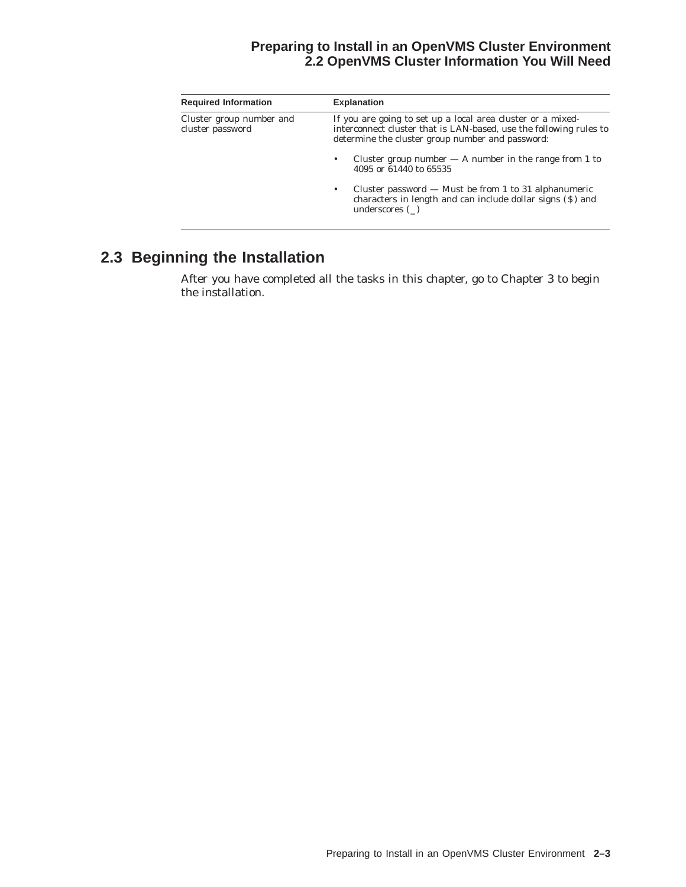| Required Information | Explanation |
|---|---|
| Cluster group number and cluster password | If you are going to set up a local area cluster or a mixed-interconnect cluster that is LAN-based, use the following rules to determine the cluster group number and password:<br><br>• Cluster group number — A number in the range from 1 to 4095 or 61440 to 65535<br><br>• Cluster password — Must be from 1 to 31 alphanumeric characters in length and can include dollar signs ($) and underscores (_) |

## 2.3 Beginning the Installation

After you have completed all the tasks in this chapter, go to Chapter 3 to begin the installation.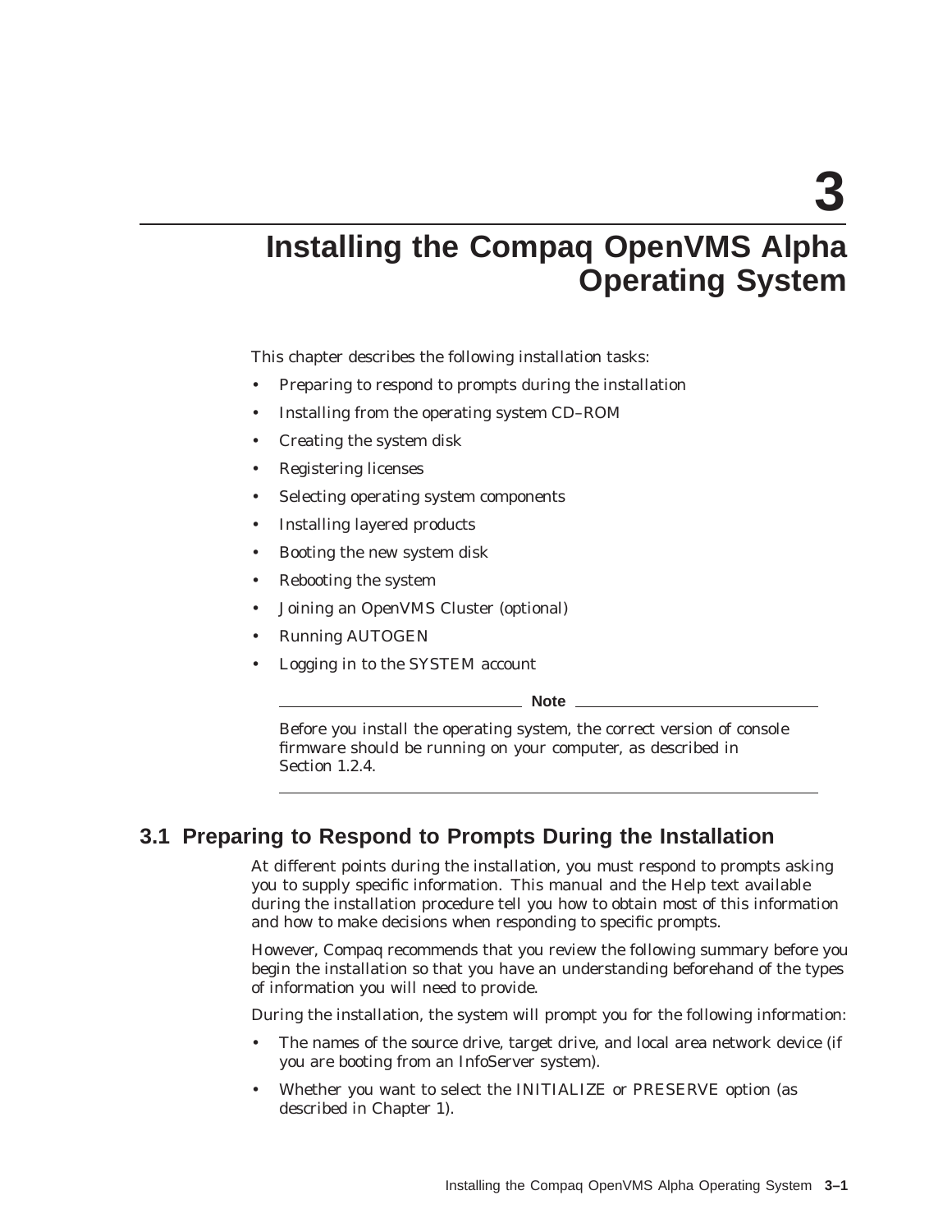# 3 Installing the Compaq OpenVMS Alpha Operating System

This chapter describes the following installation tasks:

- Preparing to respond to prompts during the installation
- Installing from the operating system CD–ROM
- Creating the system disk
- Registering licenses
- Selecting operating system components
- Installing layered products
- Booting the new system disk
- Rebooting the system
- Joining an OpenVMS Cluster (optional)
- Running AUTOGEN
- Logging in to the SYSTEM account

**Note**

Before you install the operating system, the correct version of console firmware should be running on your computer, as described in Section 1.2.4.

## 3.1 Preparing to Respond to Prompts During the Installation

At different points during the installation, you must respond to prompts asking you to supply specific information. This manual and the Help text available during the installation procedure tell you how to obtain most of this information and how to make decisions when responding to specific prompts.

However, Compaq recommends that you review the following summary before you begin the installation so that you have an understanding beforehand of the types of information you will need to provide.

During the installation, the system will prompt you for the following information:

- The names of the source drive, target drive, and local area network device (if you are booting from an InfoServer system).
- Whether you want to select the INITIALIZE or PRESERVE option (as described in Chapter 1).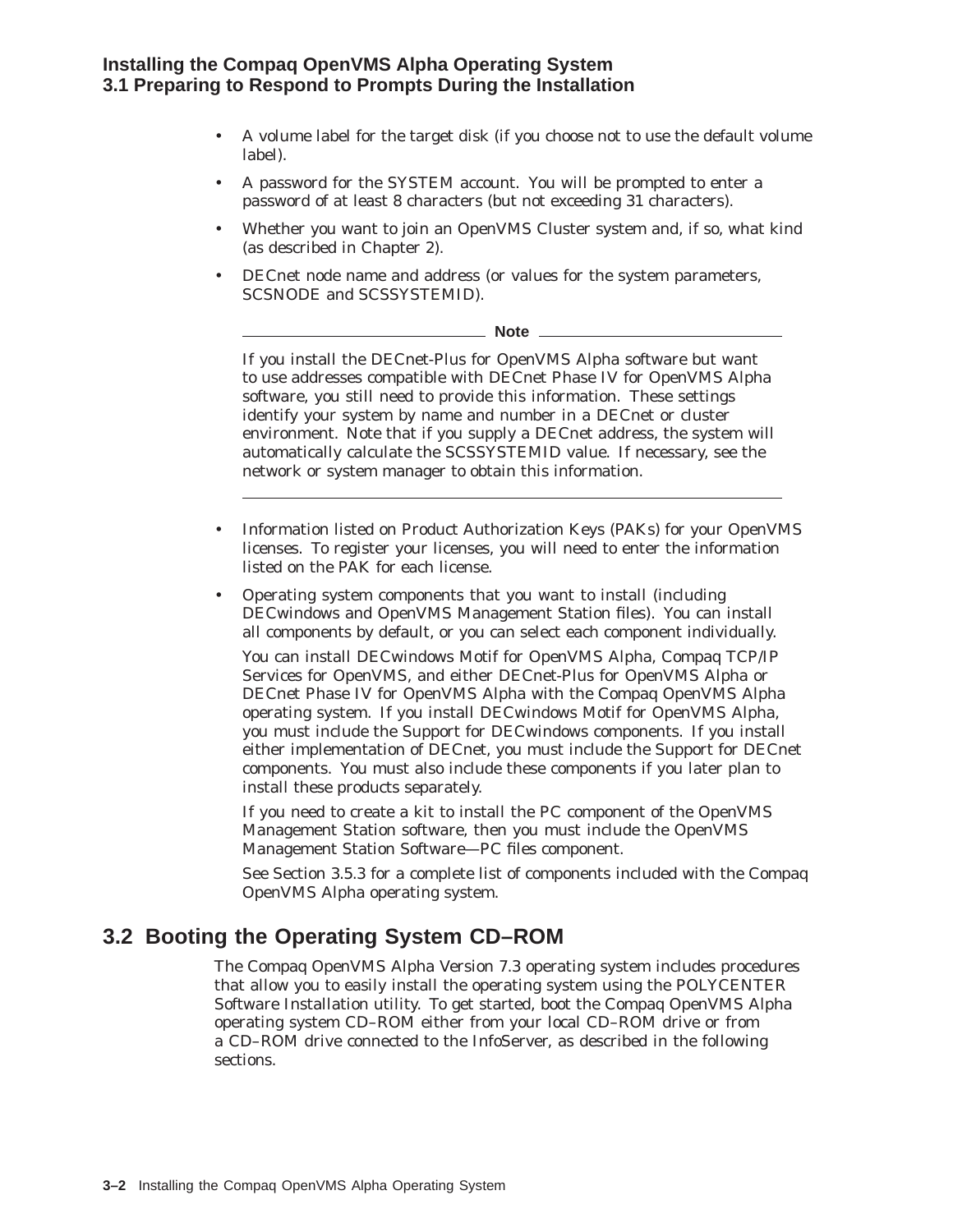- A volume label for the target disk (if you choose not to use the default volume label).
- A password for the SYSTEM account. You will be prompted to enter a password of at least 8 characters (but not exceeding 31 characters).
- Whether you want to join an OpenVMS Cluster system and, if so, what kind (as described in Chapter 2).
- DECnet node name and address (or values for the system parameters, SCSNODE and SCSSYSTEMID).

**Note**

If you install the DECnet-Plus for OpenVMS Alpha software but want to use addresses compatible with DECnet Phase IV for OpenVMS Alpha software, you still need to provide this information. These settings identify your system by name and number in a DECnet or cluster environment. Note that if you supply a DECnet address, the system will automatically calculate the SCSSYSTEMID value. If necessary, see the network or system manager to obtain this information.

---

- Information listed on Product Authorization Keys (PAKs) for your OpenVMS licenses. To register your licenses, you will need to enter the information listed on the PAK for each license.
- Operating system components that you want to install (including DECwindows and OpenVMS Management Station files). You can install all components by default, or you can select each component individually.

  You can install DECwindows Motif for OpenVMS Alpha, Compaq TCP/IP Services for OpenVMS, and either DECnet-Plus for OpenVMS Alpha or DECnet Phase IV for OpenVMS Alpha with the Compaq OpenVMS Alpha operating system. If you install DECwindows Motif for OpenVMS Alpha, you must include the Support for DECwindows components. If you install either implementation of DECnet, you must include the Support for DECnet components. You must also include these components if you later plan to install these products separately.

  If you need to create a kit to install the PC component of the OpenVMS Management Station software, then you must include the OpenVMS Management Station Software—PC files component.

  See Section 3.5.3 for a complete list of components included with the Compaq OpenVMS Alpha operating system.

## 3.2 Booting the Operating System CD–ROM

The Compaq OpenVMS Alpha Version 7.3 operating system includes procedures that allow you to easily install the operating system using the POLYCENTER Software Installation utility. To get started, boot the Compaq OpenVMS Alpha operating system CD–ROM either from your local CD–ROM drive or from a CD–ROM drive connected to the InfoServer, as described in the following sections.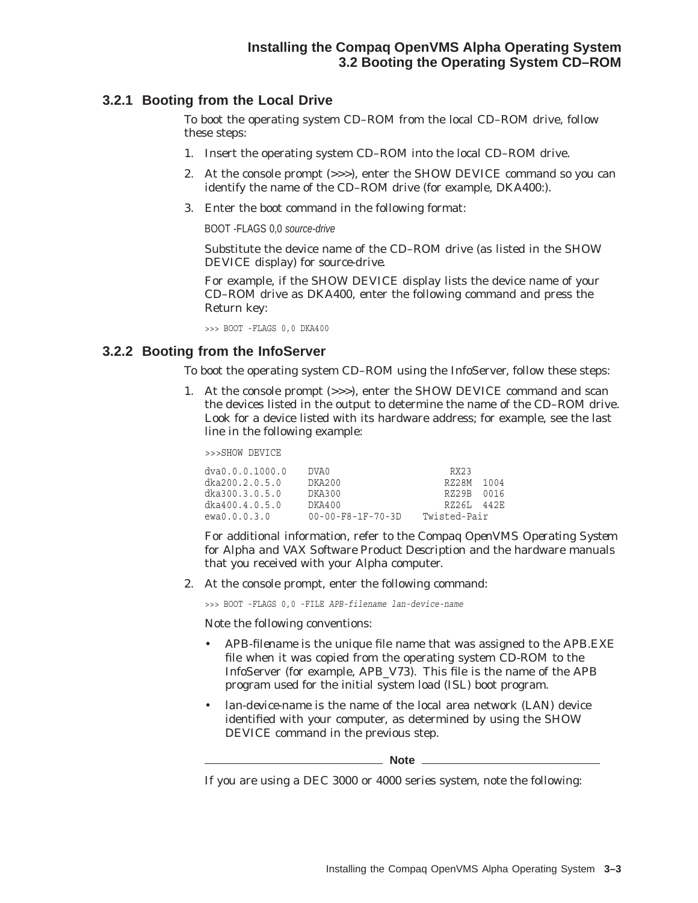### 3.2.1 Booting from the Local Drive

To boot the operating system CD–ROM from the local CD–ROM drive, follow these steps:

1. Insert the operating system CD–ROM into the local CD–ROM drive.
2. At the console prompt (>>>), enter the SHOW DEVICE command so you can identify the name of the CD–ROM drive (for example, DKA400:).
3. Enter the boot command in the following format:

   BOOT -FLAGS 0,0 *source-drive*

   Substitute the device name of the CD–ROM drive (as listed in the SHOW DEVICE display) for *source-drive*.

   For example, if the SHOW DEVICE display lists the device name of your CD–ROM drive as DKA400, enter the following command and press the Return key:

   ```
   >>> BOOT -FLAGS 0,0 DKA400
   ```

### 3.2.2 Booting from the InfoServer

To boot the operating system CD–ROM using the InfoServer, follow these steps:

1. At the console prompt (>>>), enter the SHOW DEVICE command and scan the devices listed in the output to determine the name of the CD–ROM drive. Look for a device listed with its hardware address; for example, see the last line in the following example:

   ```
   >>>SHOW DEVICE

   dva0.0.0.1000.0    DVA0                     RX23
   dka200.2.0.5.0     DKA200                  RZ28M  1004
   dka300.3.0.5.0     DKA300                  RZ29B  0016
   dka400.4.0.5.0     DKA400                  RZ26L  442E
   ewa0.0.0.3.0       00-00-F8-1F-70-3D    Twisted-Pair
   ```

   For additional information, refer to the *Compaq OpenVMS Operating System for Alpha and VAX Software Product Description* and the hardware manuals that you received with your Alpha computer.

2. At the console prompt, enter the following command:

   ```
   >>> BOOT -FLAGS 0,0 -FILE APB-filename lan-device-name
   ```

   Note the following conventions:

   - *APB-filename* is the unique file name that was assigned to the APB.EXE file when it was copied from the operating system CD-ROM to the InfoServer (for example, APB_V73). This file is the name of the APB program used for the initial system load (ISL) boot program.
   - *lan-device-name* is the name of the local area network (LAN) device identified with your computer, as determined by using the SHOW DEVICE command in the previous step.

   **Note**

   If you are using a DEC 3000 or 4000 series system, note the following: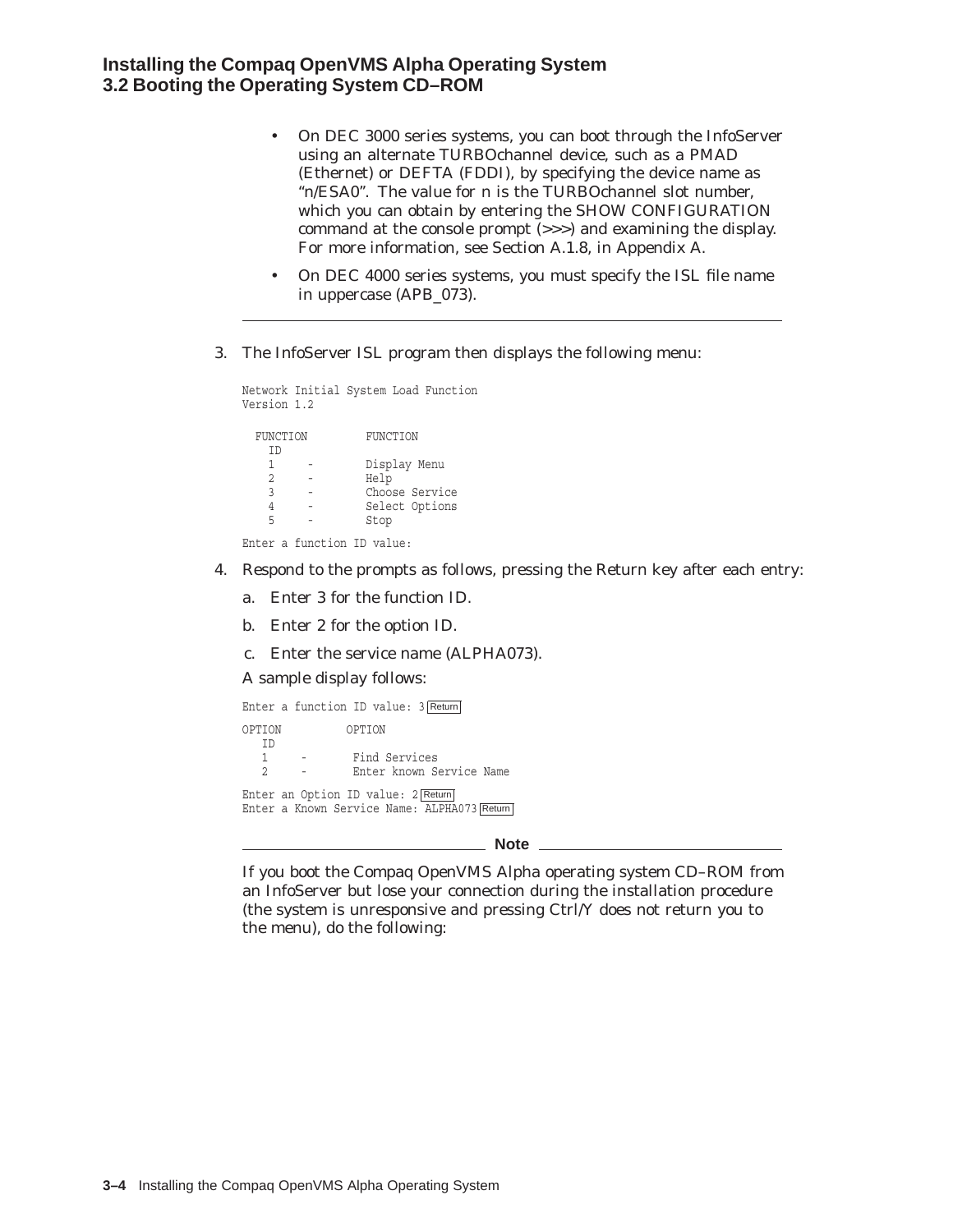- On DEC 3000 series systems, you can boot through the InfoServer using an alternate TURBOchannel device, such as a PMAD (Ethernet) or DEFTA (FDDI), by specifying the device name as "n/ESA0". The value for n is the TURBOchannel slot number, which you can obtain by entering the SHOW CONFIGURATION command at the console prompt (>>>) and examining the display. For more information, see Section A.1.8, in Appendix A.
- On DEC 4000 series systems, you must specify the ISL file name in uppercase (APB_073).

---

3. The InfoServer ISL program then displays the following menu:

```
Network Initial System Load Function
Version 1.2

  FUNCTION         FUNCTION
    ID
    1     -        Display Menu
    2     -        Help
    3     -        Choose Service
    4     -        Select Options
    5     -        Stop

Enter a function ID value:
```

4. Respond to the prompts as follows, pressing the Return key after each entry:

   a. Enter 3 for the function ID.

   b. Enter 2 for the option ID.

   c. Enter the service name (ALPHA073).

   A sample display follows:

```
Enter a function ID value: 3 Return

OPTION          OPTION
   ID
   1     -       Find Services
   2     -       Enter known Service Name

Enter an Option ID value: 2 Return
Enter a Known Service Name: ALPHA073 Return
```

**Note**

If you boot the Compaq OpenVMS Alpha operating system CD–ROM from an InfoServer but lose your connection during the installation procedure (the system is unresponsive and pressing Ctrl/Y does not return you to the menu), do the following: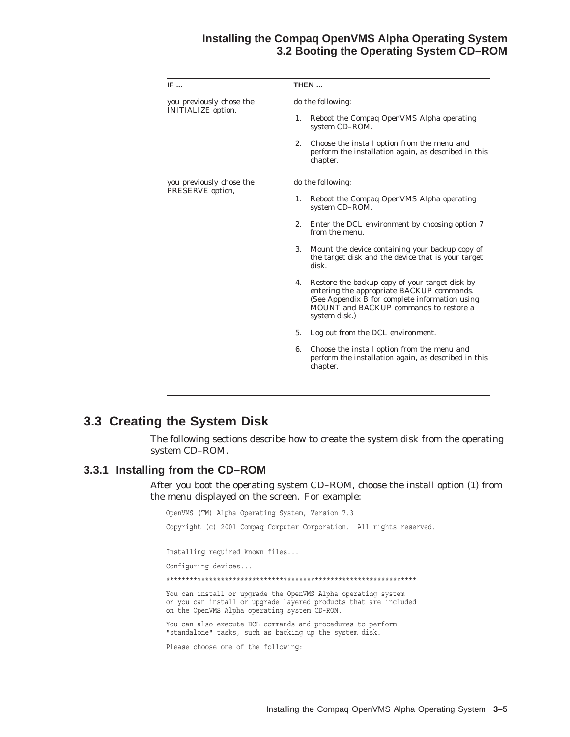| IF ... | THEN ... |
|---|---|
| you previously chose the INITIALIZE option, | do the following:<br>1. Reboot the Compaq OpenVMS Alpha operating system CD–ROM.<br>2. Choose the install option from the menu and perform the installation again, as described in this chapter. |
| you previously chose the PRESERVE option, | do the following:<br>1. Reboot the Compaq OpenVMS Alpha operating system CD–ROM.<br>2. Enter the DCL environment by choosing option 7 from the menu.<br>3. Mount the device containing your backup copy of the target disk and the device that is your target disk.<br>4. Restore the backup copy of your target disk by entering the appropriate BACKUP commands. (See Appendix B for complete information using MOUNT and BACKUP commands to restore a system disk.)<br>5. Log out from the DCL environment.<br>6. Choose the install option from the menu and perform the installation again, as described in this chapter. |

## 3.3 Creating the System Disk

The following sections describe how to create the system disk from the operating system CD–ROM.

### 3.3.1 Installing from the CD–ROM

After you boot the operating system CD–ROM, choose the install option (1) from the menu displayed on the screen. For example:

```
OpenVMS (TM) Alpha Operating System, Version 7.3

Copyright (c) 2001 Compaq Computer Corporation.  All rights reserved.


Installing required known files...

Configuring devices...

****************************************************************

You can install or upgrade the OpenVMS Alpha operating system
or you can install or upgrade layered products that are included
on the OpenVMS Alpha operating system CD-ROM.

You can also execute DCL commands and procedures to perform
"standalone" tasks, such as backing up the system disk.

Please choose one of the following:
```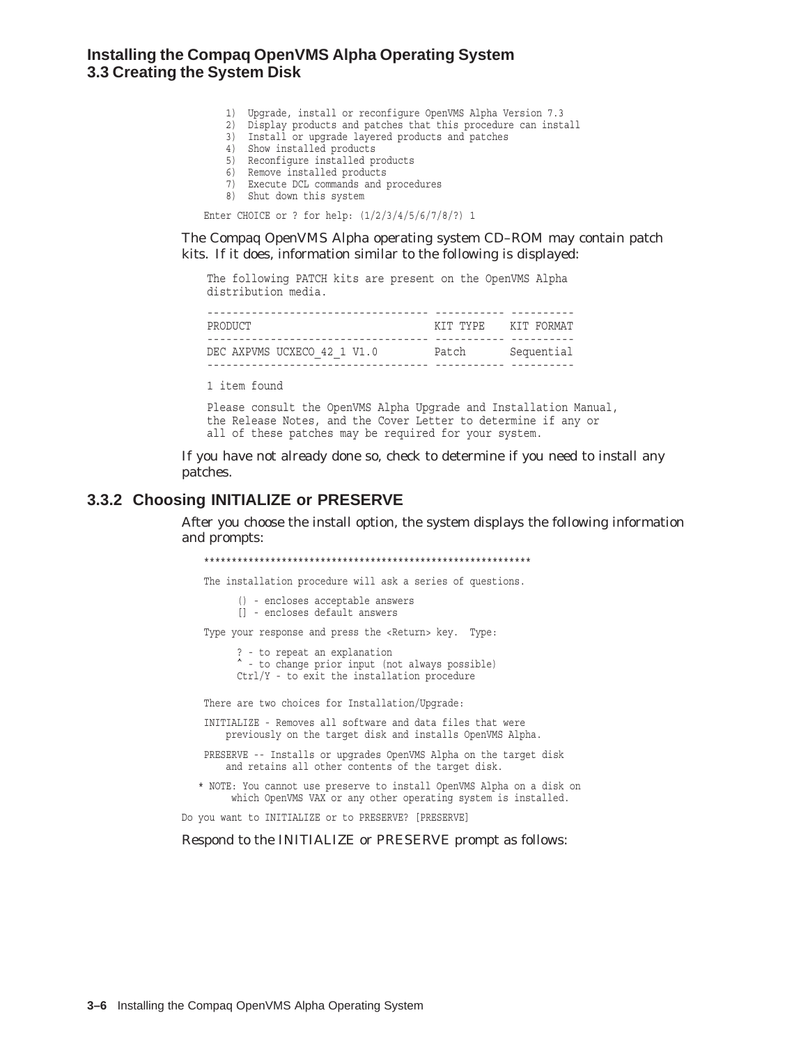```
    1)  Upgrade, install or reconfigure OpenVMS Alpha Version 7.3
    2)  Display products and patches that this procedure can install
    3)  Install or upgrade layered products and patches
    4)  Show installed products
    5)  Reconfigure installed products
    6)  Remove installed products
    7)  Execute DCL commands and procedures
    8)  Shut down this system

Enter CHOICE or ? for help: (1/2/3/4/5/6/7/8/?) 1
```

The Compaq OpenVMS Alpha operating system CD–ROM may contain patch kits. If it does, information similar to the following is displayed:

```
The following PATCH kits are present on the OpenVMS Alpha
distribution media.

----------------------------------- ----------- ----------
PRODUCT                             KIT TYPE    KIT FORMAT
----------------------------------- ----------- ----------
DEC AXPVMS UCXECO_42_1 V1.0         Patch       Sequential
----------------------------------- ----------- ----------

1 item found

Please consult the OpenVMS Alpha Upgrade and Installation Manual,
the Release Notes, and the Cover Letter to determine if any or
all of these patches may be required for your system.
```

If you have not already done so, check to determine if you need to install any patches.

### 3.3.2 Choosing INITIALIZE or PRESERVE

After you choose the install option, the system displays the following information and prompts:

```
***********************************************************

The installation procedure will ask a series of questions.

      () - encloses acceptable answers
      [] - encloses default answers

Type your response and press the <Return> key.  Type:

      ? - to repeat an explanation
      ^ - to change prior input (not always possible)
      Ctrl/Y - to exit the installation procedure

There are two choices for Installation/Upgrade:

INITIALIZE - Removes all software and data files that were
    previously on the target disk and installs OpenVMS Alpha.

PRESERVE -- Installs or upgrades OpenVMS Alpha on the target disk
    and retains all other contents of the target disk.

 * NOTE: You cannot use preserve to install OpenVMS Alpha on a disk on
      which OpenVMS VAX or any other operating system is installed.

Do you want to INITIALIZE or to PRESERVE? [PRESERVE]
```

Respond to the INITIALIZE or PRESERVE prompt as follows: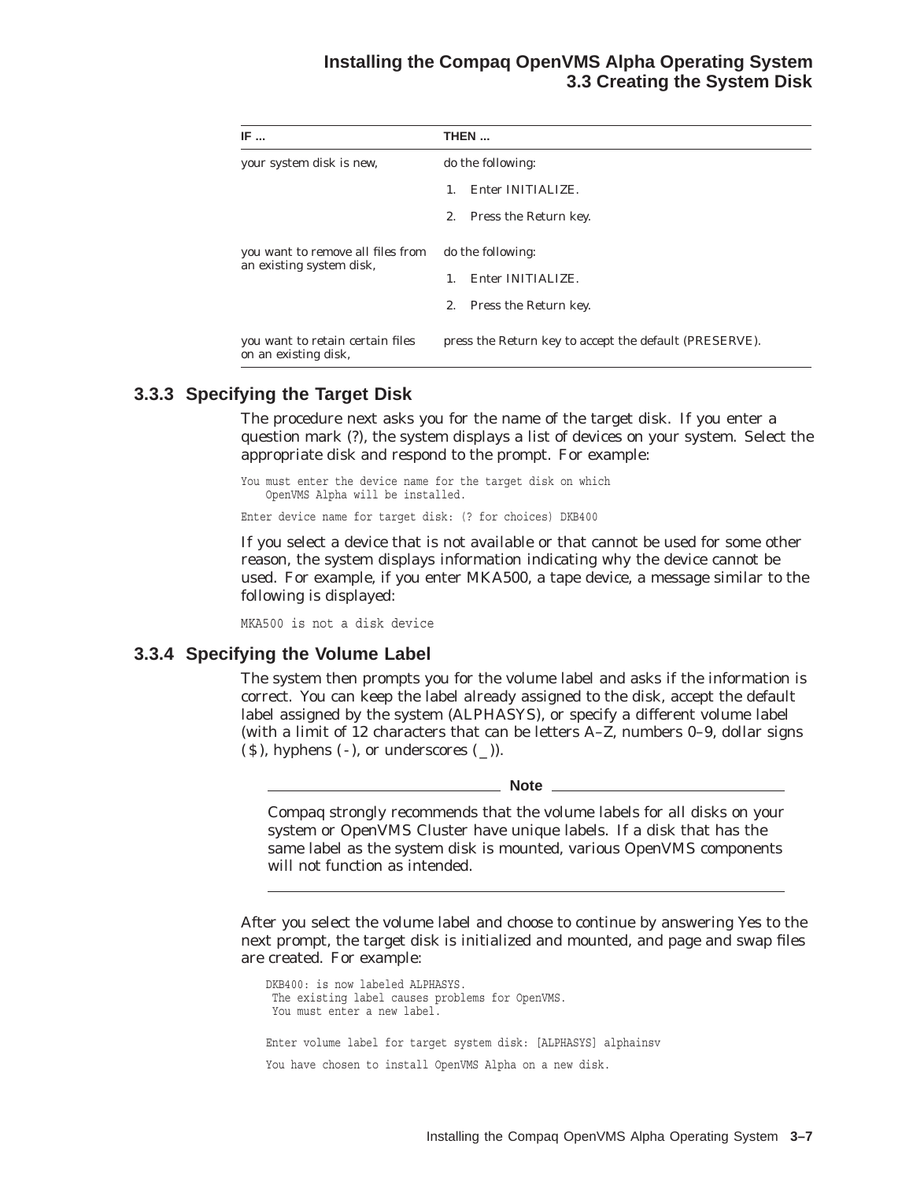| IF ... | THEN ... |
| --- | --- |
| your system disk is new, | do the following:<br>1. Enter INITIALIZE.<br>2. Press the Return key. |
| you want to remove all files from an existing system disk, | do the following:<br>1. Enter INITIALIZE.<br>2. Press the Return key. |
| you want to retain certain files on an existing disk, | press the Return key to accept the default (PRESERVE). |

### 3.3.3 Specifying the Target Disk

The procedure next asks you for the name of the target disk. If you enter a question mark (?), the system displays a list of devices on your system. Select the appropriate disk and respond to the prompt. For example:

```
You must enter the device name for the target disk on which
    OpenVMS Alpha will be installed.

Enter device name for target disk: (? for choices) DKB400
```

If you select a device that is not available or that cannot be used for some other reason, the system displays information indicating why the device cannot be used. For example, if you enter MKA500, a tape device, a message similar to the following is displayed:

```
MKA500 is not a disk device
```

### 3.3.4 Specifying the Volume Label

The system then prompts you for the volume label and asks if the information is correct. You can keep the label already assigned to the disk, accept the default label assigned by the system (ALPHASYS), or specify a different volume label (with a limit of 12 characters that can be letters A–Z, numbers 0–9, dollar signs ($), hyphens (-), or underscores (_)).

---

**Note**

Compaq strongly recommends that the volume labels for all disks on your system or OpenVMS Cluster have unique labels. If a disk that has the same label as the system disk is mounted, various OpenVMS components will not function as intended.

---

After you select the volume label and choose to continue by answering Yes to the next prompt, the target disk is initialized and mounted, and page and swap files are created. For example:

```
DKB400: is now labeled ALPHASYS.
 The existing label causes problems for OpenVMS.
 You must enter a new label.

Enter volume label for target system disk: [ALPHASYS] alphainsv

You have chosen to install OpenVMS Alpha on a new disk.
```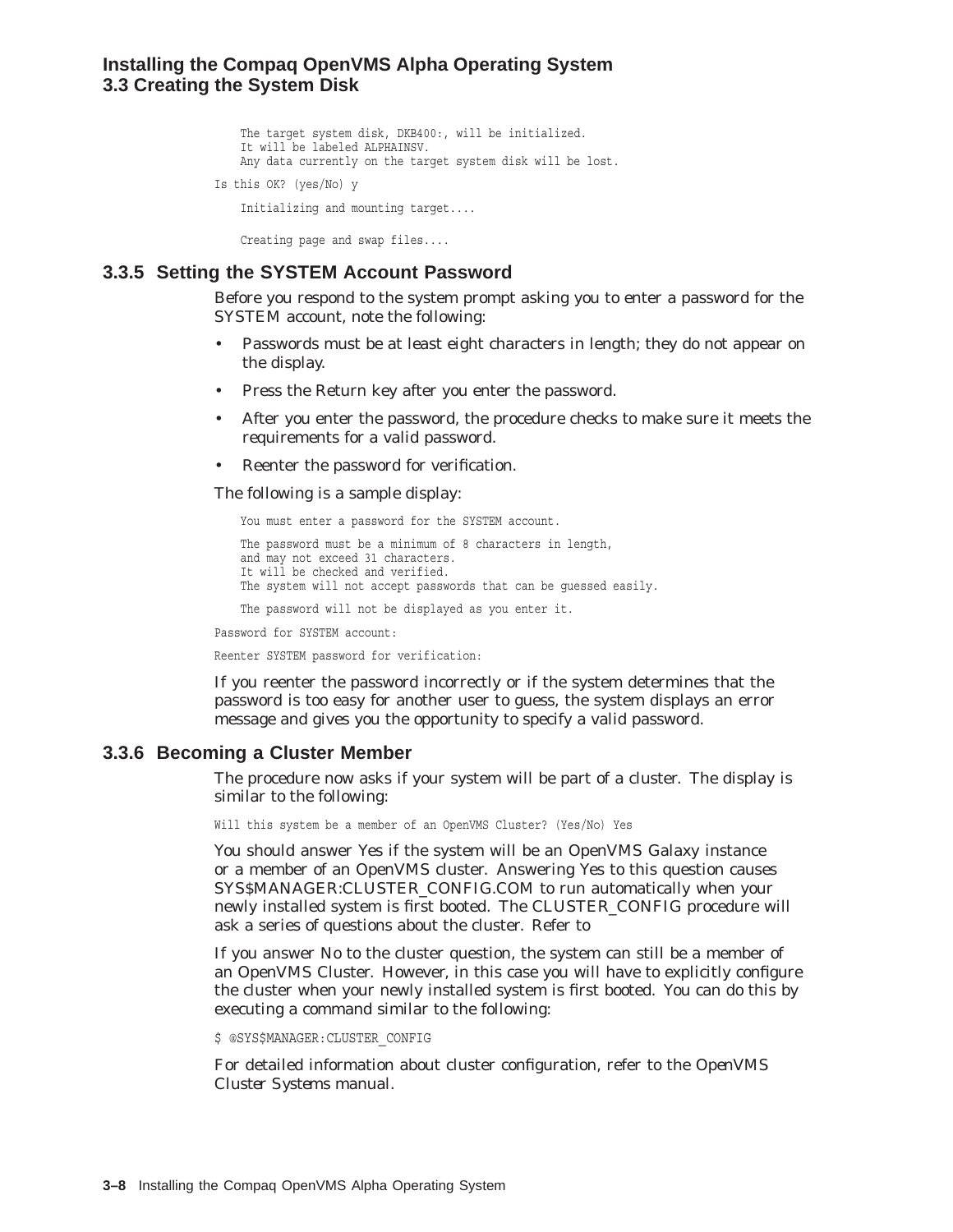```
    The target system disk, DKB400:, will be initialized.
    It will be labeled ALPHAINSV.
    Any data currently on the target system disk will be lost.

Is this OK? (yes/No) y

    Initializing and mounting target....

    Creating page and swap files....
```

### 3.3.5 Setting the SYSTEM Account Password

Before you respond to the system prompt asking you to enter a password for the SYSTEM account, note the following:

- Passwords must be at least eight characters in length; they do not appear on the display.
- Press the Return key after you enter the password.
- After you enter the password, the procedure checks to make sure it meets the requirements for a valid password.
- Reenter the password for verification.

The following is a sample display:

```
    You must enter a password for the SYSTEM account.

    The password must be a minimum of 8 characters in length,
    and may not exceed 31 characters.
    It will be checked and verified.
    The system will not accept passwords that can be guessed easily.

    The password will not be displayed as you enter it.

Password for SYSTEM account:

Reenter SYSTEM password for verification:
```

If you reenter the password incorrectly or if the system determines that the password is too easy for another user to guess, the system displays an error message and gives you the opportunity to specify a valid password.

### 3.3.6 Becoming a Cluster Member

The procedure now asks if your system will be part of a cluster. The display is similar to the following:

```
Will this system be a member of an OpenVMS Cluster? (Yes/No) Yes
```

You should answer Yes if the system will be an OpenVMS Galaxy instance or a member of an OpenVMS cluster. Answering Yes to this question causes SYS$MANAGER:CLUSTER_CONFIG.COM to run automatically when your newly installed system is first booted. The CLUSTER_CONFIG procedure will ask a series of questions about the cluster. Refer to

If you answer No to the cluster question, the system can still be a member of an OpenVMS Cluster. However, in this case you will have to explicitly configure the cluster when your newly installed system is first booted. You can do this by executing a command similar to the following:

```
$ @SYS$MANAGER:CLUSTER_CONFIG
```

For detailed information about cluster configuration, refer to the *OpenVMS Cluster Systems* manual.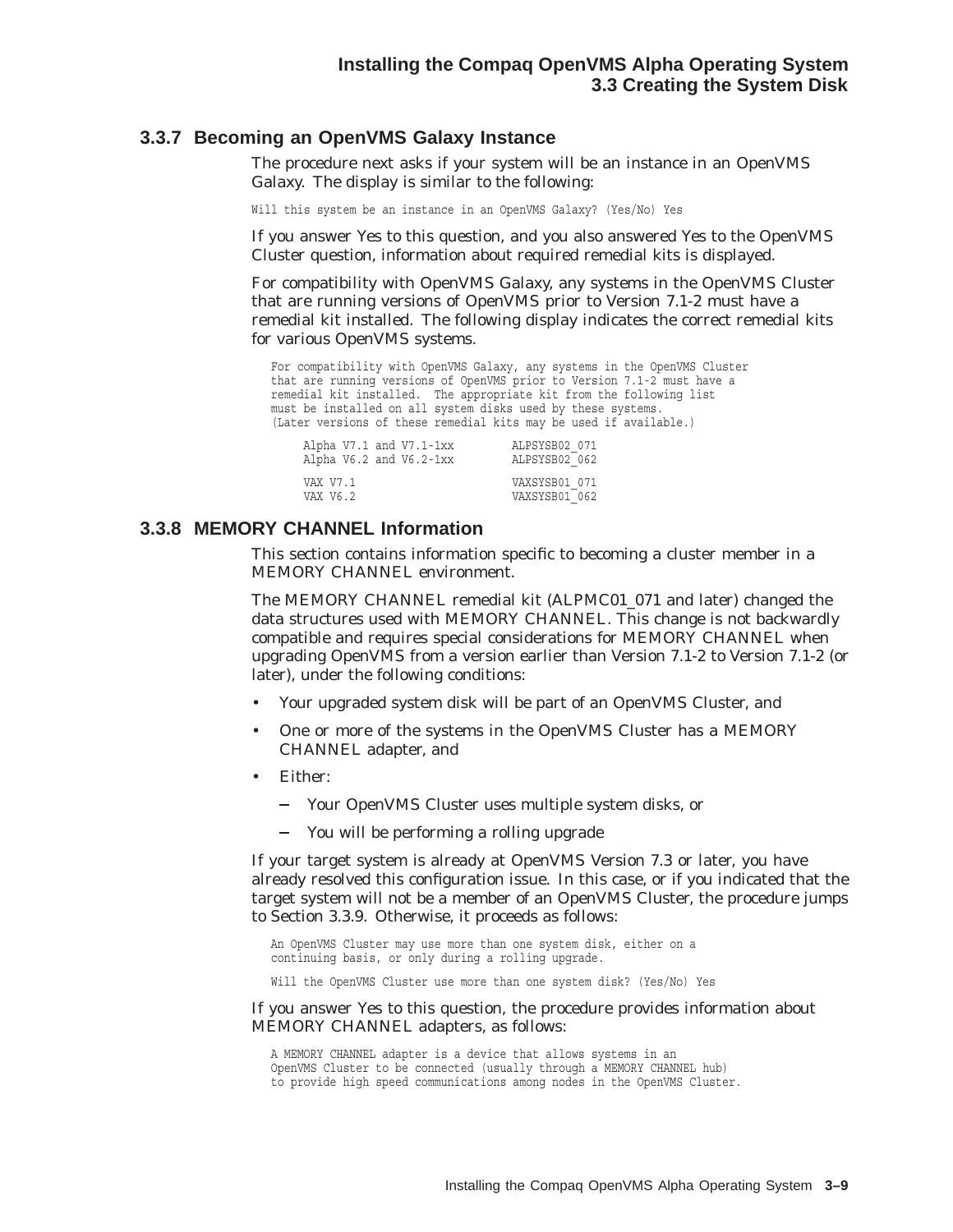### 3.3.7 Becoming an OpenVMS Galaxy Instance

The procedure next asks if your system will be an instance in an OpenVMS Galaxy. The display is similar to the following:

```
Will this system be an instance in an OpenVMS Galaxy? (Yes/No) Yes
```

If you answer Yes to this question, and you also answered Yes to the OpenVMS Cluster question, information about required remedial kits is displayed.

For compatibility with OpenVMS Galaxy, any systems in the OpenVMS Cluster that are running versions of OpenVMS prior to Version 7.1-2 must have a remedial kit installed. The following display indicates the correct remedial kits for various OpenVMS systems.

```
For compatibility with OpenVMS Galaxy, any systems in the OpenVMS Cluster
that are running versions of OpenVMS prior to Version 7.1-2 must have a
remedial kit installed.  The appropriate kit from the following list
must be installed on all system disks used by these systems.
(Later versions of these remedial kits may be used if available.)

    Alpha V7.1 and V7.1-1xx         ALPSYSB02_071
    Alpha V6.2 and V6.2-1xx         ALPSYSB02_062

    VAX V7.1                        VAXSYSB01_071
    VAX V6.2                        VAXSYSB01_062
```

### 3.3.8 MEMORY CHANNEL Information

This section contains information specific to becoming a cluster member in a MEMORY CHANNEL environment.

The MEMORY CHANNEL remedial kit (ALPMC01_071 and later) changed the data structures used with MEMORY CHANNEL. This change is not backwardly compatible and requires special considerations for MEMORY CHANNEL when upgrading OpenVMS from a version earlier than Version 7.1-2 to Version 7.1-2 (or later), under the following conditions:

- Your upgraded system disk will be part of an OpenVMS Cluster, and
- One or more of the systems in the OpenVMS Cluster has a MEMORY CHANNEL adapter, and
- Either:
  - Your OpenVMS Cluster uses multiple system disks, or
  - You will be performing a rolling upgrade

If your target system is already at OpenVMS Version 7.3 or later, you have already resolved this configuration issue. In this case, or if you indicated that the target system will not be a member of an OpenVMS Cluster, the procedure jumps to Section 3.3.9. Otherwise, it proceeds as follows:

```
An OpenVMS Cluster may use more than one system disk, either on a
continuing basis, or only during a rolling upgrade.

Will the OpenVMS Cluster use more than one system disk? (Yes/No) Yes
```

If you answer Yes to this question, the procedure provides information about MEMORY CHANNEL adapters, as follows:

```
A MEMORY CHANNEL adapter is a device that allows systems in an
OpenVMS Cluster to be connected (usually through a MEMORY CHANNEL hub)
to provide high speed communications among nodes in the OpenVMS Cluster.
```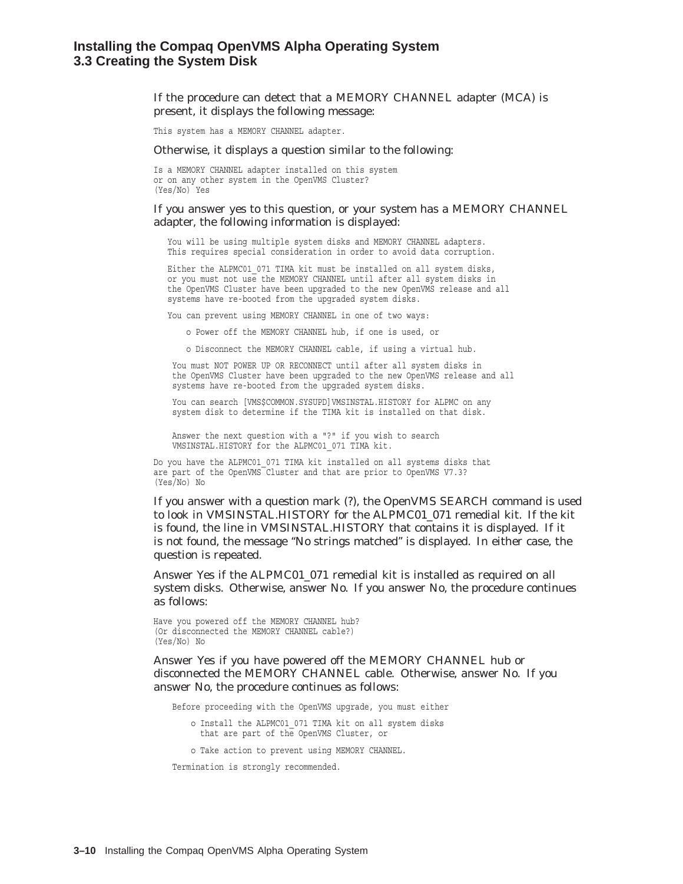If the procedure can detect that a MEMORY CHANNEL adapter (MCA) is present, it displays the following message:

```
This system has a MEMORY CHANNEL adapter.
```

Otherwise, it displays a question similar to the following:

```
Is a MEMORY CHANNEL adapter installed on this system
or on any other system in the OpenVMS Cluster?
(Yes/No) Yes
```

If you answer yes to this question, or your system has a MEMORY CHANNEL adapter, the following information is displayed:

```
   You will be using multiple system disks and MEMORY CHANNEL adapters.
   This requires special consideration in order to avoid data corruption.

   Either the ALPMC01_071 TIMA kit must be installed on all system disks,
   or you must not use the MEMORY CHANNEL until after all system disks in
   the OpenVMS Cluster have been upgraded to the new OpenVMS release and all
   systems have re-booted from the upgraded system disks.

   You can prevent using MEMORY CHANNEL in one of two ways:

      o Power off the MEMORY CHANNEL hub, if one is used, or

      o Disconnect the MEMORY CHANNEL cable, if using a virtual hub.

    You must NOT POWER UP OR RECONNECT until after all system disks in
    the OpenVMS Cluster have been upgraded to the new OpenVMS release and all
    systems have re-booted from the upgraded system disks.

    You can search [VMS$COMMON.SYSUPD]VMSINSTAL.HISTORY for ALPMC on any
    system disk to determine if the TIMA kit is installed on that disk.


    Answer the next question with a "?" if you wish to search
    VMSINSTAL.HISTORY for the ALPMC01_071 TIMA kit.

Do you have the ALPMC01_071 TIMA kit installed on all systems disks that
are part of the OpenVMS Cluster and that are prior to OpenVMS V7.3?
(Yes/No) No
```

If you answer with a question mark (?), the OpenVMS SEARCH command is used to look in VMSINSTAL.HISTORY for the ALPMC01_071 remedial kit. If the kit is found, the line in VMSINSTAL.HISTORY that contains it is displayed. If it is not found, the message "No strings matched" is displayed. In either case, the question is repeated.

Answer Yes if the ALPMC01_071 remedial kit is installed as required on all system disks. Otherwise, answer No. If you answer No, the procedure continues as follows:

```
Have you powered off the MEMORY CHANNEL hub?
(Or disconnected the MEMORY CHANNEL cable?)
(Yes/No) No
```

Answer Yes if you have powered off the MEMORY CHANNEL hub or disconnected the MEMORY CHANNEL cable. Otherwise, answer No. If you answer No, the procedure continues as follows:

```
    Before proceeding with the OpenVMS upgrade, you must either

       o Install the ALPMC01_071 TIMA kit on all system disks
         that are part of the OpenVMS Cluster, or

       o Take action to prevent using MEMORY CHANNEL.

    Termination is strongly recommended.
```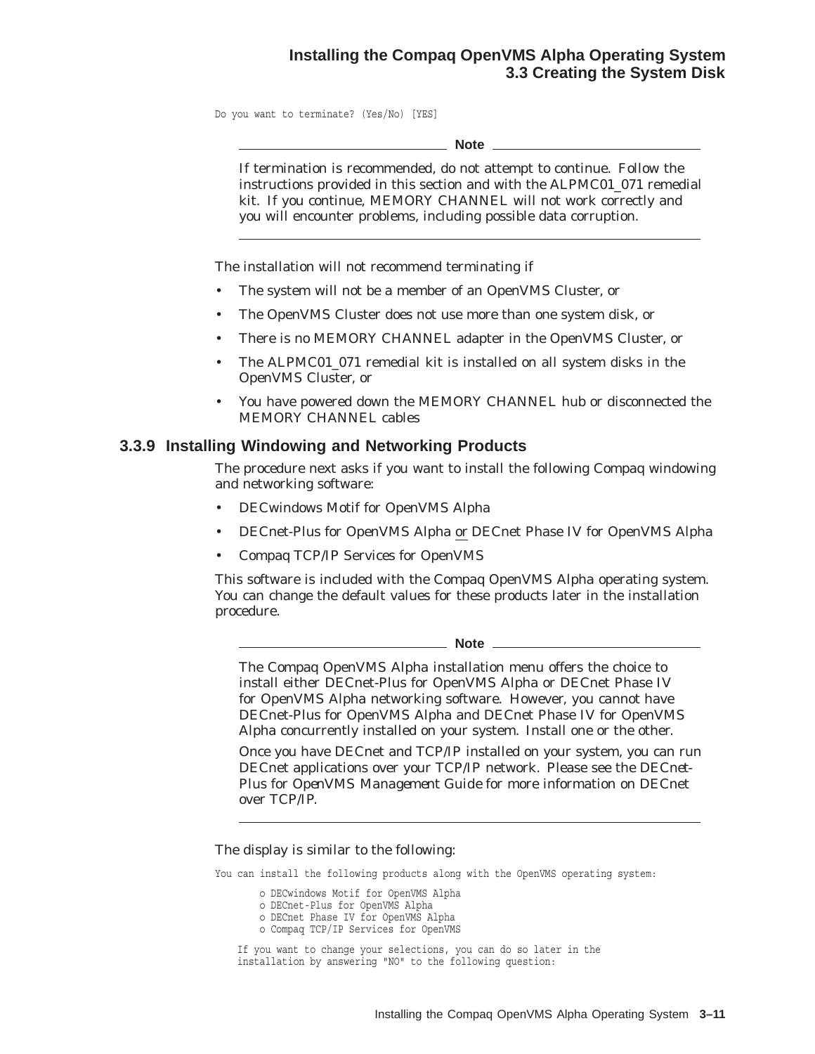```
Do you want to terminate? (Yes/No) [YES]
```

> **Note**
>
> If termination is recommended, do not attempt to continue. Follow the instructions provided in this section and with the ALPMC01_071 remedial kit. If you continue, MEMORY CHANNEL will not work correctly and you will encounter problems, including possible data corruption.

The installation will not recommend terminating if

- The system will not be a member of an OpenVMS Cluster, or
- The OpenVMS Cluster does not use more than one system disk, or
- There is no MEMORY CHANNEL adapter in the OpenVMS Cluster, or
- The ALPMC01_071 remedial kit is installed on all system disks in the OpenVMS Cluster, or
- You have powered down the MEMORY CHANNEL hub or disconnected the MEMORY CHANNEL cables

### 3.3.9 Installing Windowing and Networking Products

The procedure next asks if you want to install the following Compaq windowing and networking software:

- DECwindows Motif for OpenVMS Alpha
- DECnet-Plus for OpenVMS Alpha or DECnet Phase IV for OpenVMS Alpha
- Compaq TCP/IP Services for OpenVMS

This software is included with the Compaq OpenVMS Alpha operating system. You can change the default values for these products later in the installation procedure.

> **Note**
>
> The Compaq OpenVMS Alpha installation menu offers the choice to install either DECnet-Plus for OpenVMS Alpha or DECnet Phase IV for OpenVMS Alpha networking software. However, you cannot have DECnet-Plus for OpenVMS Alpha and DECnet Phase IV for OpenVMS Alpha concurrently installed on your system. Install one or the other.
>
> Once you have DECnet and TCP/IP installed on your system, you can run DECnet applications over your TCP/IP network. Please see the *DECnet-Plus for OpenVMS Management Guide* for more information on DECnet over TCP/IP.

The display is similar to the following:

```
You can install the following products along with the OpenVMS operating system:

        o DECwindows Motif for OpenVMS Alpha
        o DECnet-Plus for OpenVMS Alpha
        o DECnet Phase IV for OpenVMS Alpha
        o Compaq TCP/IP Services for OpenVMS

    If you want to change your selections, you can do so later in the
    installation by answering "NO" to the following question:
```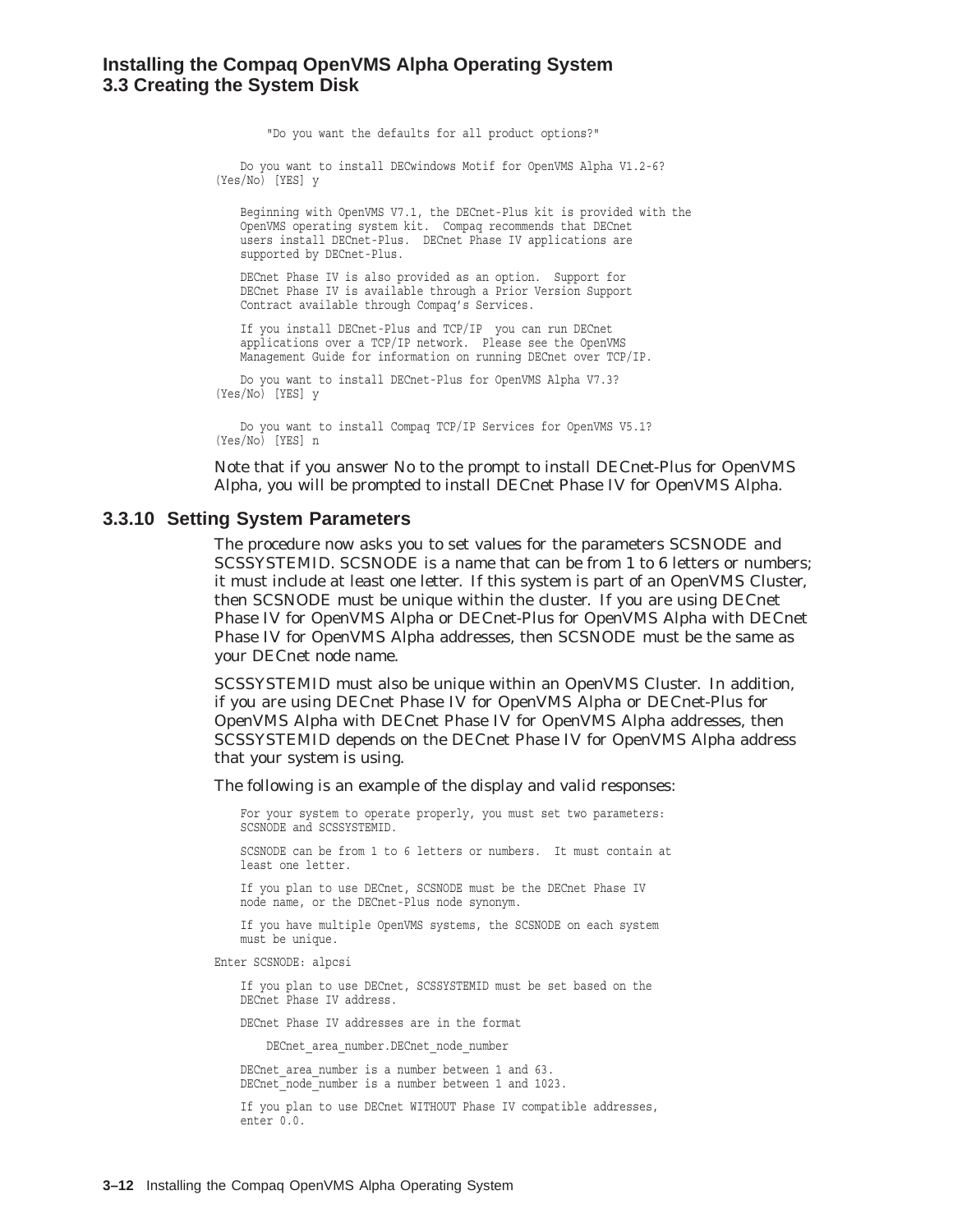```
        "Do you want the defaults for all product options?"

    Do you want to install DECwindows Motif for OpenVMS Alpha V1.2-6?
(Yes/No) [YES] y

    Beginning with OpenVMS V7.1, the DECnet-Plus kit is provided with the
    OpenVMS operating system kit.  Compaq recommends that DECnet
    users install DECnet-Plus.  DECnet Phase IV applications are
    supported by DECnet-Plus.

    DECnet Phase IV is also provided as an option.  Support for
    DECnet Phase IV is available through a Prior Version Support
    Contract available through Compaq's Services.

    If you install DECnet-Plus and TCP/IP  you can run DECnet
    applications over a TCP/IP network.  Please see the OpenVMS
    Management Guide for information on running DECnet over TCP/IP.

    Do you want to install DECnet-Plus for OpenVMS Alpha V7.3?
(Yes/No) [YES] y

    Do you want to install Compaq TCP/IP Services for OpenVMS V5.1?
(Yes/No) [YES] n
```

Note that if you answer No to the prompt to install DECnet-Plus for OpenVMS Alpha, you will be prompted to install DECnet Phase IV for OpenVMS Alpha.

### 3.3.10 Setting System Parameters

The procedure now asks you to set values for the parameters SCSNODE and SCSSYSTEMID. SCSNODE is a name that can be from 1 to 6 letters or numbers; it must include at least one letter. If this system is part of an OpenVMS Cluster, then SCSNODE must be unique within the cluster. If you are using DECnet Phase IV for OpenVMS Alpha or DECnet-Plus for OpenVMS Alpha with DECnet Phase IV for OpenVMS Alpha addresses, then SCSNODE must be the same as your DECnet node name.

SCSSYSTEMID must also be unique within an OpenVMS Cluster. In addition, if you are using DECnet Phase IV for OpenVMS Alpha or DECnet-Plus for OpenVMS Alpha with DECnet Phase IV for OpenVMS Alpha addresses, then SCSSYSTEMID depends on the DECnet Phase IV for OpenVMS Alpha address that your system is using.

The following is an example of the display and valid responses:

```
    For your system to operate properly, you must set two parameters:
    SCSNODE and SCSSYSTEMID.

    SCSNODE can be from 1 to 6 letters or numbers.  It must contain at
    least one letter.

    If you plan to use DECnet, SCSNODE must be the DECnet Phase IV
    node name, or the DECnet-Plus node synonym.

    If you have multiple OpenVMS systems, the SCSNODE on each system
    must be unique.

Enter SCSNODE: alpcsi

    If you plan to use DECnet, SCSSYSTEMID must be set based on the
    DECnet Phase IV address.

    DECnet Phase IV addresses are in the format

        DECnet_area_number.DECnet_node_number

    DECnet_area_number is a number between 1 and 63.
    DECnet_node_number is a number between 1 and 1023.

    If you plan to use DECnet WITHOUT Phase IV compatible addresses,
    enter 0.0.
```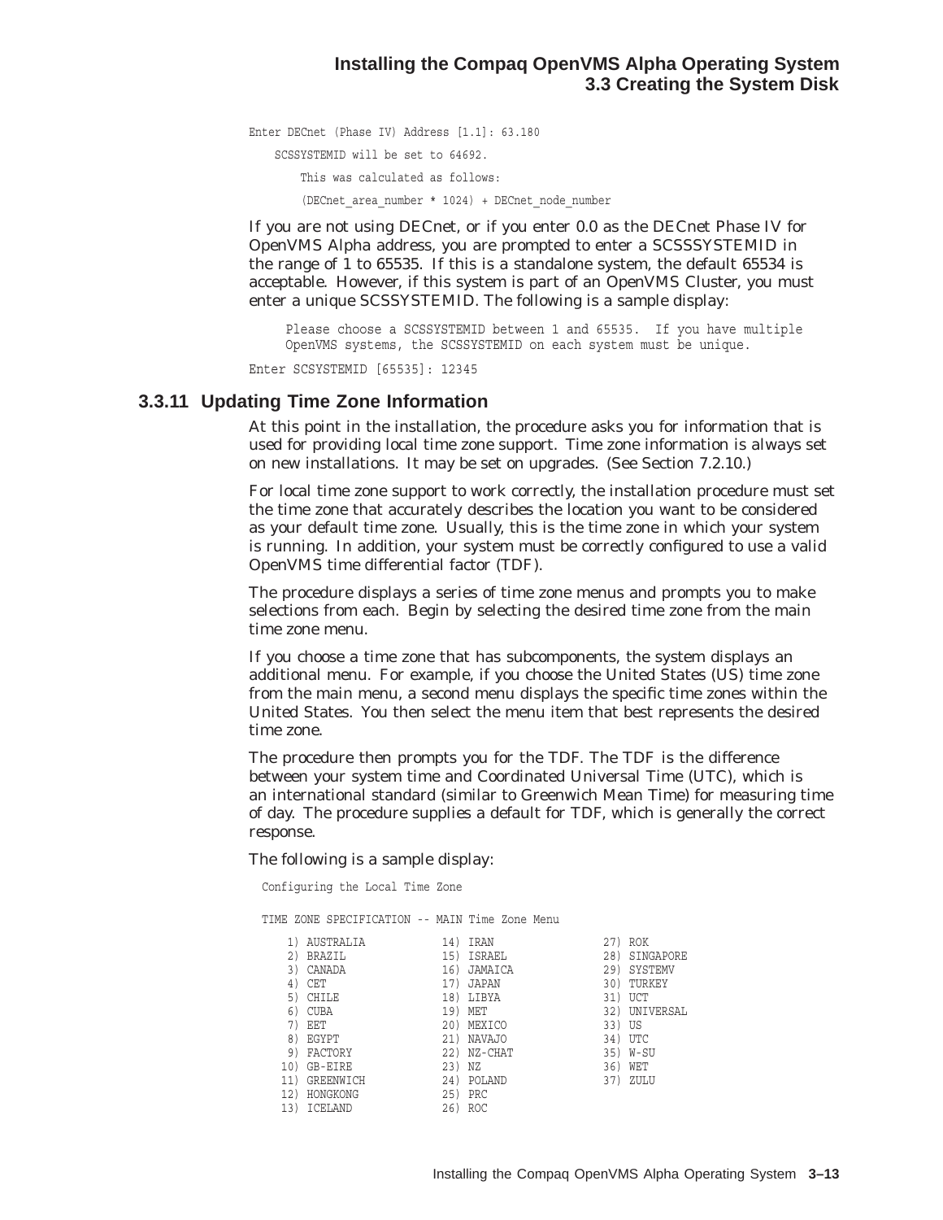```
Enter DECnet (Phase IV) Address [1.1]: 63.180

    SCSSYSTEMID will be set to 64692.

       This was calculated as follows:

       (DECnet_area_number * 1024) + DECnet_node_number
```

If you are not using DECnet, or if you enter 0.0 as the DECnet Phase IV for OpenVMS Alpha address, you are prompted to enter a SCSSSYSTEMID in the range of 1 to 65535. If this is a standalone system, the default 65534 is acceptable. However, if this system is part of an OpenVMS Cluster, you must enter a unique SCSSYSTEMID. The following is a sample display:

```
    Please choose a SCSSYSTEMID between 1 and 65535.  If you have multiple
    OpenVMS systems, the SCSSYSTEMID on each system must be unique.

Enter SCSYSTEMID [65535]: 12345
```

### 3.3.11 Updating Time Zone Information

At this point in the installation, the procedure asks you for information that is used for providing local time zone support. Time zone information is always set on new installations. It may be set on upgrades. (See Section 7.2.10.)

For local time zone support to work correctly, the installation procedure must set the time zone that accurately describes the location you want to be considered as your default time zone. Usually, this is the time zone in which your system is running. In addition, your system must be correctly configured to use a valid OpenVMS time differential factor (TDF).

The procedure displays a series of time zone menus and prompts you to make selections from each. Begin by selecting the desired time zone from the main time zone menu.

If you choose a time zone that has subcomponents, the system displays an additional menu. For example, if you choose the United States (US) time zone from the main menu, a second menu displays the specific time zones within the United States. You then select the menu item that best represents the desired time zone.

The procedure then prompts you for the TDF. The TDF is the difference between your system time and Coordinated Universal Time (UTC), which is an international standard (similar to Greenwich Mean Time) for measuring time of day. The procedure supplies a default for TDF, which is generally the correct response.

The following is a sample display:

```
Configuring the Local Time Zone

TIME ZONE SPECIFICATION -- MAIN Time Zone Menu

   1) AUSTRALIA           14) IRAN                27) ROK
   2) BRAZIL              15) ISRAEL              28) SINGAPORE
   3) CANADA              16) JAMAICA             29) SYSTEMV
   4) CET                 17) JAPAN               30) TURKEY
   5) CHILE               18) LIBYA               31) UCT
   6) CUBA                19) MET                 32) UNIVERSAL
   7) EET                 20) MEXICO              33) US
   8) EGYPT               21) NAVAJO              34) UTC
   9) FACTORY             22) NZ-CHAT             35) W-SU
  10) GB-EIRE             23) NZ                  36) WET
  11) GREENWICH           24) POLAND              37) ZULU
  12) HONGKONG            25) PRC
  13) ICELAND             26) ROC
```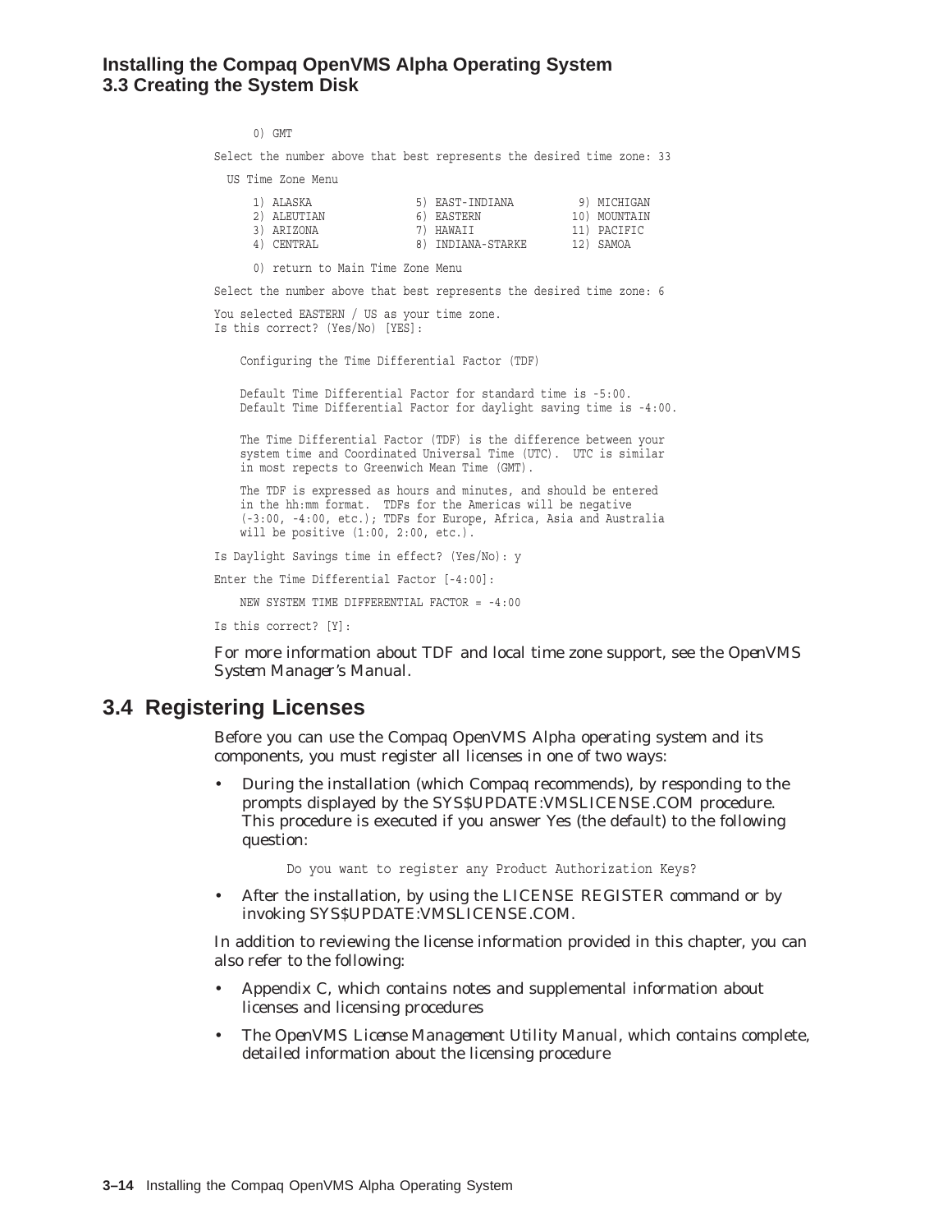```
      0) GMT

Select the number above that best represents the desired time zone: 33

  US Time Zone Menu

      1) ALASKA              5) EAST-INDIANA        9) MICHIGAN
      2) ALEUTIAN            6) EASTERN            10) MOUNTAIN
      3) ARIZONA             7) HAWAII             11) PACIFIC
      4) CENTRAL             8) INDIANA-STARKE     12) SAMOA

      0) return to Main Time Zone Menu

Select the number above that best represents the desired time zone: 6

You selected EASTERN / US as your time zone.
Is this correct? (Yes/No) [YES]:

    Configuring the Time Differential Factor (TDF)

    Default Time Differential Factor for standard time is -5:00.
    Default Time Differential Factor for daylight saving time is -4:00.

    The Time Differential Factor (TDF) is the difference between your
    system time and Coordinated Universal Time (UTC).  UTC is similar
    in most repects to Greenwich Mean Time (GMT).

    The TDF is expressed as hours and minutes, and should be entered
    in the hh:mm format.  TDFs for the Americas will be negative
    (-3:00, -4:00, etc.); TDFs for Europe, Africa, Asia and Australia
    will be positive (1:00, 2:00, etc.).

Is Daylight Savings time in effect? (Yes/No): y

Enter the Time Differential Factor [-4:00]:

    NEW SYSTEM TIME DIFFERENTIAL FACTOR = -4:00

Is this correct? [Y]:
```

For more information about TDF and local time zone support, see the *OpenVMS System Manager's Manual*.

## 3.4 Registering Licenses

Before you can use the Compaq OpenVMS Alpha operating system and its components, you must register all licenses in one of two ways:

- During the installation (which Compaq recommends), by responding to the prompts displayed by the SYS$UPDATE:VMSLICENSE.COM procedure. This procedure is executed if you answer Yes (the default) to the following question:

  ```
  Do you want to register any Product Authorization Keys?
  ```

- After the installation, by using the LICENSE REGISTER command or by invoking SYS$UPDATE:VMSLICENSE.COM.

In addition to reviewing the license information provided in this chapter, you can also refer to the following:

- Appendix C, which contains notes and supplemental information about licenses and licensing procedures
- The *OpenVMS License Management Utility Manual*, which contains complete, detailed information about the licensing procedure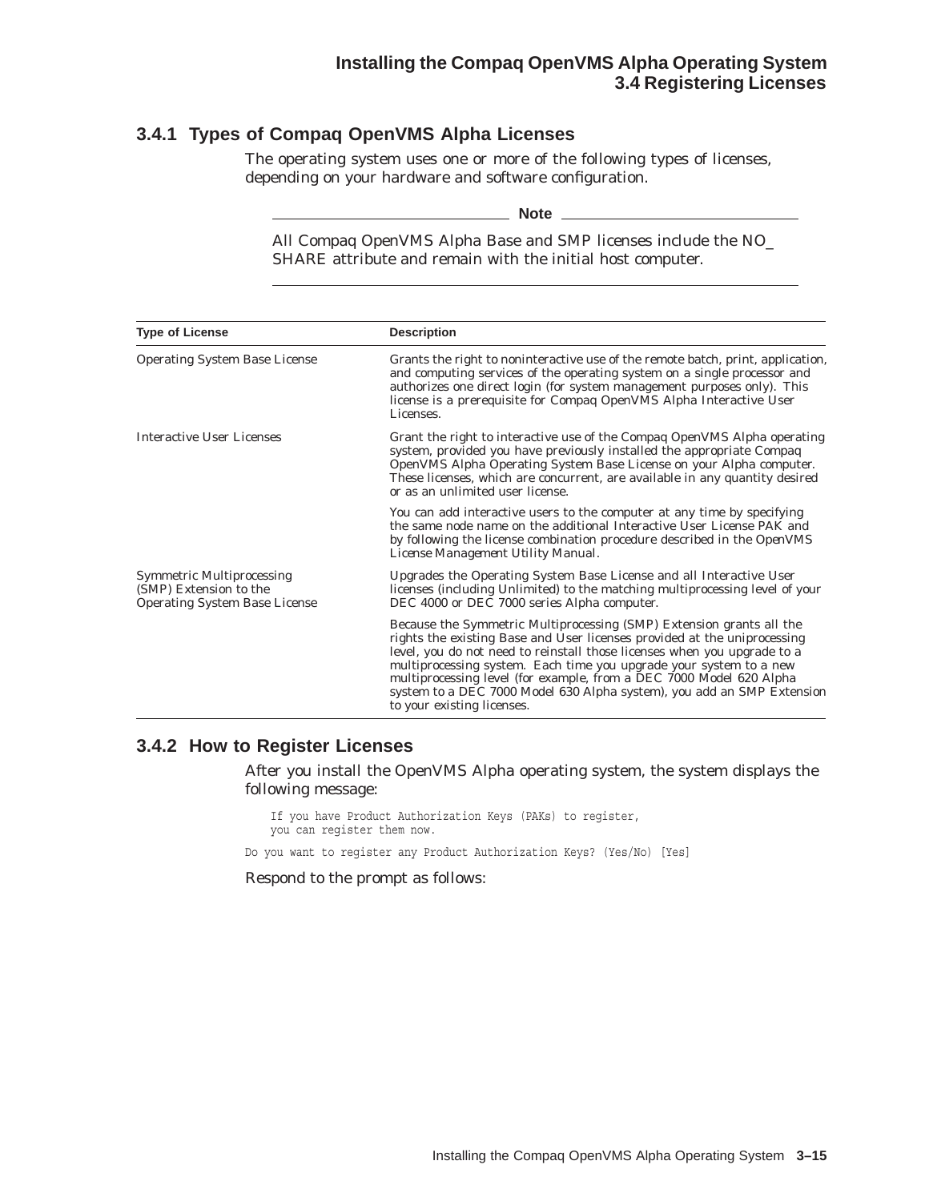### 3.4.1 Types of Compaq OpenVMS Alpha Licenses

The operating system uses one or more of the following types of licenses, depending on your hardware and software configuration.

**Note**

All Compaq OpenVMS Alpha Base and SMP licenses include the NO_SHARE attribute and remain with the initial host computer.

| Type of License | Description |
|---|---|
| Operating System Base License | Grants the right to noninteractive use of the remote batch, print, application, and computing services of the operating system on a single processor and authorizes one direct login (for system management purposes only). This license is a prerequisite for Compaq OpenVMS Alpha Interactive User Licenses. |
| Interactive User Licenses | Grant the right to interactive use of the Compaq OpenVMS Alpha operating system, provided you have previously installed the appropriate Compaq OpenVMS Alpha Operating System Base License on your Alpha computer. These licenses, which are concurrent, are available in any quantity desired or as an unlimited user license. |
| | You can add interactive users to the computer at any time by specifying the same node name on the additional Interactive User License PAK and by following the license combination procedure described in the *OpenVMS License Management Utility Manual*. |
| Symmetric Multiprocessing (SMP) Extension to the Operating System Base License | Upgrades the Operating System Base License and all Interactive User licenses (including Unlimited) to the matching multiprocessing level of your DEC 4000 or DEC 7000 series Alpha computer. |
| | Because the Symmetric Multiprocessing (SMP) Extension grants all the rights the existing Base and User licenses provided at the uniprocessing level, you do not need to reinstall those licenses when you upgrade to a multiprocessing system. Each time you upgrade your system to a new multiprocessing level (for example, from a DEC 7000 Model 620 Alpha system to a DEC 7000 Model 630 Alpha system), you add an SMP Extension to your existing licenses. |

### 3.4.2 How to Register Licenses

After you install the OpenVMS Alpha operating system, the system displays the following message:

```
    If you have Product Authorization Keys (PAKs) to register,
    you can register them now.

Do you want to register any Product Authorization Keys? (Yes/No) [Yes]
```

Respond to the prompt as follows: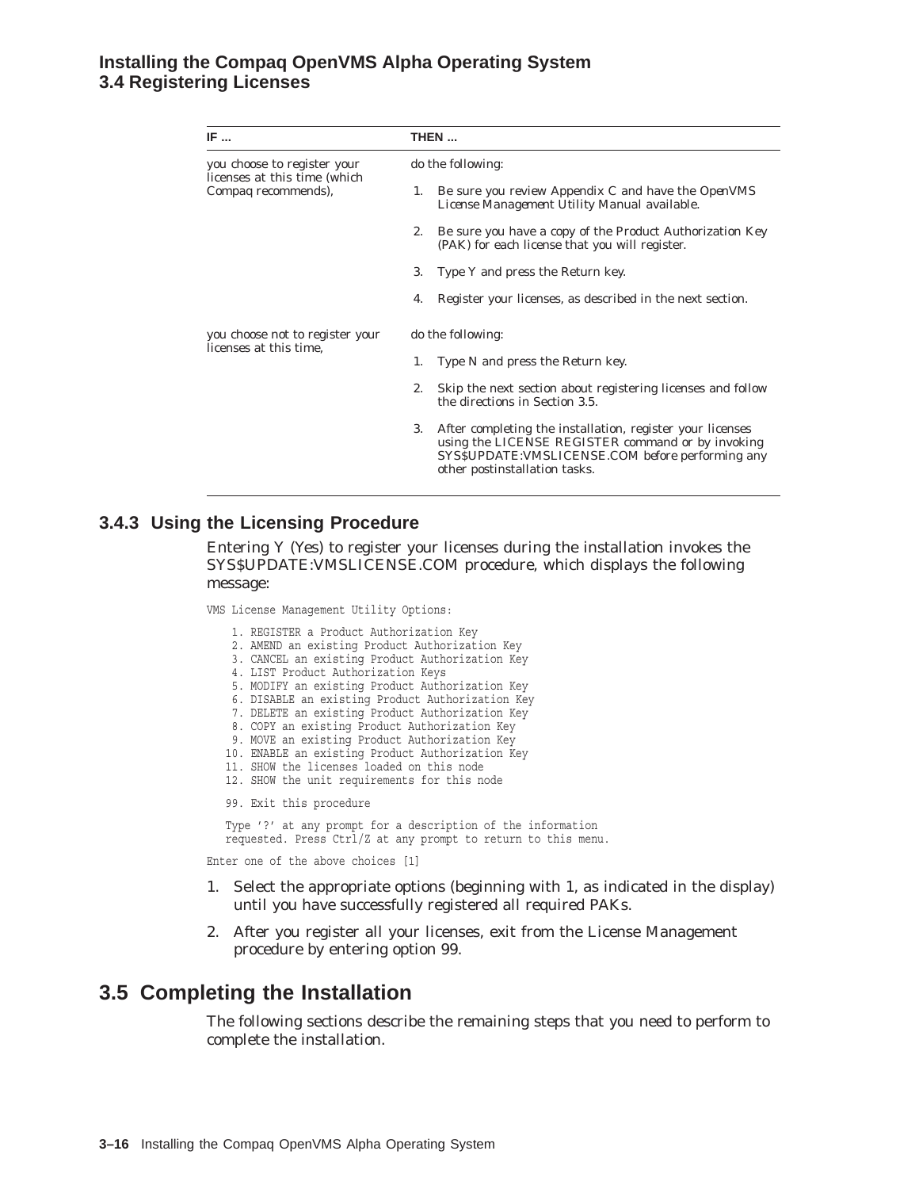| IF ... | THEN ... |
|---|---|
| you choose to register your licenses at this time (which Compaq recommends), | do the following:<br>1. Be sure you review Appendix C and have the *OpenVMS License Management Utility Manual* available.<br>2. Be sure you have a copy of the Product Authorization Key (PAK) for each license that you will register.<br>3. Type Y and press the Return key.<br>4. Register your licenses, as described in the next section. |
| you choose not to register your licenses at this time, | do the following:<br>1. Type N and press the Return key.<br>2. Skip the next section about registering licenses and follow the directions in Section 3.5.<br>3. After completing the installation, register your licenses using the LICENSE REGISTER command or by invoking SYS$UPDATE:VMSLICENSE.COM before performing any other postinstallation tasks. |

### 3.4.3 Using the Licensing Procedure

Entering Y (Yes) to register your licenses during the installation invokes the SYS$UPDATE:VMSLICENSE.COM procedure, which displays the following message:

```
VMS License Management Utility Options:

    1. REGISTER a Product Authorization Key
    2. AMEND an existing Product Authorization Key
    3. CANCEL an existing Product Authorization Key
    4. LIST Product Authorization Keys
    5. MODIFY an existing Product Authorization Key
    6. DISABLE an existing Product Authorization Key
    7. DELETE an existing Product Authorization Key
    8. COPY an existing Product Authorization Key
    9. MOVE an existing Product Authorization Key
   10. ENABLE an existing Product Authorization Key
   11. SHOW the licenses loaded on this node
   12. SHOW the unit requirements for this node

   99. Exit this procedure

   Type '?' at any prompt for a description of the information
   requested. Press Ctrl/Z at any prompt to return to this menu.

Enter one of the above choices [1]
```

1. Select the appropriate options (beginning with 1, as indicated in the display) until you have successfully registered all required PAKs.
2. After you register all your licenses, exit from the License Management procedure by entering option 99.

## 3.5 Completing the Installation

The following sections describe the remaining steps that you need to perform to complete the installation.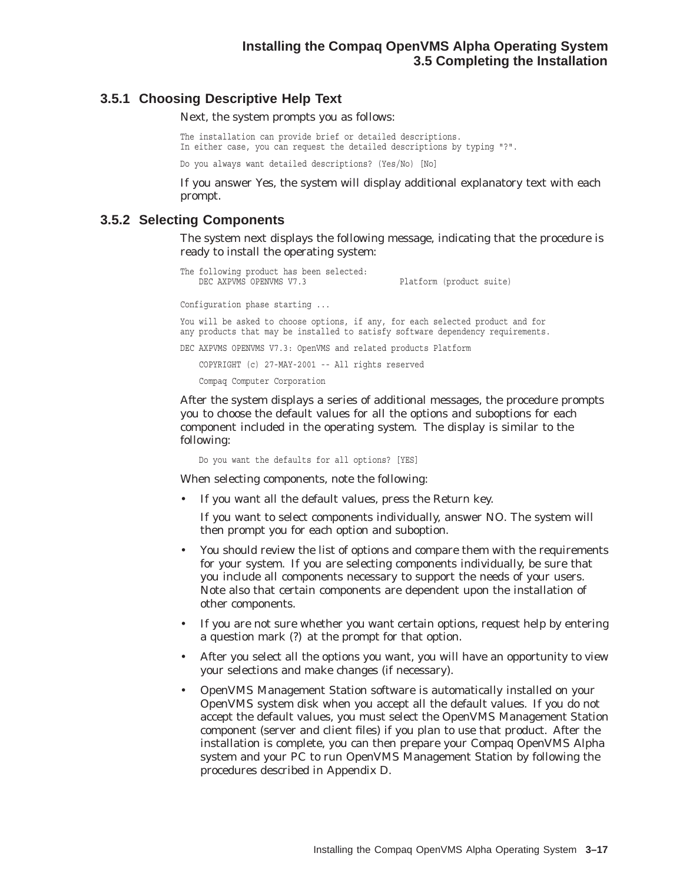### 3.5.1 Choosing Descriptive Help Text

Next, the system prompts you as follows:

```
The installation can provide brief or detailed descriptions.
In either case, you can request the detailed descriptions by typing "?".

Do you always want detailed descriptions? (Yes/No) [No]
```

If you answer Yes, the system will display additional explanatory text with each prompt.

### 3.5.2 Selecting Components

The system next displays the following message, indicating that the procedure is ready to install the operating system:

```
The following product has been selected:
    DEC AXPVMS OPENVMS V7.3                    Platform (product suite)

Configuration phase starting ...

You will be asked to choose options, if any, for each selected product and for
any products that may be installed to satisfy software dependency requirements.

DEC AXPVMS OPENVMS V7.3: OpenVMS and related products Platform

    COPYRIGHT (c) 27-MAY-2001 -- All rights reserved

    Compaq Computer Corporation
```

After the system displays a series of additional messages, the procedure prompts you to choose the default values for all the options and suboptions for each component included in the operating system. The display is similar to the following:

```
    Do you want the defaults for all options? [YES]
```

When selecting components, note the following:

- If you want all the default values, press the Return key.

  If you want to select components individually, answer NO. The system will then prompt you for each option and suboption.
- You should review the list of options and compare them with the requirements for your system. If you are selecting components individually, be sure that you include all components necessary to support the needs of your users. Note also that certain components are dependent upon the installation of other components.
- If you are not sure whether you want certain options, request help by entering a question mark (?) at the prompt for that option.
- After you select all the options you want, you will have an opportunity to view your selections and make changes (if necessary).
- OpenVMS Management Station software is automatically installed on your OpenVMS system disk when you accept all the default values. If you do not accept the default values, you must select the OpenVMS Management Station component (server and client files) if you plan to use that product. After the installation is complete, you can then prepare your Compaq OpenVMS Alpha system and your PC to run OpenVMS Management Station by following the procedures described in Appendix D.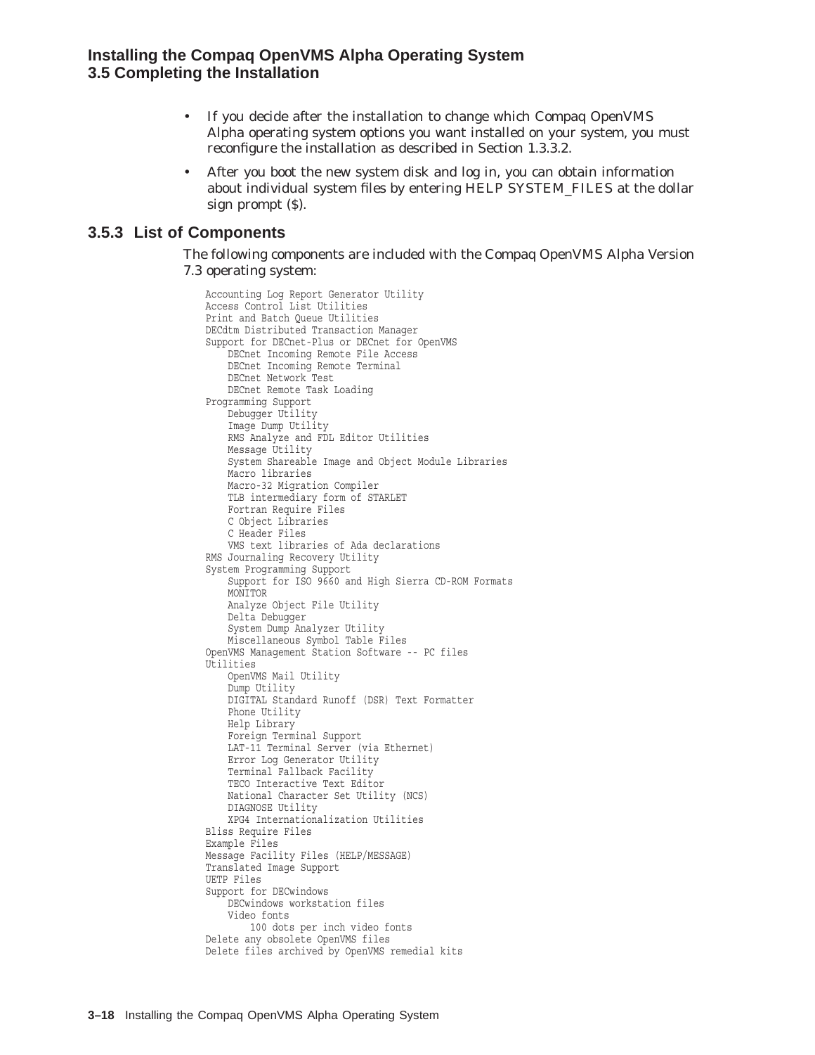- If you decide after the installation to change which Compaq OpenVMS Alpha operating system options you want installed on your system, you must reconfigure the installation as described in Section 1.3.3.2.
- After you boot the new system disk and log in, you can obtain information about individual system files by entering HELP SYSTEM_FILES at the dollar sign prompt ($).

### 3.5.3 List of Components

The following components are included with the Compaq OpenVMS Alpha Version 7.3 operating system:

```
Accounting Log Report Generator Utility
Access Control List Utilities
Print and Batch Queue Utilities
DECdtm Distributed Transaction Manager
Support for DECnet-Plus or DECnet for OpenVMS
    DECnet Incoming Remote File Access
    DECnet Incoming Remote Terminal
    DECnet Network Test
    DECnet Remote Task Loading
Programming Support
    Debugger Utility
    Image Dump Utility
    RMS Analyze and FDL Editor Utilities
    Message Utility
    System Shareable Image and Object Module Libraries
    Macro libraries
    Macro-32 Migration Compiler
    TLB intermediary form of STARLET
    Fortran Require Files
    C Object Libraries
    C Header Files
    VMS text libraries of Ada declarations
RMS Journaling Recovery Utility
System Programming Support
    Support for ISO 9660 and High Sierra CD-ROM Formats
    MONITOR
    Analyze Object File Utility
    Delta Debugger
    System Dump Analyzer Utility
    Miscellaneous Symbol Table Files
OpenVMS Management Station Software -- PC files
Utilities
    OpenVMS Mail Utility
    Dump Utility
    DIGITAL Standard Runoff (DSR) Text Formatter
    Phone Utility
    Help Library
    Foreign Terminal Support
    LAT-11 Terminal Server (via Ethernet)
    Error Log Generator Utility
    Terminal Fallback Facility
    TECO Interactive Text Editor
    National Character Set Utility (NCS)
    DIAGNOSE Utility
    XPG4 Internationalization Utilities
Bliss Require Files
Example Files
Message Facility Files (HELP/MESSAGE)
Translated Image Support
UETP Files
Support for DECwindows
    DECwindows workstation files
    Video fonts
        100 dots per inch video fonts
Delete any obsolete OpenVMS files
Delete files archived by OpenVMS remedial kits
```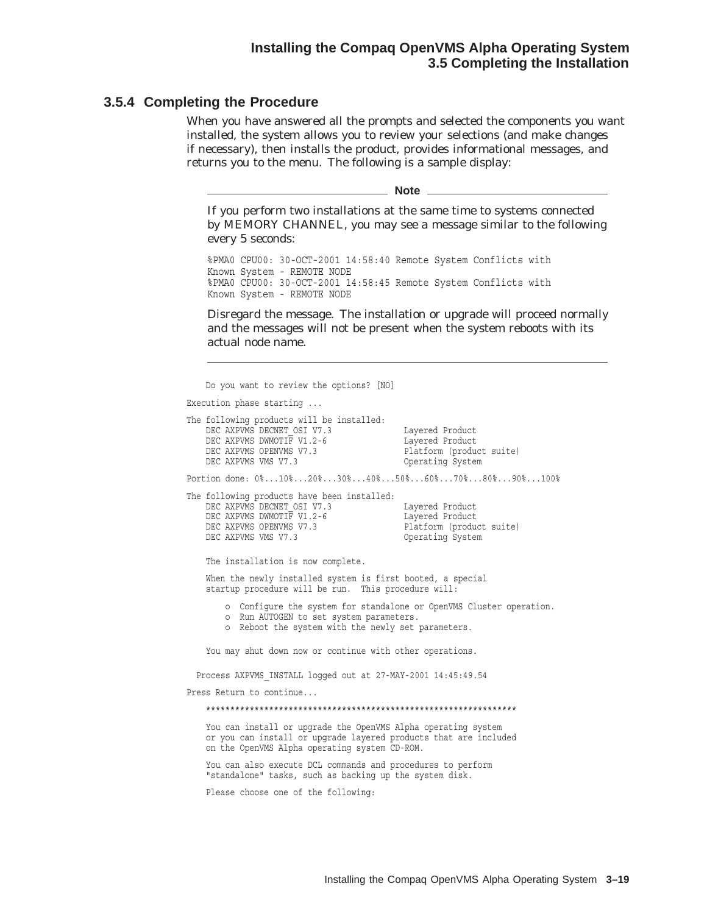### 3.5.4 Completing the Procedure

When you have answered all the prompts and selected the components you want installed, the system allows you to review your selections (and make changes if necessary), then installs the product, provides informational messages, and returns you to the menu. The following is a sample display:

---

**Note**

If you perform two installations at the same time to systems connected by MEMORY CHANNEL, you may see a message similar to the following every 5 seconds:

```
%PMA0 CPU00: 30-OCT-2001 14:58:40 Remote System Conflicts with
Known System - REMOTE NODE
%PMA0 CPU00: 30-OCT-2001 14:58:45 Remote System Conflicts with
Known System - REMOTE NODE
```

Disregard the message. The installation or upgrade will proceed normally and the messages will not be present when the system reboots with its actual node name.

---

```
    Do you want to review the options? [NO]

Execution phase starting ...

The following products will be installed:
    DEC AXPVMS DECNET_OSI V7.3              Layered Product
    DEC AXPVMS DWMOTIF V1.2-6               Layered Product
    DEC AXPVMS OPENVMS V7.3                 Platform (product suite)
    DEC AXPVMS VMS V7.3                     Operating System

Portion done: 0%...10%...20%...30%...40%...50%...60%...70%...80%...90%...100%

The following products have been installed:
    DEC AXPVMS DECNET_OSI V7.3              Layered Product
    DEC AXPVMS DWMOTIF V1.2-6               Layered Product
    DEC AXPVMS OPENVMS V7.3                 Platform (product suite)
    DEC AXPVMS VMS V7.3                     Operating System

    The installation is now complete.

    When the newly installed system is first booted, a special
    startup procedure will be run.  This procedure will:

        o  Configure the system for standalone or OpenVMS Cluster operation.
        o  Run AUTOGEN to set system parameters.
        o  Reboot the system with the newly set parameters.

    You may shut down now or continue with other operations.

  Process AXPVMS_INSTALL logged out at 27-MAY-2001 14:45:49.54

Press Return to continue...

    ****************************************************************

    You can install or upgrade the OpenVMS Alpha operating system
    or you can install or upgrade layered products that are included
    on the OpenVMS Alpha operating system CD-ROM.

    You can also execute DCL commands and procedures to perform
    "standalone" tasks, such as backing up the system disk.

    Please choose one of the following:
```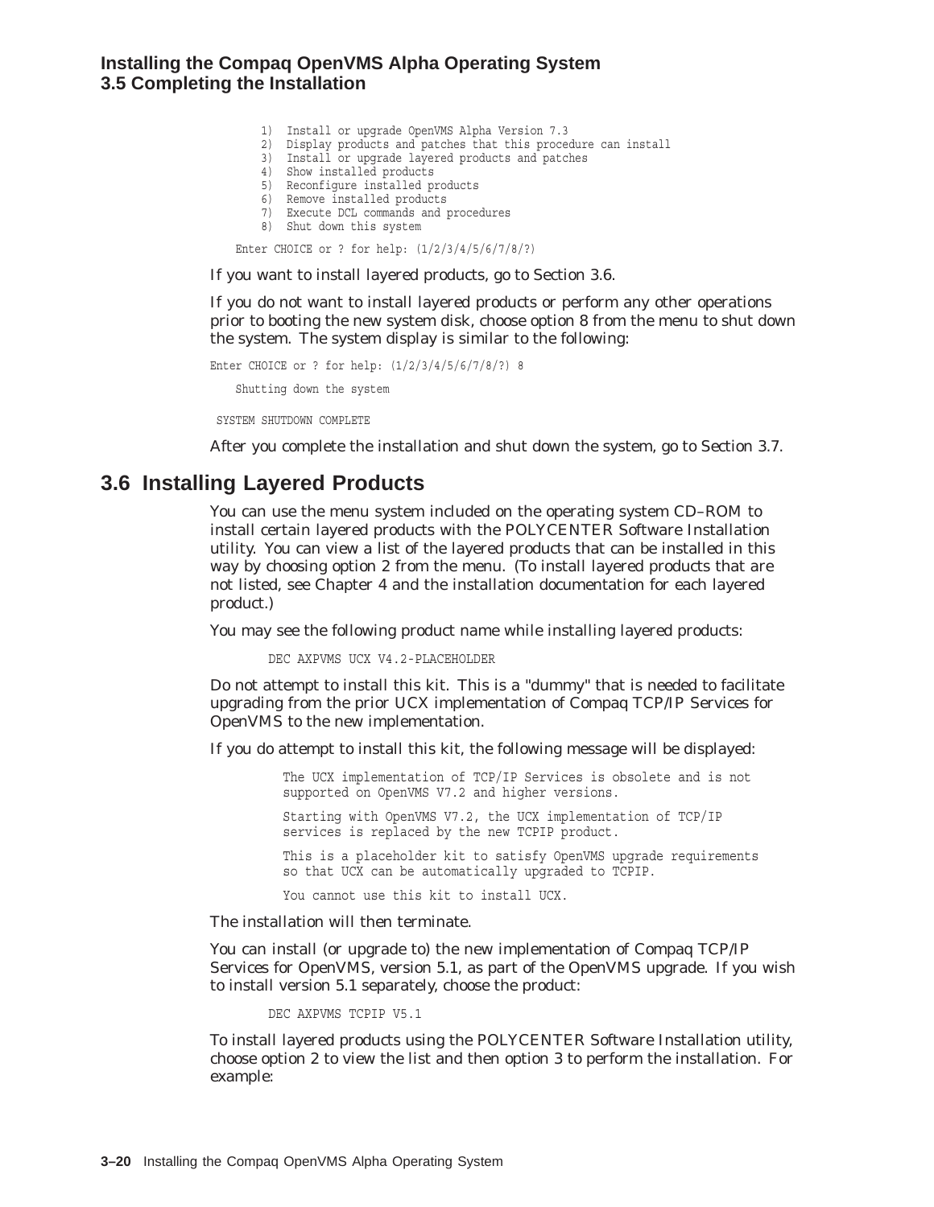```
    1)  Install or upgrade OpenVMS Alpha Version 7.3
    2)  Display products and patches that this procedure can install
    3)  Install or upgrade layered products and patches
    4)  Show installed products
    5)  Reconfigure installed products
    6)  Remove installed products
    7)  Execute DCL commands and procedures
    8)  Shut down this system

Enter CHOICE or ? for help: (1/2/3/4/5/6/7/8/?)
```

If you want to install layered products, go to Section 3.6.

If you do not want to install layered products or perform any other operations prior to booting the new system disk, choose option 8 from the menu to shut down the system. The system display is similar to the following:

```
Enter CHOICE or ? for help: (1/2/3/4/5/6/7/8/?) 8

    Shutting down the system

 SYSTEM SHUTDOWN COMPLETE
```

After you complete the installation and shut down the system, go to Section 3.7.

## 3.6 Installing Layered Products

You can use the menu system included on the operating system CD–ROM to install certain layered products with the POLYCENTER Software Installation utility. You can view a list of the layered products that can be installed in this way by choosing option 2 from the menu. (To install layered products that are not listed, see Chapter 4 and the installation documentation for each layered product.)

You may see the following product name while installing layered products:

```
DEC AXPVMS UCX V4.2-PLACEHOLDER
```

Do not attempt to install this kit. This is a "dummy" that is needed to facilitate upgrading from the prior UCX implementation of Compaq TCP/IP Services for OpenVMS to the new implementation.

If you do attempt to install this kit, the following message will be displayed:

```
The UCX implementation of TCP/IP Services is obsolete and is not
supported on OpenVMS V7.2 and higher versions.

Starting with OpenVMS V7.2, the UCX implementation of TCP/IP
services is replaced by the new TCPIP product.

This is a placeholder kit to satisfy OpenVMS upgrade requirements
so that UCX can be automatically upgraded to TCPIP.

You cannot use this kit to install UCX.
```

The installation will then terminate.

You can install (or upgrade to) the new implementation of Compaq TCP/IP Services for OpenVMS, version 5.1, as part of the OpenVMS upgrade. If you wish to install version 5.1 separately, choose the product:

```
DEC AXPVMS TCPIP V5.1
```

To install layered products using the POLYCENTER Software Installation utility, choose option 2 to view the list and then option 3 to perform the installation. For example: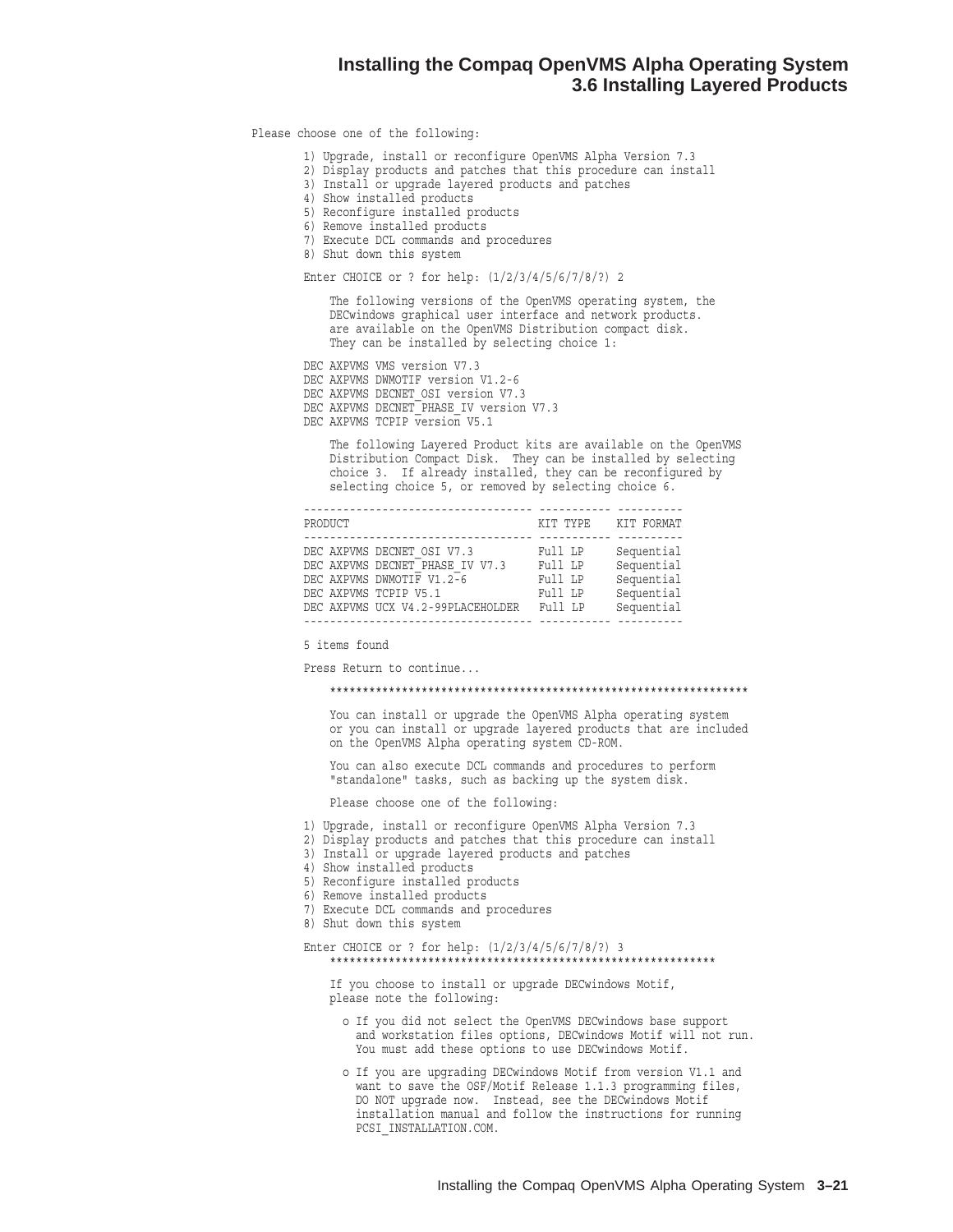```
Please choose one of the following:

        1) Upgrade, install or reconfigure OpenVMS Alpha Version 7.3
        2) Display products and patches that this procedure can install
        3) Install or upgrade layered products and patches
        4) Show installed products
        5) Reconfigure installed products
        6) Remove installed products
        7) Execute DCL commands and procedures
        8) Shut down this system

        Enter CHOICE or ? for help: (1/2/3/4/5/6/7/8/?) 2

            The following versions of the OpenVMS operating system, the
            DECwindows graphical user interface and network products.
            are available on the OpenVMS Distribution compact disk.
            They can be installed by selecting choice 1:

        DEC AXPVMS VMS version V7.3
        DEC AXPVMS DWMOTIF version V1.2-6
        DEC AXPVMS DECNET_OSI version V7.3
        DEC AXPVMS DECNET_PHASE_IV version V7.3
        DEC AXPVMS TCPIP version V5.1

            The following Layered Product kits are available on the OpenVMS
            Distribution Compact Disk.  They can be installed by selecting
            choice 3.  If already installed, they can be reconfigured by
            selecting choice 5, or removed by selecting choice 6.

        ----------------------------------- ----------- ----------
        PRODUCT                             KIT TYPE    KIT FORMAT
        ----------------------------------- ----------- ----------
        DEC AXPVMS DECNET_OSI V7.3          Full LP     Sequential
        DEC AXPVMS DECNET_PHASE_IV V7.3     Full LP     Sequential
        DEC AXPVMS DWMOTIF V1.2-6           Full LP     Sequential
        DEC AXPVMS TCPIP V5.1               Full LP     Sequential
        DEC AXPVMS UCX V4.2-99PLACEHOLDER   Full LP     Sequential
        ----------------------------------- ----------- ----------

        5 items found

        Press Return to continue...

            ****************************************************************

            You can install or upgrade the OpenVMS Alpha operating system
            or you can install or upgrade layered products that are included
            on the OpenVMS Alpha operating system CD-ROM.

            You can also execute DCL commands and procedures to perform
            "standalone" tasks, such as backing up the system disk.

            Please choose one of the following:

        1) Upgrade, install or reconfigure OpenVMS Alpha Version 7.3
        2) Display products and patches that this procedure can install
        3) Install or upgrade layered products and patches
        4) Show installed products
        5) Reconfigure installed products
        6) Remove installed products
        7) Execute DCL commands and procedures
        8) Shut down this system

        Enter CHOICE or ? for help: (1/2/3/4/5/6/7/8/?) 3
            ***********************************************************

            If you choose to install or upgrade DECwindows Motif,
            please note the following:

              o If you did not select the OpenVMS DECwindows base support
                and workstation files options, DECwindows Motif will not run.
                You must add these options to use DECwindows Motif.

              o If you are upgrading DECwindows Motif from version V1.1 and
                want to save the OSF/Motif Release 1.1.3 programming files,
                DO NOT upgrade now.  Instead, see the DECwindows Motif
                installation manual and follow the instructions for running
                PCSI_INSTALLATION.COM.
```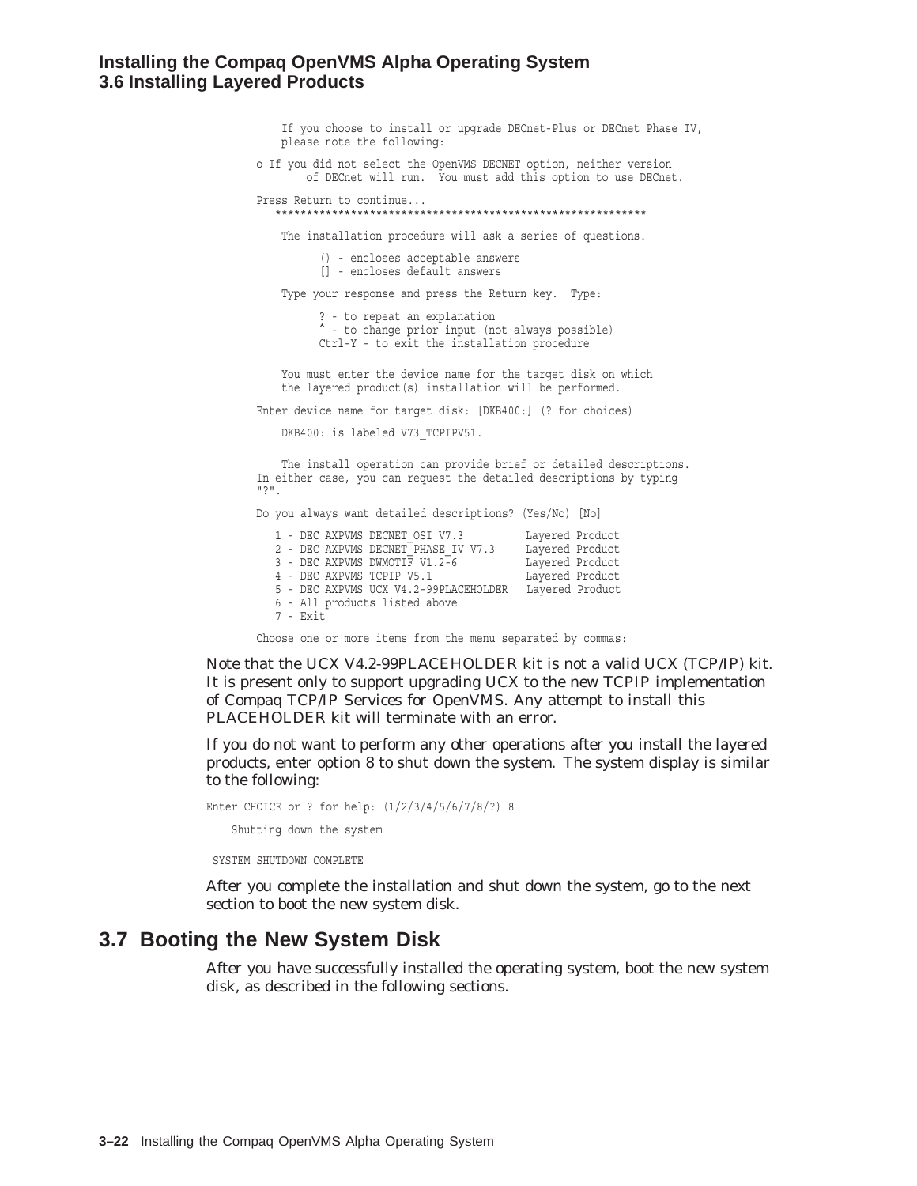```
    If you choose to install or upgrade DECnet-Plus or DECnet Phase IV,
    please note the following:

o If you did not select the OpenVMS DECNET option, neither version
      of DECnet will run.  You must add this option to use DECnet.

Press Return to continue...
   ***********************************************************

    The installation procedure will ask a series of questions.

          () - encloses acceptable answers
          [] - encloses default answers

    Type your response and press the Return key.  Type:

          ? - to repeat an explanation
          ^ - to change prior input (not always possible)
          Ctrl-Y - to exit the installation procedure

    You must enter the device name for the target disk on which
    the layered product(s) installation will be performed.

Enter device name for target disk: [DKB400:] (? for choices)

    DKB400: is labeled V73_TCPIPV51.


    The install operation can provide brief or detailed descriptions.
In either case, you can request the detailed descriptions by typing
"?".

Do you always want detailed descriptions? (Yes/No) [No]

   1 - DEC AXPVMS DECNET_OSI V7.3          Layered Product
   2 - DEC AXPVMS DECNET_PHASE_IV V7.3     Layered Product
   3 - DEC AXPVMS DWMOTIF V1.2-6           Layered Product
   4 - DEC AXPVMS TCPIP V5.1               Layered Product
   5 - DEC AXPVMS UCX V4.2-99PLACEHOLDER   Layered Product
   6 - All products listed above
   7 - Exit

Choose one or more items from the menu separated by commas:
```

Note that the UCX V4.2-99PLACEHOLDER kit is not a valid UCX (TCP/IP) kit. It is present only to support upgrading UCX to the new TCPIP implementation of Compaq TCP/IP Services for OpenVMS. Any attempt to install this PLACEHOLDER kit will terminate with an error.

If you do not want to perform any other operations after you install the layered products, enter option 8 to shut down the system. The system display is similar to the following:

```
Enter CHOICE or ? for help: (1/2/3/4/5/6/7/8/?) 8

    Shutting down the system

 SYSTEM SHUTDOWN COMPLETE
```

After you complete the installation and shut down the system, go to the next section to boot the new system disk.

## 3.7 Booting the New System Disk

After you have successfully installed the operating system, boot the new system disk, as described in the following sections.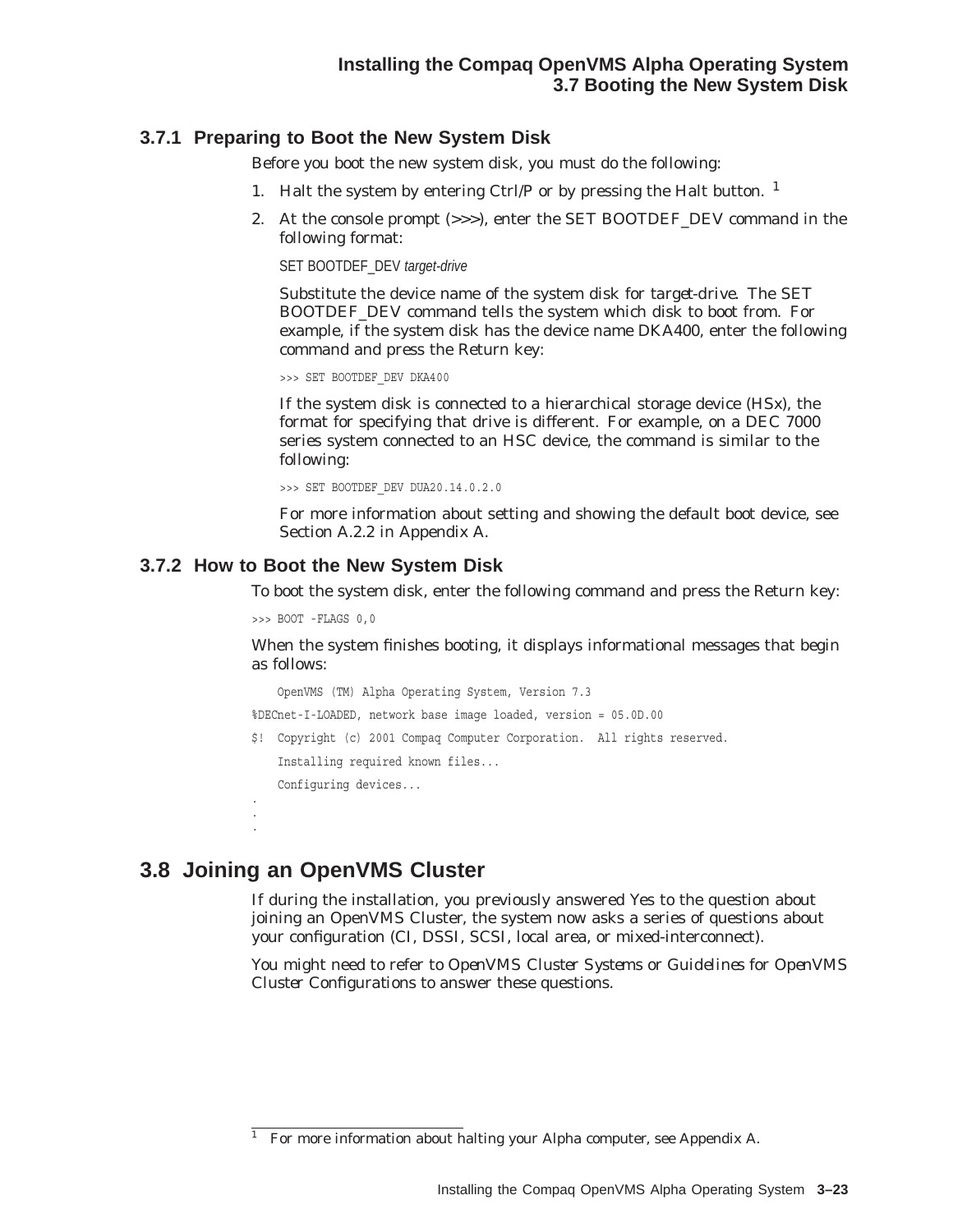### 3.7.1 Preparing to Boot the New System Disk

Before you boot the new system disk, you must do the following:

1. Halt the system by entering Ctrl/P or by pressing the Halt button. [1]
2. At the console prompt (>>>), enter the SET BOOTDEF_DEV command in the following format:

   SET BOOTDEF_DEV *target-drive*

   Substitute the device name of the system disk for *target-drive*. The SET BOOTDEF_DEV command tells the system which disk to boot from. For example, if the system disk has the device name DKA400, enter the following command and press the Return key:

   ```
   >>> SET BOOTDEF_DEV DKA400
   ```

   If the system disk is connected to a hierarchical storage device (HSx), the format for specifying that drive is different. For example, on a DEC 7000 series system connected to an HSC device, the command is similar to the following:

   ```
   >>> SET BOOTDEF_DEV DUA20.14.0.2.0
   ```

   For more information about setting and showing the default boot device, see Section A.2.2 in Appendix A.

### 3.7.2 How to Boot the New System Disk

To boot the system disk, enter the following command and press the Return key:

```
>>> BOOT -FLAGS 0,0
```

When the system finishes booting, it displays informational messages that begin as follows:

```
    OpenVMS (TM) Alpha Operating System, Version 7.3
%DECnet-I-LOADED, network base image loaded, version = 05.0D.00
$!  Copyright (c) 2001 Compaq Computer Corporation.  All rights reserved.
    Installing required known files...
    Configuring devices...
.
.
.
```

## 3.8 Joining an OpenVMS Cluster

If during the installation, you previously answered Yes to the question about joining an OpenVMS Cluster, the system now asks a series of questions about your configuration (CI, DSSI, SCSI, local area, or mixed-interconnect).

You might need to refer to *OpenVMS Cluster Systems* or *Guidelines for OpenVMS Cluster Configurations* to answer these questions.

[1] For more information about halting your Alpha computer, see Appendix A.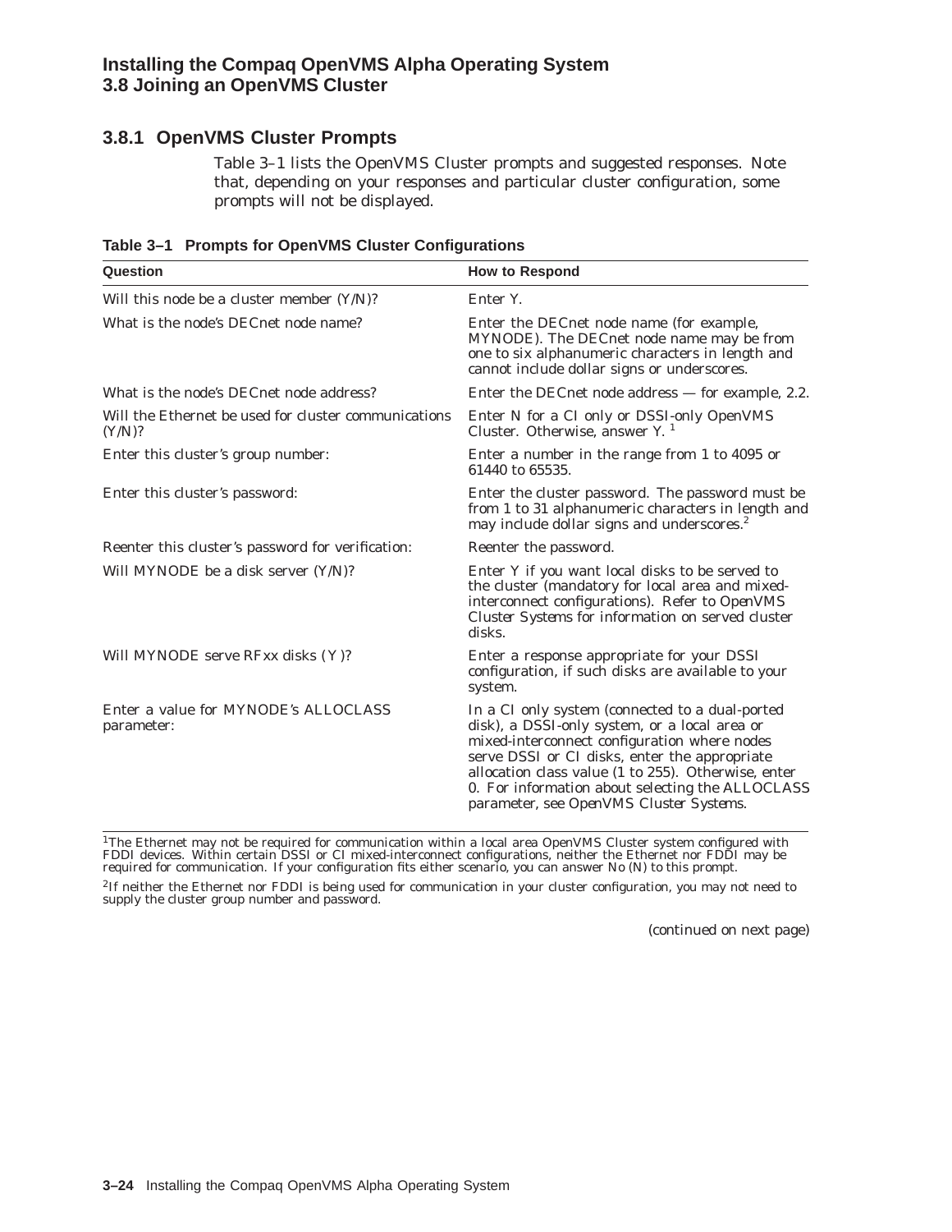### 3.8.1 OpenVMS Cluster Prompts

Table 3–1 lists the OpenVMS Cluster prompts and suggested responses. Note that, depending on your responses and particular cluster configuration, some prompts will not be displayed.

**Table 3–1 Prompts for OpenVMS Cluster Configurations**

| Question | How to Respond |
|---|---|
| Will this node be a cluster member (Y/N)? | Enter Y. |
| What is the node's DECnet node name? | Enter the DECnet node name (for example, MYNODE). The DECnet node name may be from one to six alphanumeric characters in length and cannot include dollar signs or underscores. |
| What is the node's DECnet node address? | Enter the DECnet node address — for example, 2.2. |
| Will the Ethernet be used for cluster communications (Y/N)? | Enter N for a CI only or DSSI-only OpenVMS Cluster. Otherwise, answer Y. [1] |
| Enter this cluster's group number: | Enter a number in the range from 1 to 4095 or 61440 to 65535. |
| Enter this cluster's password: | Enter the cluster password. The password must be from 1 to 31 alphanumeric characters in length and may include dollar signs and underscores.[2] |
| Reenter this cluster's password for verification: | Reenter the password. |
| Will MYNODE be a disk server (Y/N)? | Enter Y if you want local disks to be served to the cluster (mandatory for local area and mixed-interconnect configurations). Refer to *OpenVMS Cluster Systems* for information on served cluster disks. |
| Will MYNODE serve RFxx disks (Y)? | Enter a response appropriate for your DSSI configuration, if such disks are available to your system. |
| Enter a value for MYNODE's ALLOCLASS parameter: | In a CI only system (connected to a dual-ported disk), a DSSI-only system, or a local area or mixed-interconnect configuration where nodes serve DSSI or CI disks, enter the appropriate allocation class value (1 to 255). Otherwise, enter 0. For information about selecting the ALLOCLASS parameter, see *OpenVMS Cluster Systems*. |

[1]The Ethernet may not be required for communication within a local area OpenVMS Cluster system configured with FDDI devices. Within certain DSSI or CI mixed-interconnect configurations, neither the Ethernet nor FDDI may be required for communication. If your configuration fits either scenario, you can answer No (N) to this prompt.

[2]If neither the Ethernet nor FDDI is being used for communication in your cluster configuration, you may not need to supply the cluster group number and password.

(continued on next page)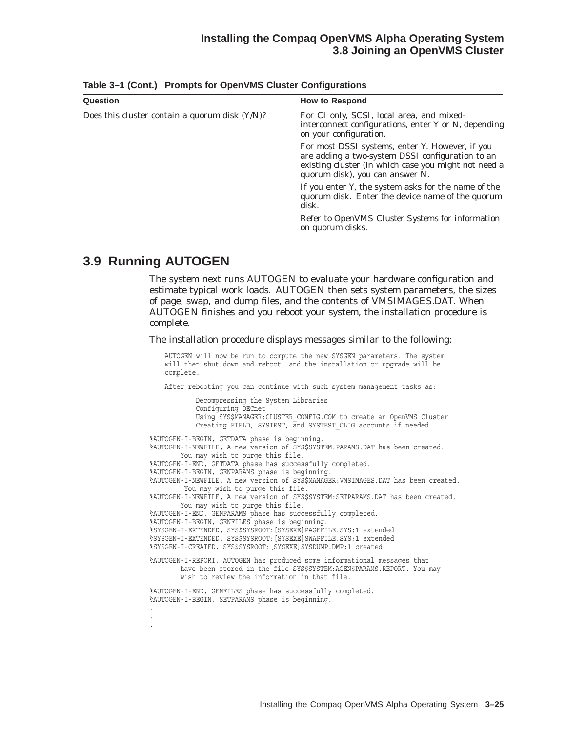**Table 3–1 (Cont.) Prompts for OpenVMS Cluster Configurations**

| Question | How to Respond |
|---|---|
| Does this cluster contain a quorum disk (Y/N)? | For CI only, SCSI, local area, and mixed-interconnect configurations, enter Y or N, depending on your configuration.<br><br>For most DSSI systems, enter Y. However, if you are adding a two-system DSSI configuration to an existing cluster (in which case you might not need a quorum disk), you can answer N.<br><br>If you enter Y, the system asks for the name of the quorum disk. Enter the device name of the quorum disk.<br><br>Refer to *OpenVMS Cluster Systems* for information on quorum disks. |

## 3.9 Running AUTOGEN

The system next runs AUTOGEN to evaluate your hardware configuration and estimate typical work loads. AUTOGEN then sets system parameters, the sizes of page, swap, and dump files, and the contents of VMSIMAGES.DAT. When AUTOGEN finishes and you reboot your system, the installation procedure is complete.

The installation procedure displays messages similar to the following:

```
    AUTOGEN will now be run to compute the new SYSGEN parameters. The system
    will then shut down and reboot, and the installation or upgrade will be
    complete.

    After rebooting you can continue with such system management tasks as:

            Decompressing the System Libraries
            Configuring DECnet
            Using SYS$MANAGER:CLUSTER_CONFIG.COM to create an OpenVMS Cluster
            Creating FIELD, SYSTEST, and SYSTEST_CLIG accounts if needed

%AUTOGEN-I-BEGIN, GETDATA phase is beginning.
%AUTOGEN-I-NEWFILE, A new version of SYS$SYSTEM:PARAMS.DAT has been created.
        You may wish to purge this file.
%AUTOGEN-I-END, GETDATA phase has successfully completed.
%AUTOGEN-I-BEGIN, GENPARAMS phase is beginning.
%AUTOGEN-I-NEWFILE, A new version of SYS$MANAGER:VMSIMAGES.DAT has been created.
         You may wish to purge this file.
%AUTOGEN-I-NEWFILE, A new version of SYS$SYSTEM:SETPARAMS.DAT has been created.
        You may wish to purge this file.
%AUTOGEN-I-END, GENPARAMS phase has successfully completed.
%AUTOGEN-I-BEGIN, GENFILES phase is beginning.
%SYSGEN-I-EXTENDED, SYS$SYSROOT:[SYSEXE]PAGEFILE.SYS;1 extended
%SYSGEN-I-EXTENDED, SYS$SYSROOT:[SYSEXE]SWAPFILE.SYS;1 extended
%SYSGEN-I-CREATED, SYS$SYSROOT:[SYSEXE]SYSDUMP.DMP;1 created

%AUTOGEN-I-REPORT, AUTOGEN has produced some informational messages that
        have been stored in the file SYS$SYSTEM:AGEN$PARAMS.REPORT. You may
        wish to review the information in that file.

%AUTOGEN-I-END, GENFILES phase has successfully completed.
%AUTOGEN-I-BEGIN, SETPARAMS phase is beginning.
.
.
.
```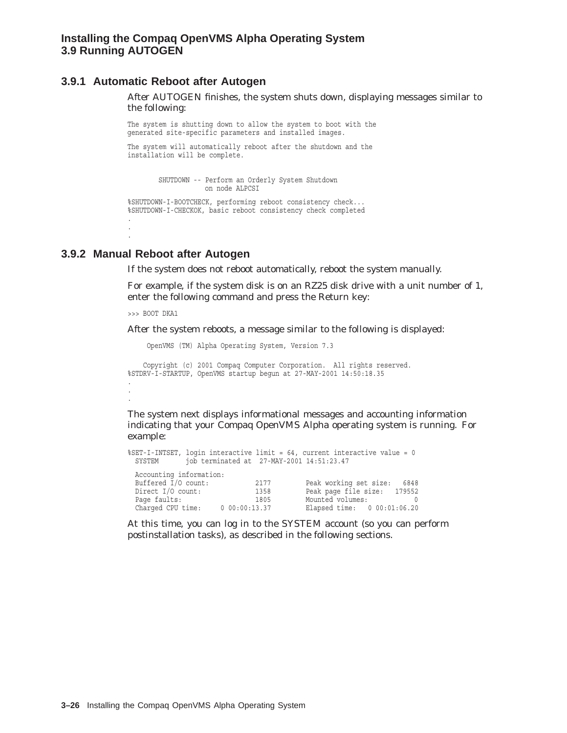### 3.9.1 Automatic Reboot after Autogen

After AUTOGEN finishes, the system shuts down, displaying messages similar to the following:

```
The system is shutting down to allow the system to boot with the
generated site-specific parameters and installed images.

The system will automatically reboot after the shutdown and the
installation will be complete.


        SHUTDOWN -- Perform an Orderly System Shutdown
                    on node ALPCSI

%SHUTDOWN-I-BOOTCHECK, performing reboot consistency check...
%SHUTDOWN-I-CHECKOK, basic reboot consistency check completed
.
.
.
```

### 3.9.2 Manual Reboot after Autogen

If the system does not reboot automatically, reboot the system manually.

For example, if the system disk is on an RZ25 disk drive with a unit number of 1, enter the following command and press the Return key:

```
>>> BOOT DKA1
```

After the system reboots, a message similar to the following is displayed:

```
     OpenVMS (TM) Alpha Operating System, Version 7.3

    Copyright (c) 2001 Compaq Computer Corporation.  All rights reserved.
%STDRV-I-STARTUP, OpenVMS startup begun at 27-MAY-2001 14:50:18.35
.
.
.
```

The system next displays informational messages and accounting information indicating that your Compaq OpenVMS Alpha operating system is running. For example:

```
%SET-I-INTSET, login interactive limit = 64, current interactive value = 0
  SYSTEM       job terminated at  27-MAY-2001 14:51:23.47

  Accounting information:
  Buffered I/O count:           2177        Peak working set size:   6848
  Direct I/O count:             1358        Peak page file size:   179552
  Page faults:                  1805        Mounted volumes:            0
  Charged CPU time:     0 00:00:13.37       Elapsed time:   0 00:01:06.20
```

At this time, you can log in to the SYSTEM account (so you can perform postinstallation tasks), as described in the following sections.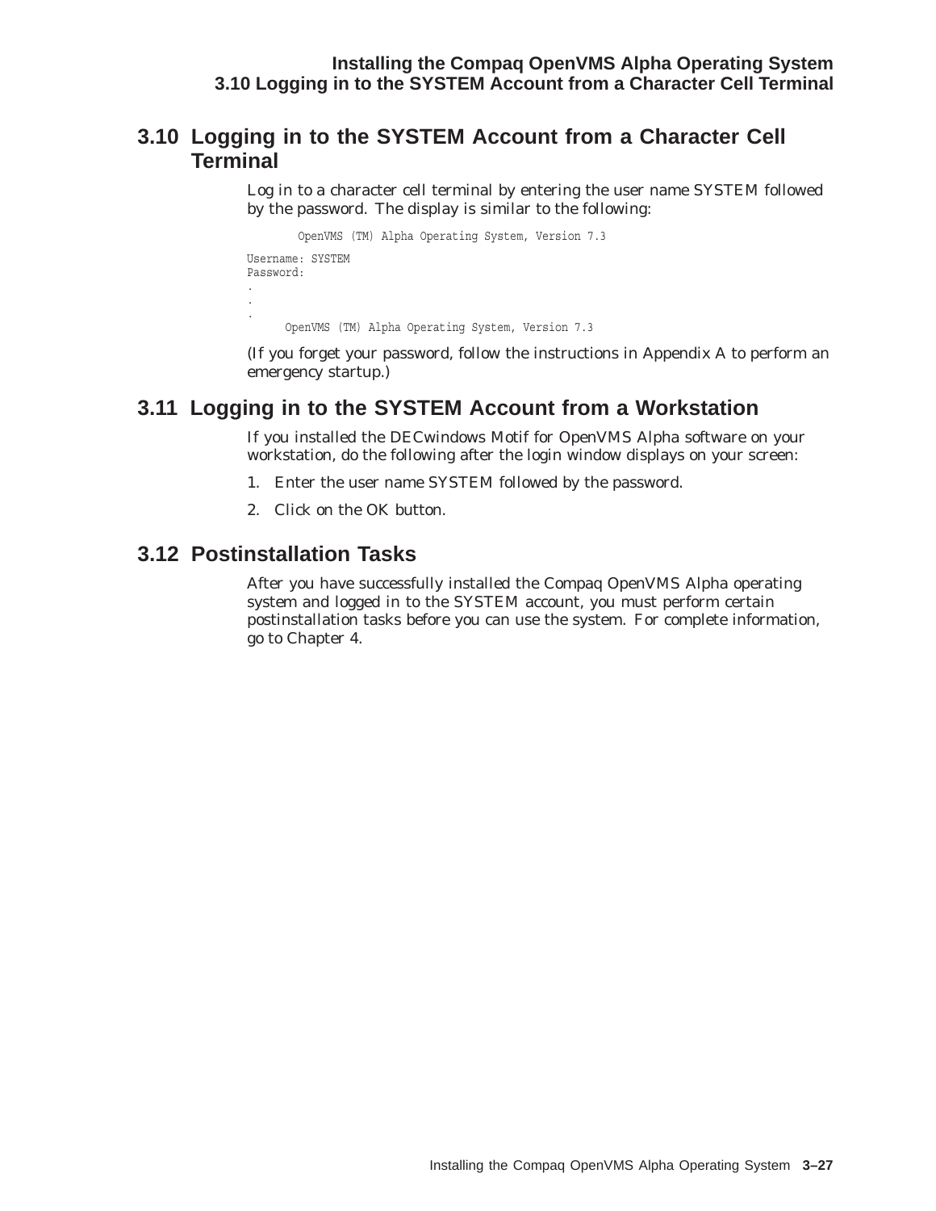## 3.10 Logging in to the SYSTEM Account from a Character Cell Terminal

Log in to a character cell terminal by entering the user name SYSTEM followed by the password. The display is similar to the following:

```
        OpenVMS (TM) Alpha Operating System, Version 7.3

Username: SYSTEM
Password:
.
.
.
      OpenVMS (TM) Alpha Operating System, Version 7.3
```

(If you forget your password, follow the instructions in Appendix A to perform an emergency startup.)

## 3.11 Logging in to the SYSTEM Account from a Workstation

If you installed the DECwindows Motif for OpenVMS Alpha software on your workstation, do the following after the login window displays on your screen:

1. Enter the user name SYSTEM followed by the password.
2. Click on the OK button.

## 3.12 Postinstallation Tasks

After you have successfully installed the Compaq OpenVMS Alpha operating system and logged in to the SYSTEM account, you must perform certain postinstallation tasks before you can use the system. For complete information, go to Chapter 4.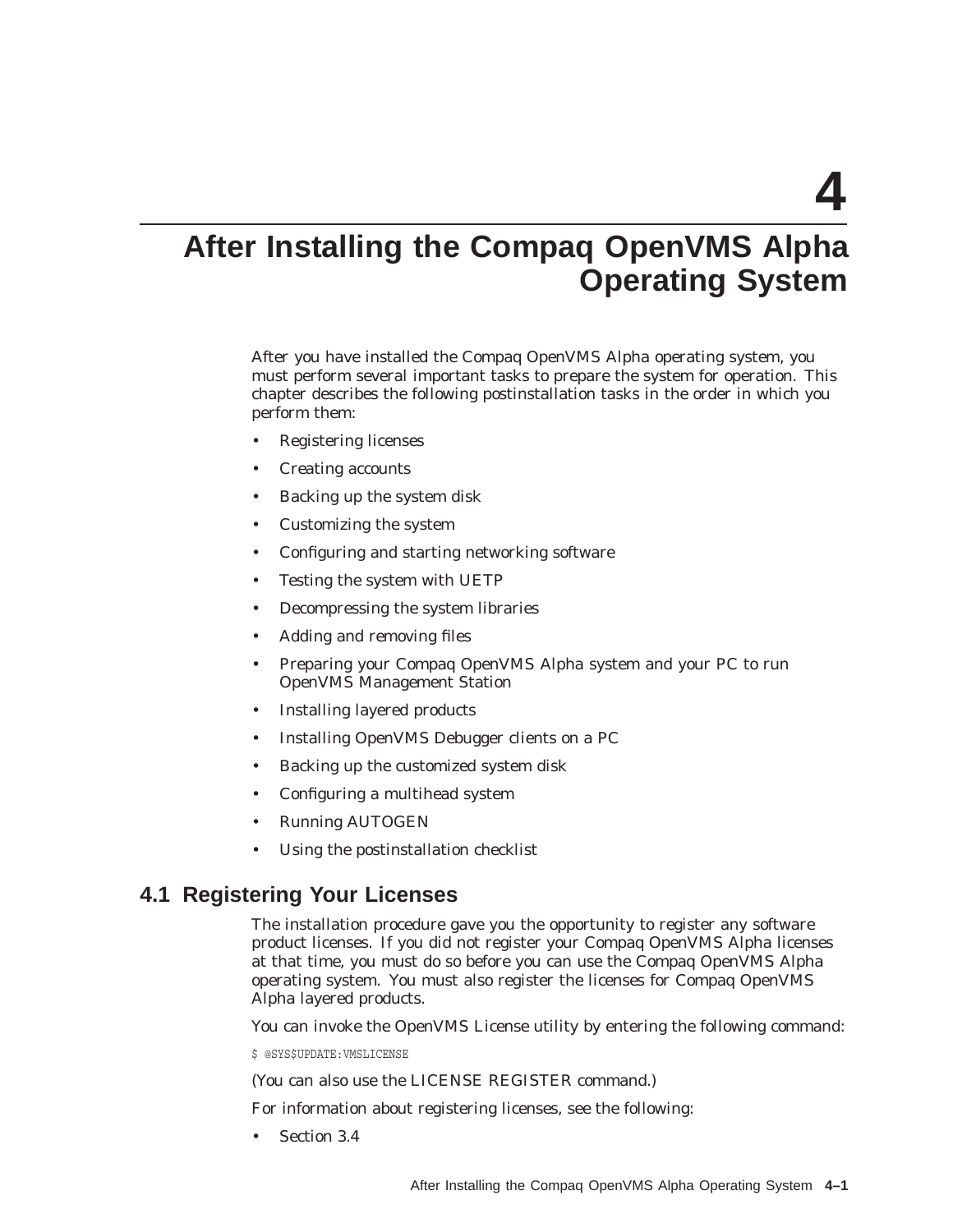# 4 After Installing the Compaq OpenVMS Alpha Operating System

After you have installed the Compaq OpenVMS Alpha operating system, you must perform several important tasks to prepare the system for operation. This chapter describes the following postinstallation tasks in the order in which you perform them:

- Registering licenses
- Creating accounts
- Backing up the system disk
- Customizing the system
- Configuring and starting networking software
- Testing the system with UETP
- Decompressing the system libraries
- Adding and removing files
- Preparing your Compaq OpenVMS Alpha system and your PC to run OpenVMS Management Station
- Installing layered products
- Installing OpenVMS Debugger clients on a PC
- Backing up the customized system disk
- Configuring a multihead system
- Running AUTOGEN
- Using the postinstallation checklist

## 4.1 Registering Your Licenses

The installation procedure gave you the opportunity to register any software product licenses. If you did not register your Compaq OpenVMS Alpha licenses at that time, you must do so before you can use the Compaq OpenVMS Alpha operating system. You must also register the licenses for Compaq OpenVMS Alpha layered products.

You can invoke the OpenVMS License utility by entering the following command:

```
$ @SYS$UPDATE:VMSLICENSE
```

(You can also use the LICENSE REGISTER command.)

For information about registering licenses, see the following:

- Section 3.4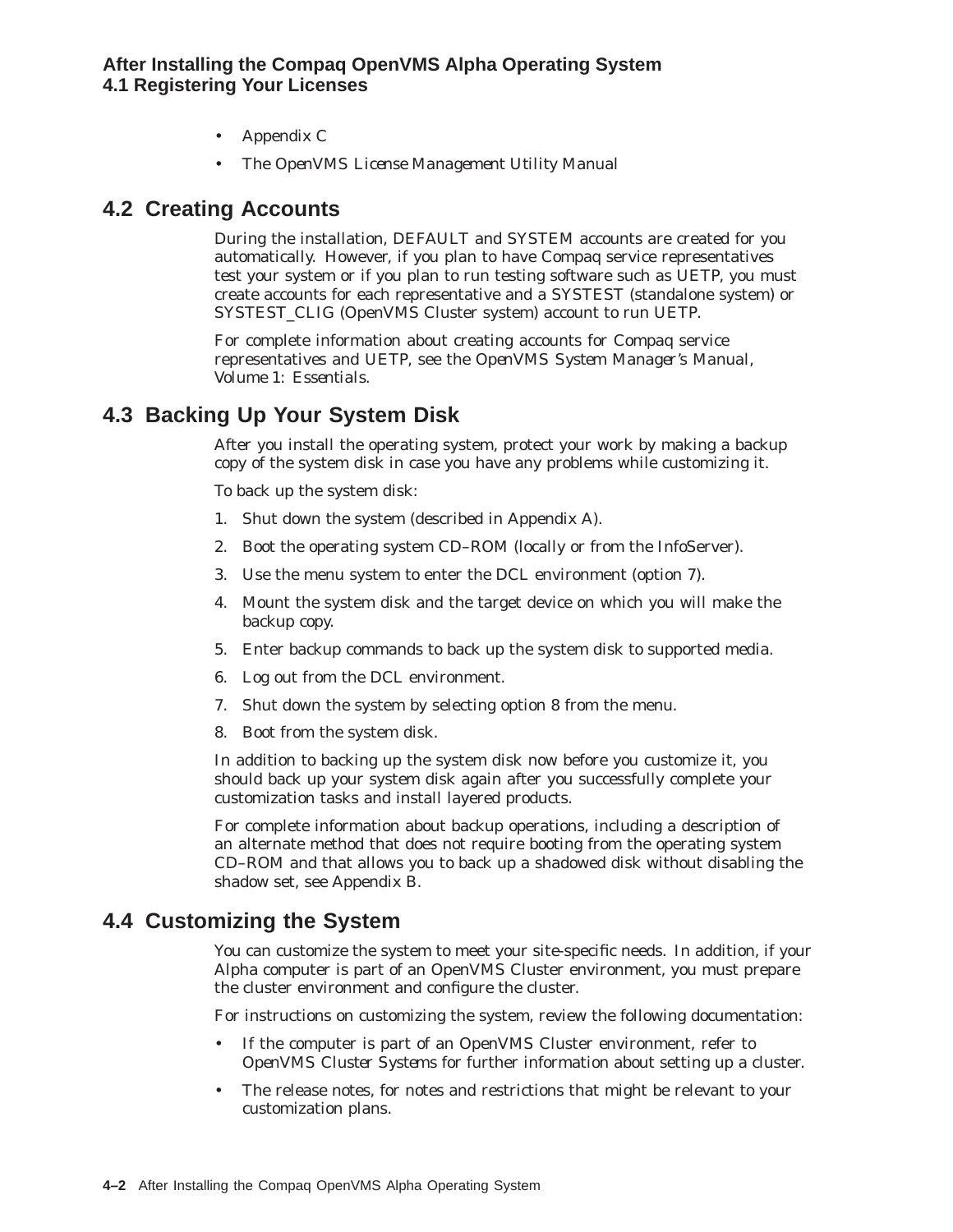- Appendix C
- The *OpenVMS License Management Utility Manual*

## 4.2 Creating Accounts

During the installation, DEFAULT and SYSTEM accounts are created for you automatically. However, if you plan to have Compaq service representatives test your system or if you plan to run testing software such as UETP, you must create accounts for each representative and a SYSTEST (standalone system) or SYSTEST_CLIG (OpenVMS Cluster system) account to run UETP.

For complete information about creating accounts for Compaq service representatives and UETP, see the *OpenVMS System Manager's Manual, Volume 1: Essentials*.

## 4.3 Backing Up Your System Disk

After you install the operating system, protect your work by making a backup copy of the system disk in case you have any problems while customizing it.

To back up the system disk:

1. Shut down the system (described in Appendix A).
2. Boot the operating system CD–ROM (locally or from the InfoServer).
3. Use the menu system to enter the DCL environment (option 7).
4. Mount the system disk and the target device on which you will make the backup copy.
5. Enter backup commands to back up the system disk to supported media.
6. Log out from the DCL environment.
7. Shut down the system by selecting option 8 from the menu.
8. Boot from the system disk.

In addition to backing up the system disk now before you customize it, you should back up your system disk again after you successfully complete your customization tasks and install layered products.

For complete information about backup operations, including a description of an alternate method that does not require booting from the operating system CD–ROM and that allows you to back up a shadowed disk without disabling the shadow set, see Appendix B.

## 4.4 Customizing the System

You can customize the system to meet your site-specific needs. In addition, if your Alpha computer is part of an OpenVMS Cluster environment, you must prepare the cluster environment and configure the cluster.

For instructions on customizing the system, review the following documentation:

- If the computer is part of an OpenVMS Cluster environment, refer to *OpenVMS Cluster Systems* for further information about setting up a cluster.
- The release notes, for notes and restrictions that might be relevant to your customization plans.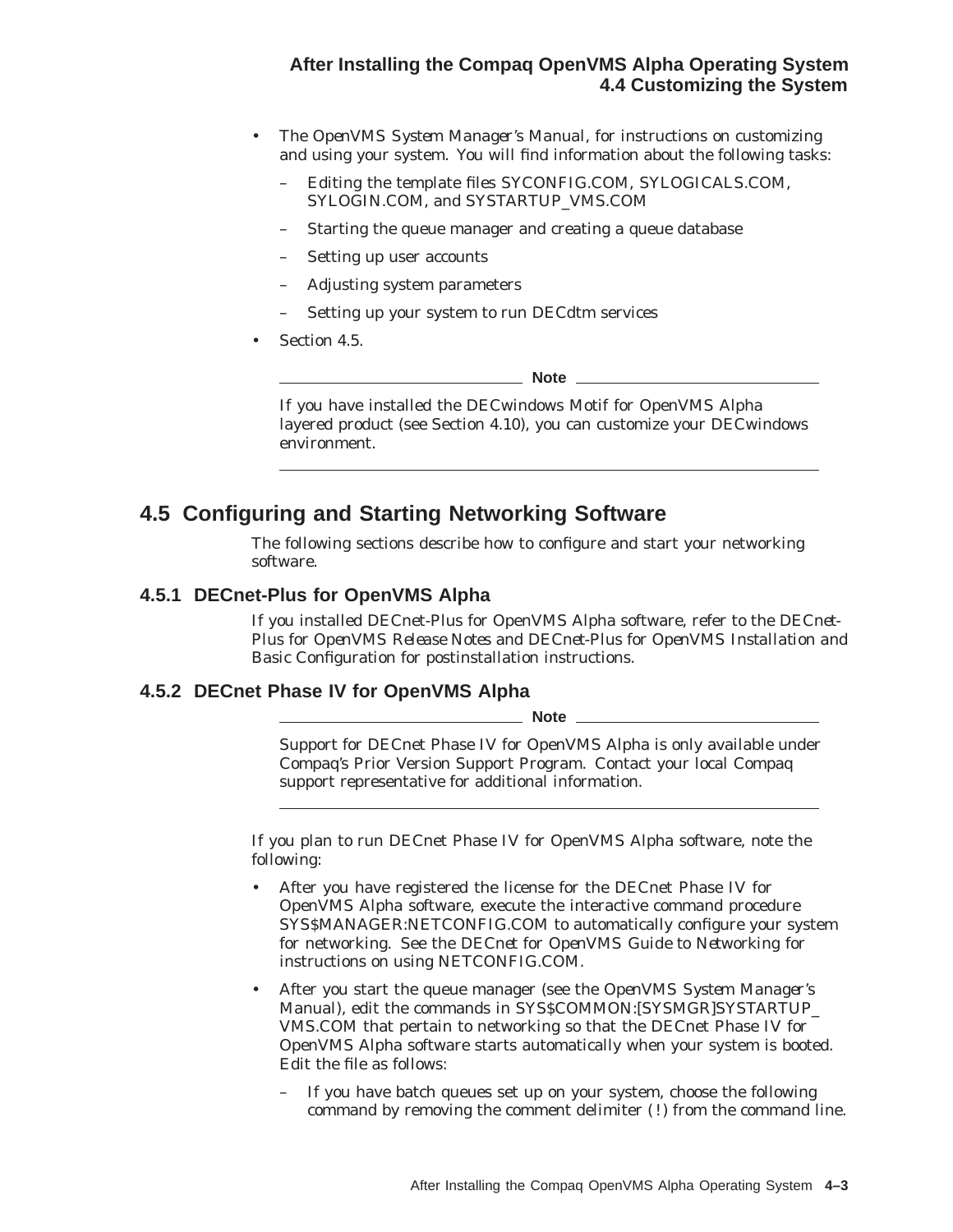- The *OpenVMS System Manager's Manual*, for instructions on customizing and using your system. You will find information about the following tasks:
  - Editing the template files SYCONFIG.COM, SYLOGICALS.COM, SYLOGIN.COM, and SYSTARTUP_VMS.COM
  - Starting the queue manager and creating a queue database
  - Setting up user accounts
  - Adjusting system parameters
  - Setting up your system to run DECdtm services
- Section 4.5.

---

**Note**

If you have installed the DECwindows Motif for OpenVMS Alpha layered product (see Section 4.10), you can customize your DECwindows environment.

---

## 4.5 Configuring and Starting Networking Software

The following sections describe how to configure and start your networking software.

### 4.5.1 DECnet-Plus for OpenVMS Alpha

If you installed DECnet-Plus for OpenVMS Alpha software, refer to the *DECnet-Plus for OpenVMS Release Notes* and *DECnet-Plus for OpenVMS Installation and Basic Configuration* for postinstallation instructions.

### 4.5.2 DECnet Phase IV for OpenVMS Alpha

---

**Note**

Support for DECnet Phase IV for OpenVMS Alpha is only available under Compaq's Prior Version Support Program. Contact your local Compaq support representative for additional information.

---

If you plan to run DECnet Phase IV for OpenVMS Alpha software, note the following:

- After you have registered the license for the DECnet Phase IV for OpenVMS Alpha software, execute the interactive command procedure SYS$MANAGER:NETCONFIG.COM to automatically configure your system for networking. See the *DECnet for OpenVMS Guide to Networking* for instructions on using NETCONFIG.COM.
- After you start the queue manager (see the *OpenVMS System Manager's Manual*), edit the commands in SYS$COMMON:[SYSMGR]SYSTARTUP_VMS.COM that pertain to networking so that the DECnet Phase IV for OpenVMS Alpha software starts automatically when your system is booted. Edit the file as follows:
  - If you have batch queues set up on your system, choose the following command by removing the comment delimiter ( ! ) from the command line.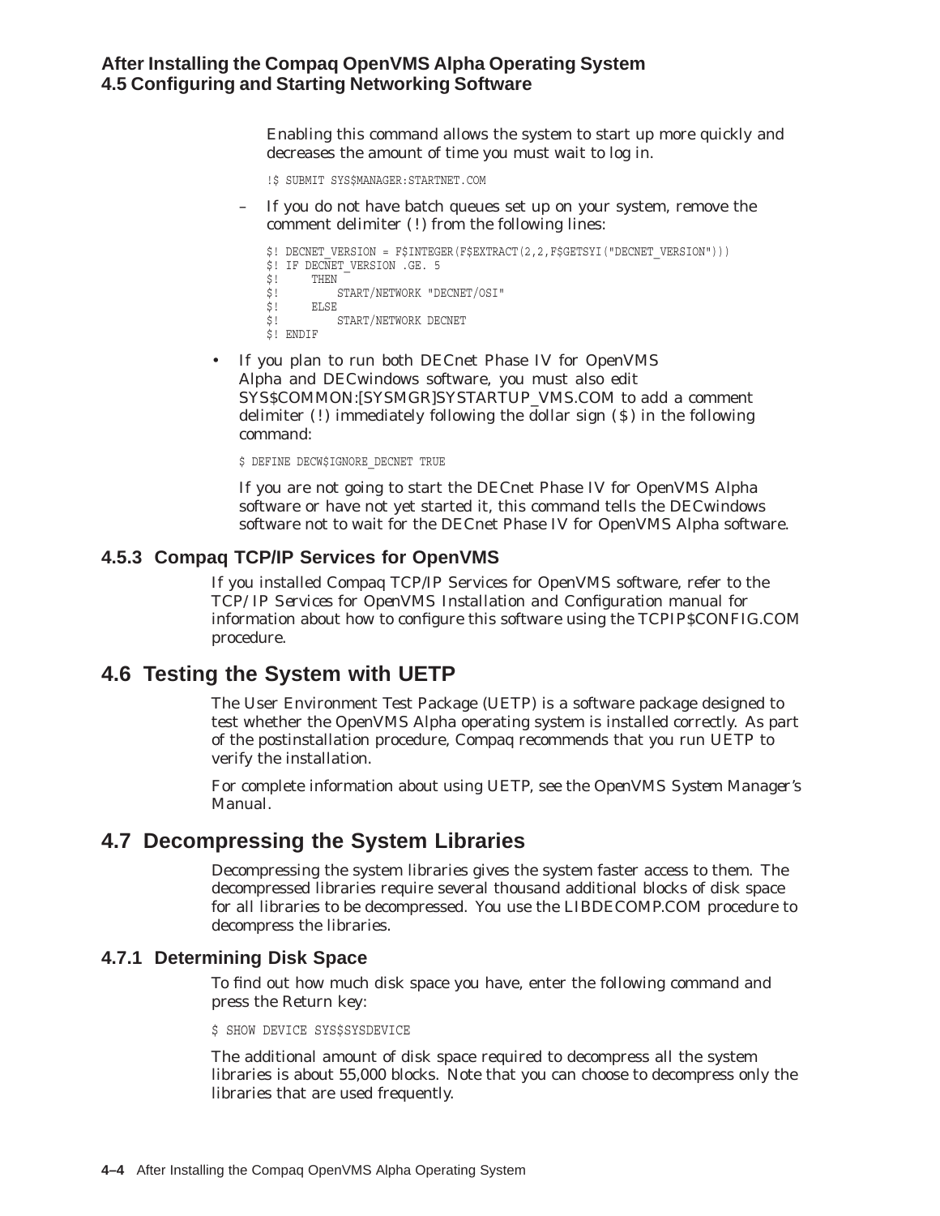Enabling this command allows the system to start up more quickly and decreases the amount of time you must wait to log in.

```
!$ SUBMIT SYS$MANAGER:STARTNET.COM
```

– If you do not have batch queues set up on your system, remove the comment delimiter (!) from the following lines:

```
$! DECNET_VERSION = F$INTEGER(F$EXTRACT(2,2,F$GETSYI("DECNET_VERSION")))
$! IF DECNET_VERSION .GE. 5
$!     THEN
$!         START/NETWORK "DECNET/OSI"
$!     ELSE
$!         START/NETWORK DECNET
$! ENDIF
```

- If you plan to run both DECnet Phase IV for OpenVMS Alpha and DECwindows software, you must also edit SYS$COMMON:[SYSMGR]SYSTARTUP_VMS.COM to add a comment delimiter (!) immediately following the dollar sign ($) in the following command:

```
$ DEFINE DECW$IGNORE_DECNET TRUE
```

If you are not going to start the DECnet Phase IV for OpenVMS Alpha software or have not yet started it, this command tells the DECwindows software not to wait for the DECnet Phase IV for OpenVMS Alpha software.

### 4.5.3 Compaq TCP/IP Services for OpenVMS

If you installed Compaq TCP/IP Services for OpenVMS software, refer to the *TCP/IP Services for OpenVMS Installation and Configuration* manual for information about how to configure this software using the TCPIP$CONFIG.COM procedure.

## 4.6 Testing the System with UETP

The User Environment Test Package (UETP) is a software package designed to test whether the OpenVMS Alpha operating system is installed correctly. As part of the postinstallation procedure, Compaq recommends that you run UETP to verify the installation.

For complete information about using UETP, see the *OpenVMS System Manager's Manual*.

## 4.7 Decompressing the System Libraries

Decompressing the system libraries gives the system faster access to them. The decompressed libraries require several thousand additional blocks of disk space for all libraries to be decompressed. You use the LIBDECOMP.COM procedure to decompress the libraries.

### 4.7.1 Determining Disk Space

To find out how much disk space you have, enter the following command and press the Return key:

```
$ SHOW DEVICE SYS$SYSDEVICE
```

The additional amount of disk space required to decompress all the system libraries is about 55,000 blocks. Note that you can choose to decompress only the libraries that are used frequently.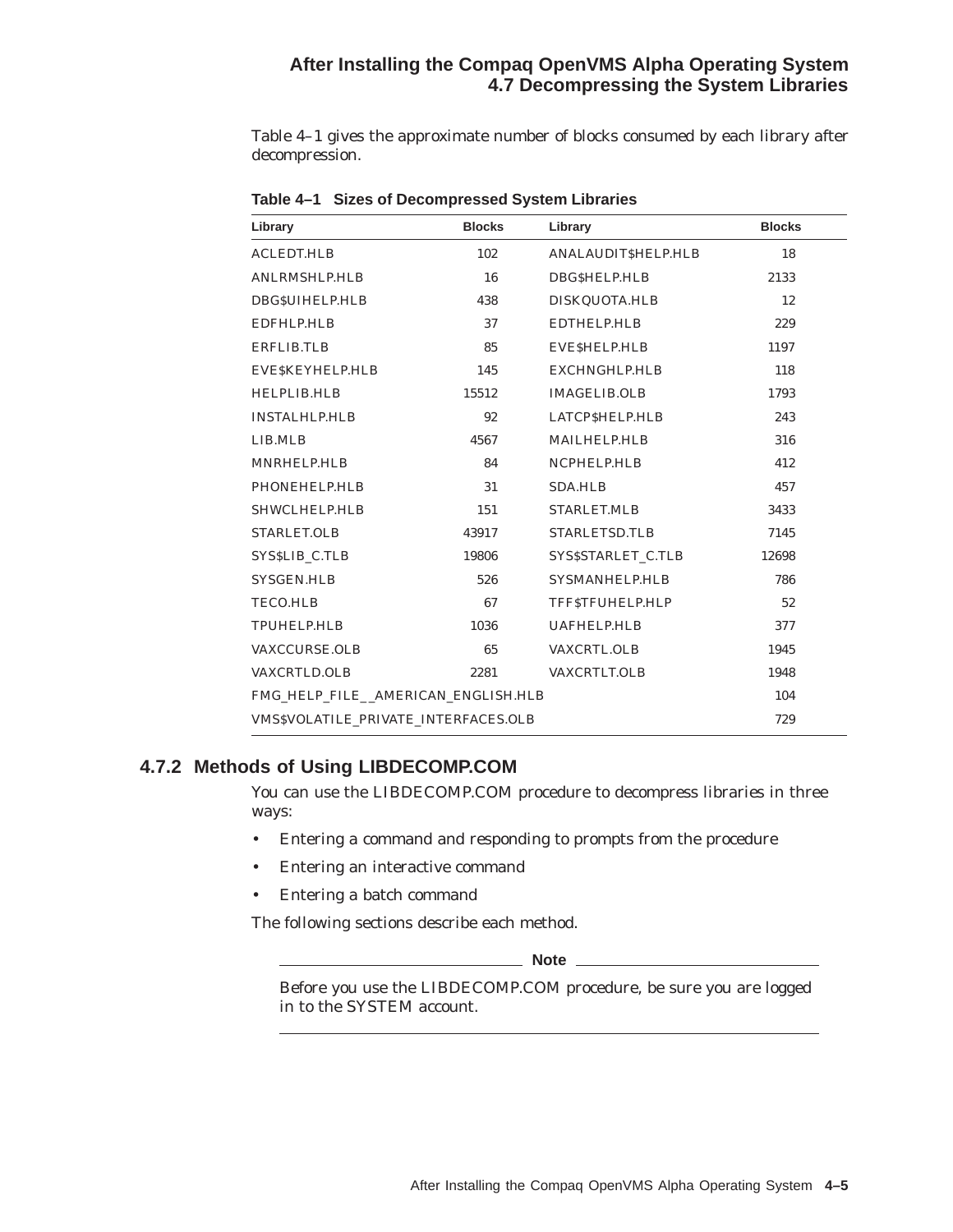Table 4–1 gives the approximate number of blocks consumed by each library after decompression.

**Table 4–1 Sizes of Decompressed System Libraries**

| Library | Blocks | Library | Blocks |
|---|---|---|---|
| ACLEDT.HLB | 102 | ANALAUDIT$HELP.HLB | 18 |
| ANLRMSHLP.HLB | 16 | DBG$HELP.HLB | 2133 |
| DBG$UIHELP.HLB | 438 | DISKQUOTA.HLB | 12 |
| EDFHLP.HLB | 37 | EDTHELP.HLB | 229 |
| ERFLIB.TLB | 85 | EVE$HELP.HLB | 1197 |
| EVE$KEYHELP.HLB | 145 | EXCHNGHLP.HLB | 118 |
| HELPLIB.HLB | 15512 | IMAGELIB.OLB | 1793 |
| INSTALHLP.HLB | 92 | LATCP$HELP.HLB | 243 |
| LIB.MLB | 4567 | MAILHELP.HLB | 316 |
| MNRHELP.HLB | 84 | NCPHELP.HLB | 412 |
| PHONEHELP.HLB | 31 | SDA.HLB | 457 |
| SHWCLHELP.HLB | 151 | STARLET.MLB | 3433 |
| STARLET.OLB | 43917 | STARLETSD.TLB | 7145 |
| SYS$LIB_C.TLB | 19806 | SYS$STARLET_C.TLB | 12698 |
| SYSGEN.HLB | 526 | SYSMANHELP.HLB | 786 |
| TECO.HLB | 67 | TFF$TFUHELP.HLP | 52 |
| TPUHELP.HLB | 1036 | UAFHELP.HLB | 377 |
| VAXCCURSE.OLB | 65 | VAXCRTL.OLB | 1945 |
| VAXCRTLD.OLB | 2281 | VAXCRTLT.OLB | 1948 |
| FMG_HELP_FILE__AMERICAN_ENGLISH.HLB | | | 104 |
| VMS$VOLATILE_PRIVATE_INTERFACES.OLB | | | 729 |

### 4.7.2 Methods of Using LIBDECOMP.COM

You can use the LIBDECOMP.COM procedure to decompress libraries in three ways:

- Entering a command and responding to prompts from the procedure
- Entering an interactive command
- Entering a batch command

The following sections describe each method.

---

**Note**

Before you use the LIBDECOMP.COM procedure, be sure you are logged in to the SYSTEM account.

---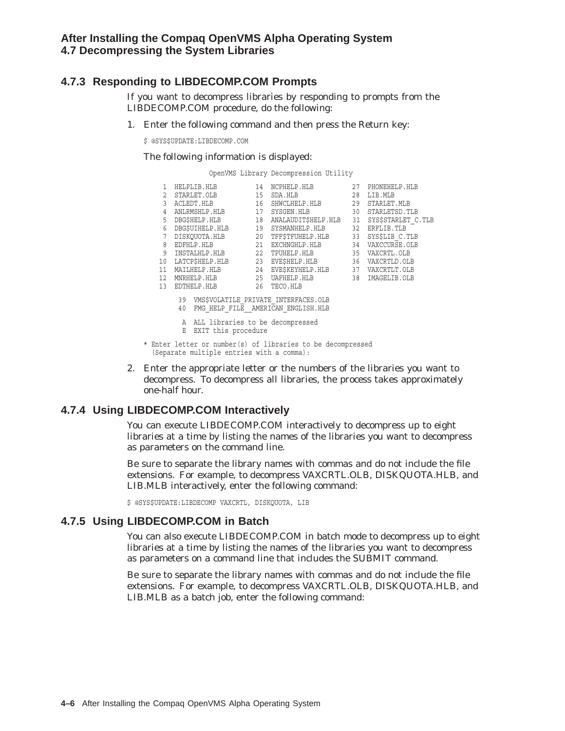### 4.7.3 Responding to LIBDECOMP.COM Prompts

If you want to decompress libraries by responding to prompts from the LIBDECOMP.COM procedure, do the following:

1. Enter the following command and then press the Return key:

   ```
   $ @SYS$UPDATE:LIBDECOMP.COM
   ```

   The following information is displayed:

   ```
                    OpenVMS Library Decompression Utility

     1  HELPLIB.HLB         14  NCPHELP.HLB          27  PHONEHELP.HLB
     2  STARLET.OLB         15  SDA.HLB              28  LIB.MLB
     3  ACLEDT.HLB          16  SHWCLHELP.HLB        29  STARLET.MLB
     4  ANLRMSHLP.HLB       17  SYSGEN.HLB           30  STARLETSD.TLB
     5  DBG$HELP.HLB        18  ANALAUDIT$HELP.HLB   31  SYS$STARLET_C.TLB
     6  DBG$UIHELP.HLB      19  SYSMANHELP.HLB       32  ERFLIB.TLB
     7  DISKQUOTA.HLB       20  TFF$TFUHELP.HLB      33  SYS$LIB_C.TLB
     8  EDFHLP.HLB          21  EXCHNGHLP.HLB        34  VAXCCURSE.OLB
     9  INSTALHLP.HLB       22  TPUHELP.HLB          35  VAXCRTL.OLB
    10  LATCP$HELP.HLB      23  EVE$HELP.HLB         36  VAXCRTLD.OLB
    11  MAILHELP.HLB        24  EVE$KEYHELP.HLB      37  VAXCRTLT.OLB
    12  MNRHELP.HLB         25  UAFHELP.HLB          38  IMAGELIB.OLB
    13  EDTHELP.HLB         26  TECO.HLB

         39  VMS$VOLATILE_PRIVATE_INTERFACES.OLB
         40  FMG_HELP_FILE__AMERICAN_ENGLISH.HLB

          A  ALL libraries to be decompressed
          E  EXIT this procedure

   * Enter letter or number(s) of libraries to be decompressed
     (Separate multiple entries with a comma):
   ```

2. Enter the appropriate letter or the numbers of the libraries you want to decompress. To decompress all libraries, the process takes approximately one-half hour.

### 4.7.4 Using LIBDECOMP.COM Interactively

You can execute LIBDECOMP.COM interactively to decompress up to eight libraries at a time by listing the names of the libraries you want to decompress as parameters on the command line.

Be sure to separate the library names with commas and do not include the file extensions. For example, to decompress VAXCRTL.OLB, DISKQUOTA.HLB, and LIB.MLB interactively, enter the following command:

```
$ @SYS$UPDATE:LIBDECOMP VAXCRTL, DISKQUOTA, LIB
```

### 4.7.5 Using LIBDECOMP.COM in Batch

You can also execute LIBDECOMP.COM in batch mode to decompress up to eight libraries at a time by listing the names of the libraries you want to decompress as parameters on a command line that includes the SUBMIT command.

Be sure to separate the library names with commas and do not include the file extensions. For example, to decompress VAXCRTL.OLB, DISKQUOTA.HLB, and LIB.MLB as a batch job, enter the following command: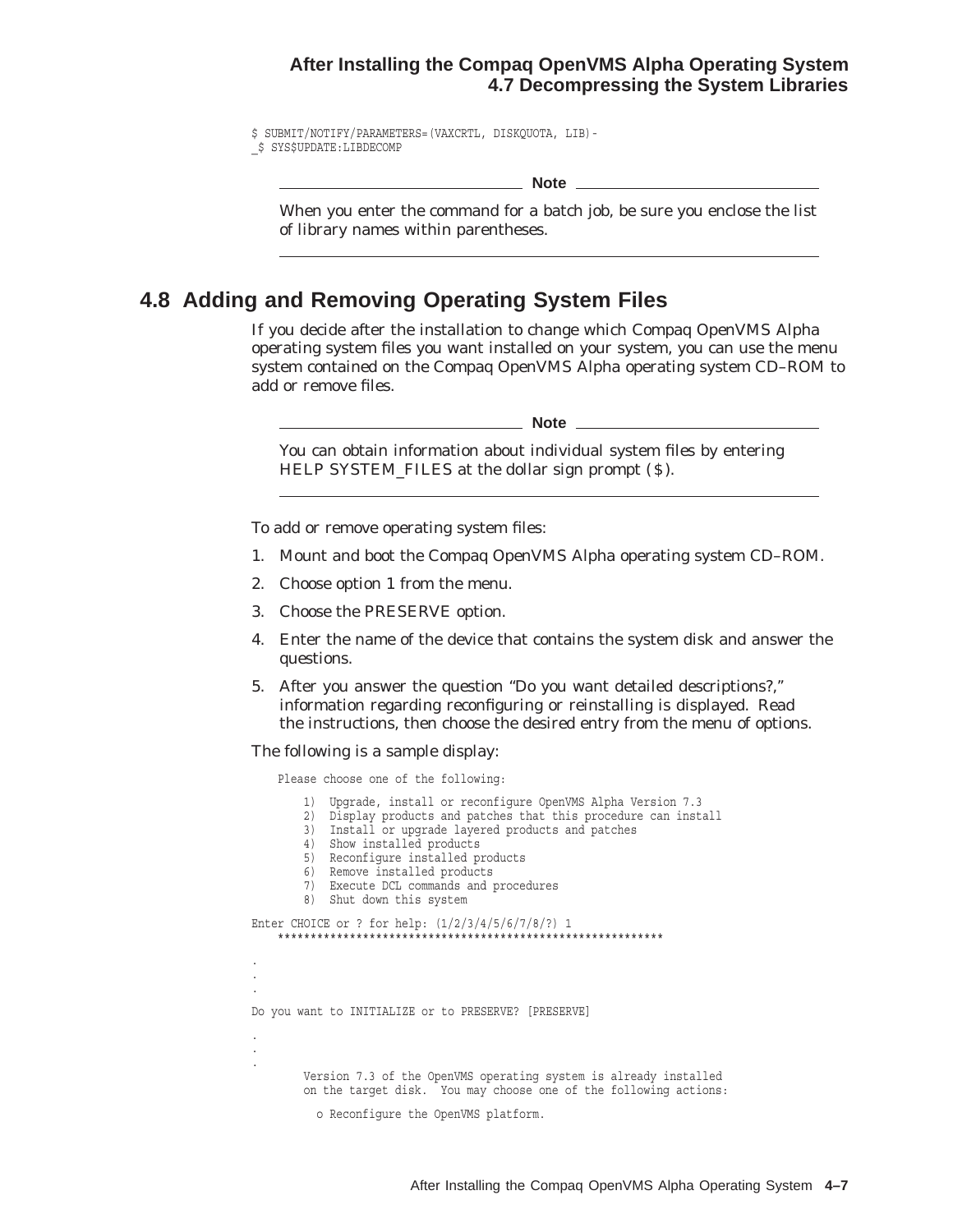```
$ SUBMIT/NOTIFY/PARAMETERS=(VAXCRTL, DISKQUOTA, LIB)-
_$ SYS$UPDATE:LIBDECOMP
```

**Note**

When you enter the command for a batch job, be sure you enclose the list of library names within parentheses.

## 4.8 Adding and Removing Operating System Files

If you decide after the installation to change which Compaq OpenVMS Alpha operating system files you want installed on your system, you can use the menu system contained on the Compaq OpenVMS Alpha operating system CD–ROM to add or remove files.

**Note**

You can obtain information about individual system files by entering HELP SYSTEM_FILES at the dollar sign prompt ($).

To add or remove operating system files:

1. Mount and boot the Compaq OpenVMS Alpha operating system CD–ROM.
2. Choose option 1 from the menu.
3. Choose the PRESERVE option.
4. Enter the name of the device that contains the system disk and answer the questions.
5. After you answer the question "Do you want detailed descriptions?," information regarding reconfiguring or reinstalling is displayed. Read the instructions, then choose the desired entry from the menu of options.

The following is a sample display:

```
    Please choose one of the following:

        1)  Upgrade, install or reconfigure OpenVMS Alpha Version 7.3
        2)  Display products and patches that this procedure can install
        3)  Install or upgrade layered products and patches
        4)  Show installed products
        5)  Reconfigure installed products
        6)  Remove installed products
        7)  Execute DCL commands and procedures
        8)  Shut down this system

Enter CHOICE or ? for help: (1/2/3/4/5/6/7/8/?) 1
    ***********************************************************
.
.
.
Do you want to INITIALIZE or to PRESERVE? [PRESERVE]
.
.
.
        Version 7.3 of the OpenVMS operating system is already installed
        on the target disk.  You may choose one of the following actions:

          o Reconfigure the OpenVMS platform.
```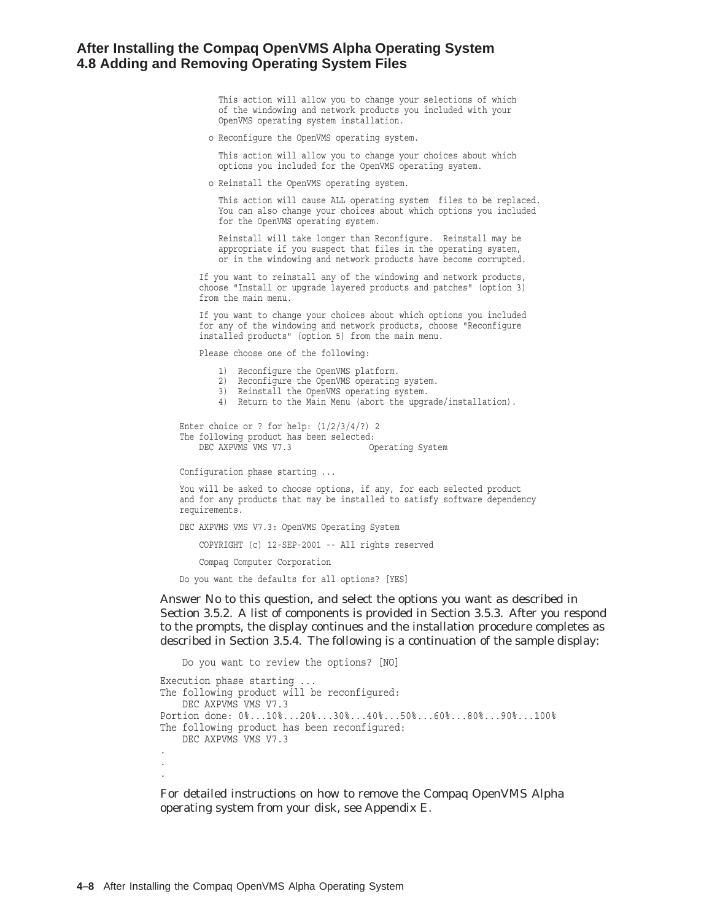```
          This action will allow you to change your selections of which
          of the windowing and network products you included with your
          OpenVMS operating system installation.

        o Reconfigure the OpenVMS operating system.

          This action will allow you to change your choices about which
          options you included for the OpenVMS operating system.

        o Reinstall the OpenVMS operating system.

          This action will cause ALL operating system  files to be replaced.
          You can also change your choices about which options you included
          for the OpenVMS operating system.

          Reinstall will take longer than Reconfigure.  Reinstall may be
          appropriate if you suspect that files in the operating system,
          or in the windowing and network products have become corrupted.

      If you want to reinstall any of the windowing and network products,
      choose "Install or upgrade layered products and patches" (option 3)
      from the main menu.

      If you want to change your choices about which options you included
      for any of the windowing and network products, choose "Reconfigure
      installed products" (option 5) from the main menu.

      Please choose one of the following:

          1)  Reconfigure the OpenVMS platform.
          2)  Reconfigure the OpenVMS operating system.
          3)  Reinstall the OpenVMS operating system.
          4)  Return to the Main Menu (abort the upgrade/installation).

  Enter choice or ? for help: (1/2/3/4/?) 2
  The following product has been selected:
      DEC AXPVMS VMS V7.3                Operating System

  Configuration phase starting ...

  You will be asked to choose options, if any, for each selected product
  and for any products that may be installed to satisfy software dependency
  requirements.

  DEC AXPVMS VMS V7.3: OpenVMS Operating System

      COPYRIGHT (c) 12-SEP-2001 -- All rights reserved

      Compaq Computer Corporation

  Do you want the defaults for all options? [YES]
```

Answer No to this question, and select the options you want as described in Section 3.5.2. A list of components is provided in Section 3.5.3. After you respond to the prompts, the display continues and the installation procedure completes as described in Section 3.5.4. The following is a continuation of the sample display:

```
    Do you want to review the options? [NO]

Execution phase starting ...
The following product will be reconfigured:
    DEC AXPVMS VMS V7.3
Portion done: 0%...10%...20%...30%...40%...50%...60%...80%...90%...100%
The following product has been reconfigured:
    DEC AXPVMS VMS V7.3
.
.
.
```

For detailed instructions on how to remove the Compaq OpenVMS Alpha operating system from your disk, see Appendix E.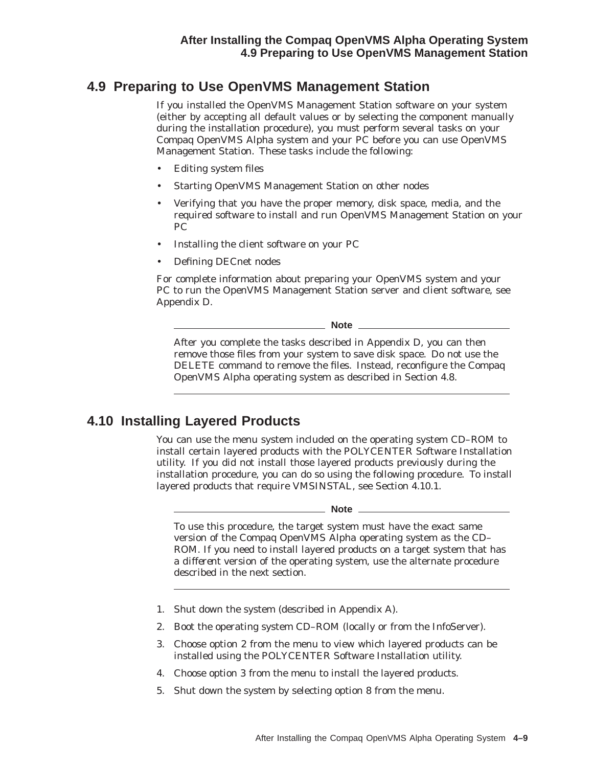## 4.9 Preparing to Use OpenVMS Management Station

If you installed the OpenVMS Management Station software on your system (either by accepting all default values or by selecting the component manually during the installation procedure), you must perform several tasks on your Compaq OpenVMS Alpha system and your PC before you can use OpenVMS Management Station. These tasks include the following:

- Editing system files
- Starting OpenVMS Management Station on other nodes
- Verifying that you have the proper memory, disk space, media, and the required software to install and run OpenVMS Management Station on your PC
- Installing the client software on your PC
- Defining DECnet nodes

For complete information about preparing your OpenVMS system and your PC to run the OpenVMS Management Station server and client software, see Appendix D.

---

**Note**

After you complete the tasks described in Appendix D, you can then remove those files from your system to save disk space. Do not use the DELETE command to remove the files. Instead, reconfigure the Compaq OpenVMS Alpha operating system as described in Section 4.8.

---

## 4.10 Installing Layered Products

You can use the menu system included on the operating system CD–ROM to install certain layered products with the POLYCENTER Software Installation utility. If you did not install those layered products previously during the installation procedure, you can do so using the following procedure. To install layered products that require VMSINSTAL, see Section 4.10.1.

---

**Note**

To use this procedure, the target system must have the exact same version of the Compaq OpenVMS Alpha operating system as the CD–ROM. If you need to install layered products on a target system that has a *different* version of the operating system, use the alternate procedure described in the next section.

---

1. Shut down the system (described in Appendix A).
2. Boot the operating system CD–ROM (locally or from the InfoServer).
3. Choose option 2 from the menu to view which layered products can be installed using the POLYCENTER Software Installation utility.
4. Choose option 3 from the menu to install the layered products.
5. Shut down the system by selecting option 8 from the menu.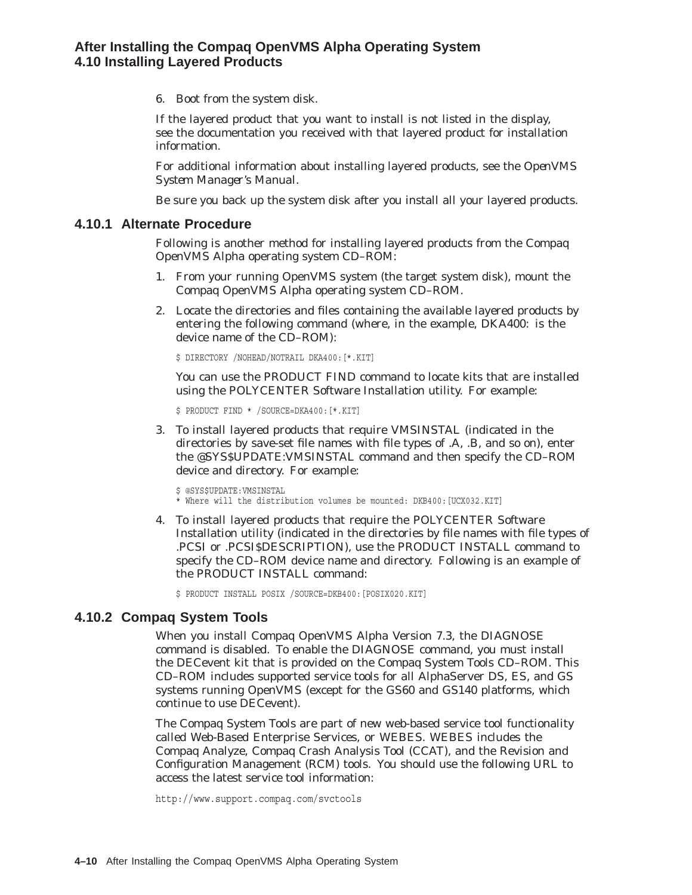6. Boot from the system disk.

If the layered product that you want to install is not listed in the display, see the documentation you received with that layered product for installation information.

For additional information about installing layered products, see the *OpenVMS System Manager's Manual*.

Be sure you back up the system disk after you install all your layered products.

### 4.10.1 Alternate Procedure

Following is another method for installing layered products from the Compaq OpenVMS Alpha operating system CD–ROM:

1. From your running OpenVMS system (the target system disk), mount the Compaq OpenVMS Alpha operating system CD–ROM.
2. Locate the directories and files containing the available layered products by entering the following command (where, in the example, DKA400: is the device name of the CD–ROM):

   ```
   $ DIRECTORY /NOHEAD/NOTRAIL DKA400:[*.KIT]
   ```

   You can use the PRODUCT FIND command to locate kits that are installed using the POLYCENTER Software Installation utility. For example:

   ```
   $ PRODUCT FIND * /SOURCE=DKA400:[*.KIT]
   ```

3. To install layered products that require VMSINSTAL (indicated in the directories by save-set file names with file types of .A, .B, and so on), enter the @SYS$UPDATE:VMSINSTAL command and then specify the CD–ROM device and directory. For example:

   ```
   $ @SYS$UPDATE:VMSINSTAL
   * Where will the distribution volumes be mounted: DKB400:[UCX032.KIT]
   ```

4. To install layered products that require the POLYCENTER Software Installation utility (indicated in the directories by file names with file types of .PCSI or .PCSI$DESCRIPTION), use the PRODUCT INSTALL command to specify the CD–ROM device name and directory. Following is an example of the PRODUCT INSTALL command:

   ```
   $ PRODUCT INSTALL POSIX /SOURCE=DKB400:[POSIX020.KIT]
   ```

### 4.10.2 Compaq System Tools

When you install Compaq OpenVMS Alpha Version 7.3, the DIAGNOSE command is disabled. To enable the DIAGNOSE command, you must install the DECevent kit that is provided on the Compaq System Tools CD–ROM. This CD–ROM includes supported service tools for all AlphaServer DS, ES, and GS systems running OpenVMS (except for the GS60 and GS140 platforms, which continue to use DECevent).

The Compaq System Tools are part of new web-based service tool functionality called Web-Based Enterprise Services, or WEBES. WEBES includes the Compaq Analyze, Compaq Crash Analysis Tool (CCAT), and the Revision and Configuration Management (RCM) tools. You should use the following URL to access the latest service tool information:

```
http://www.support.compaq.com/svctools
```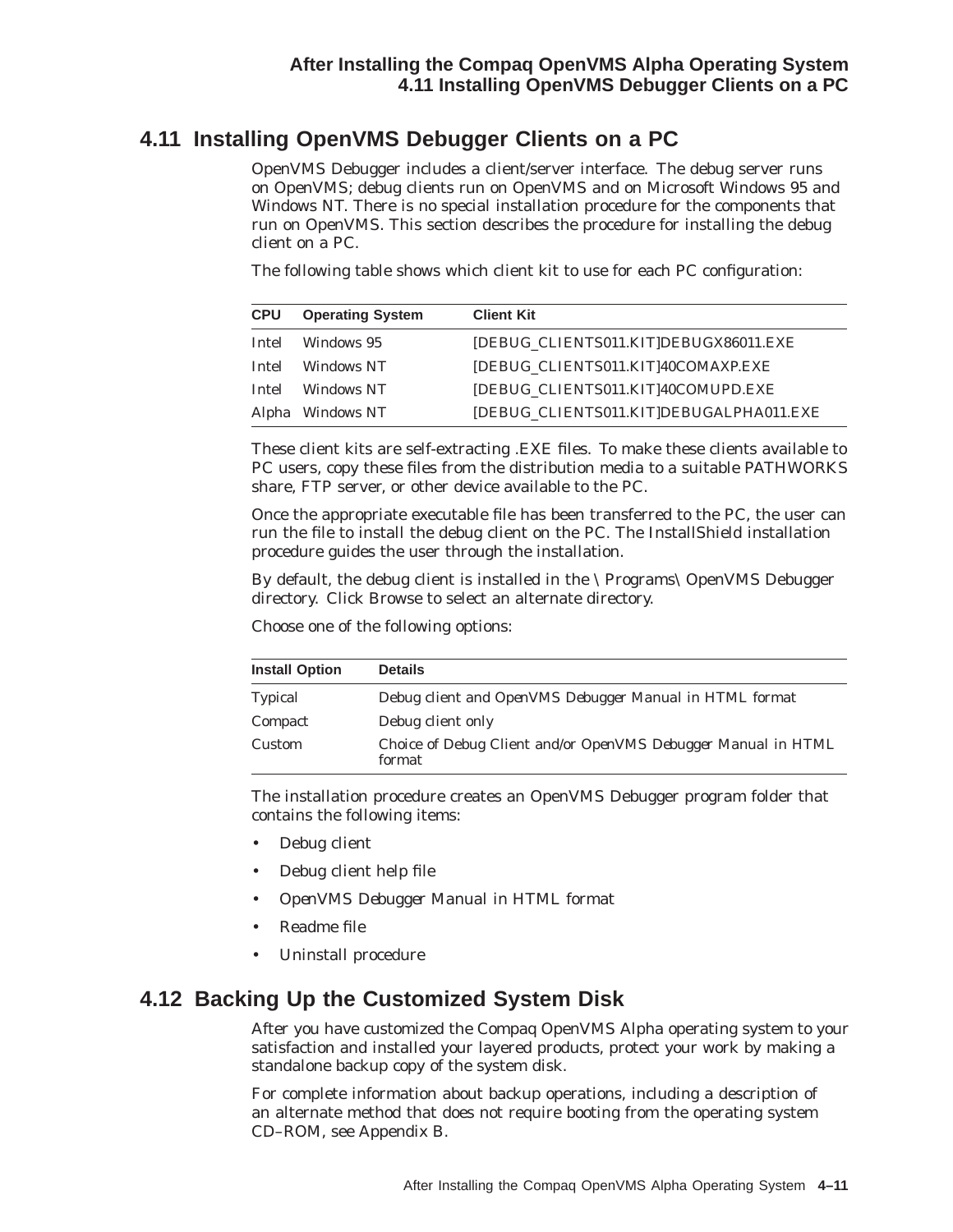## 4.11 Installing OpenVMS Debugger Clients on a PC

OpenVMS Debugger includes a client/server interface. The debug server runs on OpenVMS; debug clients run on OpenVMS and on Microsoft Windows 95 and Windows NT. There is no special installation procedure for the components that run on OpenVMS. This section describes the procedure for installing the debug client on a PC.

The following table shows which client kit to use for each PC configuration:

| CPU | Operating System | Client Kit |
|---|---|---|
| Intel | Windows 95 | [DEBUG_CLIENTS011.KIT]DEBUGX86011.EXE |
| Intel | Windows NT | [DEBUG_CLIENTS011.KIT]40COMAXP.EXE |
| Intel | Windows NT | [DEBUG_CLIENTS011.KIT]40COMUPD.EXE |
| Alpha | Windows NT | [DEBUG_CLIENTS011.KIT]DEBUGALPHA011.EXE |

These client kits are self-extracting .EXE files. To make these clients available to PC users, copy these files from the distribution media to a suitable PATHWORKS share, FTP server, or other device available to the PC.

Once the appropriate executable file has been transferred to the PC, the user can run the file to install the debug client on the PC. The InstallShield installation procedure guides the user through the installation.

By default, the debug client is installed in the \ Programs\ OpenVMS Debugger directory. Click Browse to select an alternate directory.

Choose one of the following options:

| Install Option | Details |
|---|---|
| Typical | Debug client and *OpenVMS Debugger Manual* in HTML format |
| Compact | Debug client only |
| Custom | Choice of Debug Client and/or *OpenVMS Debugger Manual* in HTML format |

The installation procedure creates an OpenVMS Debugger program folder that contains the following items:

- Debug client
- Debug client help file
- *OpenVMS Debugger Manual* in HTML format
- Readme file
- Uninstall procedure

## 4.12 Backing Up the Customized System Disk

After you have customized the Compaq OpenVMS Alpha operating system to your satisfaction and installed your layered products, protect your work by making a standalone backup copy of the system disk.

For complete information about backup operations, including a description of an alternate method that does not require booting from the operating system CD–ROM, see Appendix B.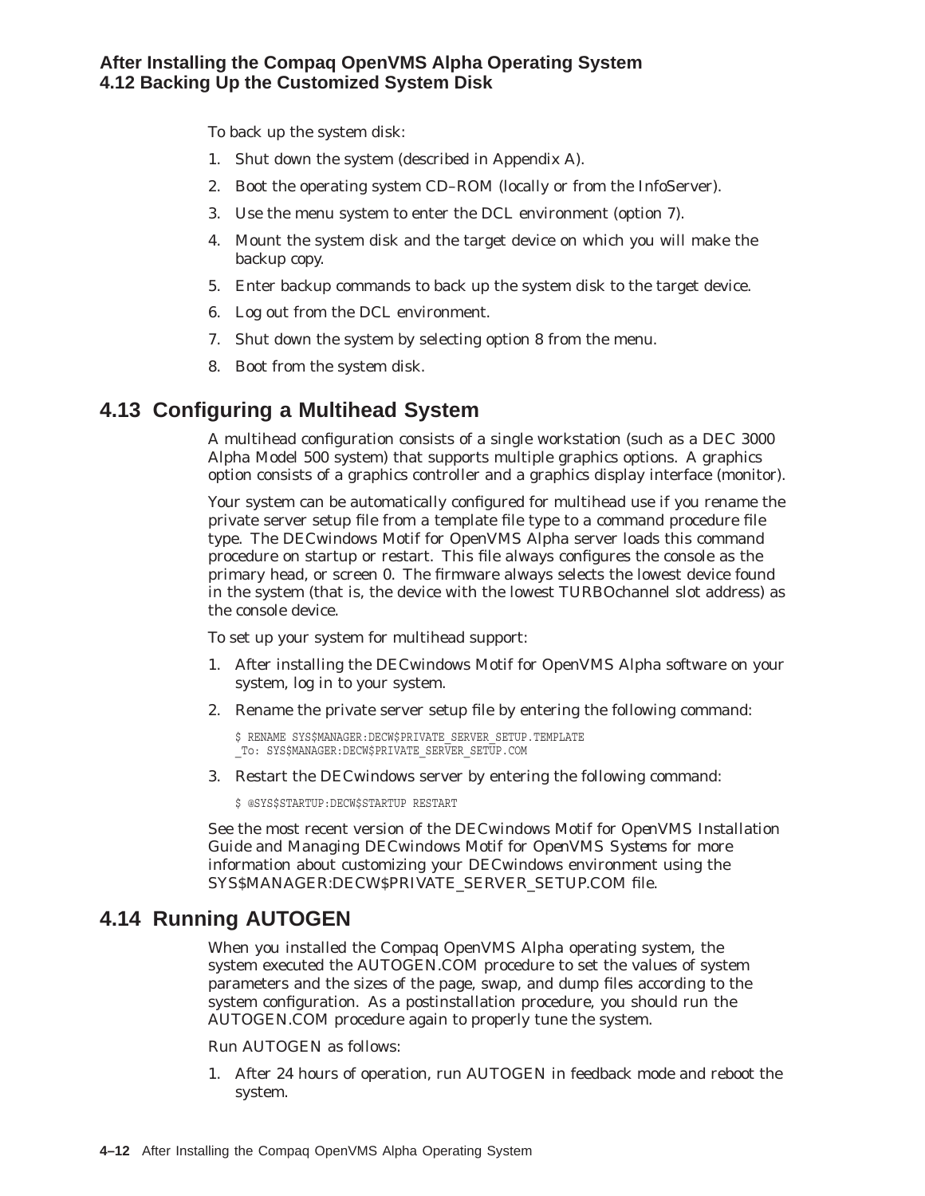To back up the system disk:

1. Shut down the system (described in Appendix A).
2. Boot the operating system CD–ROM (locally or from the InfoServer).
3. Use the menu system to enter the DCL environment (option 7).
4. Mount the system disk and the target device on which you will make the backup copy.
5. Enter backup commands to back up the system disk to the target device.
6. Log out from the DCL environment.
7. Shut down the system by selecting option 8 from the menu.
8. Boot from the system disk.

## 4.13 Configuring a Multihead System

A multihead configuration consists of a single workstation (such as a DEC 3000 Alpha Model 500 system) that supports multiple graphics options. A graphics option consists of a graphics controller and a graphics display interface (monitor).

Your system can be automatically configured for multihead use if you rename the private server setup file from a template file type to a command procedure file type. The DECwindows Motif for OpenVMS Alpha server loads this command procedure on startup or restart. This file always configures the console as the primary head, or screen 0. The firmware always selects the lowest device found in the system (that is, the device with the lowest TURBOchannel slot address) as the console device.

To set up your system for multihead support:

1. After installing the DECwindows Motif for OpenVMS Alpha software on your system, log in to your system.
2. Rename the private server setup file by entering the following command:

```
$ RENAME SYS$MANAGER:DECW$PRIVATE_SERVER_SETUP.TEMPLATE
_To: SYS$MANAGER:DECW$PRIVATE_SERVER_SETUP.COM
```

3. Restart the DECwindows server by entering the following command:

```
$ @SYS$STARTUP:DECW$STARTUP RESTART
```

See the most recent version of the *DECwindows Motif for OpenVMS Installation Guide* and *Managing DECwindows Motif for OpenVMS Systems* for more information about customizing your DECwindows environment using the SYS$MANAGER:DECW$PRIVATE_SERVER_SETUP.COM file.

## 4.14 Running AUTOGEN

When you installed the Compaq OpenVMS Alpha operating system, the system executed the AUTOGEN.COM procedure to set the values of system parameters and the sizes of the page, swap, and dump files according to the system configuration. As a postinstallation procedure, you should run the AUTOGEN.COM procedure again to properly tune the system.

Run AUTOGEN as follows:

1. After 24 hours of operation, run AUTOGEN in feedback mode and reboot the system.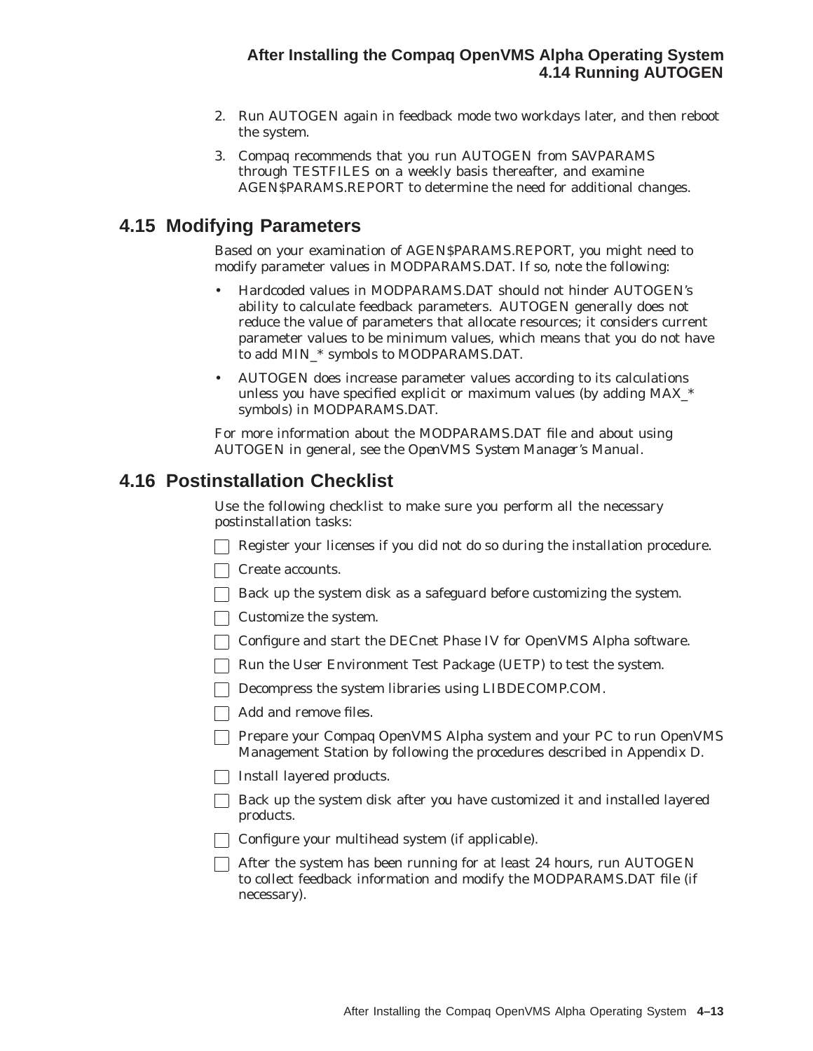2. Run AUTOGEN again in feedback mode two workdays later, and then reboot the system.
3. Compaq recommends that you run AUTOGEN from SAVPARAMS through TESTFILES on a weekly basis thereafter, and examine AGEN$PARAMS.REPORT to determine the need for additional changes.

## 4.15 Modifying Parameters

Based on your examination of AGEN$PARAMS.REPORT, you might need to modify parameter values in MODPARAMS.DAT. If so, note the following:

- Hardcoded values in MODPARAMS.DAT should not hinder AUTOGEN's ability to calculate feedback parameters. AUTOGEN generally does not reduce the value of parameters that allocate resources; it considers current parameter values to be minimum values, which means that you do not have to add MIN_* symbols to MODPARAMS.DAT.
- AUTOGEN does increase parameter values according to its calculations unless you have specified explicit or maximum values (by adding MAX_* symbols) in MODPARAMS.DAT.

For more information about the MODPARAMS.DAT file and about using AUTOGEN in general, see the *OpenVMS System Manager's Manual*.

## 4.16 Postinstallation Checklist

Use the following checklist to make sure you perform all the necessary postinstallation tasks:

- [ ] Register your licenses if you did not do so during the installation procedure.
- [ ] Create accounts.
- [ ] Back up the system disk as a safeguard before customizing the system.
- [ ] Customize the system.
- [ ] Configure and start the DECnet Phase IV for OpenVMS Alpha software.
- [ ] Run the User Environment Test Package (UETP) to test the system.
- [ ] Decompress the system libraries using LIBDECOMP.COM.
- [ ] Add and remove files.
- [ ] Prepare your Compaq OpenVMS Alpha system and your PC to run OpenVMS Management Station by following the procedures described in Appendix D.
- [ ] Install layered products.
- [ ] Back up the system disk after you have customized it and installed layered products.
- [ ] Configure your multihead system (if applicable).
- [ ] After the system has been running for at least 24 hours, run AUTOGEN to collect feedback information and modify the MODPARAMS.DAT file (if necessary).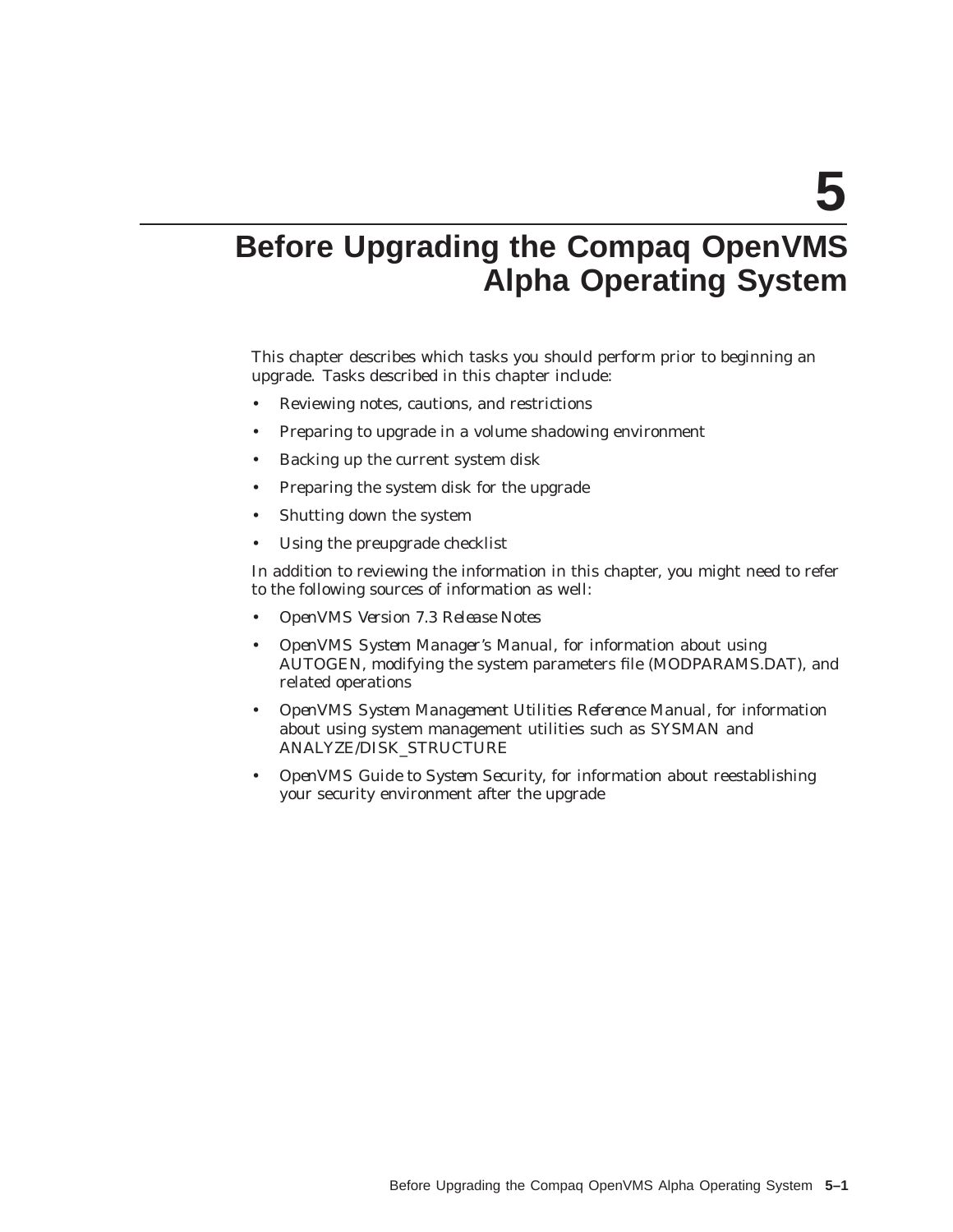# 5 Before Upgrading the Compaq OpenVMS Alpha Operating System

This chapter describes which tasks you should perform prior to beginning an upgrade. Tasks described in this chapter include:

- Reviewing notes, cautions, and restrictions
- Preparing to upgrade in a volume shadowing environment
- Backing up the current system disk
- Preparing the system disk for the upgrade
- Shutting down the system
- Using the preupgrade checklist

In addition to reviewing the information in this chapter, you might need to refer to the following sources of information as well:

- *OpenVMS Version 7.3 Release Notes*
- *OpenVMS System Manager's Manual*, for information about using AUTOGEN, modifying the system parameters file (MODPARAMS.DAT), and related operations
- *OpenVMS System Management Utilities Reference Manual*, for information about using system management utilities such as SYSMAN and ANALYZE/DISK_STRUCTURE
- *OpenVMS Guide to System Security*, for information about reestablishing your security environment after the upgrade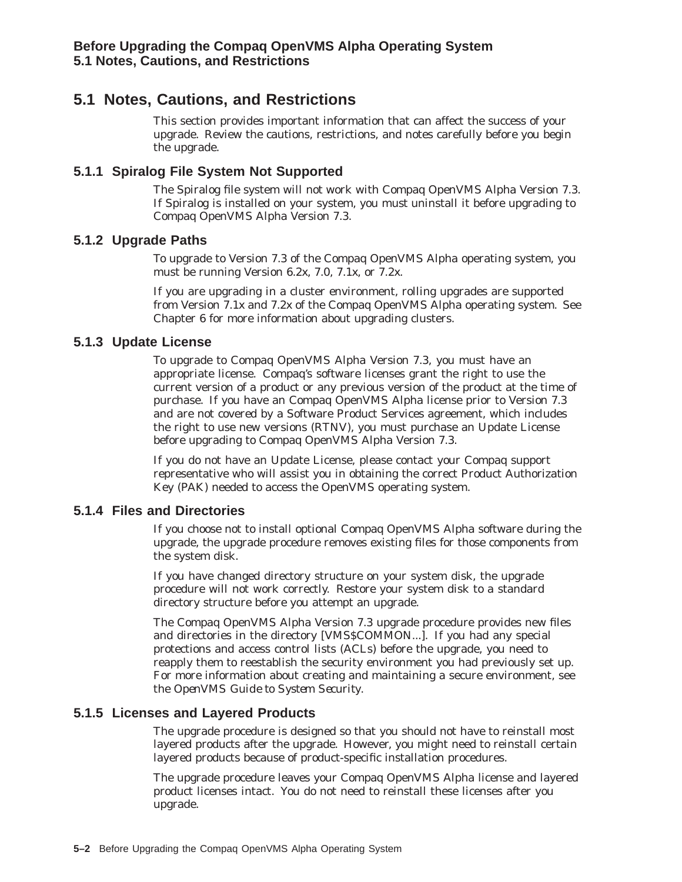## 5.1 Notes, Cautions, and Restrictions

This section provides important information that can affect the success of your upgrade. Review the cautions, restrictions, and notes carefully before you begin the upgrade.

### 5.1.1 Spiralog File System Not Supported

The Spiralog file system will not work with Compaq OpenVMS Alpha Version 7.3. If Spiralog is installed on your system, you must uninstall it before upgrading to Compaq OpenVMS Alpha Version 7.3.

### 5.1.2 Upgrade Paths

To upgrade to Version 7.3 of the Compaq OpenVMS Alpha operating system, you must be running Version 6.2x, 7.0, 7.1x, or 7.2x.

If you are upgrading in a cluster environment, rolling upgrades are supported from Version 7.1x and 7.2x of the Compaq OpenVMS Alpha operating system. See Chapter 6 for more information about upgrading clusters.

### 5.1.3 Update License

To upgrade to Compaq OpenVMS Alpha Version 7.3, you must have an appropriate license. Compaq's software licenses grant the right to use the current version of a product or any previous version of the product at the time of purchase. If you have an Compaq OpenVMS Alpha license prior to Version 7.3 and are not covered by a Software Product Services agreement, which includes the right to use new versions (RTNV), you must purchase an Update License before upgrading to Compaq OpenVMS Alpha Version 7.3.

If you do not have an Update License, please contact your Compaq support representative who will assist you in obtaining the correct Product Authorization Key (PAK) needed to access the OpenVMS operating system.

### 5.1.4 Files and Directories

If you choose not to install optional Compaq OpenVMS Alpha software during the upgrade, the upgrade procedure removes existing files for those components from the system disk.

If you have changed directory structure on your system disk, the upgrade procedure will not work correctly. Restore your system disk to a standard directory structure before you attempt an upgrade.

The Compaq OpenVMS Alpha Version 7.3 upgrade procedure provides new files and directories in the directory [VMS$COMMON...]. If you had any special protections and access control lists (ACLs) before the upgrade, you need to reapply them to reestablish the security environment you had previously set up. For more information about creating and maintaining a secure environment, see the *OpenVMS Guide to System Security*.

### 5.1.5 Licenses and Layered Products

The upgrade procedure is designed so that you should not have to reinstall most layered products after the upgrade. However, you might need to reinstall certain layered products because of product-specific installation procedures.

The upgrade procedure leaves your Compaq OpenVMS Alpha license and layered product licenses intact. You do not need to reinstall these licenses after you upgrade.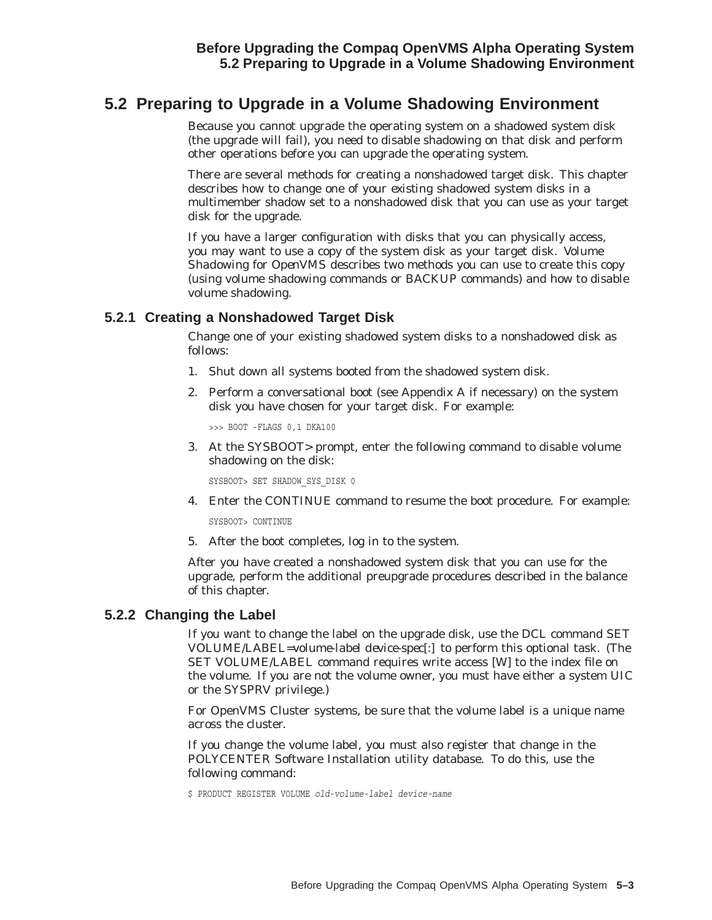## 5.2 Preparing to Upgrade in a Volume Shadowing Environment

Because you cannot upgrade the operating system on a shadowed system disk (the upgrade will fail), you need to disable shadowing on that disk and perform other operations before you can upgrade the operating system.

There are several methods for creating a nonshadowed target disk. This chapter describes how to change one of your existing shadowed system disks in a multimember shadow set to a nonshadowed disk that you can use as your target disk for the upgrade.

If you have a larger configuration with disks that you can physically access, you may want to use a copy of the system disk as your target disk. *Volume Shadowing for OpenVMS* describes two methods you can use to create this copy (using volume shadowing commands or BACKUP commands) and how to disable volume shadowing.

### 5.2.1 Creating a Nonshadowed Target Disk

Change one of your existing shadowed system disks to a nonshadowed disk as follows:

1. Shut down all systems booted from the shadowed system disk.
2. Perform a conversational boot (see Appendix A if necessary) on the system disk you have chosen for your target disk. For example:

   ```
   >>> BOOT -FLAGS 0,1 DKA100
   ```

3. At the SYSBOOT> prompt, enter the following command to disable volume shadowing on the disk:

   ```
   SYSBOOT> SET SHADOW_SYS_DISK 0
   ```

4. Enter the CONTINUE command to resume the boot procedure. For example:

   ```
   SYSBOOT> CONTINUE
   ```

5. After the boot completes, log in to the system.

After you have created a nonshadowed system disk that you can use for the upgrade, perform the additional preupgrade procedures described in the balance of this chapter.

### 5.2.2 Changing the Label

If you want to change the label on the upgrade disk, use the DCL command SET VOLUME/LABEL=*volume-label device-spec*[:] to perform this optional task. (The SET VOLUME/LABEL command requires write access [W] to the index file on the volume. If you are not the volume owner, you must have either a system UIC or the SYSPRV privilege.)

For OpenVMS Cluster systems, be sure that the volume label is a unique name across the cluster.

If you change the volume label, you must also register that change in the POLYCENTER Software Installation utility database. To do this, use the following command:

```
$ PRODUCT REGISTER VOLUME old-volume-label device-name
```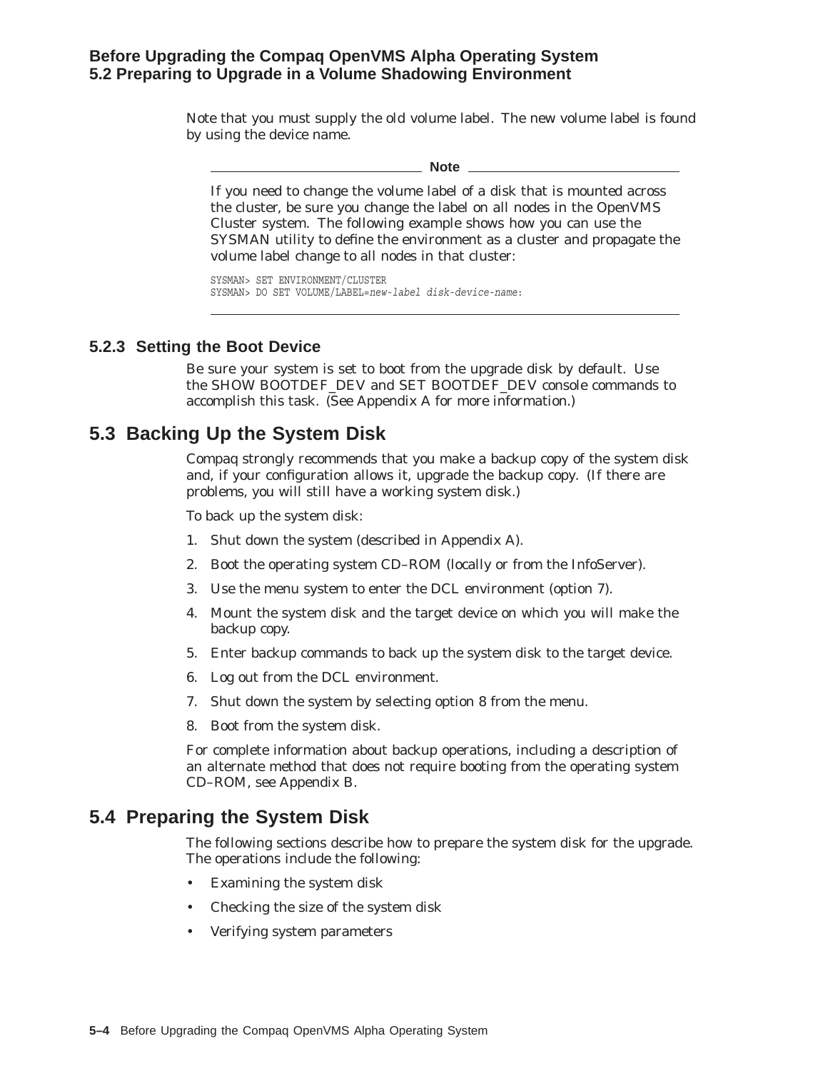Note that you must supply the old volume label. The new volume label is found by using the device name.

**Note**

If you need to change the volume label of a disk that is mounted across the cluster, be sure you change the label on all nodes in the OpenVMS Cluster system. The following example shows how you can use the SYSMAN utility to define the environment as a cluster and propagate the volume label change to all nodes in that cluster:

```
SYSMAN> SET ENVIRONMENT/CLUSTER
SYSMAN> DO SET VOLUME/LABEL=new-label disk-device-name:
```

### 5.2.3 Setting the Boot Device

Be sure your system is set to boot from the upgrade disk by default. Use the SHOW BOOTDEF_DEV and SET BOOTDEF_DEV console commands to accomplish this task. (See Appendix A for more information.)

## 5.3 Backing Up the System Disk

Compaq strongly recommends that you make a backup copy of the system disk and, if your configuration allows it, upgrade the backup copy. (If there are problems, you will still have a working system disk.)

To back up the system disk:

1. Shut down the system (described in Appendix A).
2. Boot the operating system CD–ROM (locally or from the InfoServer).
3. Use the menu system to enter the DCL environment (option 7).
4. Mount the system disk and the target device on which you will make the backup copy.
5. Enter backup commands to back up the system disk to the target device.
6. Log out from the DCL environment.
7. Shut down the system by selecting option 8 from the menu.
8. Boot from the system disk.

For complete information about backup operations, including a description of an alternate method that does not require booting from the operating system CD–ROM, see Appendix B.

## 5.4 Preparing the System Disk

The following sections describe how to prepare the system disk for the upgrade. The operations include the following:

- Examining the system disk
- Checking the size of the system disk
- Verifying system parameters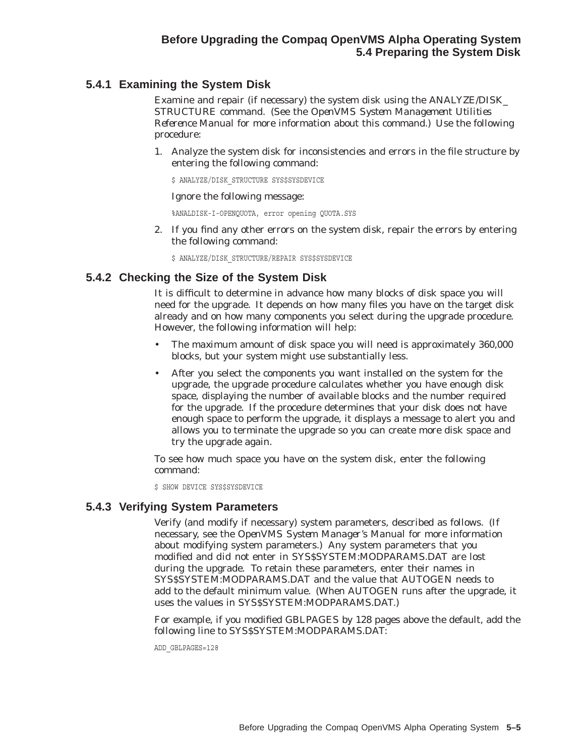### 5.4.1 Examining the System Disk

Examine and repair (if necessary) the system disk using the ANALYZE/DISK_STRUCTURE command. (See the *OpenVMS System Management Utilities Reference Manual* for more information about this command.) Use the following procedure:

1. Analyze the system disk for inconsistencies and errors in the file structure by entering the following command:

   ```
   $ ANALYZE/DISK_STRUCTURE SYS$SYSDEVICE
   ```

   Ignore the following message:

   ```
   %ANALDISK-I-OPENQUOTA, error opening QUOTA.SYS
   ```

2. If you find any other errors on the system disk, repair the errors by entering the following command:

   ```
   $ ANALYZE/DISK_STRUCTURE/REPAIR SYS$SYSDEVICE
   ```

### 5.4.2 Checking the Size of the System Disk

It is difficult to determine in advance how many blocks of disk space you will need for the upgrade. It depends on how many files you have on the target disk already and on how many components you select during the upgrade procedure. However, the following information will help:

- The maximum amount of disk space you will need is approximately 360,000 blocks, but your system might use substantially less.
- After you select the components you want installed on the system for the upgrade, the upgrade procedure calculates whether you have enough disk space, displaying the number of available blocks and the number required for the upgrade. If the procedure determines that your disk does not have enough space to perform the upgrade, it displays a message to alert you and allows you to terminate the upgrade so you can create more disk space and try the upgrade again.

To see how much space you have on the system disk, enter the following command:

```
$ SHOW DEVICE SYS$SYSDEVICE
```

### 5.4.3 Verifying System Parameters

Verify (and modify if necessary) system parameters, described as follows. (If necessary, see the *OpenVMS System Manager's Manual* for more information about modifying system parameters.) Any system parameters that you modified and did not enter in SYS$SYSTEM:MODPARAMS.DAT are lost during the upgrade. To retain these parameters, enter their names in SYS$SYSTEM:MODPARAMS.DAT and the value that AUTOGEN needs to add to the default minimum value. (When AUTOGEN runs after the upgrade, it uses the values in SYS$SYSTEM:MODPARAMS.DAT.)

For example, if you modified GBLPAGES by 128 pages above the default, add the following line to SYS$SYSTEM:MODPARAMS.DAT:

```
ADD_GBLPAGES=128
```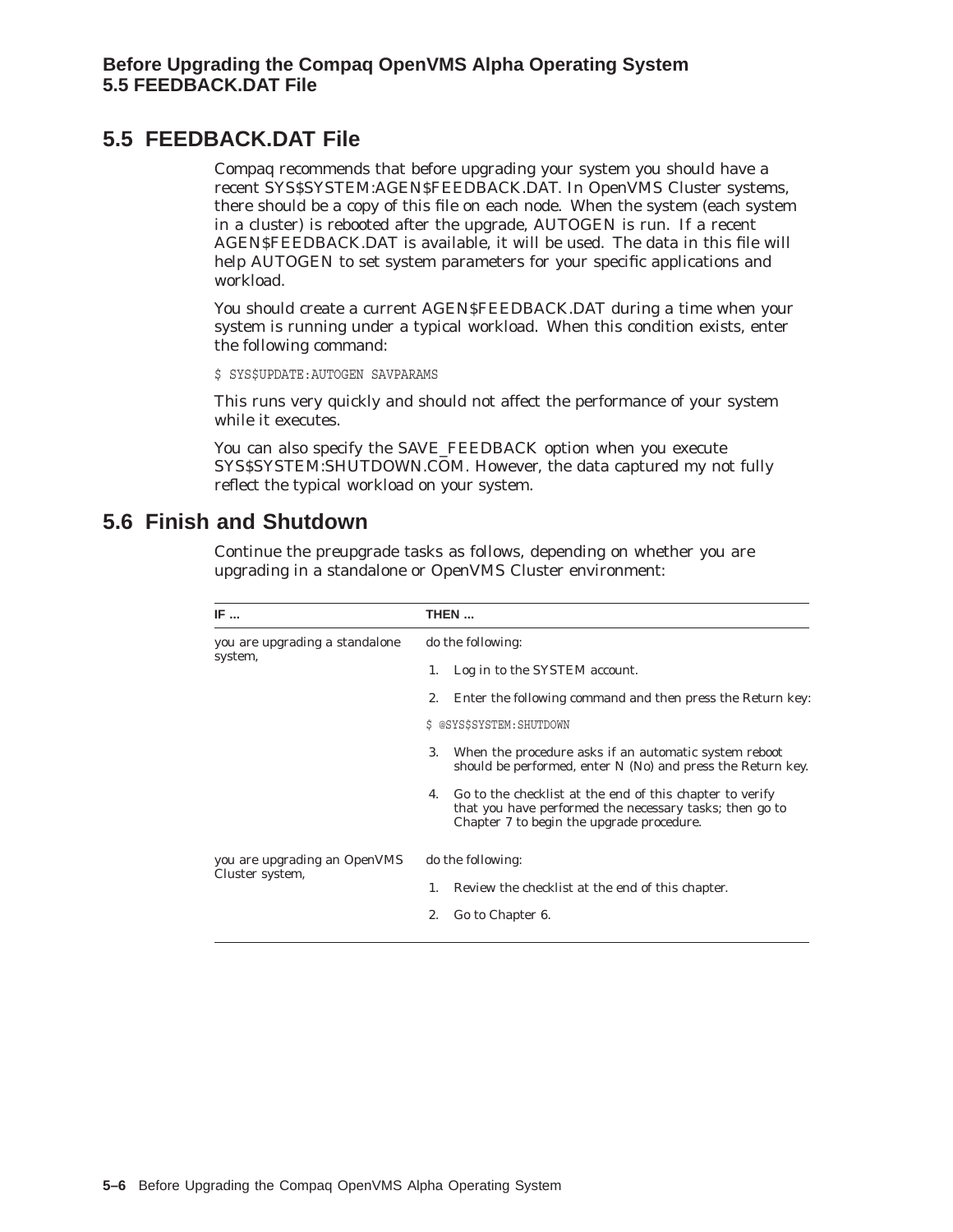## 5.5 FEEDBACK.DAT File

Compaq recommends that before upgrading your system you should have a recent SYS$SYSTEM:AGEN$FEEDBACK.DAT. In OpenVMS Cluster systems, there should be a copy of this file on each node. When the system (each system in a cluster) is rebooted after the upgrade, AUTOGEN is run. If a recent AGEN$FEEDBACK.DAT is available, it will be used. The data in this file will help AUTOGEN to set system parameters for your specific applications and workload.

You should create a current AGEN$FEEDBACK.DAT during a time when your system is running under a typical workload. When this condition exists, enter the following command:

```
$ SYS$UPDATE:AUTOGEN SAVPARAMS
```

This runs very quickly and should not affect the performance of your system while it executes.

You can also specify the SAVE_FEEDBACK option when you execute SYS$SYSTEM:SHUTDOWN.COM. However, the data captured my not fully reflect the typical workload on your system.

## 5.6 Finish and Shutdown

Continue the preupgrade tasks as follows, depending on whether you are upgrading in a standalone or OpenVMS Cluster environment:

| IF ... | THEN ... |
|---|---|
| you are upgrading a standalone system, | do the following:<br>1. Log in to the SYSTEM account.<br>2. Enter the following command and then press the Return key:<br>`$ @SYS$SYSTEM:SHUTDOWN`<br>3. When the procedure asks if an automatic system reboot should be performed, enter N (No) and press the Return key.<br>4. Go to the checklist at the end of this chapter to verify that you have performed the necessary tasks; then go to Chapter 7 to begin the upgrade procedure. |
| you are upgrading an OpenVMS Cluster system, | do the following:<br>1. Review the checklist at the end of this chapter.<br>2. Go to Chapter 6. |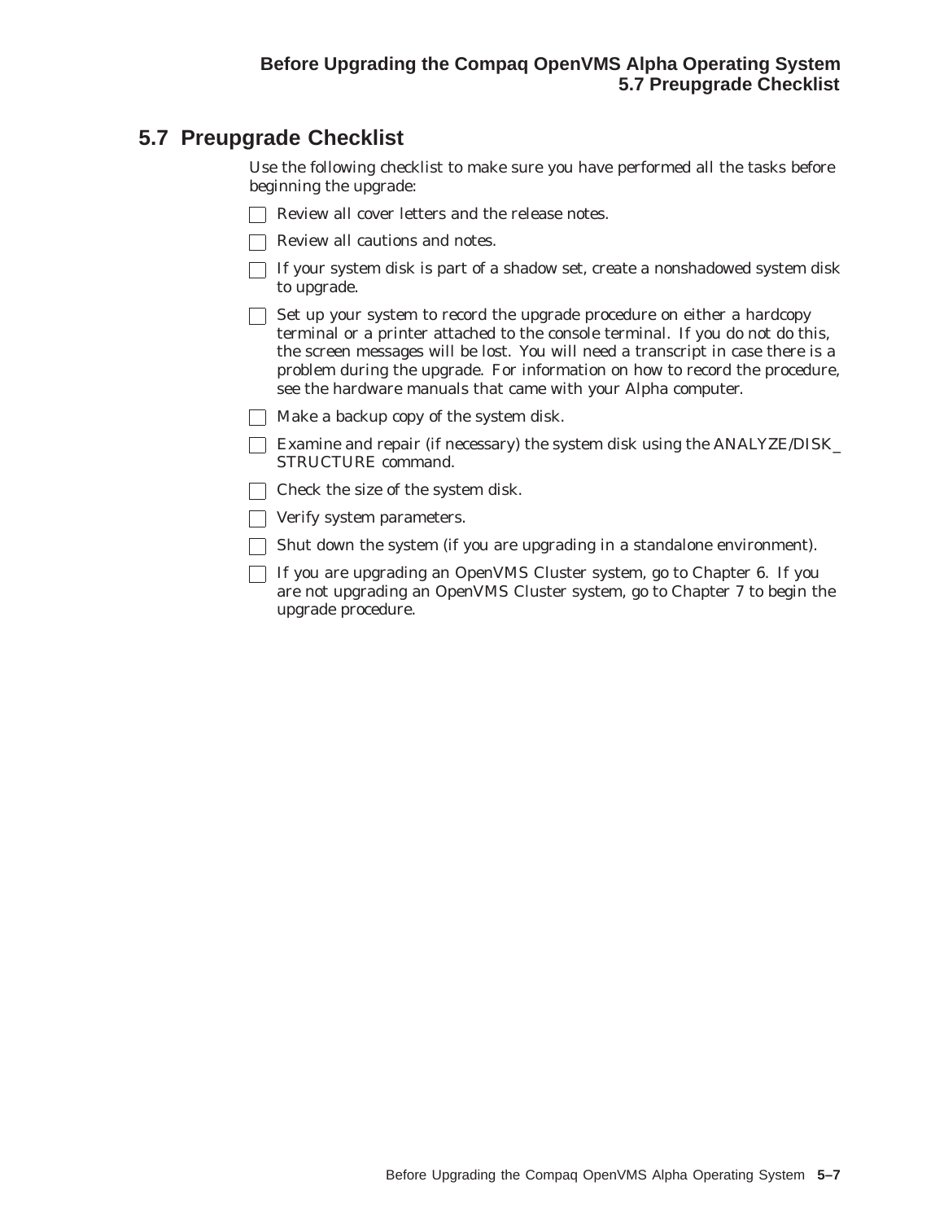## 5.7 Preupgrade Checklist

Use the following checklist to make sure you have performed all the tasks before beginning the upgrade:

- [ ] Review all cover letters and the release notes.
- [ ] Review all cautions and notes.
- [ ] If your system disk is part of a shadow set, create a nonshadowed system disk to upgrade.
- [ ] Set up your system to record the upgrade procedure on either a hardcopy terminal or a printer attached to the console terminal. If you do not do this, the screen messages will be lost. You will need a transcript in case there is a problem during the upgrade. For information on how to record the procedure, see the hardware manuals that came with your Alpha computer.
- [ ] Make a backup copy of the system disk.
- [ ] Examine and repair (if necessary) the system disk using the ANALYZE/DISK_STRUCTURE command.
- [ ] Check the size of the system disk.
- [ ] Verify system parameters.
- [ ] Shut down the system (if you are upgrading in a standalone environment).
- [ ] If you are upgrading an OpenVMS Cluster system, go to Chapter 6. If you are not upgrading an OpenVMS Cluster system, go to Chapter 7 to begin the upgrade procedure.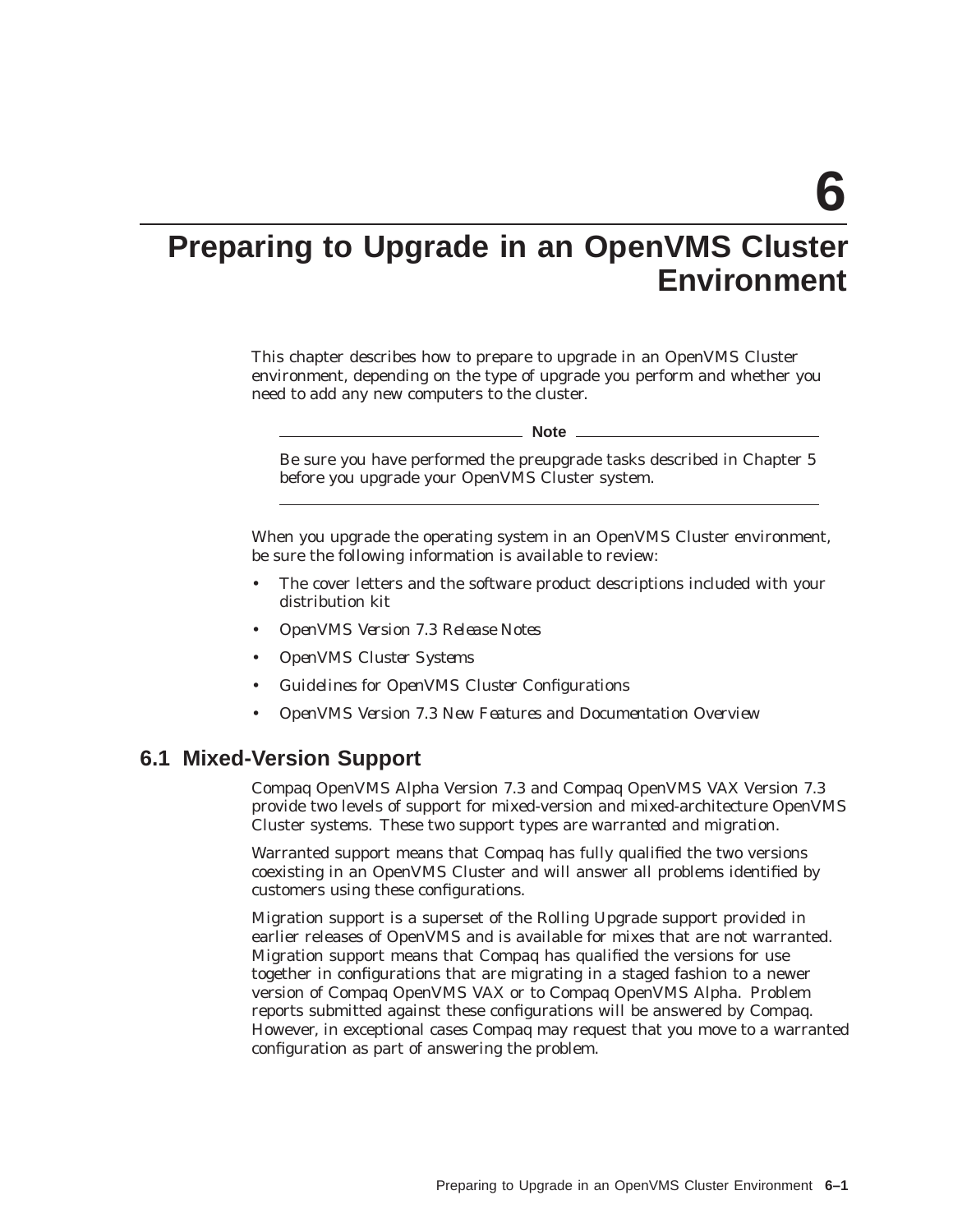# 6 Preparing to Upgrade in an OpenVMS Cluster Environment

This chapter describes how to prepare to upgrade in an OpenVMS Cluster environment, depending on the type of upgrade you perform and whether you need to add any new computers to the cluster.

---

**Note**

Be sure you have performed the preupgrade tasks described in Chapter 5 before you upgrade your OpenVMS Cluster system.

---

When you upgrade the operating system in an OpenVMS Cluster environment, be sure the following information is available to review:

- The cover letters and the software product descriptions included with your distribution kit
- *OpenVMS Version 7.3 Release Notes*
- *OpenVMS Cluster Systems*
- *Guidelines for OpenVMS Cluster Configurations*
- *OpenVMS Version 7.3 New Features and Documentation Overview*

## 6.1 Mixed-Version Support

Compaq OpenVMS Alpha Version 7.3 and Compaq OpenVMS VAX Version 7.3 provide two levels of support for mixed-version and mixed-architecture OpenVMS Cluster systems. These two support types are warranted and migration.

Warranted support means that Compaq has fully qualified the two versions coexisting in an OpenVMS Cluster and will answer all problems identified by customers using these configurations.

Migration support is a superset of the Rolling Upgrade support provided in earlier releases of OpenVMS and is available for mixes that are not warranted. Migration support means that Compaq has qualified the versions for use together in configurations that are migrating in a staged fashion to a newer version of Compaq OpenVMS VAX or to Compaq OpenVMS Alpha. Problem reports submitted against these configurations will be answered by Compaq. However, in exceptional cases Compaq may request that you move to a warranted configuration as part of answering the problem.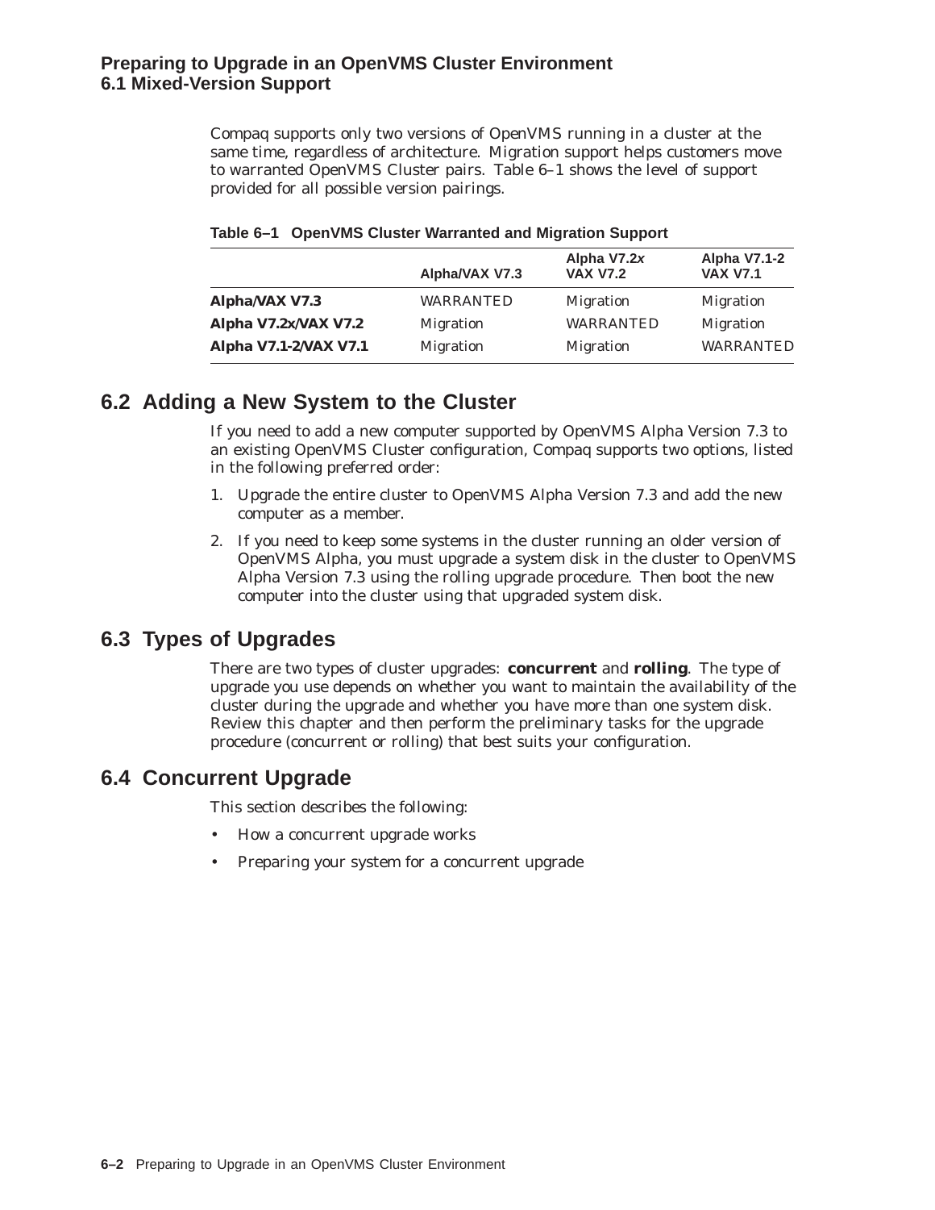Compaq supports only two versions of OpenVMS running in a cluster at the same time, regardless of architecture. Migration support helps customers move to warranted OpenVMS Cluster pairs. Table 6–1 shows the level of support provided for all possible version pairings.

**Table 6–1 OpenVMS Cluster Warranted and Migration Support**

| | Alpha/VAX V7.3 | Alpha V7.2*x* VAX V7.2 | Alpha V7.1-2 VAX V7.1 |
|---|---|---|---|
| **Alpha/VAX V7.3** | WARRANTED | Migration | Migration |
| **Alpha V7.2*x*/VAX V7.2** | Migration | WARRANTED | Migration |
| **Alpha V7.1-2/VAX V7.1** | Migration | Migration | WARRANTED |

## 6.2 Adding a New System to the Cluster

If you need to add a new computer supported by OpenVMS Alpha Version 7.3 to an existing OpenVMS Cluster configuration, Compaq supports two options, listed in the following preferred order:

1. Upgrade the entire cluster to OpenVMS Alpha Version 7.3 and add the new computer as a member.
2. If you need to keep some systems in the cluster running an older version of OpenVMS Alpha, you must upgrade a system disk in the cluster to OpenVMS Alpha Version 7.3 using the rolling upgrade procedure. Then boot the new computer into the cluster using that upgraded system disk.

## 6.3 Types of Upgrades

There are two types of cluster upgrades: **concurrent** and **rolling**. The type of upgrade you use depends on whether you want to maintain the availability of the cluster during the upgrade and whether you have more than one system disk. Review this chapter and then perform the preliminary tasks for the upgrade procedure (concurrent or rolling) that best suits your configuration.

## 6.4 Concurrent Upgrade

This section describes the following:

- How a concurrent upgrade works
- Preparing your system for a concurrent upgrade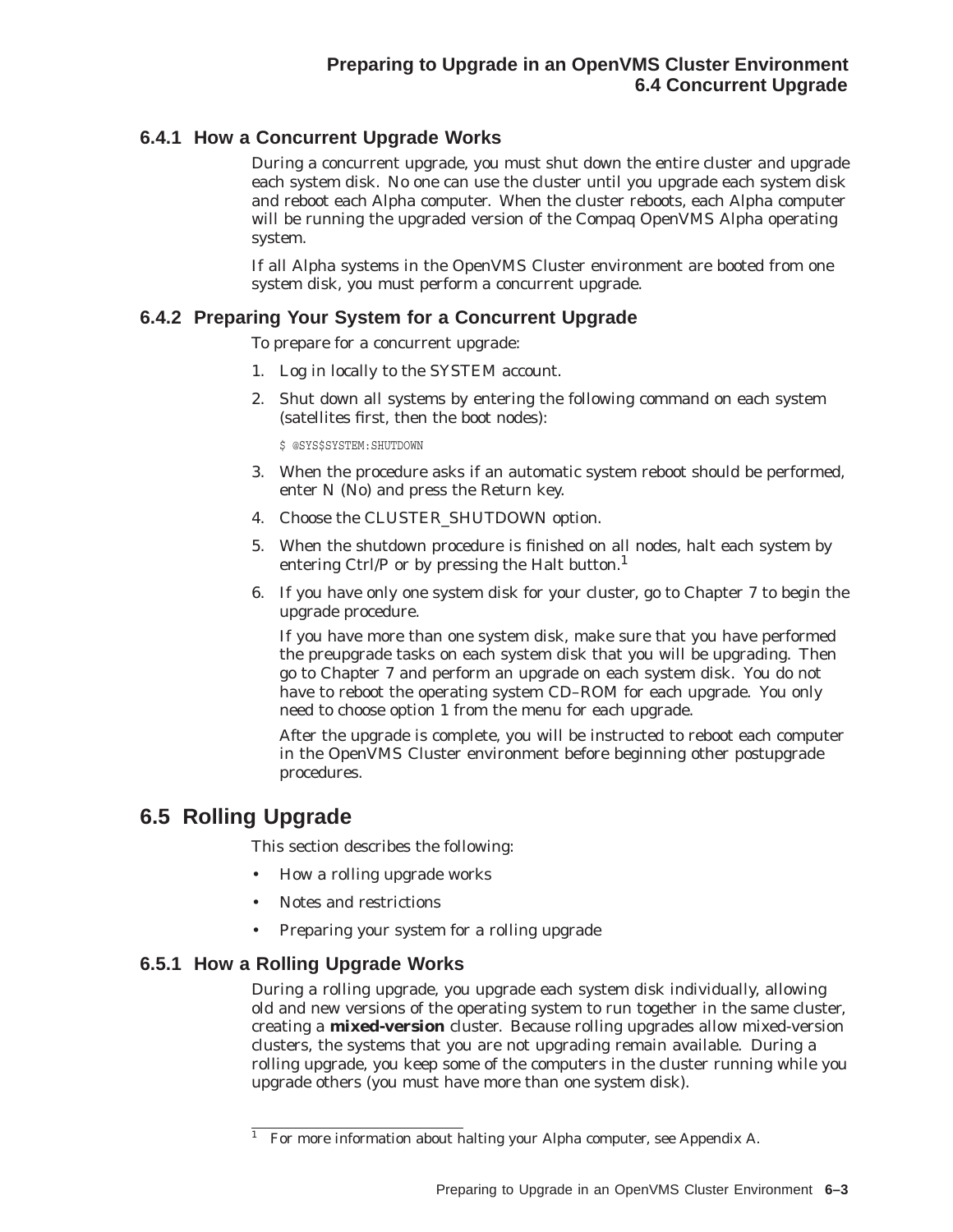### 6.4.1 How a Concurrent Upgrade Works

During a concurrent upgrade, you must shut down the entire cluster and upgrade each system disk. No one can use the cluster until you upgrade each system disk and reboot each Alpha computer. When the cluster reboots, each Alpha computer will be running the upgraded version of the Compaq OpenVMS Alpha operating system.

If all Alpha systems in the OpenVMS Cluster environment are booted from one system disk, you must perform a concurrent upgrade.

### 6.4.2 Preparing Your System for a Concurrent Upgrade

To prepare for a concurrent upgrade:

1. Log in locally to the SYSTEM account.
2. Shut down all systems by entering the following command on each system (satellites first, then the boot nodes):

   ```
   $ @SYS$SYSTEM:SHUTDOWN
   ```

3. When the procedure asks if an automatic system reboot should be performed, enter N (No) and press the Return key.
4. Choose the CLUSTER_SHUTDOWN option.
5. When the shutdown procedure is finished on all nodes, halt each system by entering Ctrl/P or by pressing the Halt button.[1]
6. If you have only one system disk for your cluster, go to Chapter 7 to begin the upgrade procedure.

   If you have more than one system disk, make sure that you have performed the preupgrade tasks on each system disk that you will be upgrading. Then go to Chapter 7 and perform an upgrade on each system disk. You do not have to reboot the operating system CD–ROM for each upgrade. You only need to choose option 1 from the menu for each upgrade.

   After the upgrade is complete, you will be instructed to reboot each computer in the OpenVMS Cluster environment before beginning other postupgrade procedures.

## 6.5 Rolling Upgrade

This section describes the following:

- How a rolling upgrade works
- Notes and restrictions
- Preparing your system for a rolling upgrade

### 6.5.1 How a Rolling Upgrade Works

During a rolling upgrade, you upgrade each system disk individually, allowing old and new versions of the operating system to run together in the same cluster, creating a **mixed-version** cluster. Because rolling upgrades allow mixed-version clusters, the systems that you are not upgrading remain available. During a rolling upgrade, you keep some of the computers in the cluster running while you upgrade others (you must have more than one system disk).

[1] For more information about halting your Alpha computer, see Appendix A.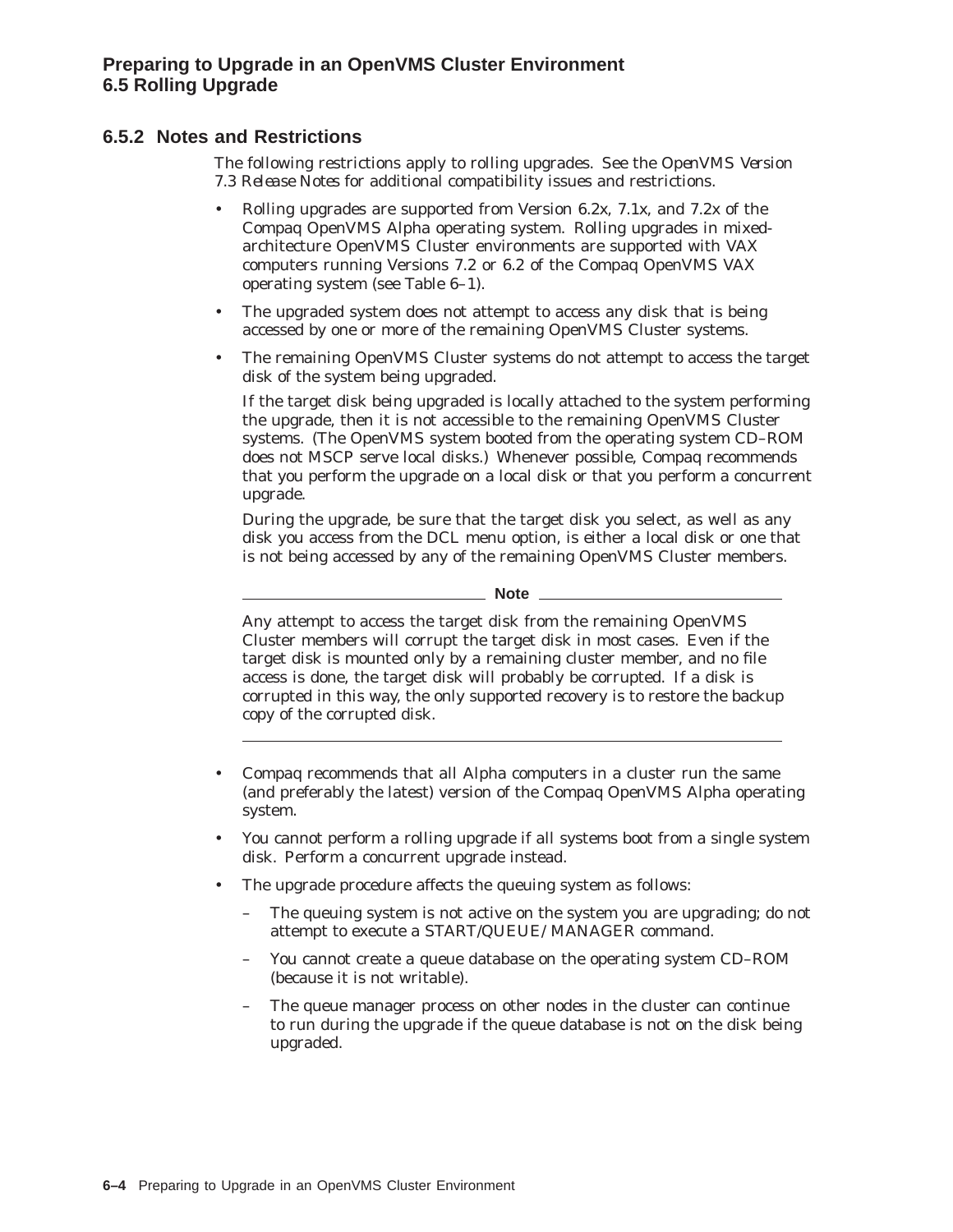### 6.5.2 Notes and Restrictions

The following restrictions apply to rolling upgrades. See the *OpenVMS Version 7.3 Release Notes* for additional compatibility issues and restrictions.

- Rolling upgrades are supported from Version 6.2x, 7.1x, and 7.2x of the Compaq OpenVMS Alpha operating system. Rolling upgrades in mixed-architecture OpenVMS Cluster environments are supported with VAX computers running Versions 7.2 or 6.2 of the Compaq OpenVMS VAX operating system (see Table 6–1).
- The upgraded system does not attempt to access any disk that is being accessed by one or more of the remaining OpenVMS Cluster systems.
- The remaining OpenVMS Cluster systems do not attempt to access the target disk of the system being upgraded.

  If the target disk being upgraded is locally attached to the system performing the upgrade, then it is not accessible to the remaining OpenVMS Cluster systems. (The OpenVMS system booted from the operating system CD–ROM does not MSCP serve local disks.) Whenever possible, Compaq recommends that you perform the upgrade on a local disk or that you perform a concurrent upgrade.

  During the upgrade, be sure that the target disk you select, as well as any disk you access from the DCL menu option, is either a local disk or one that is not being accessed by any of the remaining OpenVMS Cluster members.

  **Note**

  Any attempt to access the target disk from the remaining OpenVMS Cluster members will corrupt the target disk in most cases. Even if the target disk is mounted only by a remaining cluster member, and no file access is done, the target disk will probably be corrupted. If a disk is corrupted in this way, the only supported recovery is to restore the backup copy of the corrupted disk.

- Compaq recommends that all Alpha computers in a cluster run the same (and preferably the latest) version of the Compaq OpenVMS Alpha operating system.
- You cannot perform a rolling upgrade if all systems boot from a single system disk. Perform a concurrent upgrade instead.
- The upgrade procedure affects the queuing system as follows:
  - The queuing system is not active on the system you are upgrading; do not attempt to execute a START/QUEUE/MANAGER command.
  - You cannot create a queue database on the operating system CD–ROM (because it is not writable).
  - The queue manager process on other nodes in the cluster can continue to run during the upgrade if the queue database is not on the disk being upgraded.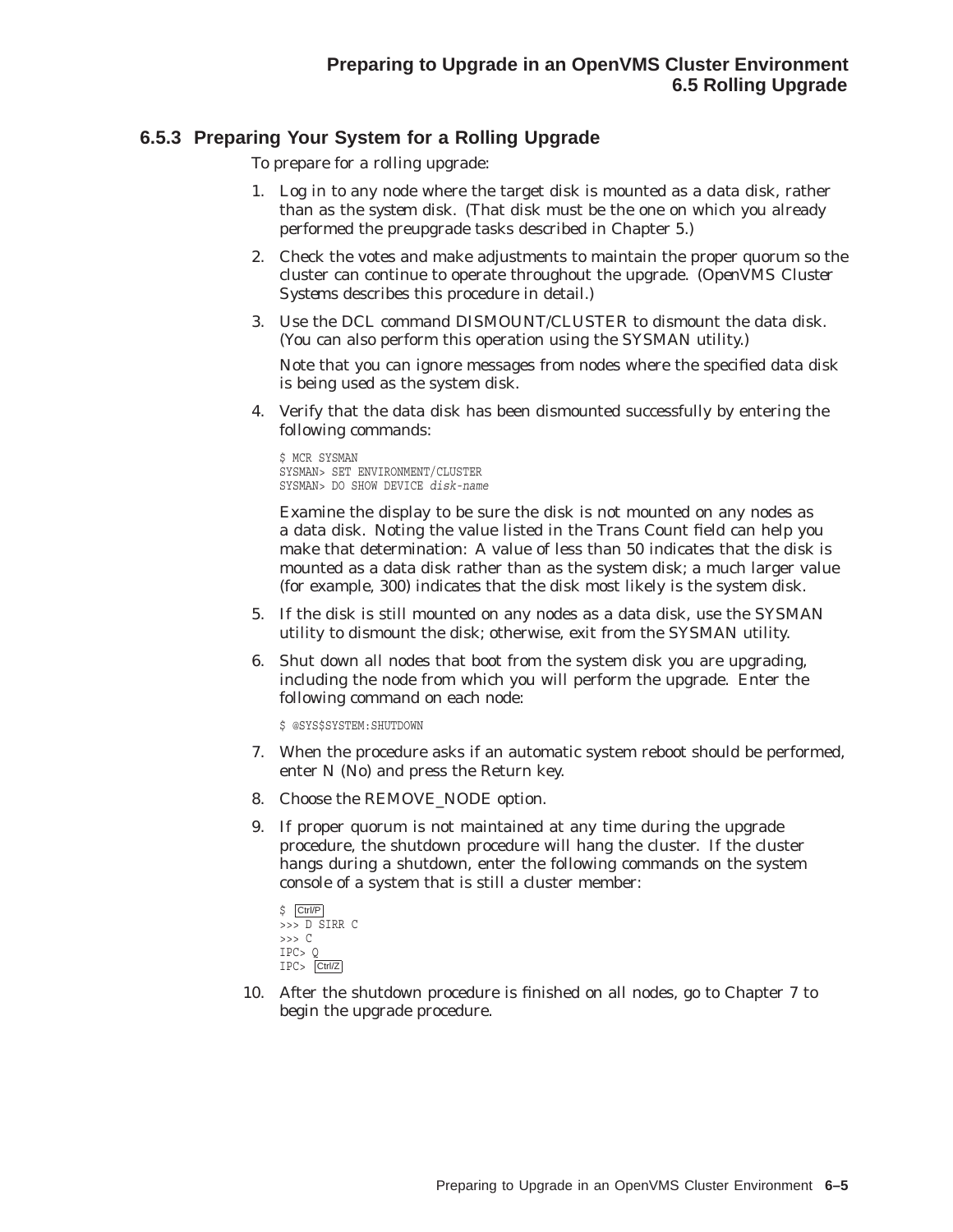### 6.5.3 Preparing Your System for a Rolling Upgrade

To prepare for a rolling upgrade:

1. Log in to any node where the target disk is mounted as a data disk, rather than as the system disk. (That disk must be the one on which you already performed the preupgrade tasks described in Chapter 5.)
2. Check the votes and make adjustments to maintain the proper quorum so the cluster can continue to operate throughout the upgrade. (*OpenVMS Cluster Systems* describes this procedure in detail.)
3. Use the DCL command DISMOUNT/CLUSTER to dismount the data disk. (You can also perform this operation using the SYSMAN utility.)

   Note that you can ignore messages from nodes where the specified data disk is being used as the system disk.
4. Verify that the data disk has been dismounted successfully by entering the following commands:

   ```
   $ MCR SYSMAN
   SYSMAN> SET ENVIRONMENT/CLUSTER
   SYSMAN> DO SHOW DEVICE disk-name
   ```

   Examine the display to be sure the disk is not mounted on any nodes as a data disk. Noting the value listed in the Trans Count field can help you make that determination: A value of less than 50 indicates that the disk is mounted as a data disk rather than as the system disk; a much larger value (for example, 300) indicates that the disk most likely is the system disk.
5. If the disk is still mounted on any nodes as a data disk, use the SYSMAN utility to dismount the disk; otherwise, exit from the SYSMAN utility.
6. Shut down all nodes that boot from the system disk you are upgrading, including the node from which you will perform the upgrade. Enter the following command on each node:

   ```
   $ @SYS$SYSTEM:SHUTDOWN
   ```
7. When the procedure asks if an automatic system reboot should be performed, enter N (No) and press the Return key.
8. Choose the REMOVE_NODE option.
9. If proper quorum is not maintained at any time during the upgrade procedure, the shutdown procedure will hang the cluster. If the cluster hangs during a shutdown, enter the following commands on the system console of a system that is still a cluster member:

   ```
   $ Ctrl/P
   >>> D SIRR C
   >>> C
   IPC> Q
   IPC> Ctrl/Z
   ```
10. After the shutdown procedure is finished on all nodes, go to Chapter 7 to begin the upgrade procedure.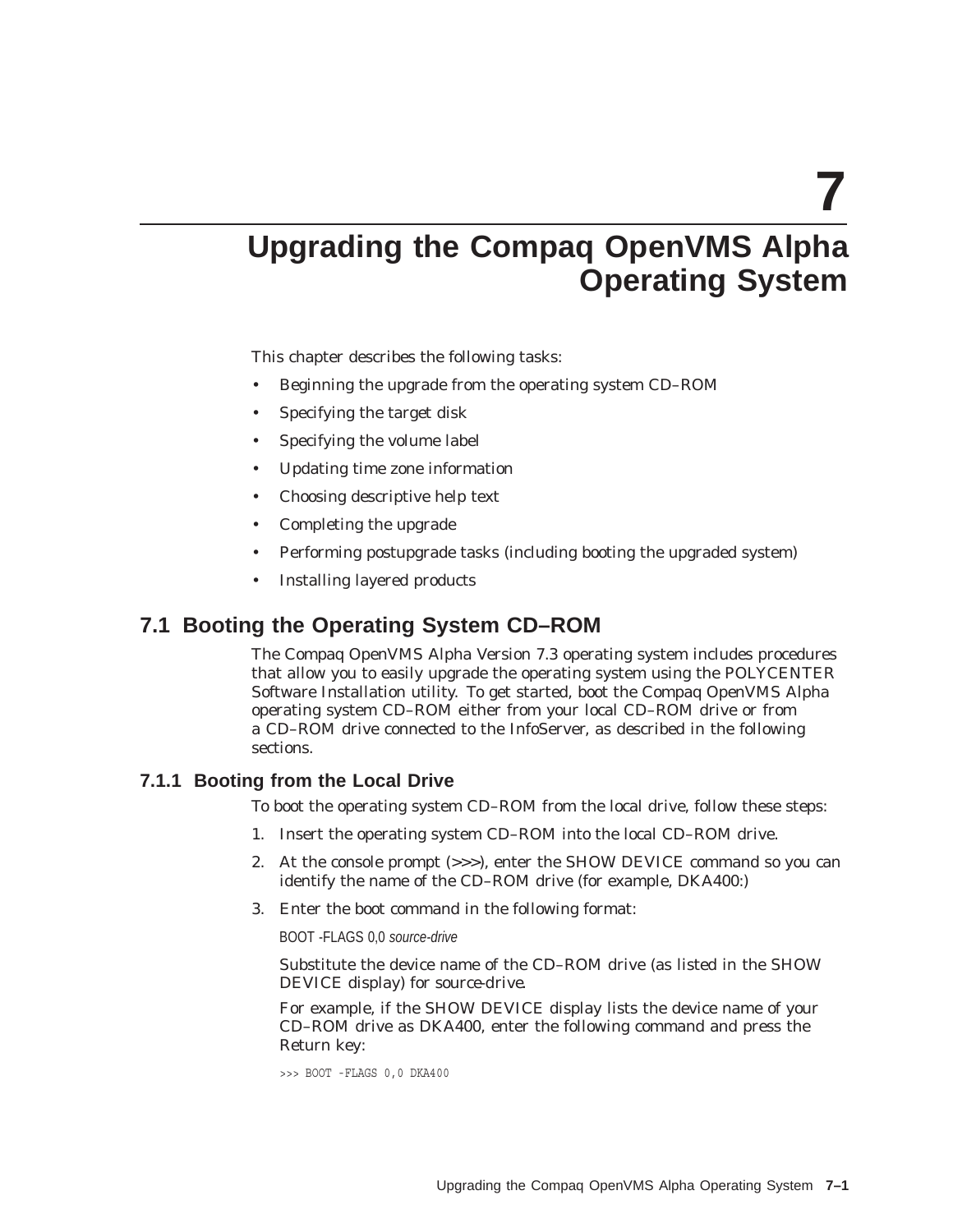# 7 Upgrading the Compaq OpenVMS Alpha Operating System

This chapter describes the following tasks:

- Beginning the upgrade from the operating system CD–ROM
- Specifying the target disk
- Specifying the volume label
- Updating time zone information
- Choosing descriptive help text
- Completing the upgrade
- Performing postupgrade tasks (including booting the upgraded system)
- Installing layered products

## 7.1 Booting the Operating System CD–ROM

The Compaq OpenVMS Alpha Version 7.3 operating system includes procedures that allow you to easily upgrade the operating system using the POLYCENTER Software Installation utility. To get started, boot the Compaq OpenVMS Alpha operating system CD–ROM either from your local CD–ROM drive or from a CD–ROM drive connected to the InfoServer, as described in the following sections.

### 7.1.1 Booting from the Local Drive

To boot the operating system CD–ROM from the local drive, follow these steps:

1. Insert the operating system CD–ROM into the local CD–ROM drive.
2. At the console prompt (>>>), enter the SHOW DEVICE command so you can identify the name of the CD–ROM drive (for example, DKA400:)
3. Enter the boot command in the following format:

   BOOT -FLAGS 0,0 *source-drive*

   Substitute the device name of the CD–ROM drive (as listed in the SHOW DEVICE display) for *source-drive*.

   For example, if the SHOW DEVICE display lists the device name of your CD–ROM drive as DKA400, enter the following command and press the Return key:

   ```
   >>> BOOT -FLAGS 0,0 DKA400
   ```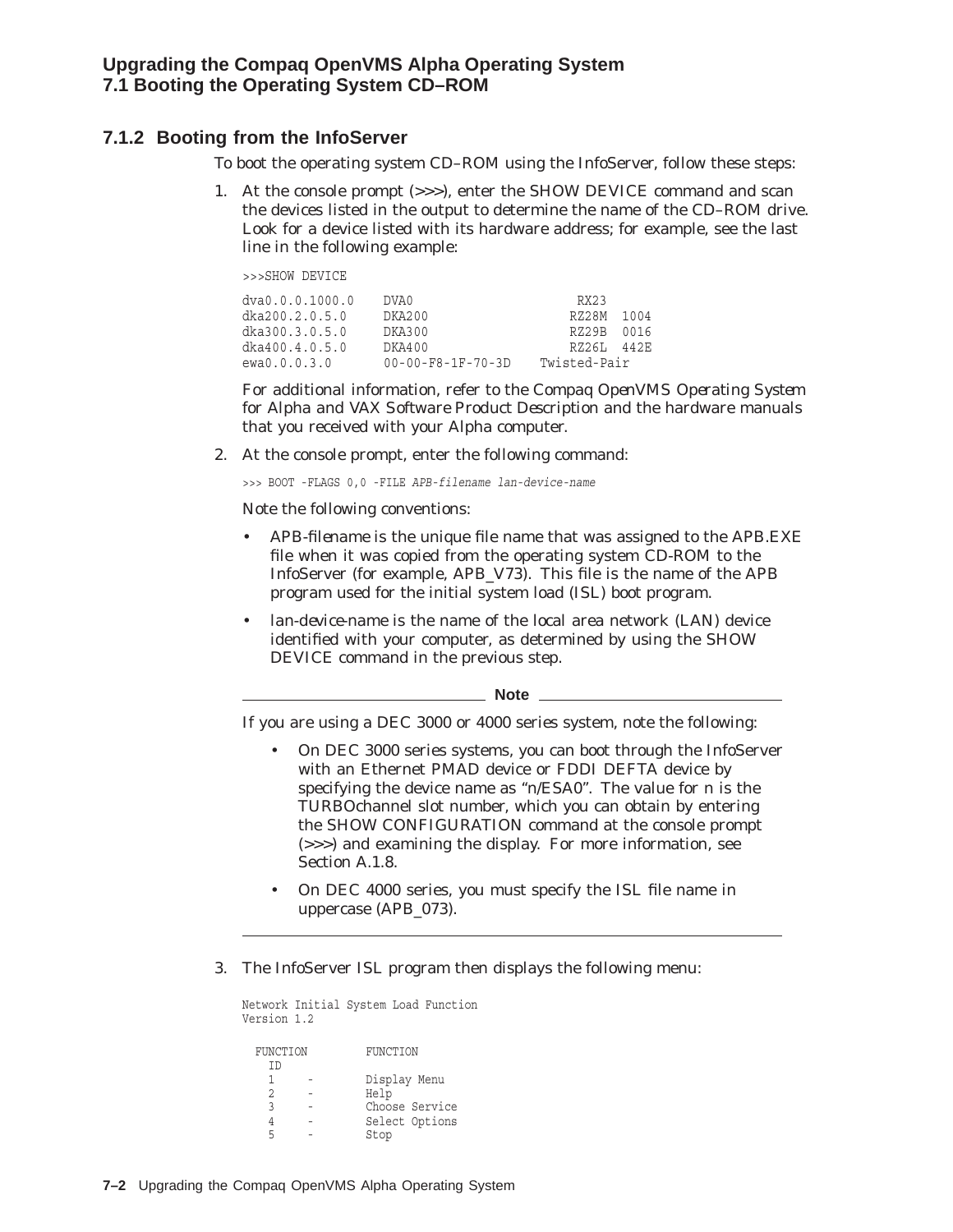### 7.1.2 Booting from the InfoServer

To boot the operating system CD–ROM using the InfoServer, follow these steps:

1. At the console prompt (>>>), enter the SHOW DEVICE command and scan the devices listed in the output to determine the name of the CD–ROM drive. Look for a device listed with its hardware address; for example, see the last line in the following example:

```
>>>SHOW DEVICE

dva0.0.0.1000.0    DVA0                    RX23
dka200.2.0.5.0     DKA200                 RZ28M  1004
dka300.3.0.5.0     DKA300                 RZ29B  0016
dka400.4.0.5.0     DKA400                 RZ26L  442E
ewa0.0.0.3.0       00-00-F8-1F-70-3D    Twisted-Pair
```

   For additional information, refer to the *Compaq OpenVMS Operating System for Alpha and VAX Software Product Description* and the hardware manuals that you received with your Alpha computer.

2. At the console prompt, enter the following command:

```
>>> BOOT -FLAGS 0,0 -FILE APB-filename lan-device-name
```

   Note the following conventions:

   - *APB-filename* is the unique file name that was assigned to the APB.EXE file when it was copied from the operating system CD-ROM to the InfoServer (for example, APB_V73). This file is the name of the APB program used for the initial system load (ISL) boot program.
   - *lan-device-name* is the name of the local area network (LAN) device identified with your computer, as determined by using the SHOW DEVICE command in the previous step.

   **Note**

   If you are using a DEC 3000 or 4000 series system, note the following:

   - On DEC 3000 series systems, you can boot through the InfoServer with an Ethernet PMAD device or FDDI DEFTA device by specifying the device name as "n/ESA0". The value for n is the TURBOchannel slot number, which you can obtain by entering the SHOW CONFIGURATION command at the console prompt (>>>) and examining the display. For more information, see Section A.1.8.
   - On DEC 4000 series, you must specify the ISL file name in uppercase (APB_073).

3. The InfoServer ISL program then displays the following menu:

```
Network Initial System Load Function
Version 1.2

  FUNCTION         FUNCTION
    ID
    1     -        Display Menu
    2     -        Help
    3     -        Choose Service
    4     -        Select Options
    5     -        Stop
```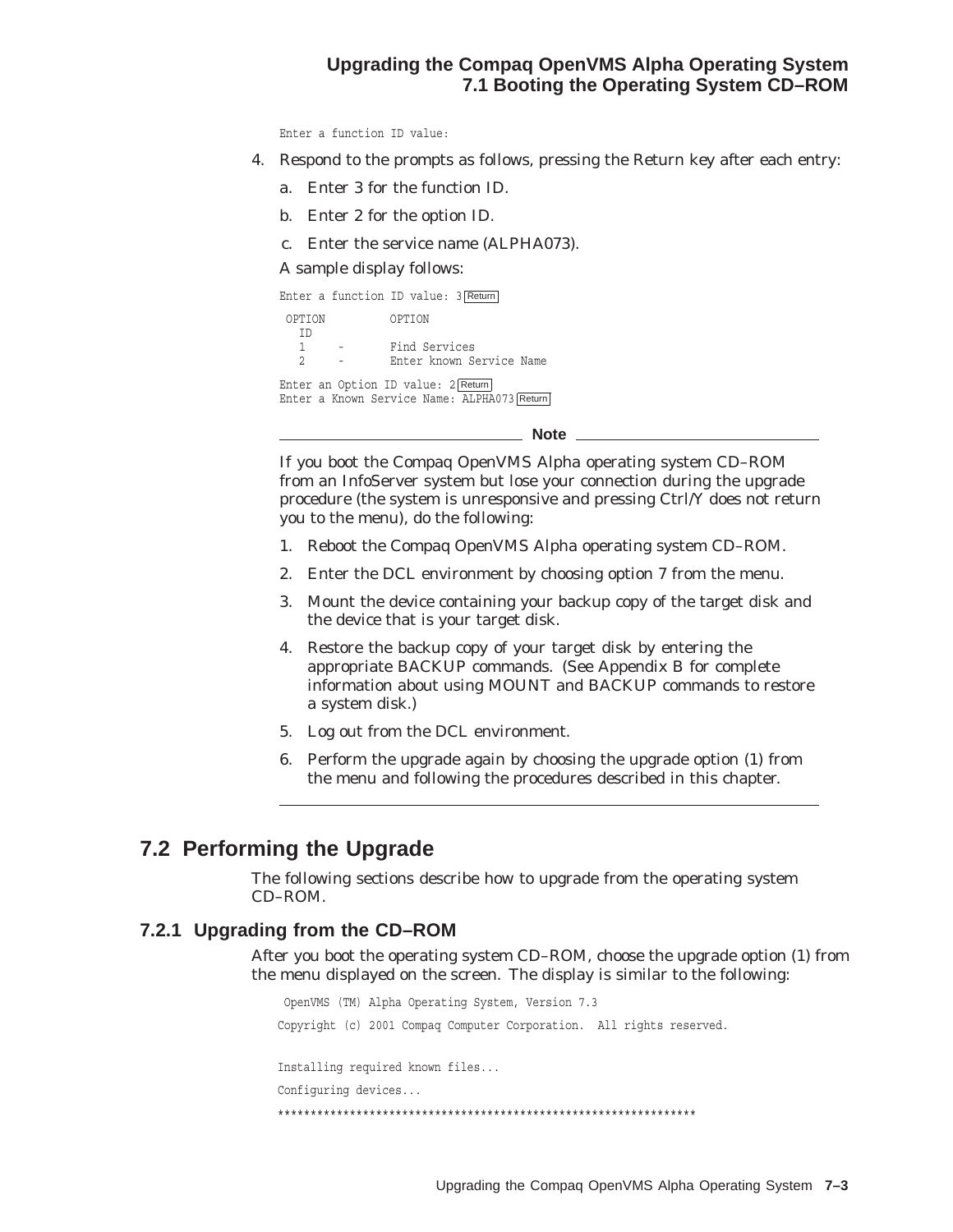```
Enter a function ID value:
```

4. Respond to the prompts as follows, pressing the Return key after each entry:

   a. Enter 3 for the function ID.

   b. Enter 2 for the option ID.

   c. Enter the service name (ALPHA073).

   A sample display follows:

```
Enter a function ID value: 3 Return
 OPTION          OPTION
   ID
   1     -       Find Services
   2     -       Enter known Service Name

Enter an Option ID value: 2 Return
Enter a Known Service Name: ALPHA073 Return
```

---

**Note**

If you boot the Compaq OpenVMS Alpha operating system CD–ROM from an InfoServer system but lose your connection during the upgrade procedure (the system is unresponsive and pressing Ctrl/Y does not return you to the menu), do the following:

1. Reboot the Compaq OpenVMS Alpha operating system CD–ROM.
2. Enter the DCL environment by choosing option 7 from the menu.
3. Mount the device containing your backup copy of the target disk and the device that is your target disk.
4. Restore the backup copy of your target disk by entering the appropriate BACKUP commands. (See Appendix B for complete information about using MOUNT and BACKUP commands to restore a system disk.)
5. Log out from the DCL environment.
6. Perform the upgrade again by choosing the upgrade option (1) from the menu and following the procedures described in this chapter.

---

## 7.2 Performing the Upgrade

The following sections describe how to upgrade from the operating system CD–ROM.

### 7.2.1 Upgrading from the CD–ROM

After you boot the operating system CD–ROM, choose the upgrade option (1) from the menu displayed on the screen. The display is similar to the following:

```
 OpenVMS (TM) Alpha Operating System, Version 7.3
Copyright (c) 2001 Compaq Computer Corporation.  All rights reserved.

Installing required known files...
Configuring devices...
****************************************************************
```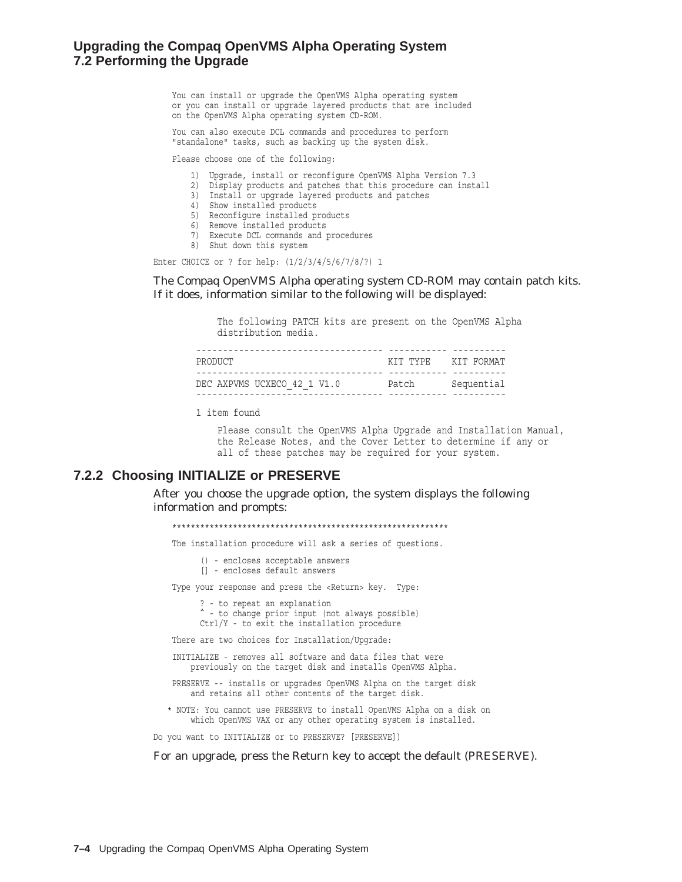```
    You can install or upgrade the OpenVMS Alpha operating system
    or you can install or upgrade layered products that are included
    on the OpenVMS Alpha operating system CD-ROM.

    You can also execute DCL commands and procedures to perform
    "standalone" tasks, such as backing up the system disk.

    Please choose one of the following:

        1)  Upgrade, install or reconfigure OpenVMS Alpha Version 7.3
        2)  Display products and patches that this procedure can install
        3)  Install or upgrade layered products and patches
        4)  Show installed products
        5)  Reconfigure installed products
        6)  Remove installed products
        7)  Execute DCL commands and procedures
        8)  Shut down this system

Enter CHOICE or ? for help: (1/2/3/4/5/6/7/8/?) 1
```

The Compaq OpenVMS Alpha operating system CD-ROM may contain patch kits. If it does, information similar to the following will be displayed:

```
     The following PATCH kits are present on the OpenVMS Alpha
     distribution media.

 ----------------------------------- ----------- ----------
 PRODUCT                             KIT TYPE    KIT FORMAT
 ----------------------------------- ----------- ----------
 DEC AXPVMS UCXECO_42_1 V1.0         Patch       Sequential
 ----------------------------------- ----------- ----------

 1 item found

     Please consult the OpenVMS Alpha Upgrade and Installation Manual,
     the Release Notes, and the Cover Letter to determine if any or
     all of these patches may be required for your system.
```

### 7.2.2 Choosing INITIALIZE or PRESERVE

After you choose the upgrade option, the system displays the following information and prompts:

```
    ***********************************************************

    The installation procedure will ask a series of questions.

          () - encloses acceptable answers
          [] - encloses default answers

    Type your response and press the <Return> key.  Type:

          ? - to repeat an explanation
          ^ - to change prior input (not always possible)
          Ctrl/Y - to exit the installation procedure

    There are two choices for Installation/Upgrade:

    INITIALIZE - removes all software and data files that were
        previously on the target disk and installs OpenVMS Alpha.

    PRESERVE -- installs or upgrades OpenVMS Alpha on the target disk
        and retains all other contents of the target disk.

   * NOTE: You cannot use PRESERVE to install OpenVMS Alpha on a disk on
        which OpenVMS VAX or any other operating system is installed.

Do you want to INITIALIZE or to PRESERVE? [PRESERVE])
```

For an upgrade, press the Return key to accept the default (PRESERVE).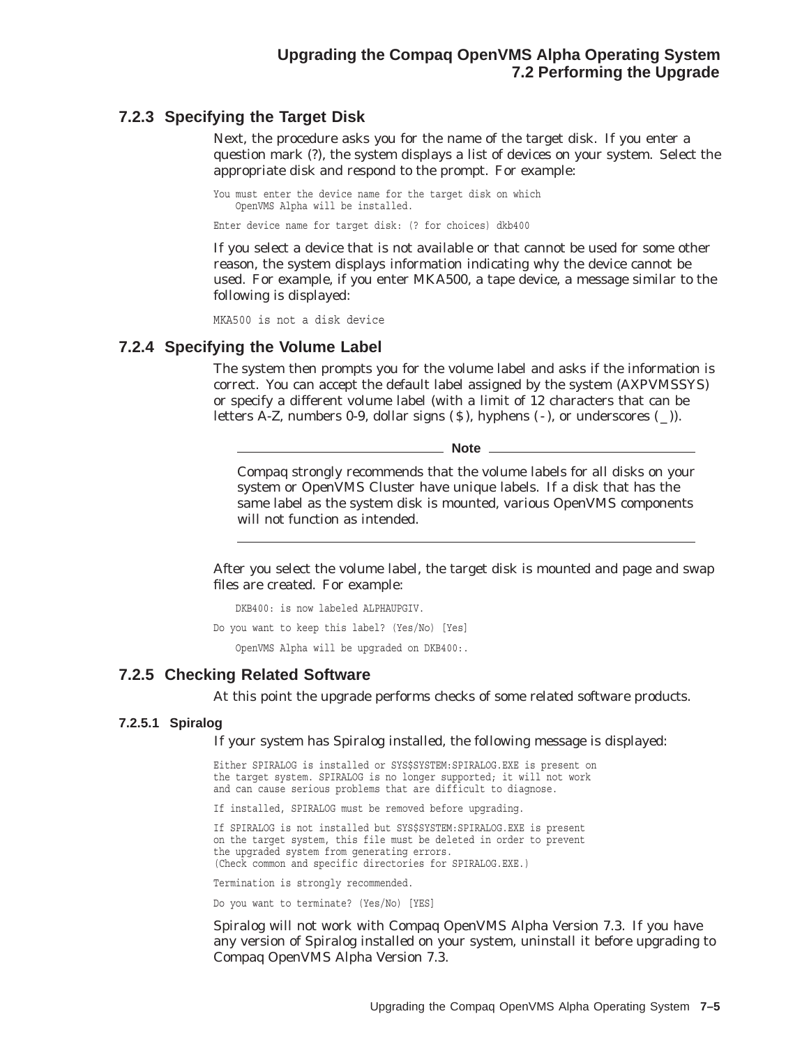### 7.2.3 Specifying the Target Disk

Next, the procedure asks you for the name of the target disk. If you enter a question mark (?), the system displays a list of devices on your system. Select the appropriate disk and respond to the prompt. For example:

```
You must enter the device name for the target disk on which
    OpenVMS Alpha will be installed.

Enter device name for target disk: (? for choices) dkb400
```

If you select a device that is not available or that cannot be used for some other reason, the system displays information indicating why the device cannot be used. For example, if you enter MKA500, a tape device, a message similar to the following is displayed:

```
MKA500 is not a disk device
```

### 7.2.4 Specifying the Volume Label

The system then prompts you for the volume label and asks if the information is correct. You can accept the default label assigned by the system (AXPVMSSYS) or specify a different volume label (with a limit of 12 characters that can be letters A-Z, numbers 0-9, dollar signs ($), hyphens (-), or underscores (_)).

**Note**

Compaq strongly recommends that the volume labels for all disks on your system or OpenVMS Cluster have unique labels. If a disk that has the same label as the system disk is mounted, various OpenVMS components will not function as intended.

After you select the volume label, the target disk is mounted and page and swap files are created. For example:

```
    DKB400: is now labeled ALPHAUPGIV.

Do you want to keep this label? (Yes/No) [Yes]

    OpenVMS Alpha will be upgraded on DKB400:.
```

### 7.2.5 Checking Related Software

At this point the upgrade performs checks of some related software products.

#### 7.2.5.1 Spiralog

If your system has Spiralog installed, the following message is displayed:

```
Either SPIRALOG is installed or SYS$SYSTEM:SPIRALOG.EXE is present on
the target system. SPIRALOG is no longer supported; it will not work
and can cause serious problems that are difficult to diagnose.

If installed, SPIRALOG must be removed before upgrading.

If SPIRALOG is not installed but SYS$SYSTEM:SPIRALOG.EXE is present
on the target system, this file must be deleted in order to prevent
the upgraded system from generating errors.
(Check common and specific directories for SPIRALOG.EXE.)

Termination is strongly recommended.

Do you want to terminate? (Yes/No) [YES]
```

Spiralog will not work with Compaq OpenVMS Alpha Version 7.3. If you have any version of Spiralog installed on your system, uninstall it before upgrading to Compaq OpenVMS Alpha Version 7.3.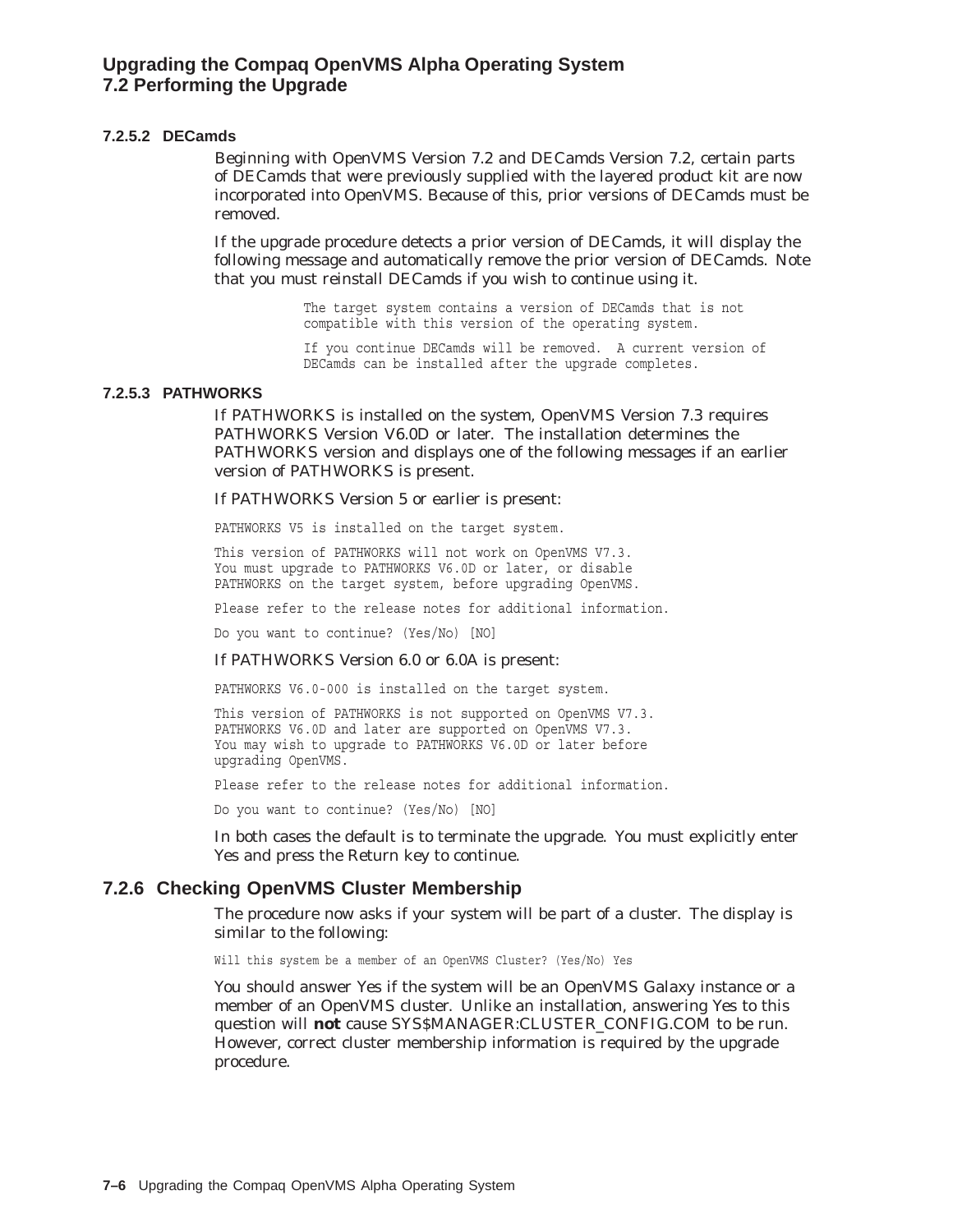#### 7.2.5.2 DECamds

Beginning with OpenVMS Version 7.2 and DECamds Version 7.2, certain parts of DECamds that were previously supplied with the layered product kit are now incorporated into OpenVMS. Because of this, prior versions of DECamds must be removed.

If the upgrade procedure detects a prior version of DECamds, it will display the following message and automatically remove the prior version of DECamds. Note that you must reinstall DECamds if you wish to continue using it.

```
The target system contains a version of DECamds that is not
compatible with this version of the operating system.

If you continue DECamds will be removed.  A current version of
DECamds can be installed after the upgrade completes.
```

#### 7.2.5.3 PATHWORKS

If PATHWORKS is installed on the system, OpenVMS Version 7.3 requires PATHWORKS Version V6.0D or later. The installation determines the PATHWORKS version and displays one of the following messages if an earlier version of PATHWORKS is present.

If PATHWORKS Version 5 or earlier is present:

```
PATHWORKS V5 is installed on the target system.

This version of PATHWORKS will not work on OpenVMS V7.3.
You must upgrade to PATHWORKS V6.0D or later, or disable
PATHWORKS on the target system, before upgrading OpenVMS.

Please refer to the release notes for additional information.

Do you want to continue? (Yes/No) [NO]
```

If PATHWORKS Version 6.0 or 6.0A is present:

```
PATHWORKS V6.0-000 is installed on the target system.

This version of PATHWORKS is not supported on OpenVMS V7.3.
PATHWORKS V6.0D and later are supported on OpenVMS V7.3.
You may wish to upgrade to PATHWORKS V6.0D or later before
upgrading OpenVMS.

Please refer to the release notes for additional information.

Do you want to continue? (Yes/No) [NO]
```

In both cases the default is to terminate the upgrade. You must explicitly enter Yes and press the Return key to continue.

### 7.2.6 Checking OpenVMS Cluster Membership

The procedure now asks if your system will be part of a cluster. The display is similar to the following:

```
Will this system be a member of an OpenVMS Cluster? (Yes/No) Yes
```

You should answer Yes if the system will be an OpenVMS Galaxy instance or a member of an OpenVMS cluster. Unlike an installation, answering Yes to this question will **not** cause SYS$MANAGER:CLUSTER_CONFIG.COM to be run. However, correct cluster membership information is required by the upgrade procedure.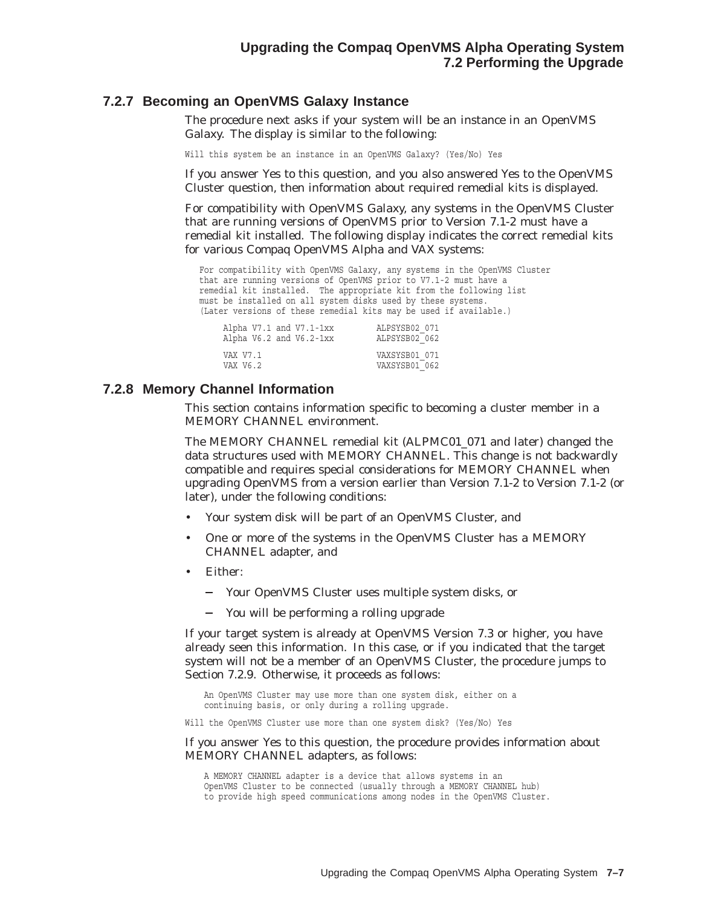### 7.2.7 Becoming an OpenVMS Galaxy Instance

The procedure next asks if your system will be an instance in an OpenVMS Galaxy. The display is similar to the following:

```
Will this system be an instance in an OpenVMS Galaxy? (Yes/No) Yes
```

If you answer Yes to this question, and you also answered Yes to the OpenVMS Cluster question, then information about required remedial kits is displayed.

For compatibility with OpenVMS Galaxy, any systems in the OpenVMS Cluster that are running versions of OpenVMS prior to Version 7.1-2 must have a remedial kit installed. The following display indicates the correct remedial kits for various Compaq OpenVMS Alpha and VAX systems:

```
   For compatibility with OpenVMS Galaxy, any systems in the OpenVMS Cluster
   that are running versions of OpenVMS prior to V7.1-2 must have a
   remedial kit installed.  The appropriate kit from the following list
   must be installed on all system disks used by these systems.
   (Later versions of these remedial kits may be used if available.)

       Alpha V7.1 and V7.1-1xx         ALPSYSB02_071
       Alpha V6.2 and V6.2-1xx         ALPSYSB02_062

       VAX V7.1                        VAXSYSB01_071
       VAX V6.2                        VAXSYSB01_062
```

### 7.2.8 Memory Channel Information

This section contains information specific to becoming a cluster member in a MEMORY CHANNEL environment.

The MEMORY CHANNEL remedial kit (ALPMC01_071 and later) changed the data structures used with MEMORY CHANNEL. This change is not backwardly compatible and requires special considerations for MEMORY CHANNEL when upgrading OpenVMS from a version earlier than Version 7.1-2 to Version 7.1-2 (or later), under the following conditions:

- Your system disk will be part of an OpenVMS Cluster, and
- One or more of the systems in the OpenVMS Cluster has a MEMORY CHANNEL adapter, and
- Either:
  - Your OpenVMS Cluster uses multiple system disks, or
  - You will be performing a rolling upgrade

If your target system is already at OpenVMS Version 7.3 or higher, you have already seen this information. In this case, or if you indicated that the target system will not be a member of an OpenVMS Cluster, the procedure jumps to Section 7.2.9. Otherwise, it proceeds as follows:

```
    An OpenVMS Cluster may use more than one system disk, either on a
    continuing basis, or only during a rolling upgrade.

Will the OpenVMS Cluster use more than one system disk? (Yes/No) Yes
```

If you answer Yes to this question, the procedure provides information about MEMORY CHANNEL adapters, as follows:

```
    A MEMORY CHANNEL adapter is a device that allows systems in an
    OpenVMS Cluster to be connected (usually through a MEMORY CHANNEL hub)
    to provide high speed communications among nodes in the OpenVMS Cluster.
```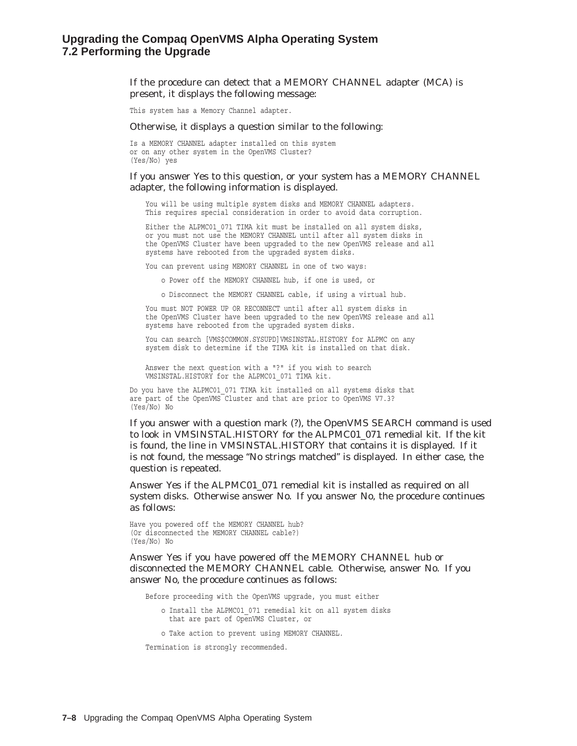If the procedure can detect that a MEMORY CHANNEL adapter (MCA) is present, it displays the following message:

```
This system has a Memory Channel adapter.
```

Otherwise, it displays a question similar to the following:

```
Is a MEMORY CHANNEL adapter installed on this system
or on any other system in the OpenVMS Cluster?
(Yes/No) yes
```

If you answer Yes to this question, or your system has a MEMORY CHANNEL adapter, the following information is displayed.

```
    You will be using multiple system disks and MEMORY CHANNEL adapters.
    This requires special consideration in order to avoid data corruption.

    Either the ALPMC01_071 TIMA kit must be installed on all system disks,
    or you must not use the MEMORY CHANNEL until after all system disks in
    the OpenVMS Cluster have been upgraded to the new OpenVMS release and all
    systems have rebooted from the upgraded system disks.

    You can prevent using MEMORY CHANNEL in one of two ways:

        o Power off the MEMORY CHANNEL hub, if one is used, or

        o Disconnect the MEMORY CHANNEL cable, if using a virtual hub.

    You must NOT POWER UP OR RECONNECT until after all system disks in
    the OpenVMS Cluster have been upgraded to the new OpenVMS release and all
    systems have rebooted from the upgraded system disks.

    You can search [VMS$COMMON.SYSUPD]VMSINSTAL.HISTORY for ALPMC on any
    system disk to determine if the TIMA kit is installed on that disk.


    Answer the next question with a "?" if you wish to search
    VMSINSTAL.HISTORY for the ALPMC01_071 TIMA kit.

Do you have the ALPMC01_071 TIMA kit installed on all systems disks that
are part of the OpenVMS Cluster and that are prior to OpenVMS V7.3?
(Yes/No) No
```

If you answer with a question mark (?), the OpenVMS SEARCH command is used to look in VMSINSTAL.HISTORY for the ALPMC01_071 remedial kit. If the kit is found, the line in VMSINSTAL.HISTORY that contains it is displayed. If it is not found, the message "No strings matched" is displayed. In either case, the question is repeated.

Answer Yes if the ALPMC01_071 remedial kit is installed as required on all system disks. Otherwise answer No. If you answer No, the procedure continues as follows:

```
Have you powered off the MEMORY CHANNEL hub?
(Or disconnected the MEMORY CHANNEL cable?)
(Yes/No) No
```

Answer Yes if you have powered off the MEMORY CHANNEL hub or disconnected the MEMORY CHANNEL cable. Otherwise, answer No. If you answer No, the procedure continues as follows:

```
    Before proceeding with the OpenVMS upgrade, you must either

        o Install the ALPMC01_071 remedial kit on all system disks
          that are part of OpenVMS Cluster, or

        o Take action to prevent using MEMORY CHANNEL.

    Termination is strongly recommended.
```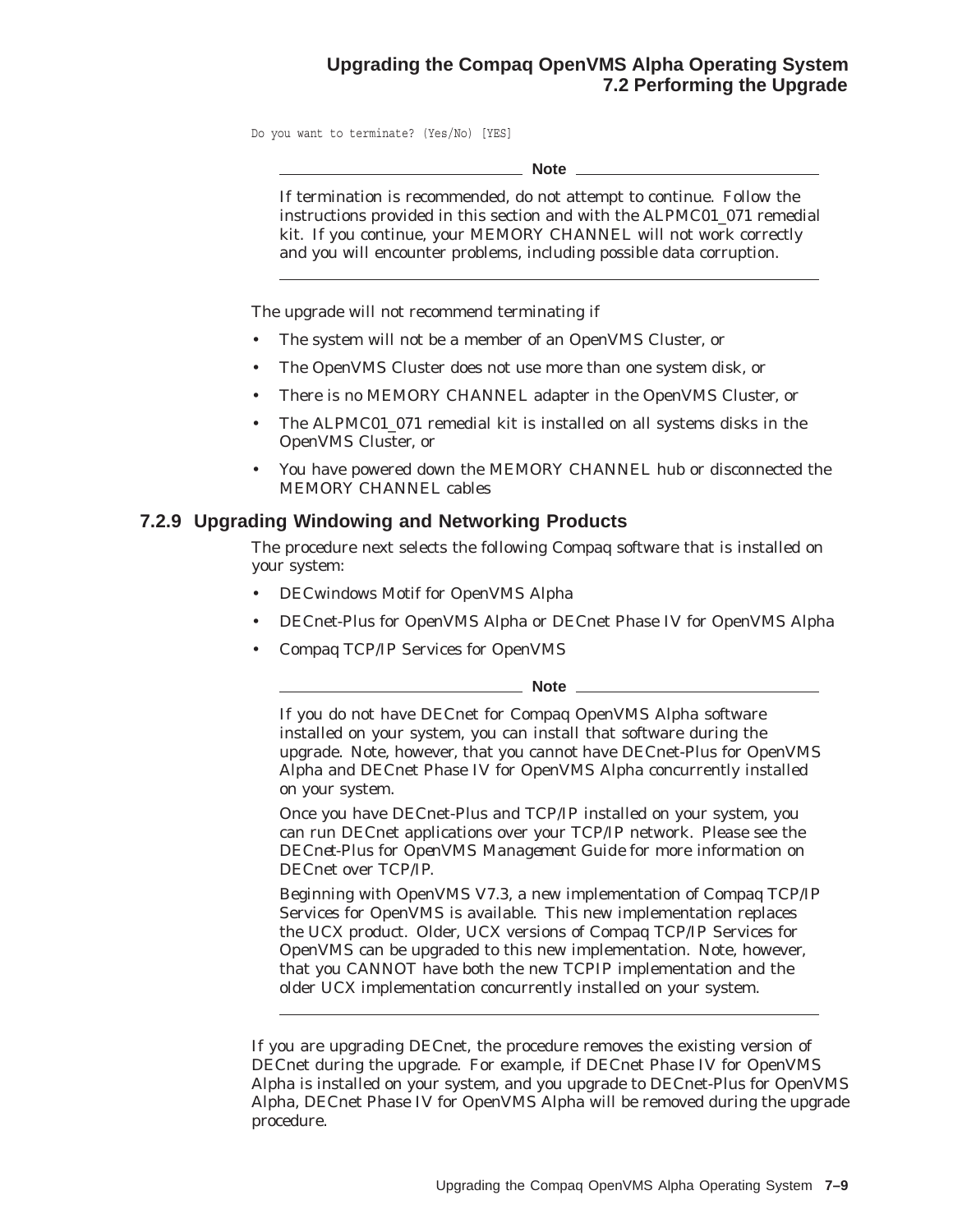```
Do you want to terminate? (Yes/No) [YES]
```

**Note**

If termination is recommended, do not attempt to continue. Follow the instructions provided in this section and with the ALPMC01_071 remedial kit. If you continue, your MEMORY CHANNEL will not work correctly and you will encounter problems, including possible data corruption.

---

The upgrade will not recommend terminating if

- The system will not be a member of an OpenVMS Cluster, or
- The OpenVMS Cluster does not use more than one system disk, or
- There is no MEMORY CHANNEL adapter in the OpenVMS Cluster, or
- The ALPMC01_071 remedial kit is installed on all systems disks in the OpenVMS Cluster, or
- You have powered down the MEMORY CHANNEL hub or disconnected the MEMORY CHANNEL cables

### 7.2.9 Upgrading Windowing and Networking Products

The procedure next selects the following Compaq software that is installed on your system:

- DECwindows Motif for OpenVMS Alpha
- DECnet-Plus for OpenVMS Alpha or DECnet Phase IV for OpenVMS Alpha
- Compaq TCP/IP Services for OpenVMS

**Note**

If you do not have DECnet for Compaq OpenVMS Alpha software installed on your system, you can install that software during the upgrade. Note, however, that you cannot have DECnet-Plus for OpenVMS Alpha and DECnet Phase IV for OpenVMS Alpha concurrently installed on your system.

Once you have DECnet-Plus and TCP/IP installed on your system, you can run DECnet applications over your TCP/IP network. Please see the *DECnet-Plus for OpenVMS Management Guide* for more information on DECnet over TCP/IP.

Beginning with OpenVMS V7.3, a new implementation of Compaq TCP/IP Services for OpenVMS is available. This new implementation replaces the UCX product. Older, UCX versions of Compaq TCP/IP Services for OpenVMS can be upgraded to this new implementation. Note, however, that you CANNOT have both the new TCPIP implementation and the older UCX implementation concurrently installed on your system.

---

If you are upgrading DECnet, the procedure removes the existing version of DECnet during the upgrade. For example, if DECnet Phase IV for OpenVMS Alpha is installed on your system, and you upgrade to DECnet-Plus for OpenVMS Alpha, DECnet Phase IV for OpenVMS Alpha will be removed during the upgrade procedure.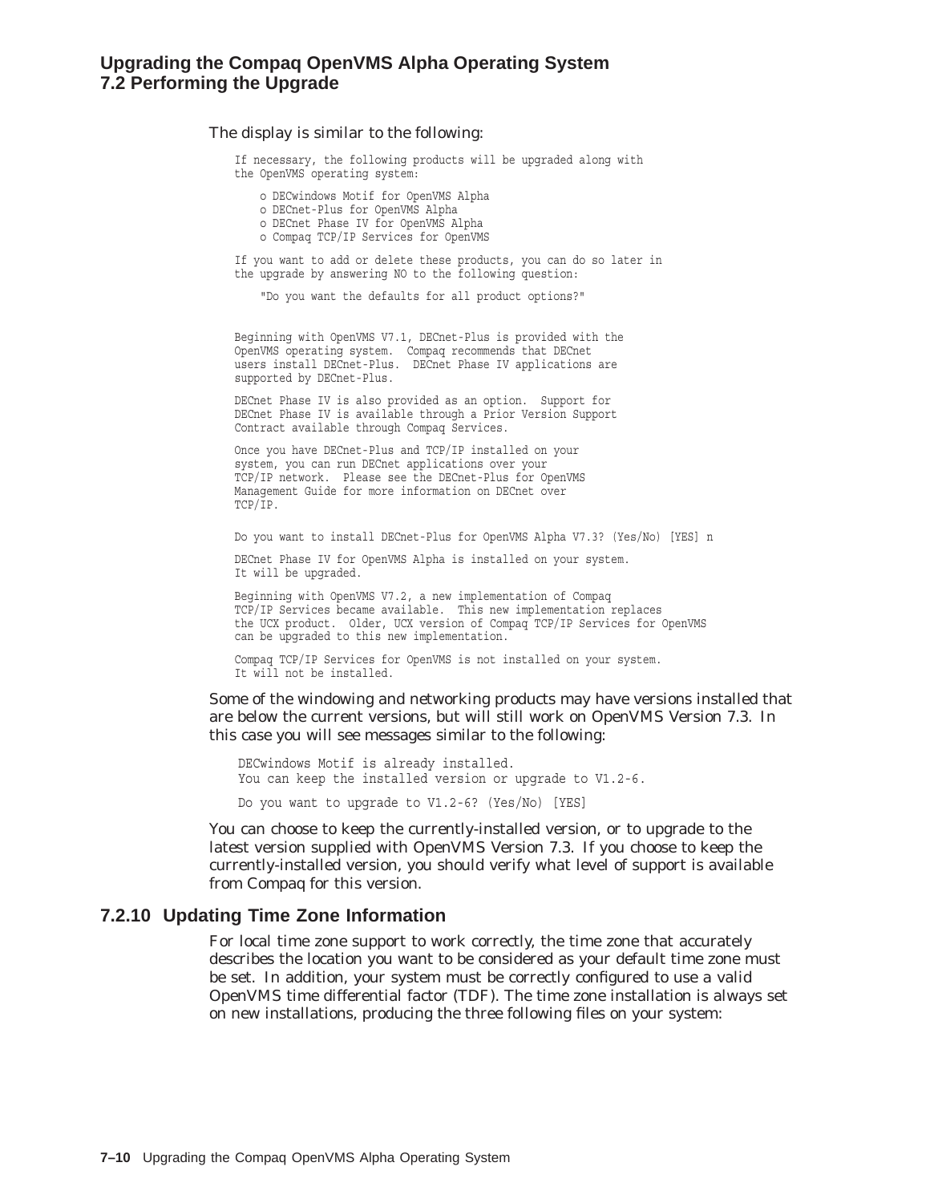The display is similar to the following:

```
If necessary, the following products will be upgraded along with
the OpenVMS operating system:

    o DECwindows Motif for OpenVMS Alpha
    o DECnet-Plus for OpenVMS Alpha
    o DECnet Phase IV for OpenVMS Alpha
    o Compaq TCP/IP Services for OpenVMS

If you want to add or delete these products, you can do so later in
the upgrade by answering NO to the following question:

    "Do you want the defaults for all product options?"


Beginning with OpenVMS V7.1, DECnet-Plus is provided with the
OpenVMS operating system.  Compaq recommends that DECnet
users install DECnet-Plus.  DECnet Phase IV applications are
supported by DECnet-Plus.

DECnet Phase IV is also provided as an option.  Support for
DECnet Phase IV is available through a Prior Version Support
Contract available through Compaq Services.

Once you have DECnet-Plus and TCP/IP installed on your
system, you can run DECnet applications over your
TCP/IP network.  Please see the DECnet-Plus for OpenVMS
Management Guide for more information on DECnet over
TCP/IP.

Do you want to install DECnet-Plus for OpenVMS Alpha V7.3? (Yes/No) [YES] n

DECnet Phase IV for OpenVMS Alpha is installed on your system.
It will be upgraded.

Beginning with OpenVMS V7.2, a new implementation of Compaq
TCP/IP Services became available.  This new implementation replaces
the UCX product.  Older, UCX version of Compaq TCP/IP Services for OpenVMS
can be upgraded to this new implementation.

Compaq TCP/IP Services for OpenVMS is not installed on your system.
It will not be installed.
```

Some of the windowing and networking products may have versions installed that are below the current versions, but will still work on OpenVMS Version 7.3. In this case you will see messages similar to the following:

```
DECwindows Motif is already installed.
You can keep the installed version or upgrade to V1.2-6.

Do you want to upgrade to V1.2-6? (Yes/No) [YES]
```

You can choose to keep the currently-installed version, or to upgrade to the latest version supplied with OpenVMS Version 7.3. If you choose to keep the currently-installed version, you should verify what level of support is available from Compaq for this version.

### 7.2.10 Updating Time Zone Information

For local time zone support to work correctly, the time zone that accurately describes the location you want to be considered as your default time zone must be set. In addition, your system must be correctly configured to use a valid OpenVMS time differential factor (TDF). The time zone installation is always set on new installations, producing the three following files on your system: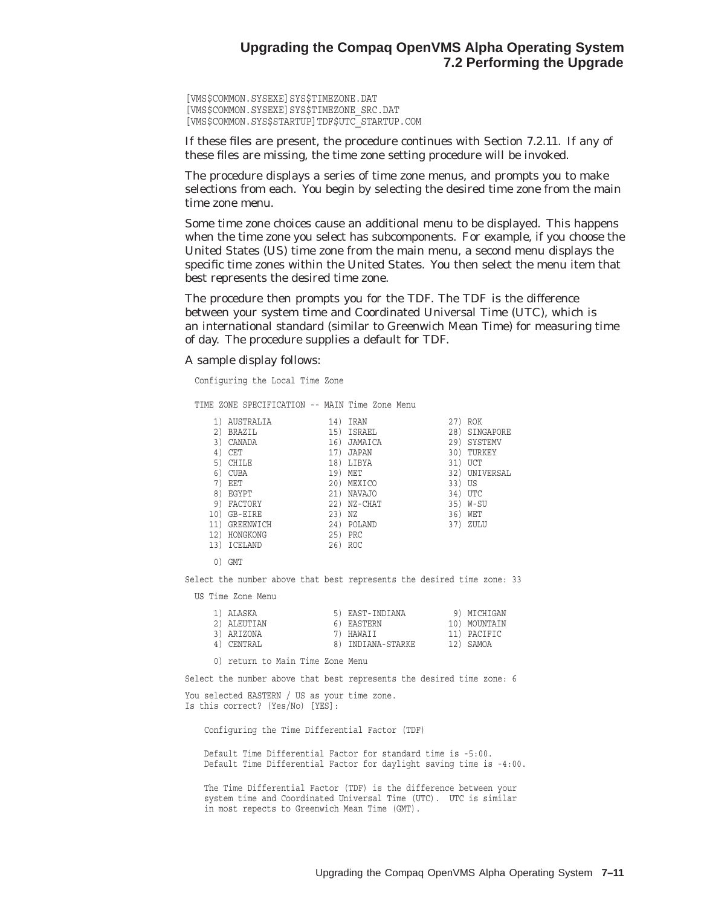```
[VMS$COMMON.SYSEXE]SYS$TIMEZONE.DAT
[VMS$COMMON.SYSEXE]SYS$TIMEZONE_SRC.DAT
[VMS$COMMON.SYS$STARTUP]TDF$UTC_STARTUP.COM
```

If these files are present, the procedure continues with Section 7.2.11. If any of these files are missing, the time zone setting procedure will be invoked.

The procedure displays a series of time zone menus, and prompts you to make selections from each. You begin by selecting the desired time zone from the main time zone menu.

Some time zone choices cause an additional menu to be displayed. This happens when the time zone you select has subcomponents. For example, if you choose the United States (US) time zone from the main menu, a second menu displays the specific time zones within the United States. You then select the menu item that best represents the desired time zone.

The procedure then prompts you for the TDF. The TDF is the difference between your system time and Coordinated Universal Time (UTC), which is an international standard (similar to Greenwich Mean Time) for measuring time of day. The procedure supplies a default for TDF.

A sample display follows:

```
  Configuring the Local Time Zone

  TIME ZONE SPECIFICATION -- MAIN Time Zone Menu

     1) AUSTRALIA          14) IRAN              27) ROK
     2) BRAZIL             15) ISRAEL            28) SINGAPORE
     3) CANADA             16) JAMAICA           29) SYSTEMV
     4) CET                17) JAPAN             30) TURKEY
     5) CHILE              18) LIBYA             31) UCT
     6) CUBA               19) MET               32) UNIVERSAL
     7) EET                20) MEXICO            33) US
     8) EGYPT              21) NAVAJO            34) UTC
     9) FACTORY            22) NZ-CHAT           35) W-SU
    10) GB-EIRE            23) NZ                36) WET
    11) GREENWICH          24) POLAND            37) ZULU
    12) HONGKONG           25) PRC
    13) ICELAND            26) ROC

     0) GMT

Select the number above that best represents the desired time zone: 33

  US Time Zone Menu

     1) ALASKA             5) EAST-INDIANA        9) MICHIGAN
     2) ALEUTIAN           6) EASTERN            10) MOUNTAIN
     3) ARIZONA            7) HAWAII             11) PACIFIC
     4) CENTRAL            8) INDIANA-STARKE     12) SAMOA

     0) return to Main Time Zone Menu

Select the number above that best represents the desired time zone: 6

You selected EASTERN / US as your time zone.
Is this correct? (Yes/No) [YES]:

    Configuring the Time Differential Factor (TDF)

    Default Time Differential Factor for standard time is -5:00.
    Default Time Differential Factor for daylight saving time is -4:00.

    The Time Differential Factor (TDF) is the difference between your
    system time and Coordinated Universal Time (UTC).  UTC is similar
    in most repects to Greenwich Mean Time (GMT).
```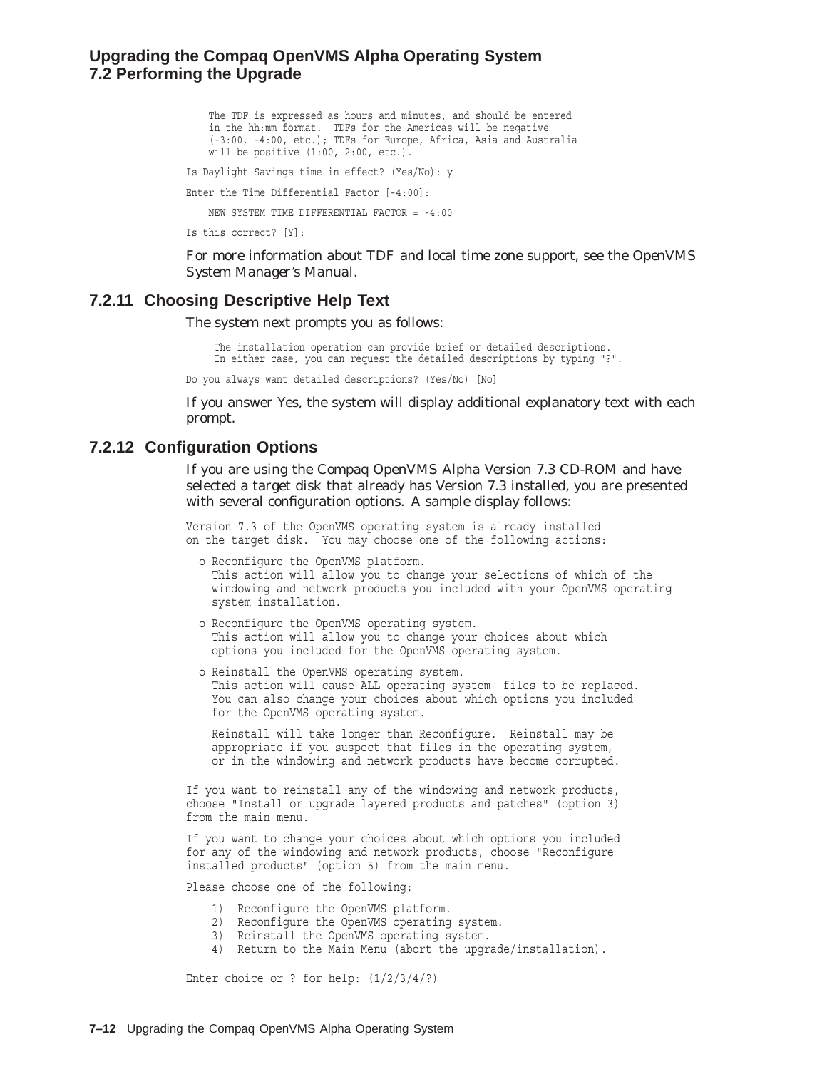```
    The TDF is expressed as hours and minutes, and should be entered
    in the hh:mm format.  TDFs for the Americas will be negative
    (-3:00, -4:00, etc.); TDFs for Europe, Africa, Asia and Australia
    will be positive (1:00, 2:00, etc.).

Is Daylight Savings time in effect? (Yes/No): y

Enter the Time Differential Factor [-4:00]:

    NEW SYSTEM TIME DIFFERENTIAL FACTOR = -4:00

Is this correct? [Y]:
```

For more information about TDF and local time zone support, see the *OpenVMS System Manager's Manual*.

### 7.2.11 Choosing Descriptive Help Text

The system next prompts you as follows:

```
     The installation operation can provide brief or detailed descriptions.
     In either case, you can request the detailed descriptions by typing "?".

Do you always want detailed descriptions? (Yes/No) [No]
```

If you answer Yes, the system will display additional explanatory text with each prompt.

### 7.2.12 Configuration Options

If you are using the Compaq OpenVMS Alpha Version 7.3 CD-ROM and have selected a target disk that already has Version 7.3 installed, you are presented with several configuration options. A sample display follows:

```
Version 7.3 of the OpenVMS operating system is already installed
on the target disk.  You may choose one of the following actions:

  o Reconfigure the OpenVMS platform.
    This action will allow you to change your selections of which of the
    windowing and network products you included with your OpenVMS operating
    system installation.

  o Reconfigure the OpenVMS operating system.
    This action will allow you to change your choices about which
    options you included for the OpenVMS operating system.

  o Reinstall the OpenVMS operating system.
    This action will cause ALL operating system  files to be replaced.
    You can also change your choices about which options you included
    for the OpenVMS operating system.

    Reinstall will take longer than Reconfigure.  Reinstall may be
    appropriate if you suspect that files in the operating system,
    or in the windowing and network products have become corrupted.

If you want to reinstall any of the windowing and network products,
choose "Install or upgrade layered products and patches" (option 3)
from the main menu.

If you want to change your choices about which options you included
for any of the windowing and network products, choose "Reconfigure
installed products" (option 5) from the main menu.

Please choose one of the following:

    1)  Reconfigure the OpenVMS platform.
    2)  Reconfigure the OpenVMS operating system.
    3)  Reinstall the OpenVMS operating system.
    4)  Return to the Main Menu (abort the upgrade/installation).

Enter choice or ? for help: (1/2/3/4/?)
```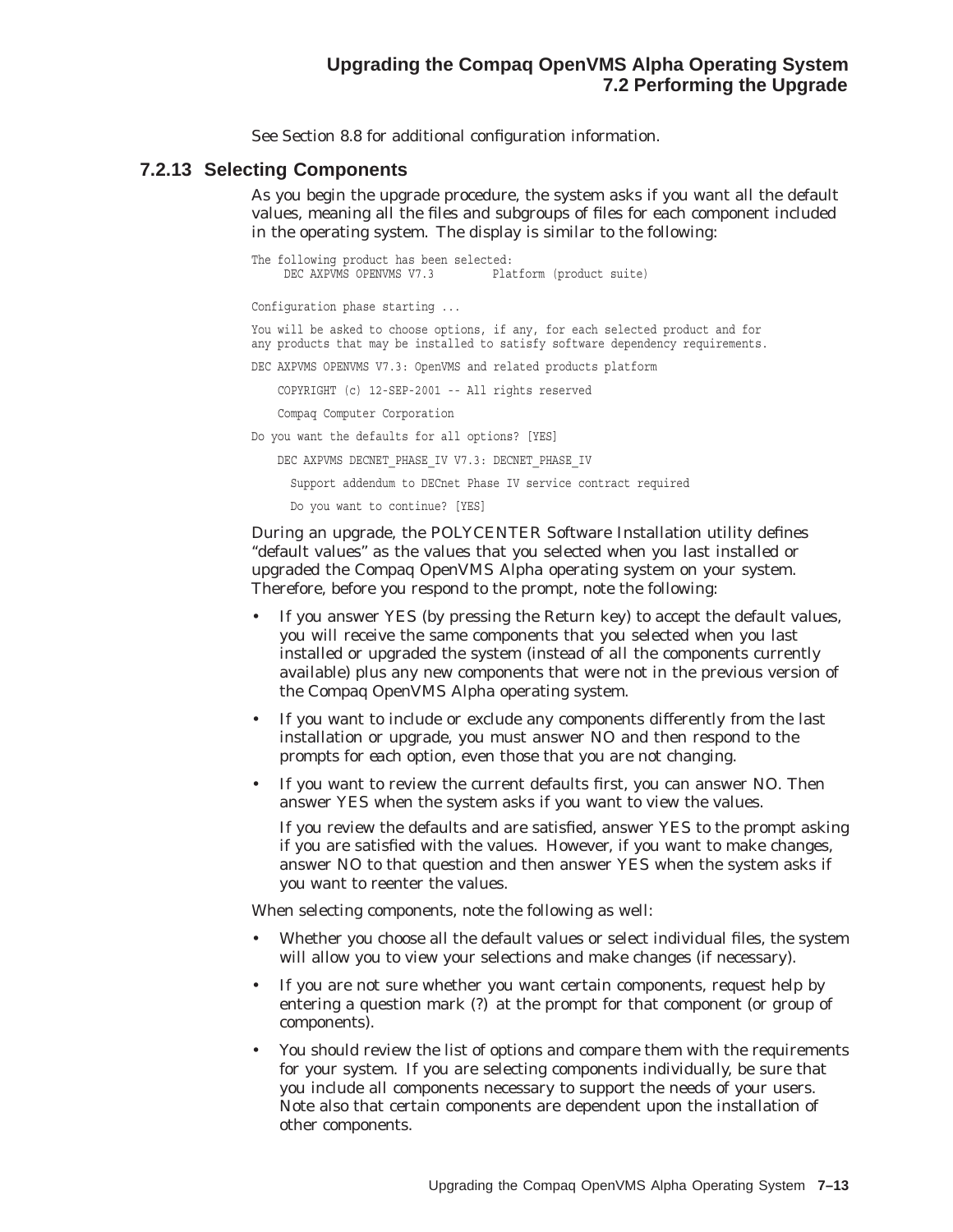See Section 8.8 for additional configuration information.

### 7.2.13 Selecting Components

As you begin the upgrade procedure, the system asks if you want all the default values, meaning all the files and subgroups of files for each component included in the operating system. The display is similar to the following:

```
The following product has been selected:
    DEC AXPVMS OPENVMS V7.3          Platform (product suite)

Configuration phase starting ...

You will be asked to choose options, if any, for each selected product and for
any products that may be installed to satisfy software dependency requirements.

DEC AXPVMS OPENVMS V7.3: OpenVMS and related products platform

    COPYRIGHT (c) 12-SEP-2001 -- All rights reserved

    Compaq Computer Corporation

Do you want the defaults for all options? [YES]

    DEC AXPVMS DECNET_PHASE_IV V7.3: DECNET_PHASE_IV

      Support addendum to DECnet Phase IV service contract required

      Do you want to continue? [YES]
```

During an upgrade, the POLYCENTER Software Installation utility defines "default values" as the values that you selected when you last installed or upgraded the Compaq OpenVMS Alpha operating system on your system. Therefore, before you respond to the prompt, note the following:

- If you answer YES (by pressing the Return key) to accept the default values, you will receive the same components that you selected when you last installed or upgraded the system (instead of all the components currently available) plus any new components that were not in the previous version of the Compaq OpenVMS Alpha operating system.
- If you want to include or exclude any components differently from the last installation or upgrade, you must answer NO and then respond to the prompts for each option, even those that you are not changing.
- If you want to review the current defaults first, you can answer NO. Then answer YES when the system asks if you want to view the values.

  If you review the defaults and are satisfied, answer YES to the prompt asking if you are satisfied with the values. However, if you want to make changes, answer NO to that question and then answer YES when the system asks if you want to reenter the values.

When selecting components, note the following as well:

- Whether you choose all the default values or select individual files, the system will allow you to view your selections and make changes (if necessary).
- If you are not sure whether you want certain components, request help by entering a question mark (?) at the prompt for that component (or group of components).
- You should review the list of options and compare them with the requirements for your system. If you are selecting components individually, be sure that you include all components necessary to support the needs of your users. Note also that certain components are dependent upon the installation of other components.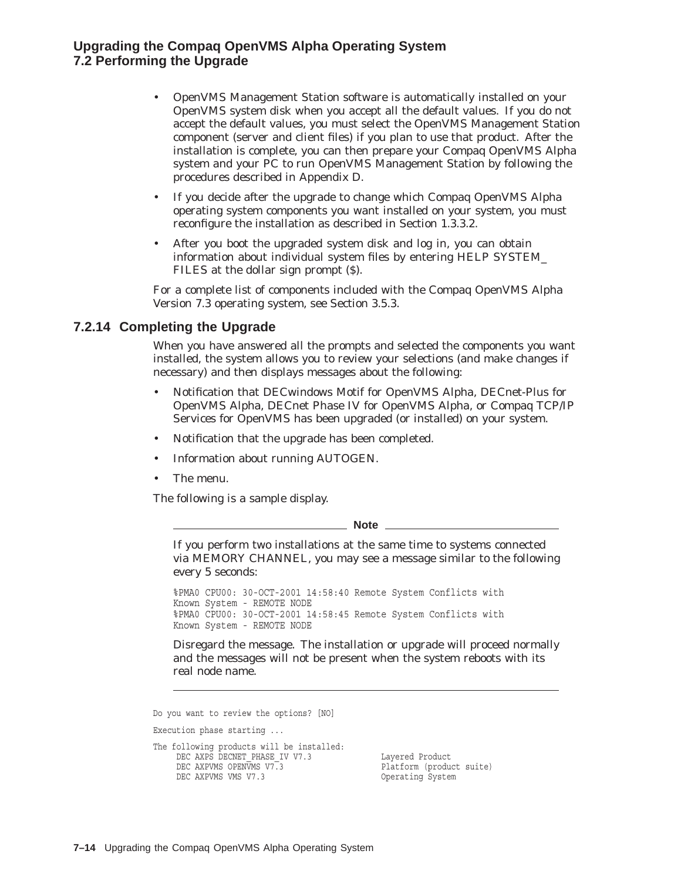- OpenVMS Management Station software is automatically installed on your OpenVMS system disk when you accept all the default values. If you do not accept the default values, you must select the OpenVMS Management Station component (server and client files) if you plan to use that product. After the installation is complete, you can then prepare your Compaq OpenVMS Alpha system and your PC to run OpenVMS Management Station by following the procedures described in Appendix D.
- If you decide after the upgrade to change which Compaq OpenVMS Alpha operating system components you want installed on your system, you must reconfigure the installation as described in Section 1.3.3.2.
- After you boot the upgraded system disk and log in, you can obtain information about individual system files by entering HELP SYSTEM_FILES at the dollar sign prompt ($).

For a complete list of components included with the Compaq OpenVMS Alpha Version 7.3 operating system, see Section 3.5.3.

### 7.2.14 Completing the Upgrade

When you have answered all the prompts and selected the components you want installed, the system allows you to review your selections (and make changes if necessary) and then displays messages about the following:

- Notification that DECwindows Motif for OpenVMS Alpha, DECnet-Plus for OpenVMS Alpha, DECnet Phase IV for OpenVMS Alpha, or Compaq TCP/IP Services for OpenVMS has been upgraded (or installed) on your system.
- Notification that the upgrade has been completed.
- Information about running AUTOGEN.
- The menu.

The following is a sample display.

**Note**

If you perform two installations at the same time to systems connected via MEMORY CHANNEL, you may see a message similar to the following every 5 seconds:

```
%PMA0 CPU00: 30-OCT-2001 14:58:40 Remote System Conflicts with
Known System - REMOTE NODE
%PMA0 CPU00: 30-OCT-2001 14:58:45 Remote System Conflicts with
Known System - REMOTE NODE
```

Disregard the message. The installation or upgrade will proceed normally and the messages will not be present when the system reboots with its real node name.

```
Do you want to review the options? [NO]

Execution phase starting ...

The following products will be installed:
     DEC AXPS DECNET_PHASE_IV V7.3              Layered Product
     DEC AXPVMS OPENVMS V7.3                    Platform (product suite)
     DEC AXPVMS VMS V7.3                        Operating System
```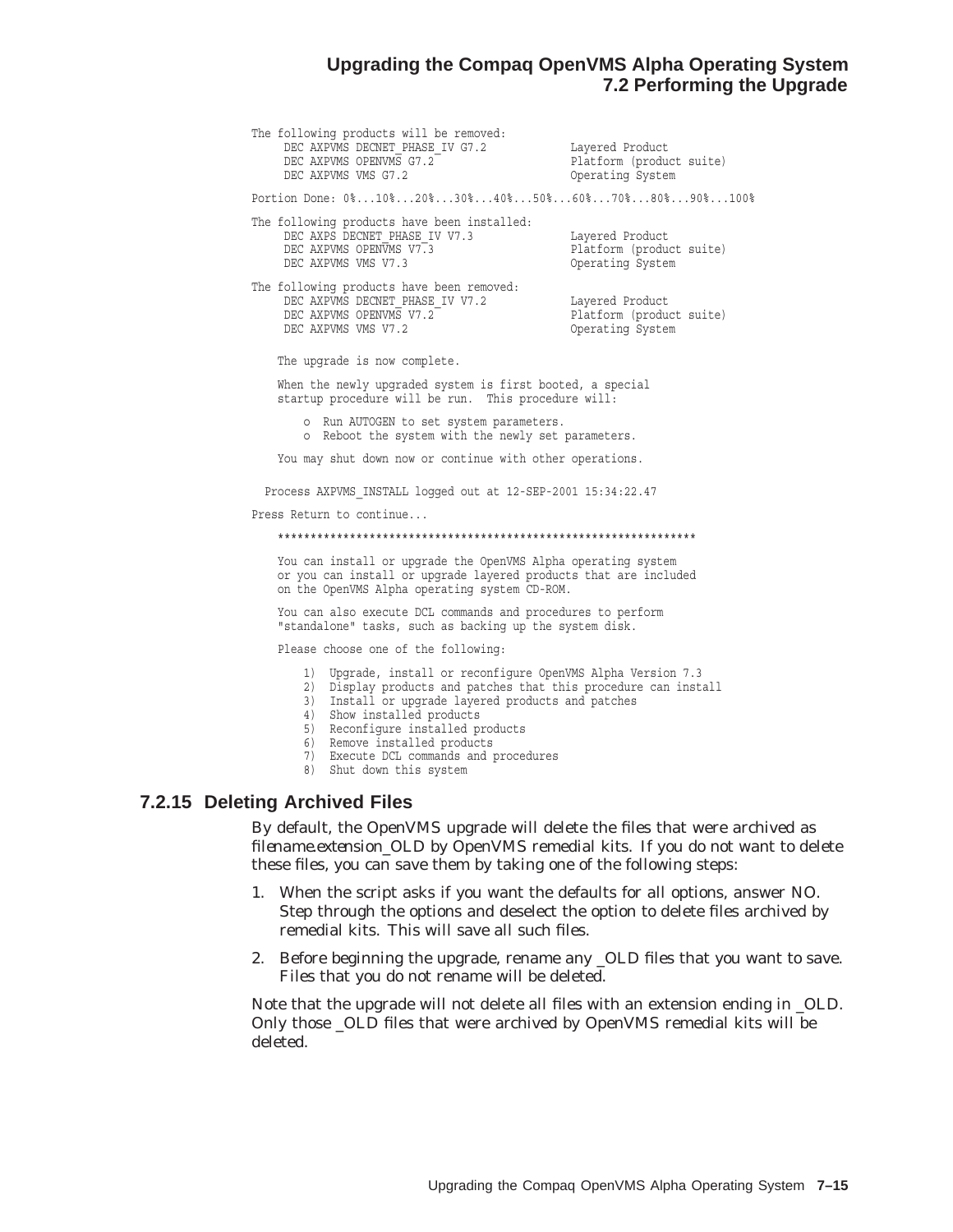```
The following products will be removed:
     DEC AXPVMS DECNET_PHASE_IV G7.2            Layered Product
     DEC AXPVMS OPENVMS G7.2                    Platform (product suite)
     DEC AXPVMS VMS G7.2                        Operating System

Portion Done: 0%...10%...20%...30%...40%...50%...60%...70%...80%...90%...100%

The following products have been installed:
     DEC AXPS DECNET_PHASE_IV V7.3              Layered Product
     DEC AXPVMS OPENVMS V7.3                    Platform (product suite)
     DEC AXPVMS VMS V7.3                        Operating System

The following products have been removed:
     DEC AXPVMS DECNET_PHASE_IV V7.2            Layered Product
     DEC AXPVMS OPENVMS V7.2                    Platform (product suite)
     DEC AXPVMS VMS V7.2                        Operating System

    The upgrade is now complete.

    When the newly upgraded system is first booted, a special
    startup procedure will be run.  This procedure will:

        o  Run AUTOGEN to set system parameters.
        o  Reboot the system with the newly set parameters.

    You may shut down now or continue with other operations.

  Process AXPVMS_INSTALL logged out at 12-SEP-2001 15:34:22.47

Press Return to continue...

    ****************************************************************

    You can install or upgrade the OpenVMS Alpha operating system
    or you can install or upgrade layered products that are included
    on the OpenVMS Alpha operating system CD-ROM.

    You can also execute DCL commands and procedures to perform
    "standalone" tasks, such as backing up the system disk.

    Please choose one of the following:

        1)  Upgrade, install or reconfigure OpenVMS Alpha Version 7.3
        2)  Display products and patches that this procedure can install
        3)  Install or upgrade layered products and patches
        4)  Show installed products
        5)  Reconfigure installed products
        6)  Remove installed products
        7)  Execute DCL commands and procedures
        8)  Shut down this system
```

### 7.2.15 Deleting Archived Files

By default, the OpenVMS upgrade will delete the files that were archived as *filename.extension*_OLD by OpenVMS remedial kits. If you do not want to delete these files, you can save them by taking one of the following steps:

1. When the script asks if you want the defaults for all options, answer NO. Step through the options and deselect the option to delete files archived by remedial kits. This will save all such files.
2. Before beginning the upgrade, rename any _OLD files that you want to save. Files that you do not rename will be deleted.

Note that the upgrade will not delete all files with an extension ending in _OLD. Only those _OLD files that were archived by OpenVMS remedial kits will be deleted.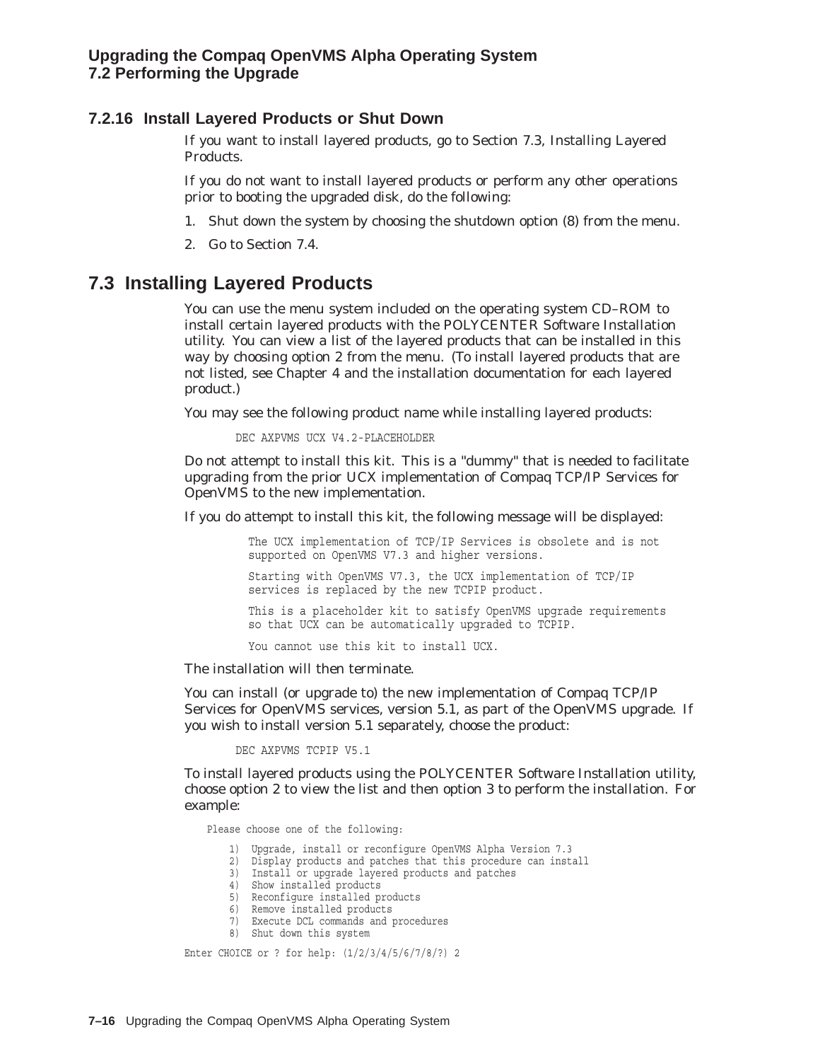### 7.2.16 Install Layered Products or Shut Down

If you want to install layered products, go to Section 7.3, Installing Layered Products.

If you do not want to install layered products or perform any other operations prior to booting the upgraded disk, do the following:

1. Shut down the system by choosing the shutdown option (8) from the menu.
2. Go to Section 7.4.

## 7.3 Installing Layered Products

You can use the menu system included on the operating system CD–ROM to install certain layered products with the POLYCENTER Software Installation utility. You can view a list of the layered products that can be installed in this way by choosing option 2 from the menu. (To install layered products that are not listed, see Chapter 4 and the installation documentation for each layered product.)

You may see the following product name while installing layered products:

```
DEC AXPVMS UCX V4.2-PLACEHOLDER
```

Do not attempt to install this kit. This is a "dummy" that is needed to facilitate upgrading from the prior UCX implementation of Compaq TCP/IP Services for OpenVMS to the new implementation.

If you do attempt to install this kit, the following message will be displayed:

```
The UCX implementation of TCP/IP Services is obsolete and is not
supported on OpenVMS V7.3 and higher versions.

Starting with OpenVMS V7.3, the UCX implementation of TCP/IP
services is replaced by the new TCPIP product.

This is a placeholder kit to satisfy OpenVMS upgrade requirements
so that UCX can be automatically upgraded to TCPIP.

You cannot use this kit to install UCX.
```

The installation will then terminate.

You can install (or upgrade to) the new implementation of Compaq TCP/IP Services for OpenVMS services, version 5.1, as part of the OpenVMS upgrade. If you wish to install version 5.1 separately, choose the product:

```
DEC AXPVMS TCPIP V5.1
```

To install layered products using the POLYCENTER Software Installation utility, choose option 2 to view the list and then option 3 to perform the installation. For example:

```
    Please choose one of the following:

        1)  Upgrade, install or reconfigure OpenVMS Alpha Version 7.3
        2)  Display products and patches that this procedure can install
        3)  Install or upgrade layered products and patches
        4)  Show installed products
        5)  Reconfigure installed products
        6)  Remove installed products
        7)  Execute DCL commands and procedures
        8)  Shut down this system

Enter CHOICE or ? for help: (1/2/3/4/5/6/7/8/?) 2
```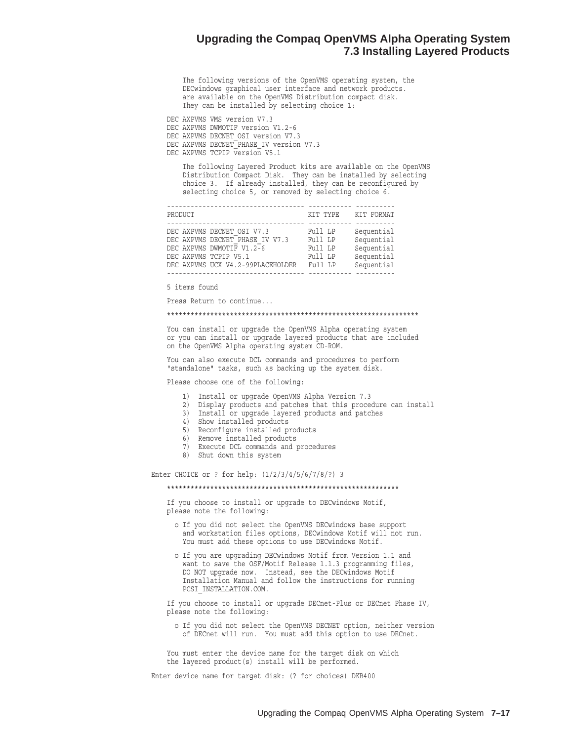```
        The following versions of the OpenVMS operating system, the
        DECwindows graphical user interface and network products.
        are available on the OpenVMS Distribution compact disk.
        They can be installed by selecting choice 1:

    DEC AXPVMS VMS version V7.3
    DEC AXPVMS DWMOTIF version V1.2-6
    DEC AXPVMS DECNET_OSI version V7.3
    DEC AXPVMS DECNET_PHASE_IV version V7.3
    DEC AXPVMS TCPIP version V5.1

        The following Layered Product kits are available on the OpenVMS
        Distribution Compact Disk.  They can be installed by selecting
        choice 3.  If already installed, they can be reconfigured by
        selecting choice 5, or removed by selecting choice 6.

    ---------------------------------- ----------- ----------
    PRODUCT                            KIT TYPE    KIT FORMAT
    ---------------------------------- ----------- ----------
    DEC AXPVMS DECNET_OSI V7.3         Full LP     Sequential
    DEC AXPVMS DECNET_PHASE_IV V7.3    Full LP     Sequential
    DEC AXPVMS DWMOTIF V1.2-6          Full LP     Sequential
    DEC AXPVMS TCPIP V5.1              Full LP     Sequential
    DEC AXPVMS UCX V4.2-99PLACEHOLDER  Full LP     Sequential
    ---------------------------------- ----------- ----------

    5 items found

    Press Return to continue...

    ****************************************************************

    You can install or upgrade the OpenVMS Alpha operating system
    or you can install or upgrade layered products that are included
    on the OpenVMS Alpha operating system CD-ROM.

    You can also execute DCL commands and procedures to perform
    "standalone" tasks, such as backing up the system disk.

    Please choose one of the following:

        1)  Install or upgrade OpenVMS Alpha Version 7.3
        2)  Display products and patches that this procedure can install
        3)  Install or upgrade layered products and patches
        4)  Show installed products
        5)  Reconfigure installed products
        6)  Remove installed products
        7)  Execute DCL commands and procedures
        8)  Shut down this system

Enter CHOICE or ? for help: (1/2/3/4/5/6/7/8/?) 3

    ***********************************************************

    If you choose to install or upgrade to DECwindows Motif,
    please note the following:

      o If you did not select the OpenVMS DECwindows base support
        and workstation files options, DECwindows Motif will not run.
        You must add these options to use DECwindows Motif.

      o If you are upgrading DECwindows Motif from Version 1.1 and
        want to save the OSF/Motif Release 1.1.3 programming files,
        DO NOT upgrade now.  Instead, see the DECwindows Motif
        Installation Manual and follow the instructions for running
        PCSI_INSTALLATION.COM.

    If you choose to install or upgrade DECnet-Plus or DECnet Phase IV,
    please note the following:

      o If you did not select the OpenVMS DECNET option, neither version
        of DECnet will run.  You must add this option to use DECnet.

    You must enter the device name for the target disk on which
    the layered product(s) install will be performed.

Enter device name for target disk: (? for choices) DKB400
```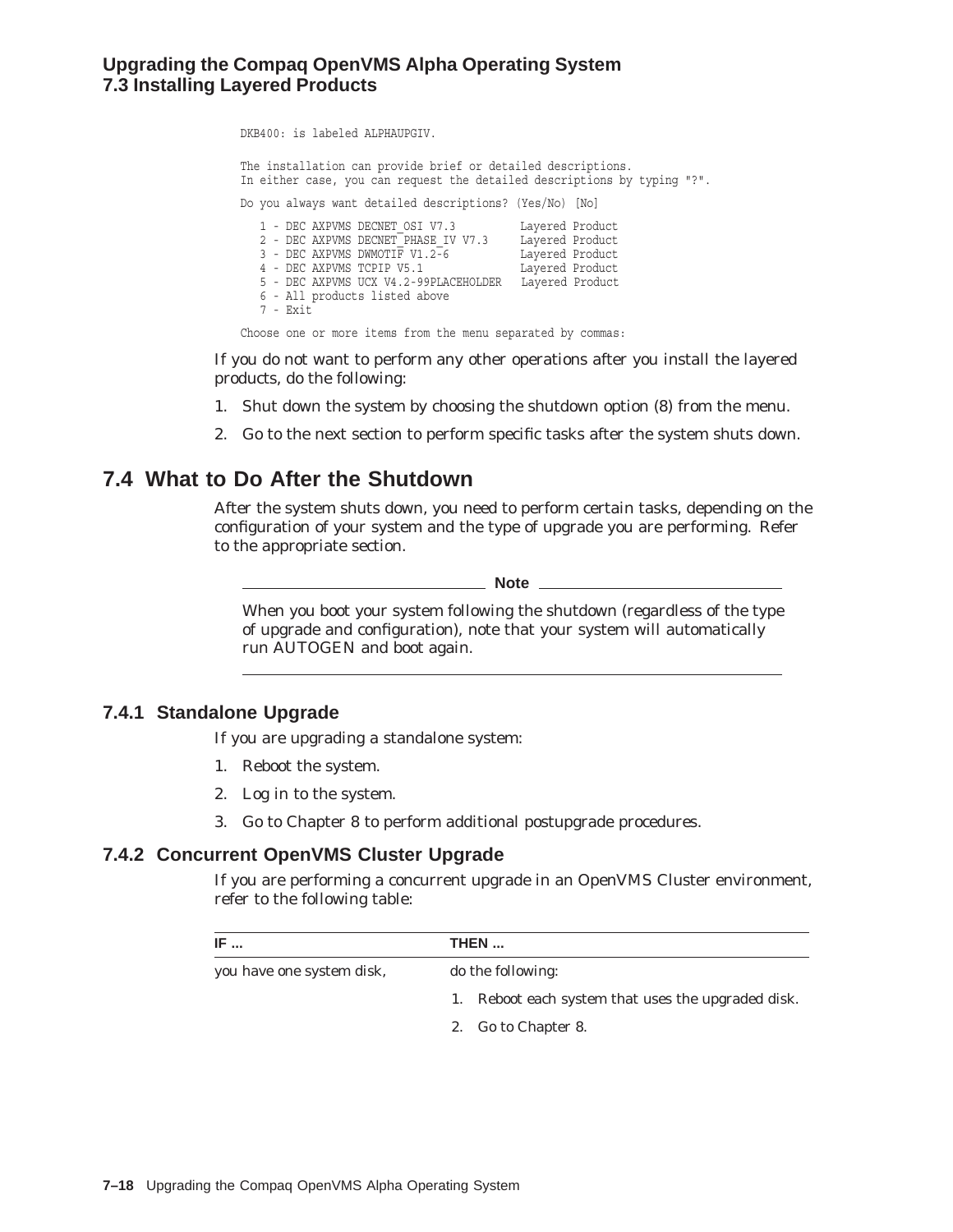```
DKB400: is labeled ALPHAUPGIV.

The installation can provide brief or detailed descriptions.
In either case, you can request the detailed descriptions by typing "?".

Do you always want detailed descriptions? (Yes/No) [No]

   1 - DEC AXPVMS DECNET_OSI V7.3          Layered Product
   2 - DEC AXPVMS DECNET_PHASE_IV V7.3     Layered Product
   3 - DEC AXPVMS DWMOTIF V1.2-6           Layered Product
   4 - DEC AXPVMS TCPIP V5.1               Layered Product
   5 - DEC AXPVMS UCX V4.2-99PLACEHOLDER   Layered Product
   6 - All products listed above
   7 - Exit

Choose one or more items from the menu separated by commas:
```

If you do not want to perform any other operations after you install the layered products, do the following:

1. Shut down the system by choosing the shutdown option (8) from the menu.
2. Go to the next section to perform specific tasks after the system shuts down.

## 7.4 What to Do After the Shutdown

After the system shuts down, you need to perform certain tasks, depending on the configuration of your system and the type of upgrade you are performing. Refer to the appropriate section.

**Note**

When you boot your system following the shutdown (regardless of the type of upgrade and configuration), note that your system will automatically run AUTOGEN and boot again.

### 7.4.1 Standalone Upgrade

If you are upgrading a standalone system:

1. Reboot the system.
2. Log in to the system.
3. Go to Chapter 8 to perform additional postupgrade procedures.

### 7.4.2 Concurrent OpenVMS Cluster Upgrade

If you are performing a concurrent upgrade in an OpenVMS Cluster environment, refer to the following table:

| IF ... | THEN ... |
|---|---|
| you have one system disk, | do the following:<br>1. Reboot each system that uses the upgraded disk.<br>2. Go to Chapter 8. |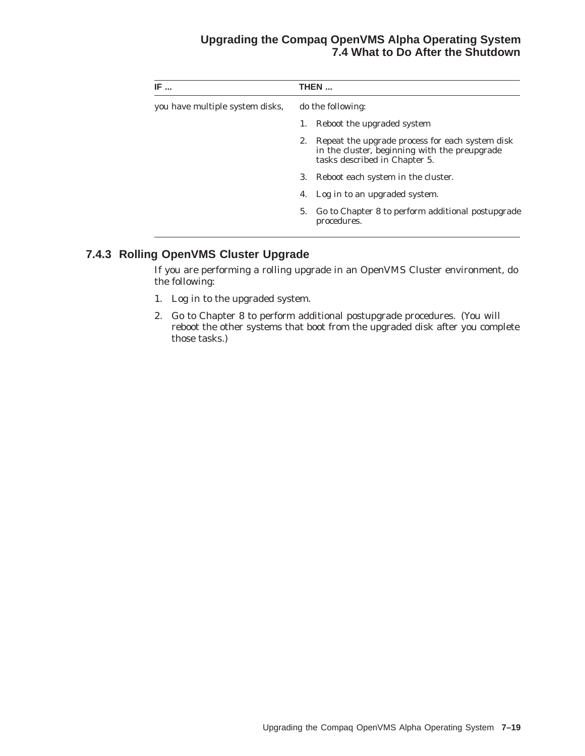| IF ... | THEN ... |
|---|---|
| you have multiple system disks, | do the following:<br>1. Reboot the upgraded system<br>2. Repeat the upgrade process for each system disk in the cluster, beginning with the preupgrade tasks described in Chapter 5.<br>3. Reboot each system in the cluster.<br>4. Log in to an upgraded system.<br>5. Go to Chapter 8 to perform additional postupgrade procedures. |

### 7.4.3 Rolling OpenVMS Cluster Upgrade

If you are performing a rolling upgrade in an OpenVMS Cluster environment, do the following:

1. Log in to the upgraded system.
2. Go to Chapter 8 to perform additional postupgrade procedures. (You will reboot the other systems that boot from the upgraded disk after you complete those tasks.)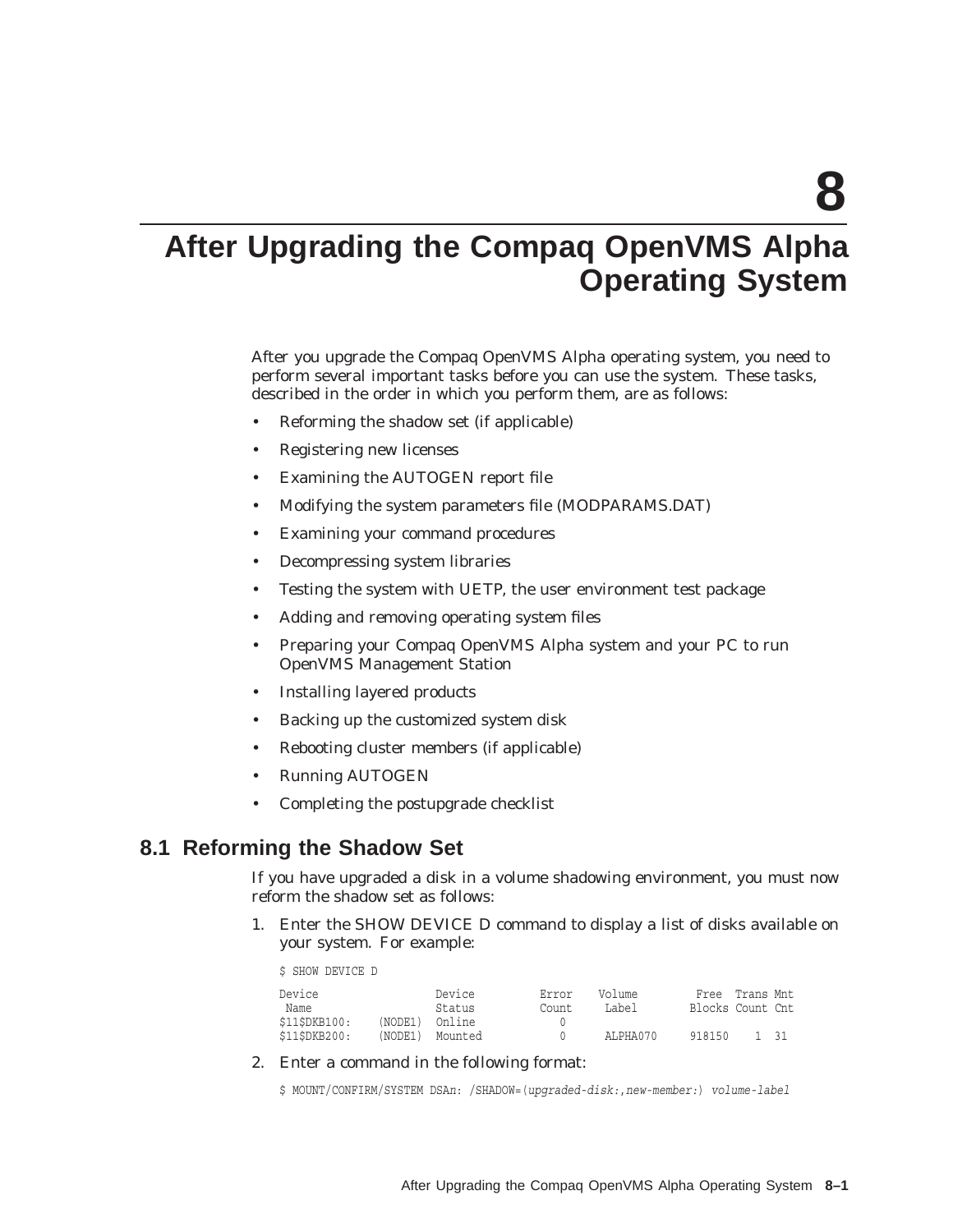# 8 After Upgrading the Compaq OpenVMS Alpha Operating System

After you upgrade the Compaq OpenVMS Alpha operating system, you need to perform several important tasks before you can use the system. These tasks, described in the order in which you perform them, are as follows:

- Reforming the shadow set (if applicable)
- Registering new licenses
- Examining the AUTOGEN report file
- Modifying the system parameters file (MODPARAMS.DAT)
- Examining your command procedures
- Decompressing system libraries
- Testing the system with UETP, the user environment test package
- Adding and removing operating system files
- Preparing your Compaq OpenVMS Alpha system and your PC to run OpenVMS Management Station
- Installing layered products
- Backing up the customized system disk
- Rebooting cluster members (if applicable)
- Running AUTOGEN
- Completing the postupgrade checklist

## 8.1 Reforming the Shadow Set

If you have upgraded a disk in a volume shadowing environment, you must now reform the shadow set as follows:

1. Enter the SHOW DEVICE D command to display a list of disks available on your system. For example:

```
$ SHOW DEVICE D

Device                  Device      Error    Volume       Free  Trans Mnt
 Name                   Status      Count     Label      Blocks Count Cnt
$11$DKB100:    (NODE1)  Online        0
$11$DKB200:    (NODE1)  Mounted       0      ALPHA070    918150    1  31
```

2. Enter a command in the following format:

```
$ MOUNT/CONFIRM/SYSTEM DSAn: /SHADOW=(upgraded-disk:,new-member:) volume-label
```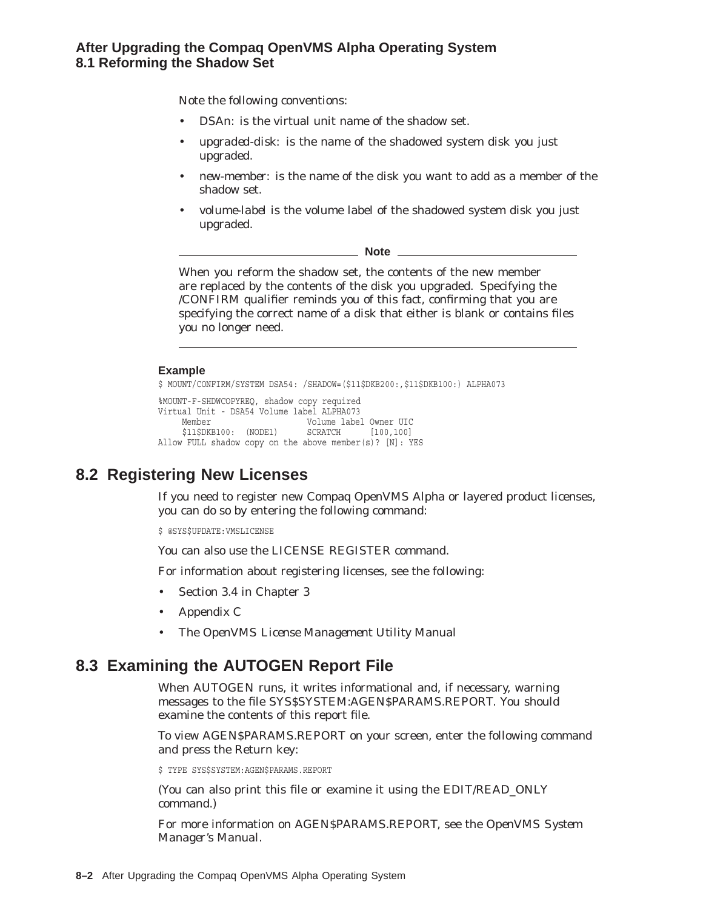Note the following conventions:

- DSA*n*: is the virtual unit name of the shadow set.
- *upgraded-disk*: is the name of the shadowed system disk you just upgraded.
- *new-member*: is the name of the disk you want to add as a member of the shadow set.
- *volume-label* is the volume label of the shadowed system disk you just upgraded.

---

**Note**

When you reform the shadow set, the contents of the new member are replaced by the contents of the disk you upgraded. Specifying the /CONFIRM qualifier reminds you of this fact, confirming that you are specifying the correct name of a disk that either is blank or contains files you no longer need.

---

**Example**

```
$ MOUNT/CONFIRM/SYSTEM DSA54: /SHADOW=($11$DKB200:,$11$DKB100:) ALPHA073

%MOUNT-F-SHDWCOPYREQ, shadow copy required
Virtual Unit - DSA54 Volume label ALPHA073
     Member                   Volume label Owner UIC
     $11$DKB100:  (NODE1)     SCRATCH      [100,100]
Allow FULL shadow copy on the above member(s)? [N]: YES
```

## 8.2 Registering New Licenses

If you need to register new Compaq OpenVMS Alpha or layered product licenses, you can do so by entering the following command:

```
$ @SYS$UPDATE:VMSLICENSE
```

You can also use the LICENSE REGISTER command.

For information about registering licenses, see the following:

- Section 3.4 in Chapter 3
- Appendix C
- The *OpenVMS License Management Utility Manual*

## 8.3 Examining the AUTOGEN Report File

When AUTOGEN runs, it writes informational and, if necessary, warning messages to the file SYS$SYSTEM:AGEN$PARAMS.REPORT. You should examine the contents of this report file.

To view AGEN$PARAMS.REPORT on your screen, enter the following command and press the Return key:

```
$ TYPE SYS$SYSTEM:AGEN$PARAMS.REPORT
```

(You can also print this file or examine it using the EDIT/READ_ONLY command.)

For more information on AGEN$PARAMS.REPORT, see the *OpenVMS System Manager's Manual*.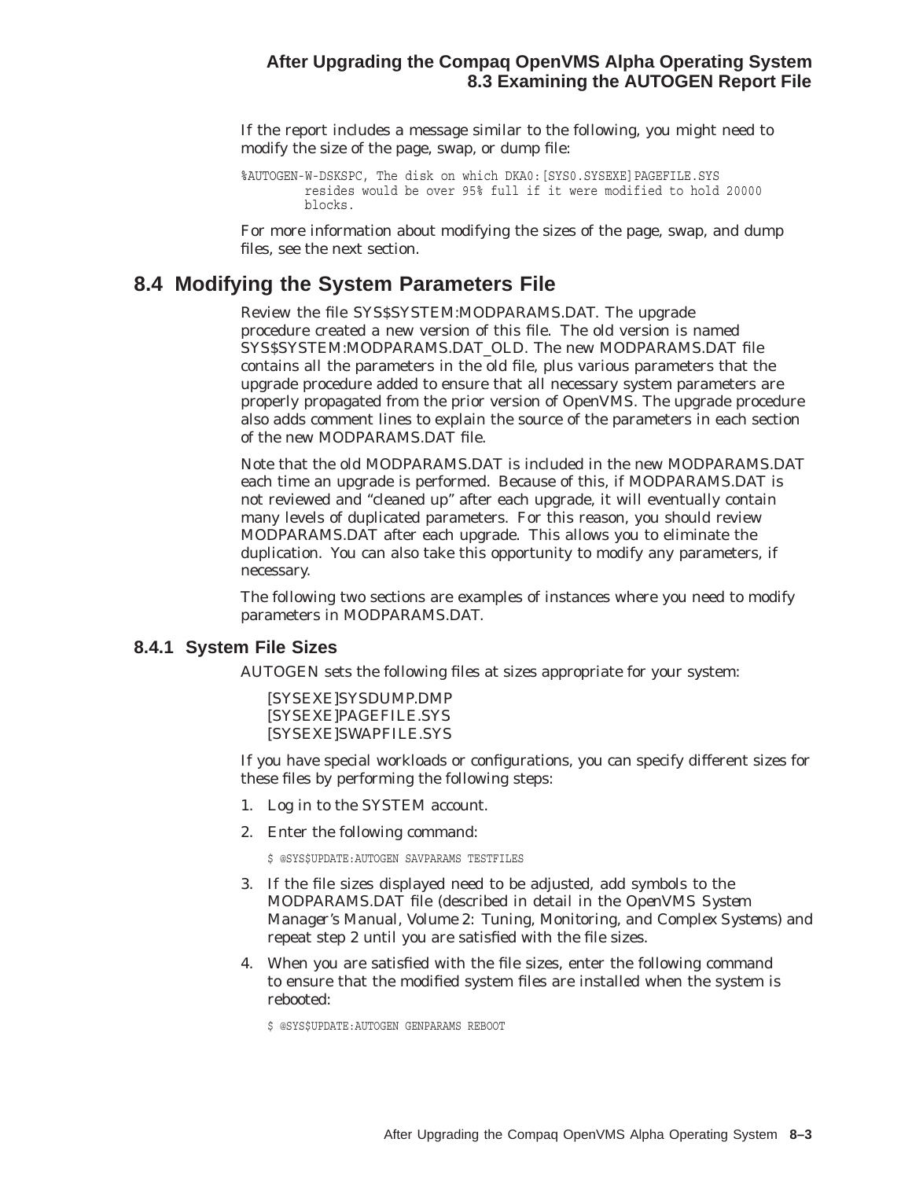If the report includes a message similar to the following, you might need to modify the size of the page, swap, or dump file:

```
%AUTOGEN-W-DSKSPC, The disk on which DKA0:[SYS0.SYSEXE]PAGEFILE.SYS
        resides would be over 95% full if it were modified to hold 20000
        blocks.
```

For more information about modifying the sizes of the page, swap, and dump files, see the next section.

## 8.4 Modifying the System Parameters File

Review the file SYS$SYSTEM:MODPARAMS.DAT. The upgrade procedure created a new version of this file. The old version is named SYS$SYSTEM:MODPARAMS.DAT_OLD. The new MODPARAMS.DAT file contains all the parameters in the old file, plus various parameters that the upgrade procedure added to ensure that all necessary system parameters are properly propagated from the prior version of OpenVMS. The upgrade procedure also adds comment lines to explain the source of the parameters in each section of the new MODPARAMS.DAT file.

Note that the old MODPARAMS.DAT is included in the new MODPARAMS.DAT each time an upgrade is performed. Because of this, if MODPARAMS.DAT is not reviewed and "cleaned up" after each upgrade, it will eventually contain many levels of duplicated parameters. For this reason, you should review MODPARAMS.DAT after each upgrade. This allows you to eliminate the duplication. You can also take this opportunity to modify any parameters, if necessary.

The following two sections are examples of instances where you need to modify parameters in MODPARAMS.DAT.

### 8.4.1 System File Sizes

AUTOGEN sets the following files at sizes appropriate for your system:

[SYSEXE]SYSDUMP.DMP
[SYSEXE]PAGEFILE.SYS
[SYSEXE]SWAPFILE.SYS

If you have special workloads or configurations, you can specify different sizes for these files by performing the following steps:

1. Log in to the SYSTEM account.
2. Enter the following command:

   ```
   $ @SYS$UPDATE:AUTOGEN SAVPARAMS TESTFILES
   ```

3. If the file sizes displayed need to be adjusted, add symbols to the MODPARAMS.DAT file (described in detail in the *OpenVMS System Manager's Manual, Volume 2: Tuning, Monitoring, and Complex Systems*) and repeat step 2 until you are satisfied with the file sizes.
4. When you are satisfied with the file sizes, enter the following command to ensure that the modified system files are installed when the system is rebooted:

   ```
   $ @SYS$UPDATE:AUTOGEN GENPARAMS REBOOT
   ```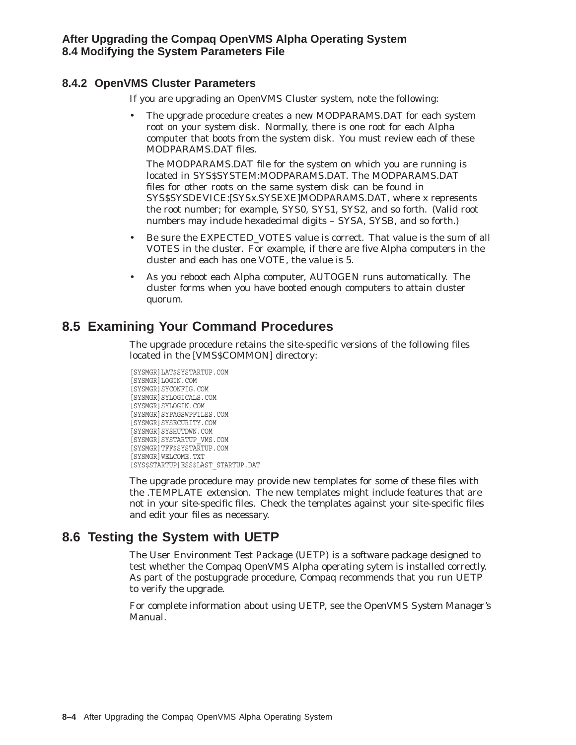### 8.4.2 OpenVMS Cluster Parameters

If you are upgrading an OpenVMS Cluster system, note the following:

- The upgrade procedure creates a new MODPARAMS.DAT for each system root on your system disk. Normally, there is one root for each Alpha computer that boots from the system disk. You must review each of these MODPARAMS.DAT files.

  The MODPARAMS.DAT file for the system on which you are running is located in SYS$SYSTEM:MODPARAMS.DAT. The MODPARAMS.DAT files for other roots on the same system disk can be found in SYS$SYSDEVICE:[SYSx.SYSEXE]MODPARAMS.DAT, where x represents the root number; for example, SYS0, SYS1, SYS2, and so forth. (Valid root numbers may include hexadecimal digits – SYSA, SYSB, and so forth.)

- Be sure the EXPECTED_VOTES value is correct. That value is the sum of all VOTES in the cluster. For example, if there are five Alpha computers in the cluster and each has one VOTE, the value is 5.

- As you reboot each Alpha computer, AUTOGEN runs automatically. The cluster forms when you have booted enough computers to attain cluster quorum.

## 8.5 Examining Your Command Procedures

The upgrade procedure retains the site-specific versions of the following files located in the [VMS$COMMON] directory:

```
[SYSMGR]LAT$SYSTARTUP.COM
[SYSMGR]LOGIN.COM
[SYSMGR]SYCONFIG.COM
[SYSMGR]SYLOGICALS.COM
[SYSMGR]SYLOGIN.COM
[SYSMGR]SYPAGSWPFILES.COM
[SYSMGR]SYSECURITY.COM
[SYSMGR]SYSHUTDWN.COM
[SYSMGR]SYSTARTUP_VMS.COM
[SYSMGR]TFF$SYSTARTUP.COM
[SYSMGR]WELCOME.TXT
[SYS$STARTUP]ESS$LAST_STARTUP.DAT
```

The upgrade procedure may provide new templates for some of these files with the .TEMPLATE extension. The new templates might include features that are not in your site-specific files. Check the templates against your site-specific files and edit your files as necessary.

## 8.6 Testing the System with UETP

The User Environment Test Package (UETP) is a software package designed to test whether the Compaq OpenVMS Alpha operating sytem is installed correctly. As part of the postupgrade procedure, Compaq recommends that you run UETP to verify the upgrade.

For complete information about using UETP, see the *OpenVMS System Manager's Manual*.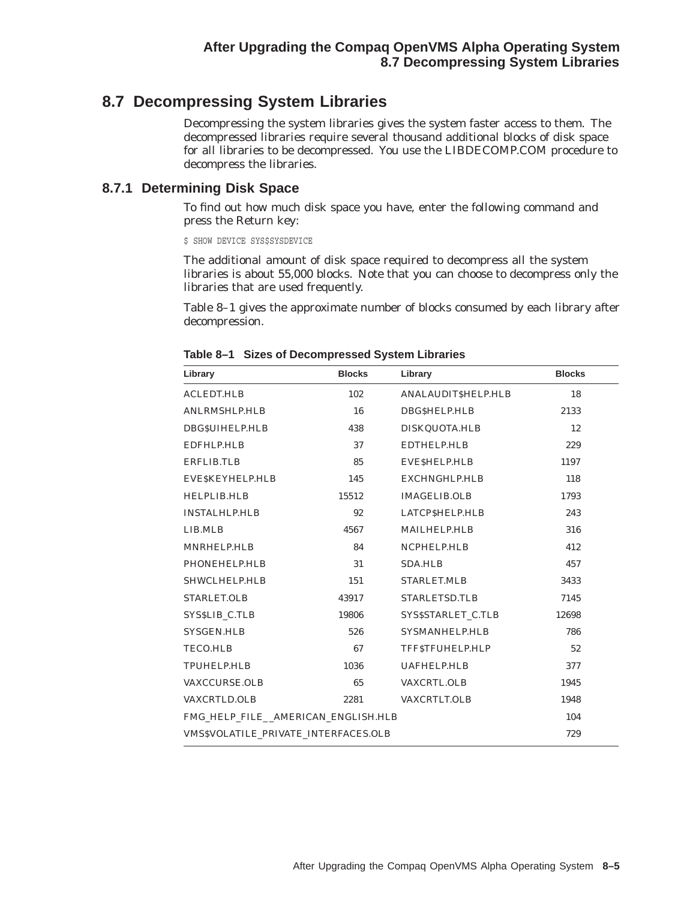## 8.7 Decompressing System Libraries

Decompressing the system libraries gives the system faster access to them. The decompressed libraries require several thousand additional blocks of disk space for all libraries to be decompressed. You use the LIBDECOMP.COM procedure to decompress the libraries.

### 8.7.1 Determining Disk Space

To find out how much disk space you have, enter the following command and press the Return key:

```
$ SHOW DEVICE SYS$SYSDEVICE
```

The additional amount of disk space required to decompress all the system libraries is about 55,000 blocks. Note that you can choose to decompress only the libraries that are used frequently.

Table 8–1 gives the approximate number of blocks consumed by each library after decompression.

**Table 8–1 Sizes of Decompressed System Libraries**

| Library | Blocks | Library | Blocks |
|---|---|---|---|
| ACLEDT.HLB | 102 | ANALAUDIT$HELP.HLB | 18 |
| ANLRMSHLP.HLB | 16 | DBG$HELP.HLB | 2133 |
| DBG$UIHELP.HLB | 438 | DISKQUOTA.HLB | 12 |
| EDFHLP.HLB | 37 | EDTHELP.HLB | 229 |
| ERFLIB.TLB | 85 | EVE$HELP.HLB | 1197 |
| EVE$KEYHELP.HLB | 145 | EXCHNGHLP.HLB | 118 |
| HELPLIB.HLB | 15512 | IMAGELIB.OLB | 1793 |
| INSTALHLP.HLB | 92 | LATCP$HELP.HLB | 243 |
| LIB.MLB | 4567 | MAILHELP.HLB | 316 |
| MNRHELP.HLB | 84 | NCPHELP.HLB | 412 |
| PHONEHELP.HLB | 31 | SDA.HLB | 457 |
| SHWCLHELP.HLB | 151 | STARLET.MLB | 3433 |
| STARLET.OLB | 43917 | STARLETSD.TLB | 7145 |
| SYS$LIB_C.TLB | 19806 | SYS$STARLET_C.TLB | 12698 |
| SYSGEN.HLB | 526 | SYSMANHELP.HLB | 786 |
| TECO.HLB | 67 | TFF$TFUHELP.HLP | 52 |
| TPUHELP.HLB | 1036 | UAFHELP.HLB | 377 |
| VAXCCURSE.OLB | 65 | VAXCRTL.OLB | 1945 |
| VAXCRTLD.OLB | 2281 | VAXCRTLT.OLB | 1948 |
| FMG_HELP_FILE__AMERICAN_ENGLISH.HLB | | | 104 |
| VMS$VOLATILE_PRIVATE_INTERFACES.OLB | | | 729 |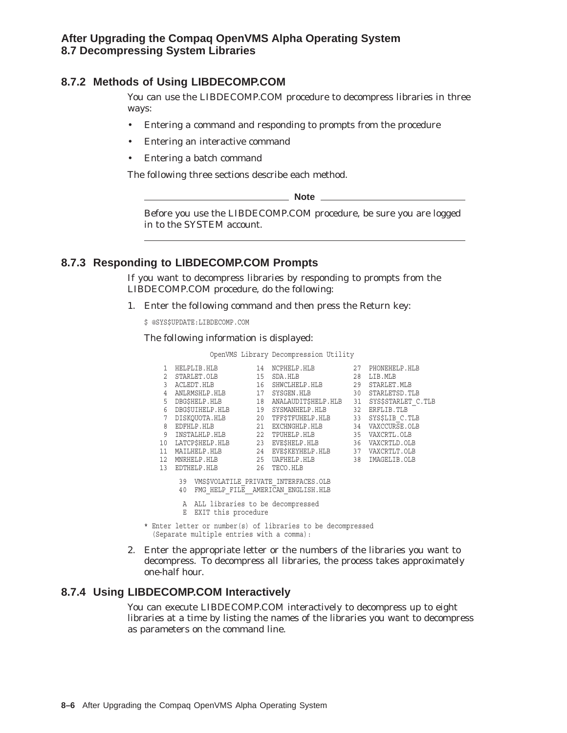### 8.7.2 Methods of Using LIBDECOMP.COM

You can use the LIBDECOMP.COM procedure to decompress libraries in three ways:

- Entering a command and responding to prompts from the procedure
- Entering an interactive command
- Entering a batch command

The following three sections describe each method.

**Note**

Before you use the LIBDECOMP.COM procedure, be sure you are logged in to the SYSTEM account.

### 8.7.3 Responding to LIBDECOMP.COM Prompts

If you want to decompress libraries by responding to prompts from the LIBDECOMP.COM procedure, do the following:

1. Enter the following command and then press the Return key:

```
$ @SYS$UPDATE:LIBDECOMP.COM
```

The following information is displayed:

```
              OpenVMS Library Decompression Utility

   1  HELPLIB.HLB         14  NCPHELP.HLB          27  PHONEHELP.HLB
   2  STARLET.OLB         15  SDA.HLB              28  LIB.MLB
   3  ACLEDT.HLB          16  SHWCLHELP.HLB        29  STARLET.MLB
   4  ANLRMSHLP.HLB       17  SYSGEN.HLB           30  STARLETSD.TLB
   5  DBG$HELP.HLB        18  ANALAUDIT$HELP.HLB   31  SYS$STARLET_C.TLB
   6  DBG$UIHELP.HLB      19  SYSMANHELP.HLB       32  ERFLIB.TLB
   7  DISKQUOTA.HLB       20  TFF$TFUHELP.HLB      33  SYS$LIB_C.TLB
   8  EDFHLP.HLB          21  EXCHNGHLP.HLB        34  VAXCCURSE.OLB
   9  INSTALHLP.HLB       22  TPUHELP.HLB          35  VAXCRTL.OLB
  10  LATCP$HELP.HLB      23  EVE$HELP.HLB         36  VAXCRTLD.OLB
  11  MAILHELP.HLB        24  EVE$KEYHELP.HLB      37  VAXCRTLT.OLB
  12  MNRHELP.HLB         25  UAFHELP.HLB          38  IMAGELIB.OLB
  13  EDTHELP.HLB         26  TECO.HLB

      39  VMS$VOLATILE_PRIVATE_INTERFACES.OLB
      40  FMG_HELP_FILE__AMERICAN_ENGLISH.HLB

       A  ALL libraries to be decompressed
       E  EXIT this procedure

* Enter letter or number(s) of libraries to be decompressed
  (Separate multiple entries with a comma):
```

2. Enter the appropriate letter or the numbers of the libraries you want to decompress. To decompress all libraries, the process takes approximately one-half hour.

### 8.7.4 Using LIBDECOMP.COM Interactively

You can execute LIBDECOMP.COM interactively to decompress up to eight libraries at a time by listing the names of the libraries you want to decompress as parameters on the command line.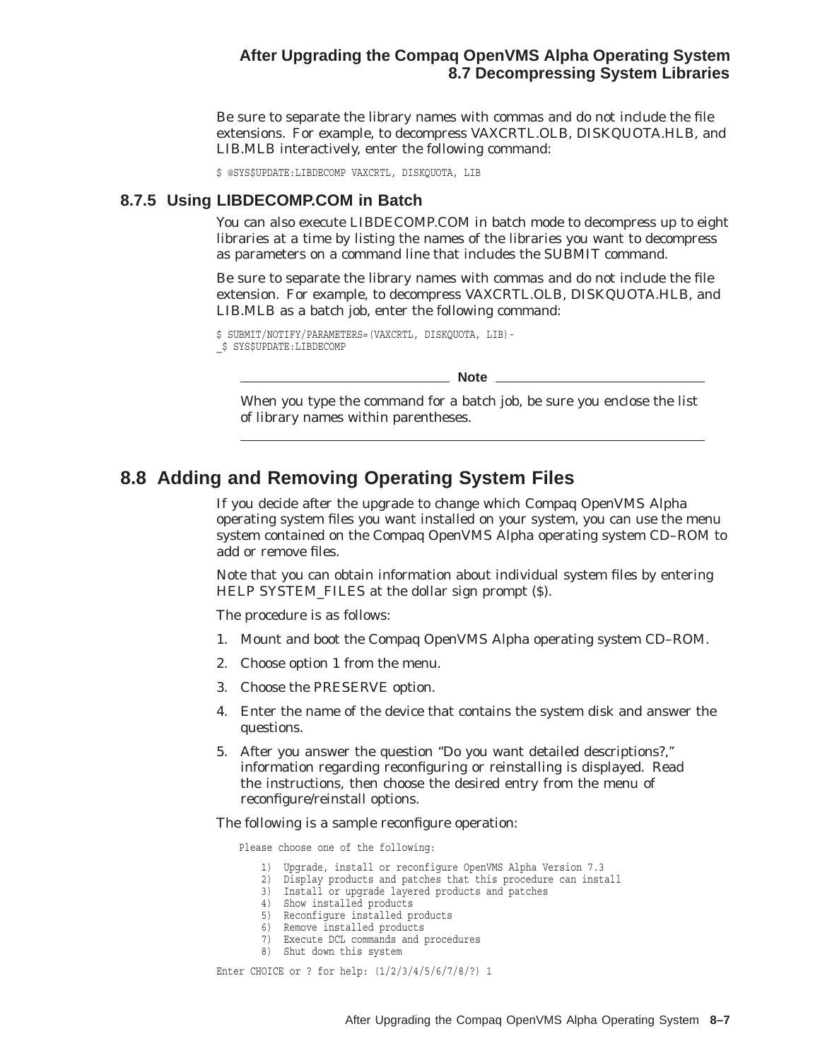Be sure to separate the library names with commas and do not include the file extensions. For example, to decompress VAXCRTL.OLB, DISKQUOTA.HLB, and LIB.MLB interactively, enter the following command:

```
$ @SYS$UPDATE:LIBDECOMP VAXCRTL, DISKQUOTA, LIB
```

### 8.7.5 Using LIBDECOMP.COM in Batch

You can also execute LIBDECOMP.COM in batch mode to decompress up to eight libraries at a time by listing the names of the libraries you want to decompress as parameters on a command line that includes the SUBMIT command.

Be sure to separate the library names with commas and do not include the file extension. For example, to decompress VAXCRTL.OLB, DISKQUOTA.HLB, and LIB.MLB as a batch job, enter the following command:

```
$ SUBMIT/NOTIFY/PARAMETERS=(VAXCRTL, DISKQUOTA, LIB)-
_$ SYS$UPDATE:LIBDECOMP
```

**Note**

When you type the command for a batch job, be sure you enclose the list of library names within parentheses.

## 8.8 Adding and Removing Operating System Files

If you decide after the upgrade to change which Compaq OpenVMS Alpha operating system files you want installed on your system, you can use the menu system contained on the Compaq OpenVMS Alpha operating system CD–ROM to add or remove files.

Note that you can obtain information about individual system files by entering HELP SYSTEM_FILES at the dollar sign prompt ($).

The procedure is as follows:

1. Mount and boot the Compaq OpenVMS Alpha operating system CD–ROM.
2. Choose option 1 from the menu.
3. Choose the PRESERVE option.
4. Enter the name of the device that contains the system disk and answer the questions.
5. After you answer the question "Do you want detailed descriptions?," information regarding reconfiguring or reinstalling is displayed. Read the instructions, then choose the desired entry from the menu of reconfigure/reinstall options.

The following is a sample reconfigure operation:

```
    Please choose one of the following:

        1)  Upgrade, install or reconfigure OpenVMS Alpha Version 7.3
        2)  Display products and patches that this procedure can install
        3)  Install or upgrade layered products and patches
        4)  Show installed products
        5)  Reconfigure installed products
        6)  Remove installed products
        7)  Execute DCL commands and procedures
        8)  Shut down this system

Enter CHOICE or ? for help: (1/2/3/4/5/6/7/8/?) 1
```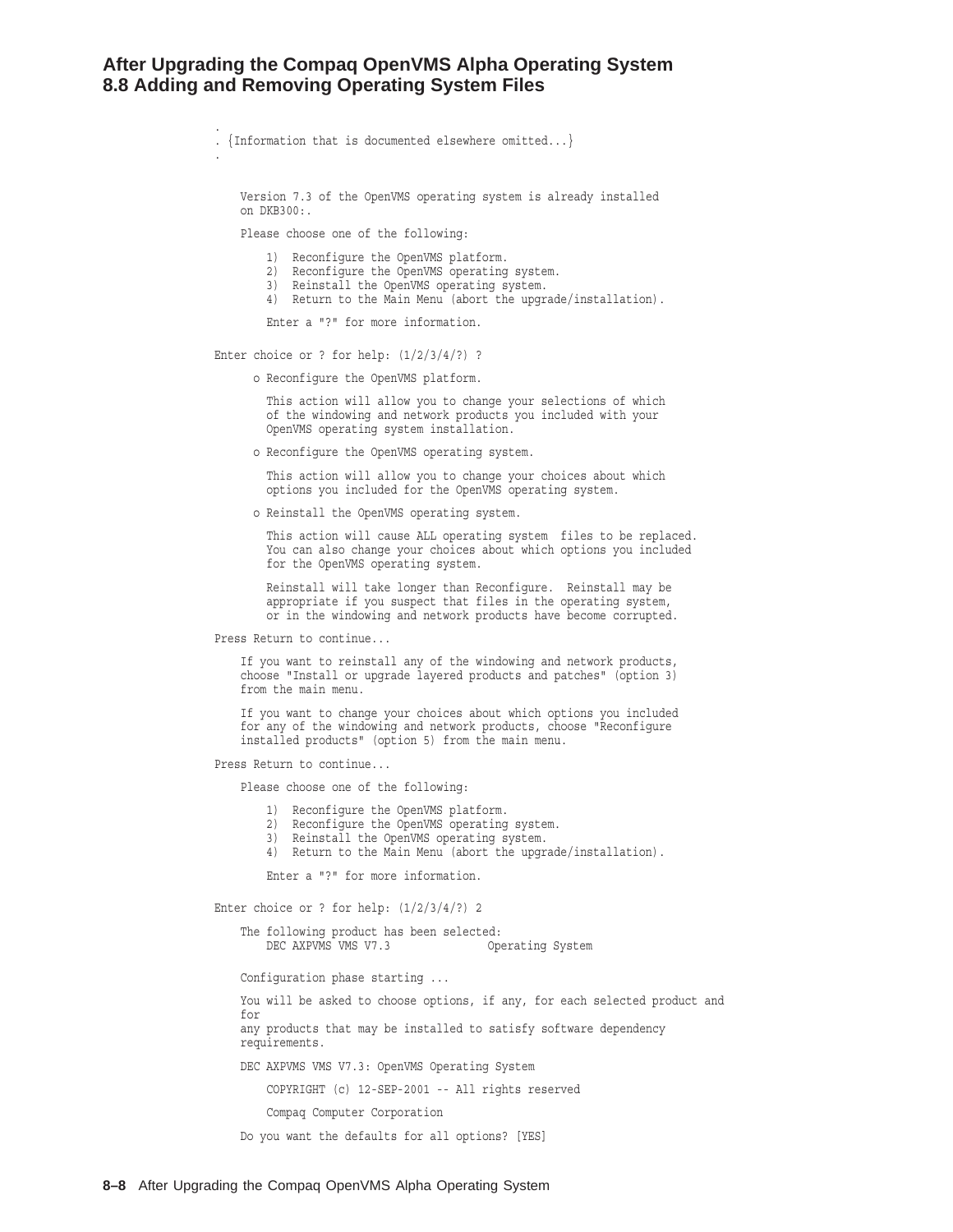```
.
. {Information that is documented elsewhere omitted...}
.

    Version 7.3 of the OpenVMS operating system is already installed
    on DKB300:.

    Please choose one of the following:

        1)  Reconfigure the OpenVMS platform.
        2)  Reconfigure the OpenVMS operating system.
        3)  Reinstall the OpenVMS operating system.
        4)  Return to the Main Menu (abort the upgrade/installation).

        Enter a "?" for more information.

Enter choice or ? for help: (1/2/3/4/?) ?

      o Reconfigure the OpenVMS platform.

        This action will allow you to change your selections of which
        of the windowing and network products you included with your
        OpenVMS operating system installation.

      o Reconfigure the OpenVMS operating system.

        This action will allow you to change your choices about which
        options you included for the OpenVMS operating system.

      o Reinstall the OpenVMS operating system.

        This action will cause ALL operating system  files to be replaced.
        You can also change your choices about which options you included
        for the OpenVMS operating system.

        Reinstall will take longer than Reconfigure.  Reinstall may be
        appropriate if you suspect that files in the operating system,
        or in the windowing and network products have become corrupted.

Press Return to continue...

    If you want to reinstall any of the windowing and network products,
    choose "Install or upgrade layered products and patches" (option 3)
    from the main menu.

    If you want to change your choices about which options you included
    for any of the windowing and network products, choose "Reconfigure
    installed products" (option 5) from the main menu.

Press Return to continue...

    Please choose one of the following:

        1)  Reconfigure the OpenVMS platform.
        2)  Reconfigure the OpenVMS operating system.
        3)  Reinstall the OpenVMS operating system.
        4)  Return to the Main Menu (abort the upgrade/installation).

        Enter a "?" for more information.

Enter choice or ? for help: (1/2/3/4/?) 2

    The following product has been selected:
        DEC AXPVMS VMS V7.3               Operating System

    Configuration phase starting ...

    You will be asked to choose options, if any, for each selected product and
    for
    any products that may be installed to satisfy software dependency
    requirements.

    DEC AXPVMS VMS V7.3: OpenVMS Operating System

        COPYRIGHT (c) 12-SEP-2001 -- All rights reserved

        Compaq Computer Corporation

    Do you want the defaults for all options? [YES]
```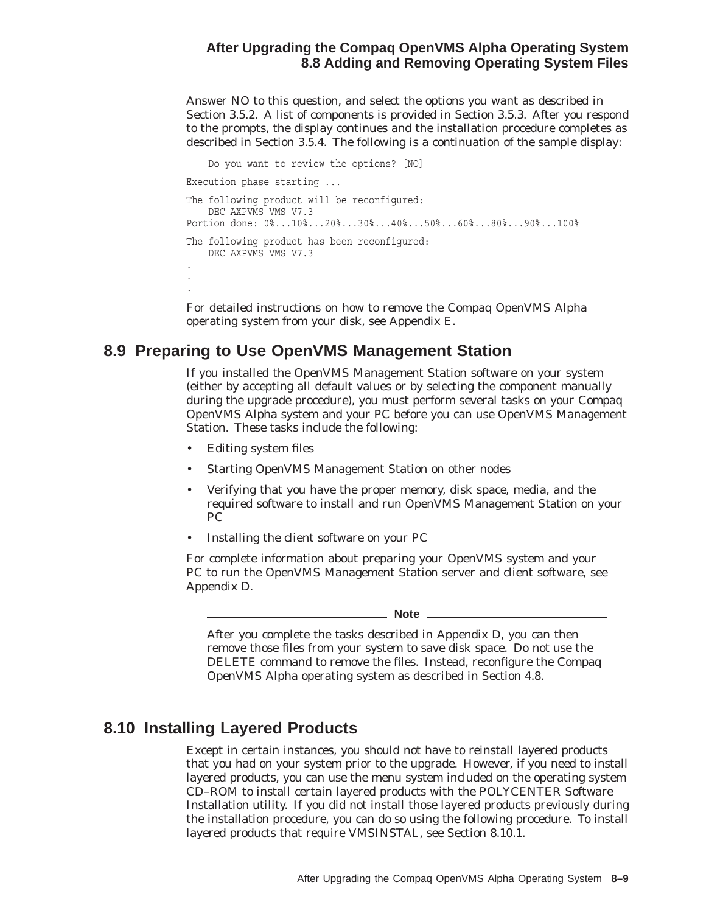Answer NO to this question, and select the options you want as described in Section 3.5.2. A list of components is provided in Section 3.5.3. After you respond to the prompts, the display continues and the installation procedure completes as described in Section 3.5.4. The following is a continuation of the sample display:

```
    Do you want to review the options? [NO]

Execution phase starting ...

The following product will be reconfigured:
    DEC AXPVMS VMS V7.3
Portion done: 0%...10%...20%...30%...40%...50%...60%...80%...90%...100%

The following product has been reconfigured:
    DEC AXPVMS VMS V7.3
.
.
.
```

For detailed instructions on how to remove the Compaq OpenVMS Alpha operating system from your disk, see Appendix E.

## 8.9 Preparing to Use OpenVMS Management Station

If you installed the OpenVMS Management Station software on your system (either by accepting all default values or by selecting the component manually during the upgrade procedure), you must perform several tasks on your Compaq OpenVMS Alpha system and your PC before you can use OpenVMS Management Station. These tasks include the following:

- Editing system files
- Starting OpenVMS Management Station on other nodes
- Verifying that you have the proper memory, disk space, media, and the required software to install and run OpenVMS Management Station on your PC
- Installing the client software on your PC

For complete information about preparing your OpenVMS system and your PC to run the OpenVMS Management Station server and client software, see Appendix D.

**Note**

After you complete the tasks described in Appendix D, you can then remove those files from your system to save disk space. Do not use the DELETE command to remove the files. Instead, reconfigure the Compaq OpenVMS Alpha operating system as described in Section 4.8.

## 8.10 Installing Layered Products

Except in certain instances, you should not have to reinstall layered products that you had on your system prior to the upgrade. However, if you need to install layered products, you can use the menu system included on the operating system CD–ROM to install certain layered products with the POLYCENTER Software Installation utility. If you did not install those layered products previously during the installation procedure, you can do so using the following procedure. To install layered products that require VMSINSTAL, see Section 8.10.1.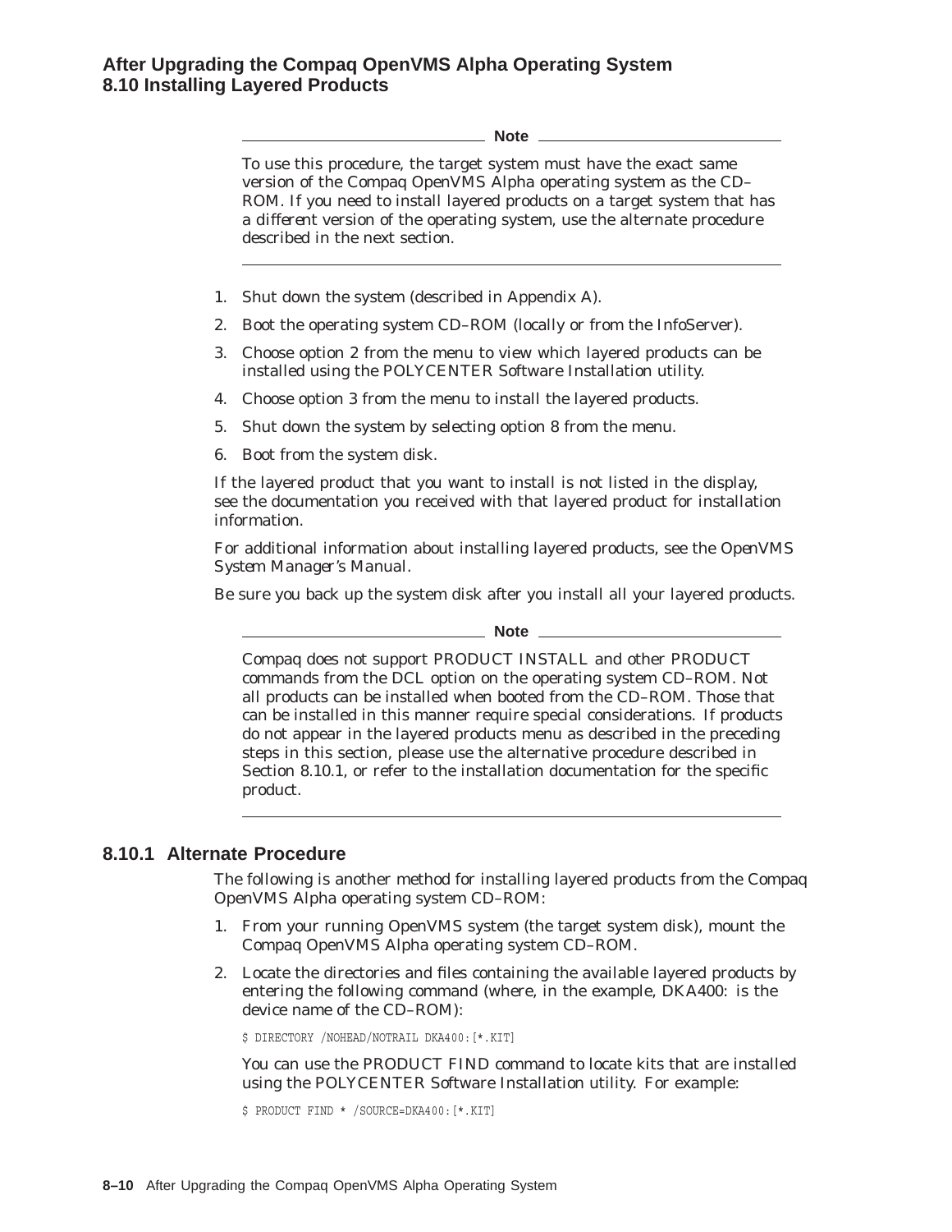**Note**

To use this procedure, the target system must have the exact same version of the Compaq OpenVMS Alpha operating system as the CD–ROM. If you need to install layered products on a target system that has a *different* version of the operating system, use the alternate procedure described in the next section.

---

1. Shut down the system (described in Appendix A).
2. Boot the operating system CD–ROM (locally or from the InfoServer).
3. Choose option 2 from the menu to view which layered products can be installed using the POLYCENTER Software Installation utility.
4. Choose option 3 from the menu to install the layered products.
5. Shut down the system by selecting option 8 from the menu.
6. Boot from the system disk.

If the layered product that you want to install is not listed in the display, see the documentation you received with that layered product for installation information.

For additional information about installing layered products, see the *OpenVMS System Manager's Manual*.

Be sure you back up the system disk after you install all your layered products.

**Note**

Compaq does not support PRODUCT INSTALL and other PRODUCT commands from the DCL option on the operating system CD–ROM. Not all products can be installed when booted from the CD–ROM. Those that can be installed in this manner require special considerations. If products do not appear in the layered products menu as described in the preceding steps in this section, please use the alternative procedure described in Section 8.10.1, or refer to the installation documentation for the specific product.

---

### 8.10.1 Alternate Procedure

The following is another method for installing layered products from the Compaq OpenVMS Alpha operating system CD–ROM:

1. From your running OpenVMS system (the target system disk), mount the Compaq OpenVMS Alpha operating system CD–ROM.
2. Locate the directories and files containing the available layered products by entering the following command (where, in the example, DKA400: is the device name of the CD–ROM):

   ```
   $ DIRECTORY /NOHEAD/NOTRAIL DKA400:[*.KIT]
   ```

   You can use the PRODUCT FIND command to locate kits that are installed using the POLYCENTER Software Installation utility. For example:

   ```
   $ PRODUCT FIND * /SOURCE=DKA400:[*.KIT]
   ```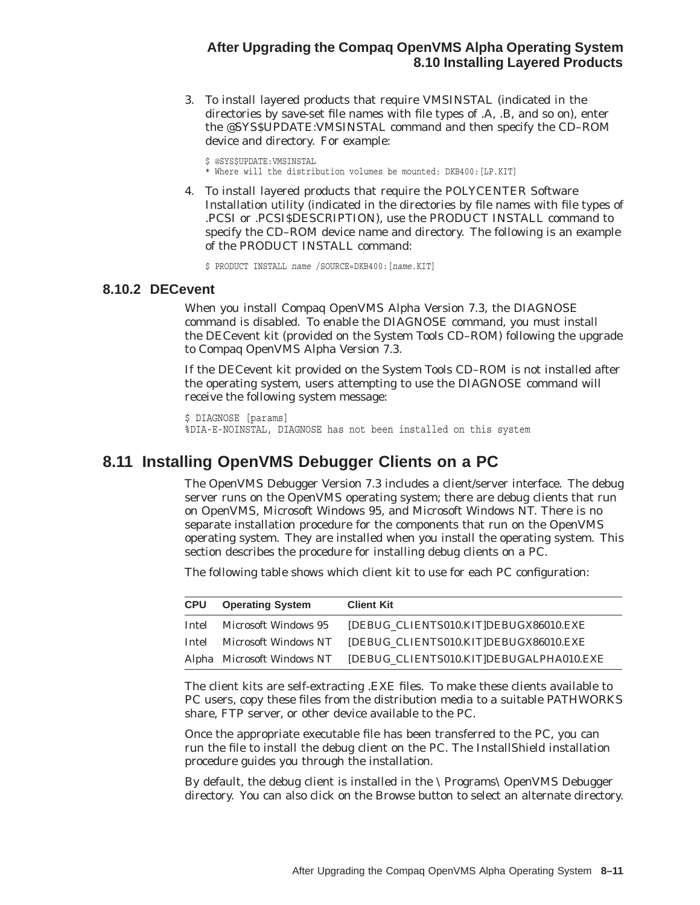3. To install layered products that require VMSINSTAL (indicated in the directories by save-set file names with file types of .A, .B, and so on), enter the @SYS$UPDATE:VMSINSTAL command and then specify the CD–ROM device and directory. For example:

```
$ @SYS$UPDATE:VMSINSTAL
* Where will the distribution volumes be mounted: DKB400:[LP.KIT]
```

4. To install layered products that require the POLYCENTER Software Installation utility (indicated in the directories by file names with file types of .PCSI or .PCSI$DESCRIPTION), use the PRODUCT INSTALL command to specify the CD–ROM device name and directory. The following is an example of the PRODUCT INSTALL command:

```
$ PRODUCT INSTALL name /SOURCE=DKB400:[name.KIT]
```

### 8.10.2 DECevent

When you install Compaq OpenVMS Alpha Version 7.3, the DIAGNOSE command is disabled. To enable the DIAGNOSE command, you must install the DECevent kit (provided on the System Tools CD–ROM) following the upgrade to Compaq OpenVMS Alpha Version 7.3.

If the DECevent kit provided on the System Tools CD–ROM is not installed after the operating system, users attempting to use the DIAGNOSE command will receive the following system message:

```
$ DIAGNOSE [params]
%DIA-E-NOINSTAL, DIAGNOSE has not been installed on this system
```

## 8.11 Installing OpenVMS Debugger Clients on a PC

The OpenVMS Debugger Version 7.3 includes a client/server interface. The debug server runs on the OpenVMS operating system; there are debug clients that run on OpenVMS, Microsoft Windows 95, and Microsoft Windows NT. There is no separate installation procedure for the components that run on the OpenVMS operating system. They are installed when you install the operating system. This section describes the procedure for installing debug clients on a PC.

The following table shows which client kit to use for each PC configuration:

| CPU | Operating System | Client Kit |
|---|---|---|
| Intel | Microsoft Windows 95 | [DEBUG_CLIENTS010.KIT]DEBUGX86010.EXE |
| Intel | Microsoft Windows NT | [DEBUG_CLIENTS010.KIT]DEBUGX86010.EXE |
| Alpha | Microsoft Windows NT | [DEBUG_CLIENTS010.KIT]DEBUGALPHA010.EXE |

The client kits are self-extracting .EXE files. To make these clients available to PC users, copy these files from the distribution media to a suitable PATHWORKS share, FTP server, or other device available to the PC.

Once the appropriate executable file has been transferred to the PC, you can run the file to install the debug client on the PC. The InstallShield installation procedure guides you through the installation.

By default, the debug client is installed in the \ Programs\ OpenVMS Debugger directory. You can also click on the Browse button to select an alternate directory.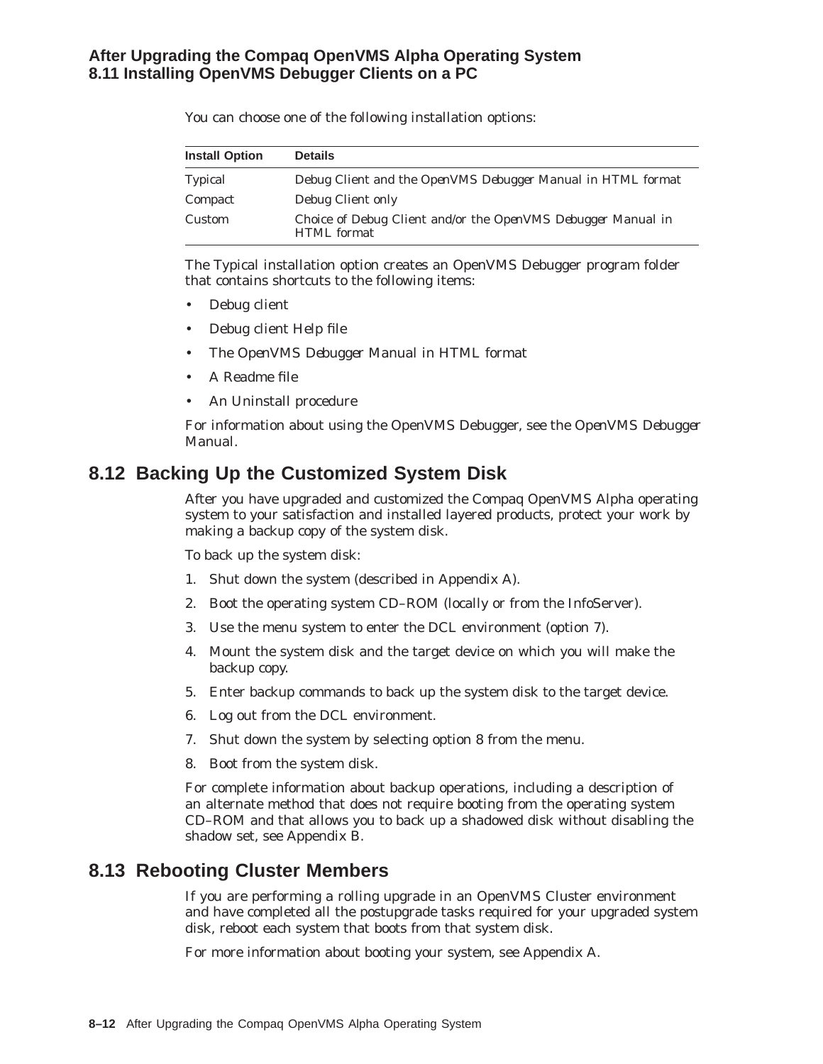You can choose one of the following installation options:

| Install Option | Details |
| --- | --- |
| Typical | Debug Client and the *OpenVMS Debugger Manual* in HTML format |
| Compact | Debug Client only |
| Custom | Choice of Debug Client and/or the *OpenVMS Debugger Manual* in HTML format |

The Typical installation option creates an OpenVMS Debugger program folder that contains shortcuts to the following items:

- Debug client
- Debug client Help file
- The *OpenVMS Debugger Manual* in HTML format
- A Readme file
- An Uninstall procedure

For information about using the OpenVMS Debugger, see the *OpenVMS Debugger Manual*.

## 8.12 Backing Up the Customized System Disk

After you have upgraded and customized the Compaq OpenVMS Alpha operating system to your satisfaction and installed layered products, protect your work by making a backup copy of the system disk.

To back up the system disk:

1. Shut down the system (described in Appendix A).
2. Boot the operating system CD–ROM (locally or from the InfoServer).
3. Use the menu system to enter the DCL environment (option 7).
4. Mount the system disk and the target device on which you will make the backup copy.
5. Enter backup commands to back up the system disk to the target device.
6. Log out from the DCL environment.
7. Shut down the system by selecting option 8 from the menu.
8. Boot from the system disk.

For complete information about backup operations, including a description of an alternate method that does not require booting from the operating system CD–ROM and that allows you to back up a shadowed disk without disabling the shadow set, see Appendix B.

## 8.13 Rebooting Cluster Members

If you are performing a rolling upgrade in an OpenVMS Cluster environment and have completed all the postupgrade tasks required for your upgraded system disk, reboot each system that boots from that system disk.

For more information about booting your system, see Appendix A.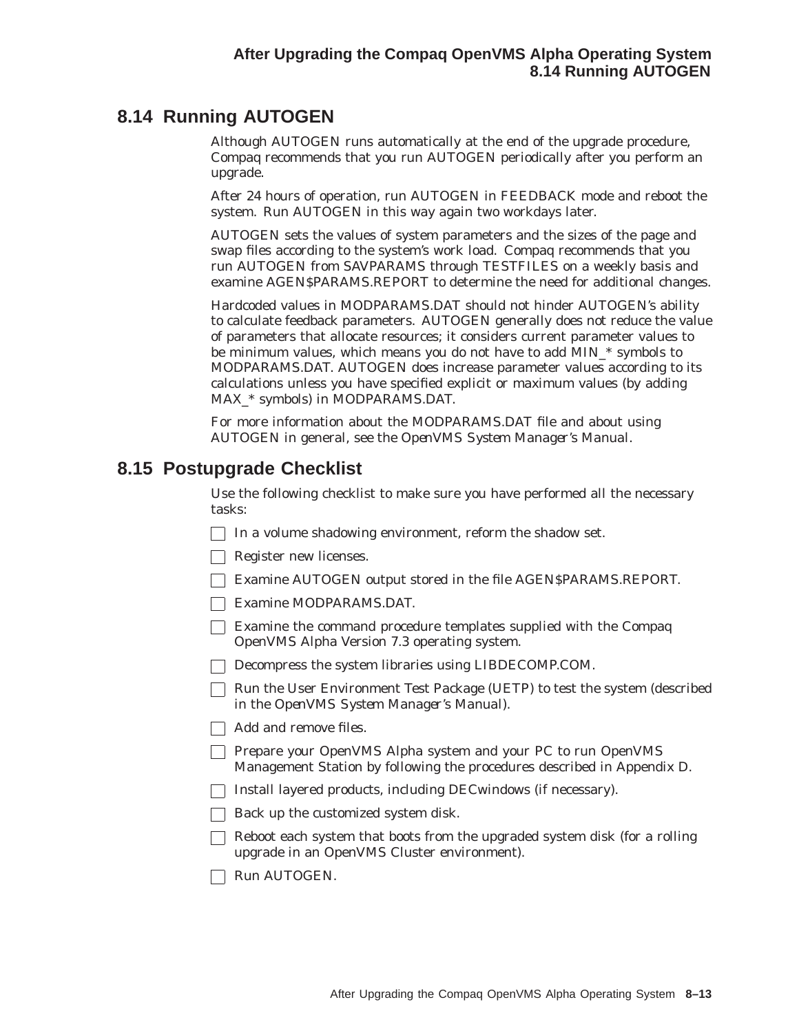## 8.14 Running AUTOGEN

Although AUTOGEN runs automatically at the end of the upgrade procedure, Compaq recommends that you run AUTOGEN periodically after you perform an upgrade.

After 24 hours of operation, run AUTOGEN in FEEDBACK mode and reboot the system. Run AUTOGEN in this way again two workdays later.

AUTOGEN sets the values of system parameters and the sizes of the page and swap files according to the system's work load. Compaq recommends that you run AUTOGEN from SAVPARAMS through TESTFILES on a weekly basis and examine AGEN$PARAMS.REPORT to determine the need for additional changes.

Hardcoded values in MODPARAMS.DAT should not hinder AUTOGEN's ability to calculate feedback parameters. AUTOGEN generally does not reduce the value of parameters that allocate resources; it considers current parameter values to be minimum values, which means you do not have to add MIN_* symbols to MODPARAMS.DAT. AUTOGEN does increase parameter values according to its calculations unless you have specified explicit or maximum values (by adding MAX_* symbols) in MODPARAMS.DAT.

For more information about the MODPARAMS.DAT file and about using AUTOGEN in general, see the *OpenVMS System Manager's Manual*.

## 8.15 Postupgrade Checklist

Use the following checklist to make sure you have performed all the necessary tasks:

- [ ] In a volume shadowing environment, reform the shadow set.
- [ ] Register new licenses.
- [ ] Examine AUTOGEN output stored in the file AGEN$PARAMS.REPORT.
- [ ] Examine MODPARAMS.DAT.
- [ ] Examine the command procedure templates supplied with the Compaq OpenVMS Alpha Version 7.3 operating system.
- [ ] Decompress the system libraries using LIBDECOMP.COM.
- [ ] Run the User Environment Test Package (UETP) to test the system (described in the *OpenVMS System Manager's Manual*).
- [ ] Add and remove files.
- [ ] Prepare your OpenVMS Alpha system and your PC to run OpenVMS Management Station by following the procedures described in Appendix D.
- [ ] Install layered products, including DECwindows (if necessary).
- [ ] Back up the customized system disk.
- [ ] Reboot each system that boots from the upgraded system disk (for a rolling upgrade in an OpenVMS Cluster environment).
- [ ] Run AUTOGEN.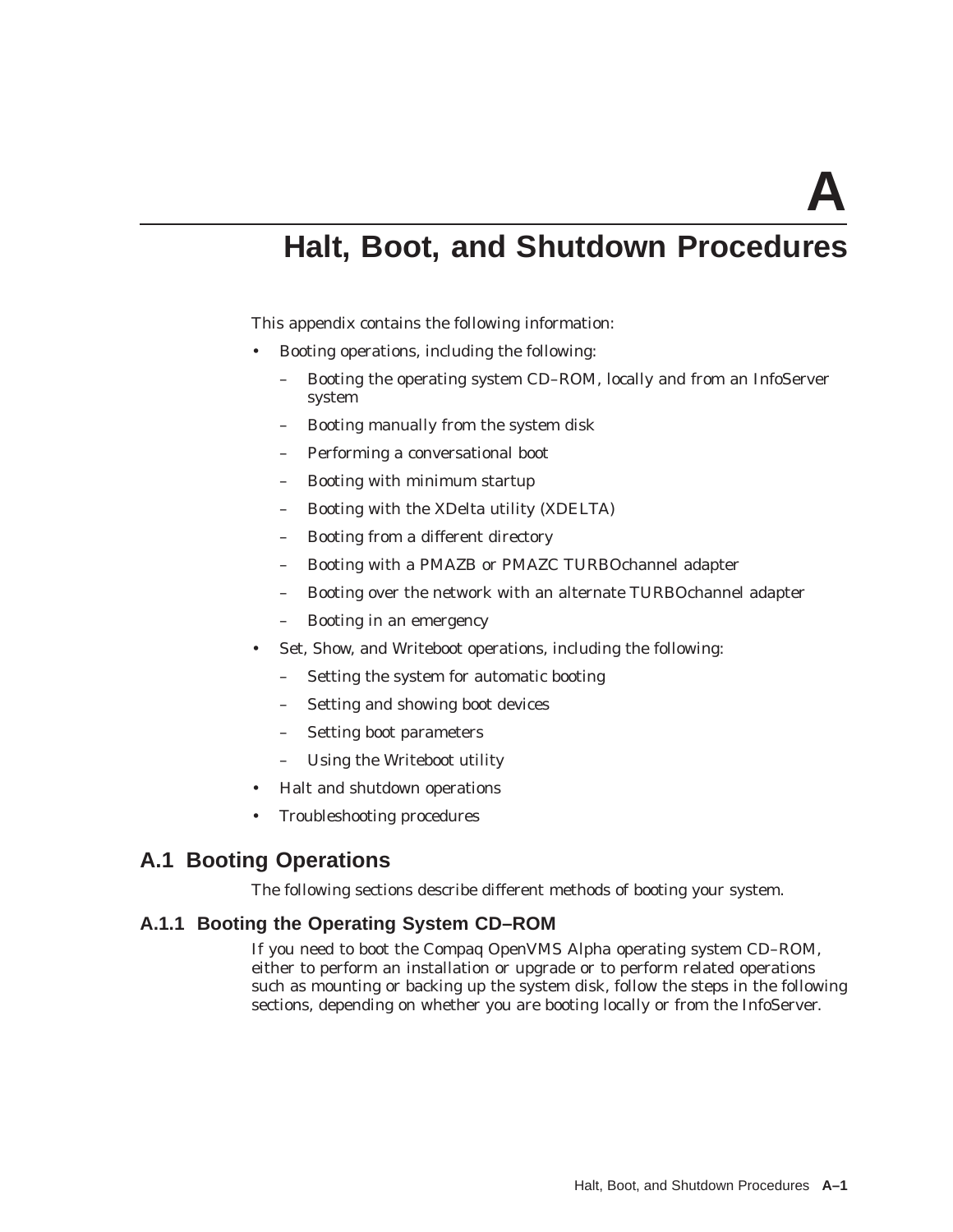# A

# Halt, Boot, and Shutdown Procedures

This appendix contains the following information:

- Booting operations, including the following:
  - Booting the operating system CD–ROM, locally and from an InfoServer system
  - Booting manually from the system disk
  - Performing a conversational boot
  - Booting with minimum startup
  - Booting with the XDelta utility (XDELTA)
  - Booting from a different directory
  - Booting with a PMAZB or PMAZC TURBOchannel adapter
  - Booting over the network with an alternate TURBOchannel adapter
  - Booting in an emergency
- Set, Show, and Writeboot operations, including the following:
  - Setting the system for automatic booting
  - Setting and showing boot devices
  - Setting boot parameters
  - Using the Writeboot utility
- Halt and shutdown operations
- Troubleshooting procedures

## A.1 Booting Operations

The following sections describe different methods of booting your system.

### A.1.1 Booting the Operating System CD–ROM

If you need to boot the Compaq OpenVMS Alpha operating system CD–ROM, either to perform an installation or upgrade or to perform related operations such as mounting or backing up the system disk, follow the steps in the following sections, depending on whether you are booting locally or from the InfoServer.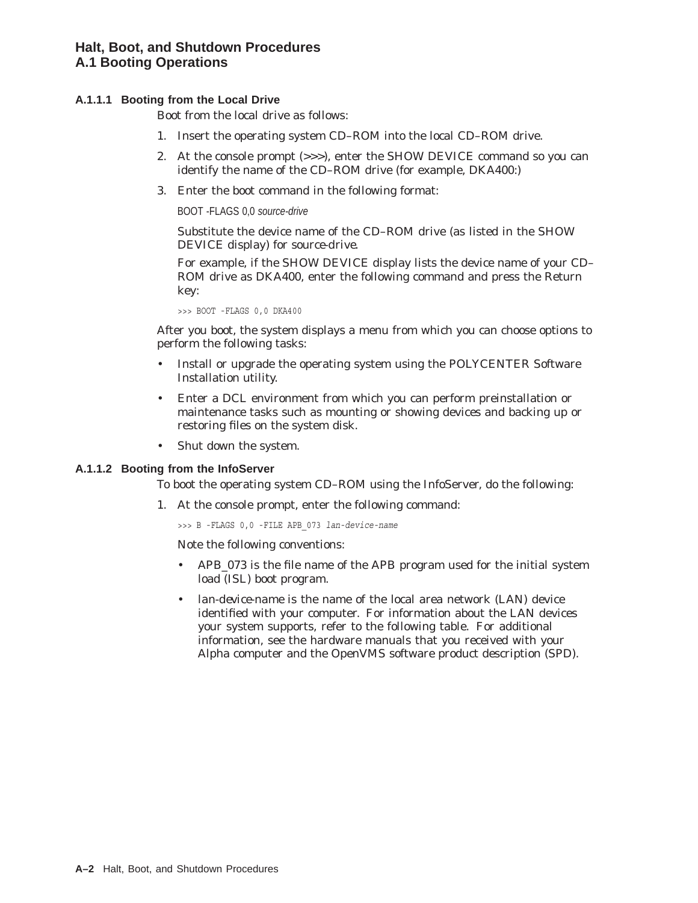#### A.1.1.1 Booting from the Local Drive

Boot from the local drive as follows:

1. Insert the operating system CD–ROM into the local CD–ROM drive.
2. At the console prompt (>>>), enter the SHOW DEVICE command so you can identify the name of the CD–ROM drive (for example, DKA400:)
3. Enter the boot command in the following format:

   BOOT -FLAGS 0,0 *source-drive*

   Substitute the device name of the CD–ROM drive (as listed in the SHOW DEVICE display) for source-drive.

   For example, if the SHOW DEVICE display lists the device name of your CD–ROM drive as DKA400, enter the following command and press the Return key:

   ```
   >>> BOOT -FLAGS 0,0 DKA400
   ```

   After you boot, the system displays a menu from which you can choose options to perform the following tasks:

   - Install or upgrade the operating system using the POLYCENTER Software Installation utility.
   - Enter a DCL environment from which you can perform preinstallation or maintenance tasks such as mounting or showing devices and backing up or restoring files on the system disk.
   - Shut down the system.

#### A.1.1.2 Booting from the InfoServer

To boot the operating system CD–ROM using the InfoServer, do the following:

1. At the console prompt, enter the following command:

   ```
   >>> B -FLAGS 0,0 -FILE APB_073 lan-device-name
   ```

   Note the following conventions:

   - APB_073 is the file name of the APB program used for the initial system load (ISL) boot program.
   - lan-device-name is the name of the local area network (LAN) device identified with your computer. For information about the LAN devices your system supports, refer to the following table. For additional information, see the hardware manuals that you received with your Alpha computer and the OpenVMS software product description (SPD).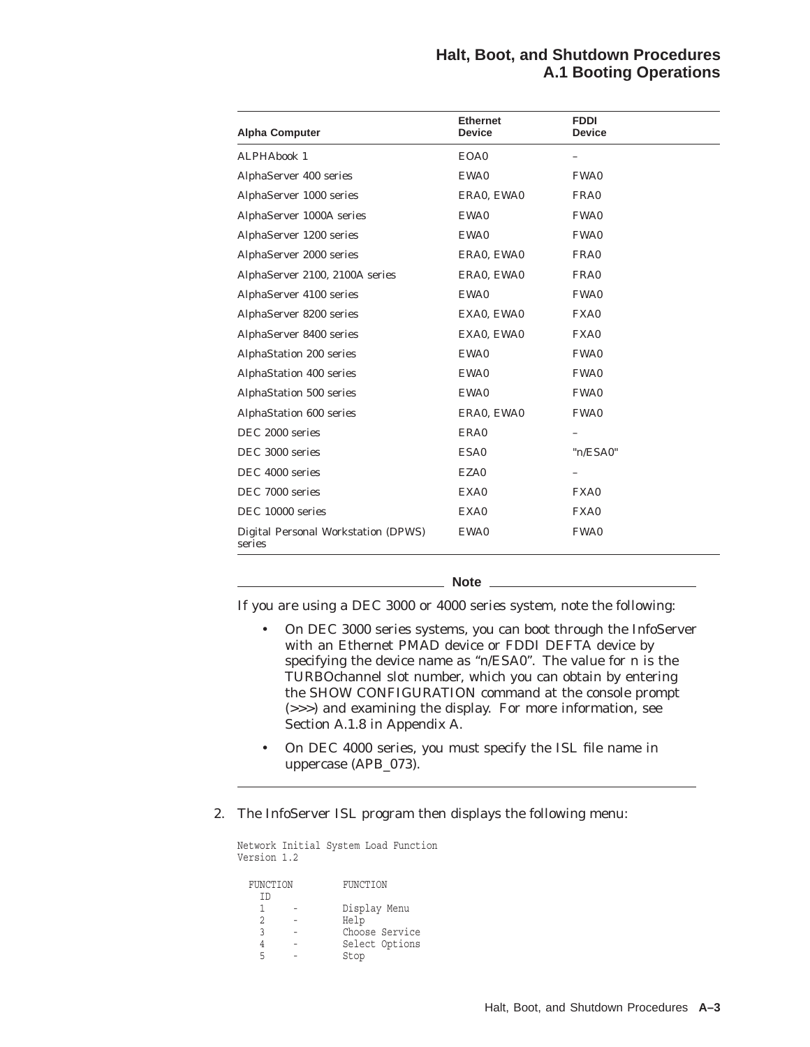| Alpha Computer | Ethernet Device | FDDI Device |
| --- | --- | --- |
| ALPHAbook 1 | EOA0 | – |
| AlphaServer 400 series | EWA0 | FWA0 |
| AlphaServer 1000 series | ERA0, EWA0 | FRA0 |
| AlphaServer 1000A series | EWA0 | FWA0 |
| AlphaServer 1200 series | EWA0 | FWA0 |
| AlphaServer 2000 series | ERA0, EWA0 | FRA0 |
| AlphaServer 2100, 2100A series | ERA0, EWA0 | FRA0 |
| AlphaServer 4100 series | EWA0 | FWA0 |
| AlphaServer 8200 series | EXA0, EWA0 | FXA0 |
| AlphaServer 8400 series | EXA0, EWA0 | FXA0 |
| AlphaStation 200 series | EWA0 | FWA0 |
| AlphaStation 400 series | EWA0 | FWA0 |
| AlphaStation 500 series | EWA0 | FWA0 |
| AlphaStation 600 series | ERA0, EWA0 | FWA0 |
| DEC 2000 series | ERA0 | – |
| DEC 3000 series | ESA0 | "n/ESA0" |
| DEC 4000 series | EZA0 | – |
| DEC 7000 series | EXA0 | FXA0 |
| DEC 10000 series | EXA0 | FXA0 |
| Digital Personal Workstation (DPWS) series | EWA0 | FWA0 |

**Note**

If you are using a DEC 3000 or 4000 series system, note the following:

- On DEC 3000 series systems, you can boot through the InfoServer with an Ethernet PMAD device or FDDI DEFTA device by specifying the device name as "n/ESA0". The value for n is the TURBOchannel slot number, which you can obtain by entering the SHOW CONFIGURATION command at the console prompt (>>>) and examining the display. For more information, see Section A.1.8 in Appendix A.
- On DEC 4000 series, you must specify the ISL file name in uppercase (APB_073).

---

2. The InfoServer ISL program then displays the following menu:

```
Network Initial System Load Function
Version 1.2

  FUNCTION         FUNCTION
    ID
    1     -        Display Menu
    2     -        Help
    3     -        Choose Service
    4     -        Select Options
    5     -        Stop
```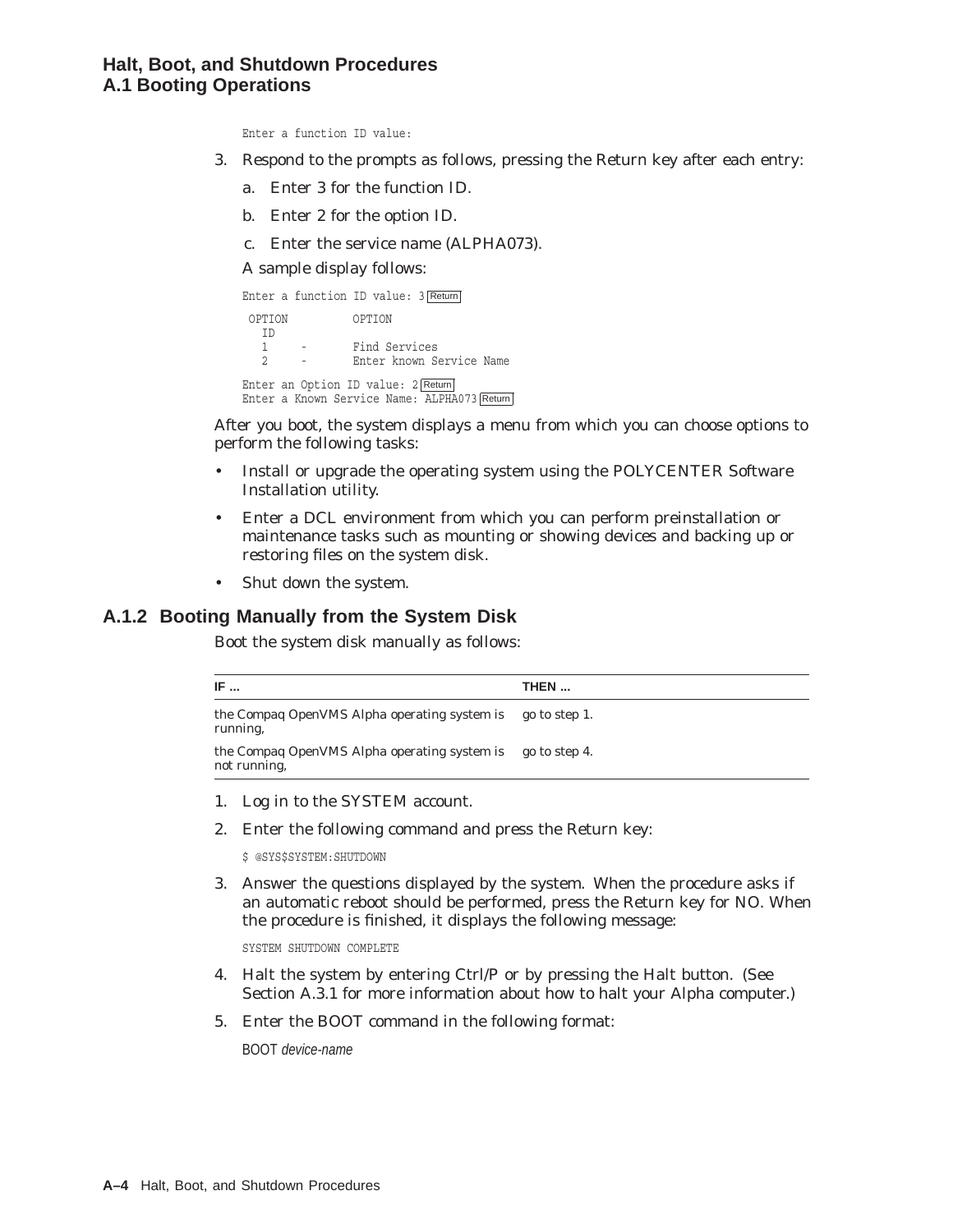```
Enter a function ID value:
```

3. Respond to the prompts as follows, pressing the Return key after each entry:
   a. Enter 3 for the function ID.
   b. Enter 2 for the option ID.
   c. Enter the service name (ALPHA073).

   A sample display follows:

```
Enter a function ID value: 3 Return

 OPTION          OPTION
   ID
   1     -       Find Services
   2     -       Enter known Service Name

Enter an Option ID value: 2 Return
Enter a Known Service Name: ALPHA073 Return
```

After you boot, the system displays a menu from which you can choose options to perform the following tasks:

- Install or upgrade the operating system using the POLYCENTER Software Installation utility.
- Enter a DCL environment from which you can perform preinstallation or maintenance tasks such as mounting or showing devices and backing up or restoring files on the system disk.
- Shut down the system.

### A.1.2 Booting Manually from the System Disk

Boot the system disk manually as follows:

| IF ... | THEN ... |
|---|---|
| the Compaq OpenVMS Alpha operating system is running, | go to step 1. |
| the Compaq OpenVMS Alpha operating system is not running, | go to step 4. |

1. Log in to the SYSTEM account.
2. Enter the following command and press the Return key:

```
$ @SYS$SYSTEM:SHUTDOWN
```

3. Answer the questions displayed by the system. When the procedure asks if an automatic reboot should be performed, press the Return key for NO. When the procedure is finished, it displays the following message:

```
SYSTEM SHUTDOWN COMPLETE
```

4. Halt the system by entering Ctrl/P or by pressing the Halt button. (See Section A.3.1 for more information about how to halt your Alpha computer.)
5. Enter the BOOT command in the following format:

   BOOT *device-name*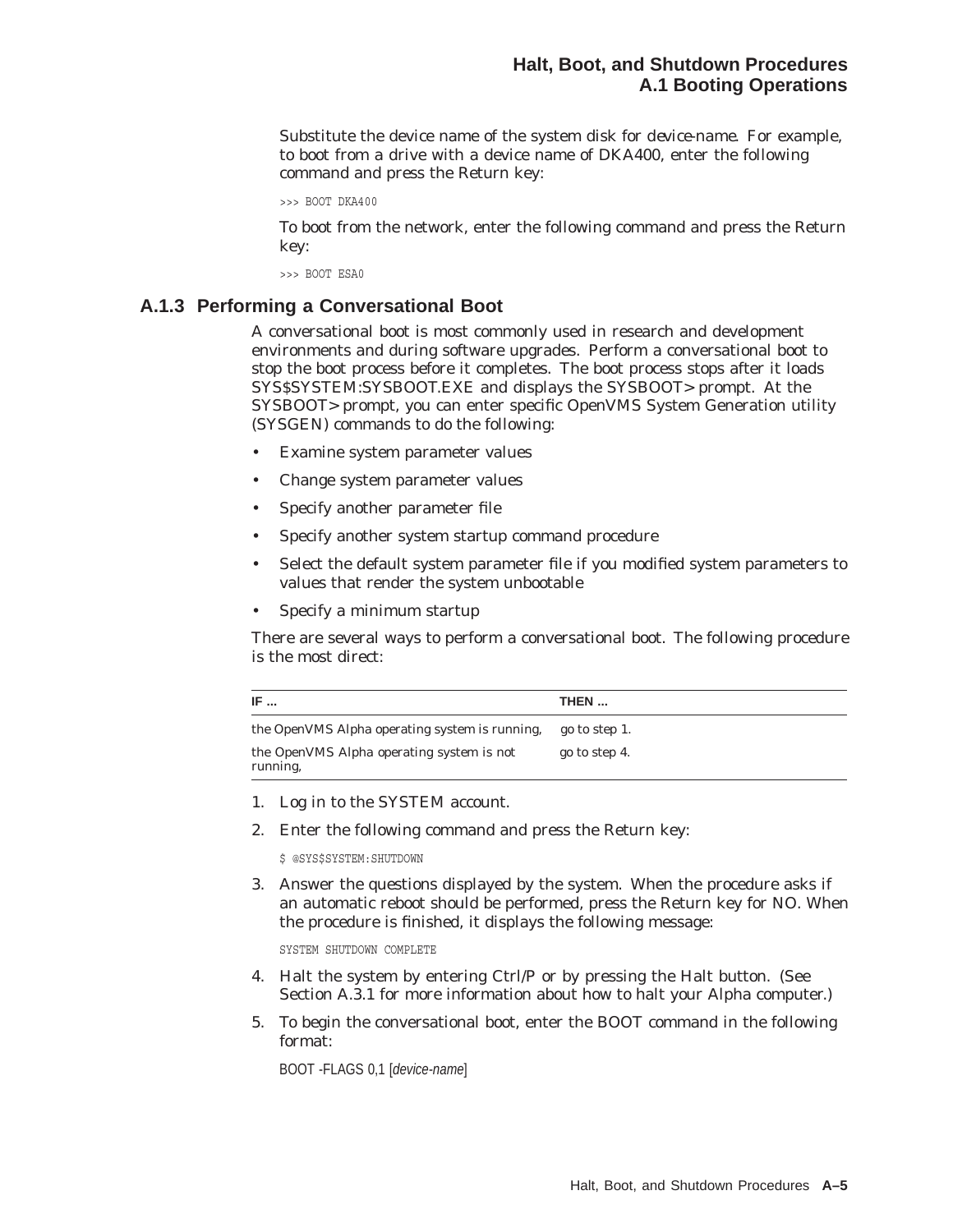Substitute the device name of the system disk for *device-name*. For example, to boot from a drive with a device name of DKA400, enter the following command and press the Return key:

```
>>> BOOT DKA400
```

To boot from the network, enter the following command and press the Return key:

```
>>> BOOT ESA0
```

### A.1.3 Performing a Conversational Boot

A conversational boot is most commonly used in research and development environments and during software upgrades. Perform a conversational boot to stop the boot process before it completes. The boot process stops after it loads SYS$SYSTEM:SYSBOOT.EXE and displays the SYSBOOT> prompt. At the SYSBOOT> prompt, you can enter specific OpenVMS System Generation utility (SYSGEN) commands to do the following:

- Examine system parameter values
- Change system parameter values
- Specify another parameter file
- Specify another system startup command procedure
- Select the default system parameter file if you modified system parameters to values that render the system unbootable
- Specify a minimum startup

There are several ways to perform a conversational boot. The following procedure is the most direct:

| IF ... | THEN ... |
|---|---|
| the OpenVMS Alpha operating system is running, | go to step 1. |
| the OpenVMS Alpha operating system is not running, | go to step 4. |

1. Log in to the SYSTEM account.
2. Enter the following command and press the Return key:

   ```
   $ @SYS$SYSTEM:SHUTDOWN
   ```

3. Answer the questions displayed by the system. When the procedure asks if an automatic reboot should be performed, press the Return key for NO. When the procedure is finished, it displays the following message:

   ```
   SYSTEM SHUTDOWN COMPLETE
   ```

4. Halt the system by entering Ctrl/P or by pressing the Halt button. (See Section A.3.1 for more information about how to halt your Alpha computer.)
5. To begin the conversational boot, enter the BOOT command in the following format:

   BOOT -FLAGS 0,1 [*device-name*]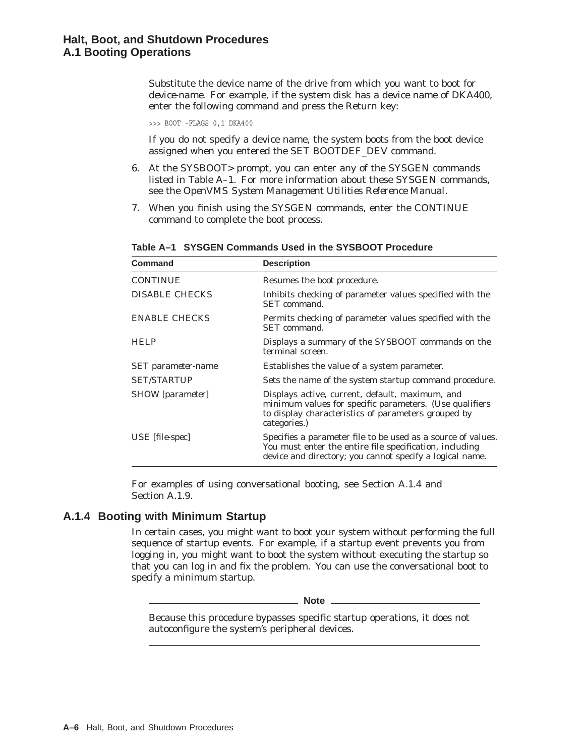Substitute the device name of the drive from which you want to boot for *device-name*. For example, if the system disk has a device name of DKA400, enter the following command and press the Return key:

```
>>> BOOT -FLAGS 0,1 DKA400
```

If you do not specify a device name, the system boots from the boot device assigned when you entered the SET BOOTDEF_DEV command.

6. At the SYSBOOT> prompt, you can enter any of the SYSGEN commands listed in Table A–1. For more information about these SYSGEN commands, see the *OpenVMS System Management Utilities Reference Manual*.
7. When you finish using the SYSGEN commands, enter the CONTINUE command to complete the boot process.

**Table A–1 SYSGEN Commands Used in the SYSBOOT Procedure**

| Command | Description |
|---|---|
| CONTINUE | Resumes the boot procedure. |
| DISABLE CHECKS | Inhibits checking of parameter values specified with the SET command. |
| ENABLE CHECKS | Permits checking of parameter values specified with the SET command. |
| HELP | Displays a summary of the SYSBOOT commands on the terminal screen. |
| SET *parameter-name* | Establishes the value of a system parameter. |
| SET/STARTUP | Sets the name of the system startup command procedure. |
| SHOW [*parameter*] | Displays active, current, default, maximum, and minimum values for specific parameters. (Use qualifiers to display characteristics of parameters grouped by categories.) |
| USE [*file-spec*] | Specifies a parameter file to be used as a source of values. You must enter the entire file specification, including device and directory; you cannot specify a logical name. |

For examples of using conversational booting, see Section A.1.4 and Section A.1.9.

### A.1.4 Booting with Minimum Startup

In certain cases, you might want to boot your system without performing the full sequence of startup events. For example, if a startup event prevents you from logging in, you might want to boot the system without executing the startup so that you can log in and fix the problem. You can use the conversational boot to specify a minimum startup.

**Note**

Because this procedure bypasses specific startup operations, it does not autoconfigure the system's peripheral devices.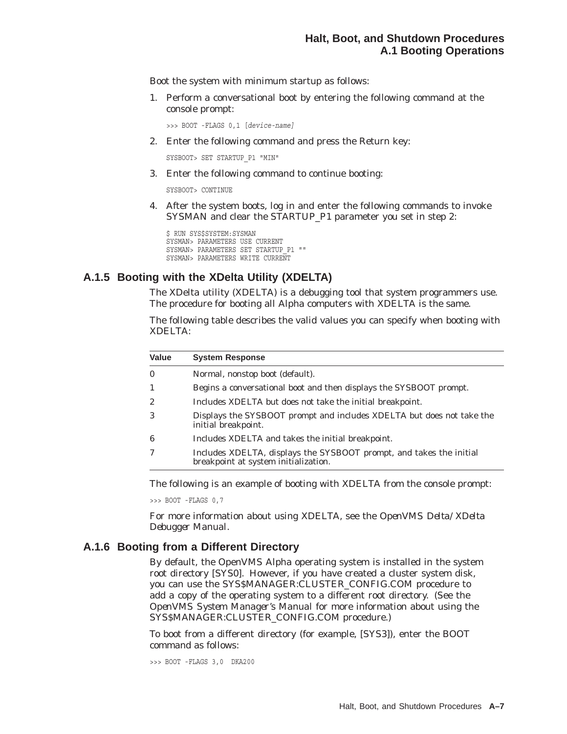Boot the system with minimum startup as follows:

1. Perform a conversational boot by entering the following command at the console prompt:

```
>>> BOOT -FLAGS 0,1 [device-name]
```

2. Enter the following command and press the Return key:

```
SYSBOOT> SET STARTUP_P1 "MIN"
```

3. Enter the following command to continue booting:

```
SYSBOOT> CONTINUE
```

4. After the system boots, log in and enter the following commands to invoke SYSMAN and clear the STARTUP_P1 parameter you set in step 2:

```
$ RUN SYS$SYSTEM:SYSMAN
SYSMAN> PARAMETERS USE CURRENT
SYSMAN> PARAMETERS SET STARTUP_P1 ""
SYSMAN> PARAMETERS WRITE CURRENT
```

### A.1.5 Booting with the XDelta Utility (XDELTA)

The XDelta utility (XDELTA) is a debugging tool that system programmers use. The procedure for booting all Alpha computers with XDELTA is the same.

The following table describes the valid values you can specify when booting with XDELTA:

| Value | System Response |
|---|---|
| 0 | Normal, nonstop boot (default). |
| 1 | Begins a conversational boot and then displays the SYSBOOT prompt. |
| 2 | Includes XDELTA but does not take the initial breakpoint. |
| 3 | Displays the SYSBOOT prompt and includes XDELTA but does not take the initial breakpoint. |
| 6 | Includes XDELTA and takes the initial breakpoint. |
| 7 | Includes XDELTA, displays the SYSBOOT prompt, and takes the initial breakpoint at system initialization. |

The following is an example of booting with XDELTA from the console prompt:

```
>>> BOOT -FLAGS 0,7
```

For more information about using XDELTA, see the *OpenVMS Delta/XDelta Debugger Manual*.

### A.1.6 Booting from a Different Directory

By default, the OpenVMS Alpha operating system is installed in the system root directory [SYS0]. However, if you have created a cluster system disk, you can use the SYS$MANAGER:CLUSTER_CONFIG.COM procedure to add a copy of the operating system to a different root directory. (See the *OpenVMS System Manager's Manual* for more information about using the SYS$MANAGER:CLUSTER_CONFIG.COM procedure.)

To boot from a different directory (for example, [SYS3]), enter the BOOT command as follows:

```
>>> BOOT -FLAGS 3,0  DKA200
```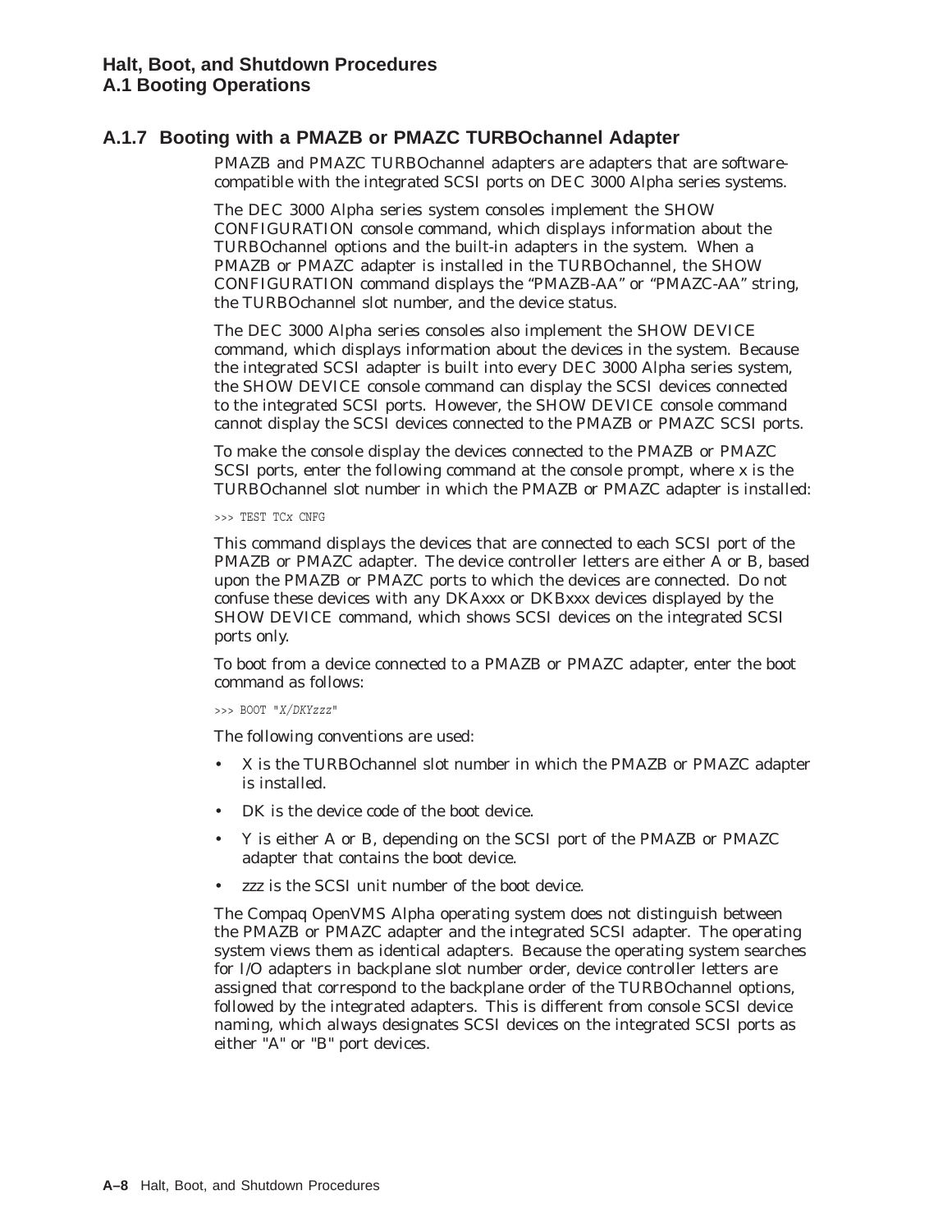### A.1.7 Booting with a PMAZB or PMAZC TURBOchannel Adapter

PMAZB and PMAZC TURBOchannel adapters are adapters that are software-compatible with the integrated SCSI ports on DEC 3000 Alpha series systems.

The DEC 3000 Alpha series system consoles implement the SHOW CONFIGURATION console command, which displays information about the TURBOchannel options and the built-in adapters in the system. When a PMAZB or PMAZC adapter is installed in the TURBOchannel, the SHOW CONFIGURATION command displays the "PMAZB-AA" or "PMAZC-AA" string, the TURBOchannel slot number, and the device status.

The DEC 3000 Alpha series consoles also implement the SHOW DEVICE command, which displays information about the devices in the system. Because the integrated SCSI adapter is built into every DEC 3000 Alpha series system, the SHOW DEVICE console command can display the SCSI devices connected to the integrated SCSI ports. However, the SHOW DEVICE console command cannot display the SCSI devices connected to the PMAZB or PMAZC SCSI ports.

To make the console display the devices connected to the PMAZB or PMAZC SCSI ports, enter the following command at the console prompt, where x is the TURBOchannel slot number in which the PMAZB or PMAZC adapter is installed:

```
>>> TEST TCx CNFG
```

This command displays the devices that are connected to each SCSI port of the PMAZB or PMAZC adapter. The device controller letters are either A or B, based upon the PMAZB or PMAZC ports to which the devices are connected. Do not confuse these devices with any DKAxxx or DKBxxx devices displayed by the SHOW DEVICE command, which shows SCSI devices on the integrated SCSI ports only.

To boot from a device connected to a PMAZB or PMAZC adapter, enter the boot command as follows:

```
>>> BOOT "X/DKYzzz"
```

The following conventions are used:

- X is the TURBOchannel slot number in which the PMAZB or PMAZC adapter is installed.
- DK is the device code of the boot device.
- Y is either A or B, depending on the SCSI port of the PMAZB or PMAZC adapter that contains the boot device.
- zzz is the SCSI unit number of the boot device.

The Compaq OpenVMS Alpha operating system does not distinguish between the PMAZB or PMAZC adapter and the integrated SCSI adapter. The operating system views them as identical adapters. Because the operating system searches for I/O adapters in backplane slot number order, device controller letters are assigned that correspond to the backplane order of the TURBOchannel options, followed by the integrated adapters. This is different from console SCSI device naming, which always designates SCSI devices on the integrated SCSI ports as either "A" or "B" port devices.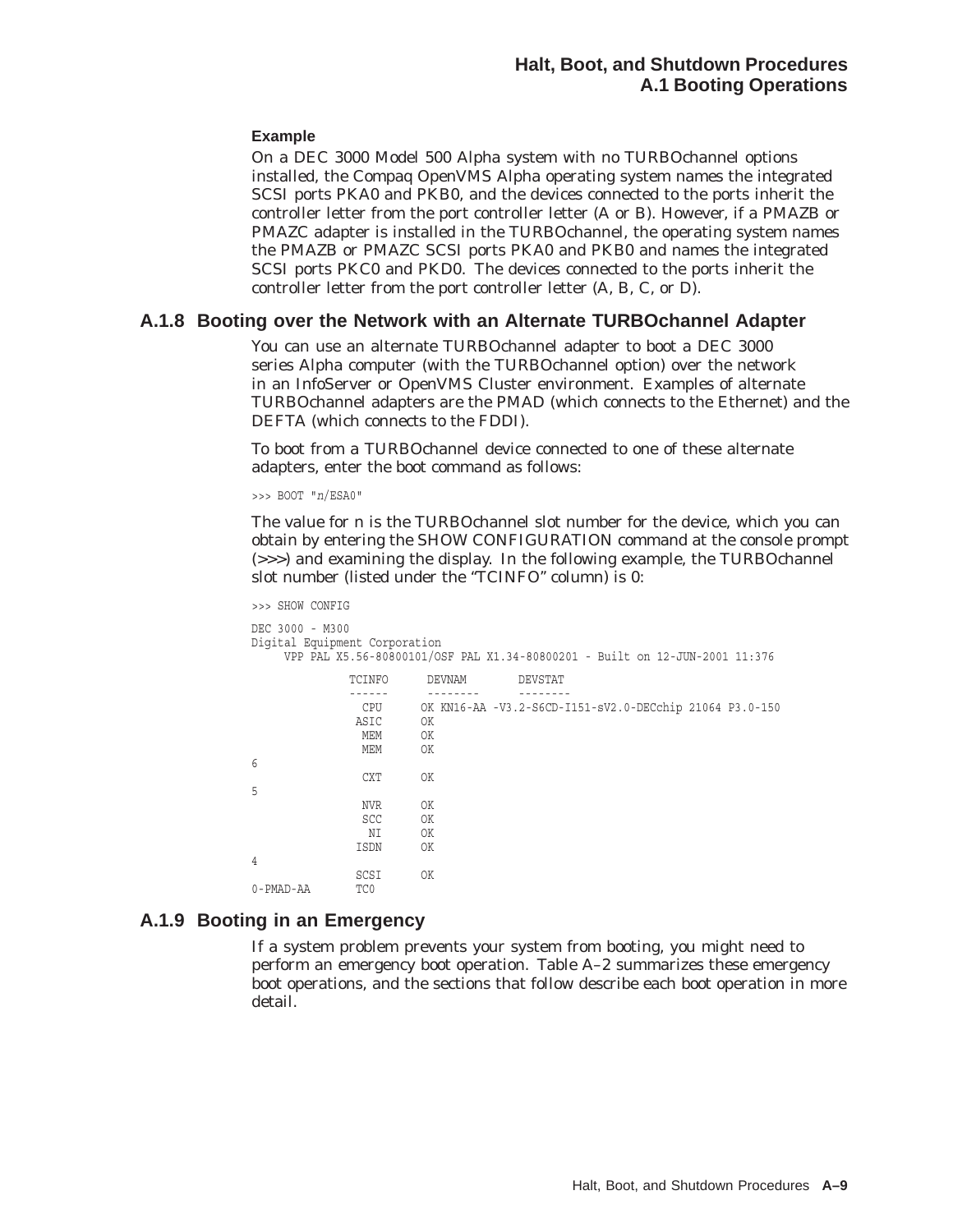**Example**

On a DEC 3000 Model 500 Alpha system with no TURBOchannel options installed, the Compaq OpenVMS Alpha operating system names the integrated SCSI ports PKA0 and PKB0, and the devices connected to the ports inherit the controller letter from the port controller letter (A or B). However, if a PMAZB or PMAZC adapter is installed in the TURBOchannel, the operating system names the PMAZB or PMAZC SCSI ports PKA0 and PKB0 and names the integrated SCSI ports PKC0 and PKD0. The devices connected to the ports inherit the controller letter from the port controller letter (A, B, C, or D).

### A.1.8 Booting over the Network with an Alternate TURBOchannel Adapter

You can use an alternate TURBOchannel adapter to boot a DEC 3000 series Alpha computer (with the TURBOchannel option) over the network in an InfoServer or OpenVMS Cluster environment. Examples of alternate TURBOchannel adapters are the PMAD (which connects to the Ethernet) and the DEFTA (which connects to the FDDI).

To boot from a TURBOchannel device connected to one of these alternate adapters, enter the boot command as follows:

```
>>> BOOT "n/ESA0"
```

The value for n is the TURBOchannel slot number for the device, which you can obtain by entering the SHOW CONFIGURATION command at the console prompt (>>>) and examining the display. In the following example, the TURBOchannel slot number (listed under the "TCINFO" column) is 0:

```
>>> SHOW CONFIG

DEC 3000 - M300
Digital Equipment Corporation
     VPP PAL X5.56-80800101/OSF PAL X1.34-80800201 - Built on 12-JUN-2001 11:376

              TCINFO      DEVNAM        DEVSTAT
              ------      --------      --------
               CPU      OK KN16-AA -V3.2-S6CD-I151-sV2.0-DECchip 21064 P3.0-150
              ASIC      OK
               MEM      OK
               MEM      OK
6
               CXT      OK
5
               NVR      OK
               SCC      OK
                NI      OK
              ISDN      OK
4
              SCSI      OK
0-PMAD-AA      TC0
```

### A.1.9 Booting in an Emergency

If a system problem prevents your system from booting, you might need to perform an emergency boot operation. Table A–2 summarizes these emergency boot operations, and the sections that follow describe each boot operation in more detail.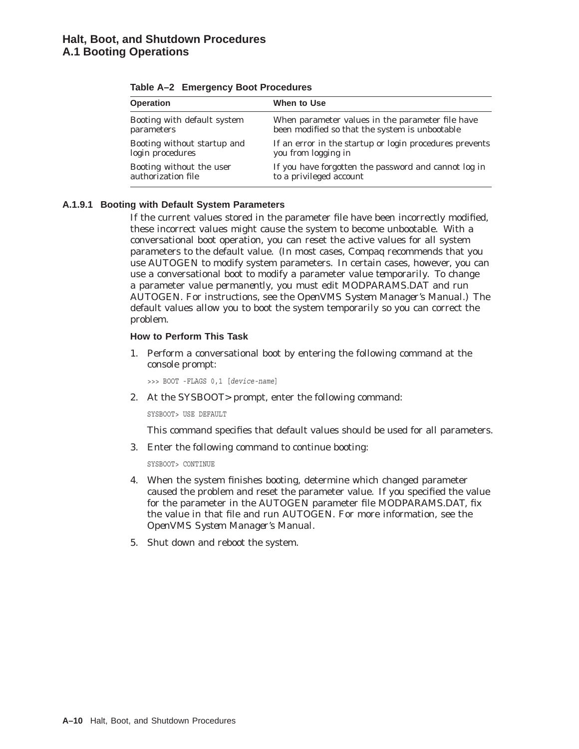**Table A–2 Emergency Boot Procedures**

| Operation | When to Use |
| --- | --- |
| Booting with default system parameters | When parameter values in the parameter file have been modified so that the system is unbootable |
| Booting without startup and login procedures | If an error in the startup or login procedures prevents you from logging in |
| Booting without the user authorization file | If you have forgotten the password and cannot log in to a privileged account |

### A.1.9.1 Booting with Default System Parameters

If the current values stored in the parameter file have been incorrectly modified, these incorrect values might cause the system to become unbootable. With a conversational boot operation, you can reset the active values for all system parameters to the default value. (In most cases, Compaq recommends that you use AUTOGEN to modify system parameters. In certain cases, however, you can use a conversational boot to modify a parameter value *temporarily*. To change a parameter value *permanently*, you must edit MODPARAMS.DAT and run AUTOGEN. For instructions, see the *OpenVMS System Manager's Manual*.) The default values allow you to boot the system temporarily so you can correct the problem.

**How to Perform This Task**

1. Perform a conversational boot by entering the following command at the console prompt:

```
>>> BOOT -FLAGS 0,1 [device-name]
```

2. At the SYSBOOT> prompt, enter the following command:

```
SYSBOOT> USE DEFAULT
```

   This command specifies that default values should be used for all parameters.

3. Enter the following command to continue booting:

```
SYSBOOT> CONTINUE
```

4. When the system finishes booting, determine which changed parameter caused the problem and reset the parameter value. If you specified the value for the parameter in the AUTOGEN parameter file MODPARAMS.DAT, fix the value in that file and run AUTOGEN. For more information, see the *OpenVMS System Manager's Manual*.

5. Shut down and reboot the system.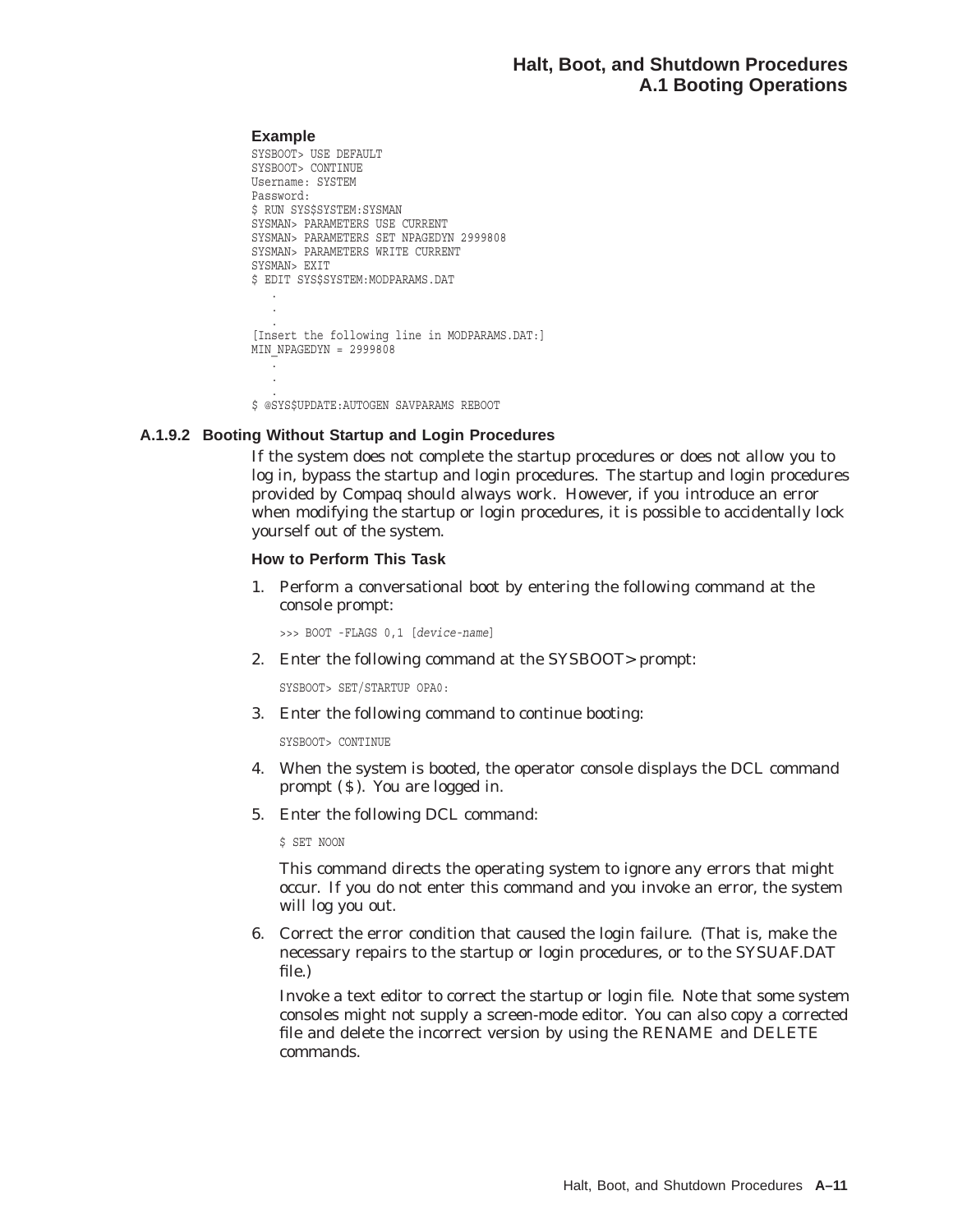**Example**

```
SYSBOOT> USE DEFAULT
SYSBOOT> CONTINUE
Username: SYSTEM
Password:
$ RUN SYS$SYSTEM:SYSMAN
SYSMAN> PARAMETERS USE CURRENT
SYSMAN> PARAMETERS SET NPAGEDYN 2999808
SYSMAN> PARAMETERS WRITE CURRENT
SYSMAN> EXIT
$ EDIT SYS$SYSTEM:MODPARAMS.DAT
   .
   .
   .
[Insert the following line in MODPARAMS.DAT:]
MIN_NPAGEDYN = 2999808
   .
   .
   .
$ @SYS$UPDATE:AUTOGEN SAVPARAMS REBOOT
```

### A.1.9.2 Booting Without Startup and Login Procedures

If the system does not complete the startup procedures or does not allow you to log in, bypass the startup and login procedures. The startup and login procedures provided by Compaq should always work. However, if you introduce an error when modifying the startup or login procedures, it is possible to accidentally lock yourself out of the system.

**How to Perform This Task**

1. Perform a conversational boot by entering the following command at the console prompt:

   ```
   >>> BOOT -FLAGS 0,1 [device-name]
   ```

2. Enter the following command at the SYSBOOT> prompt:

   ```
   SYSBOOT> SET/STARTUP OPA0:
   ```

3. Enter the following command to continue booting:

   ```
   SYSBOOT> CONTINUE
   ```

4. When the system is booted, the operator console displays the DCL command prompt ($). You are logged in.

5. Enter the following DCL command:

   ```
   $ SET NOON
   ```

   This command directs the operating system to ignore any errors that might occur. If you do not enter this command and you invoke an error, the system will log you out.

6. Correct the error condition that caused the login failure. (That is, make the necessary repairs to the startup or login procedures, or to the SYSUAF.DAT file.)

   Invoke a text editor to correct the startup or login file. Note that some system consoles might not supply a screen-mode editor. You can also copy a corrected file and delete the incorrect version by using the RENAME and DELETE commands.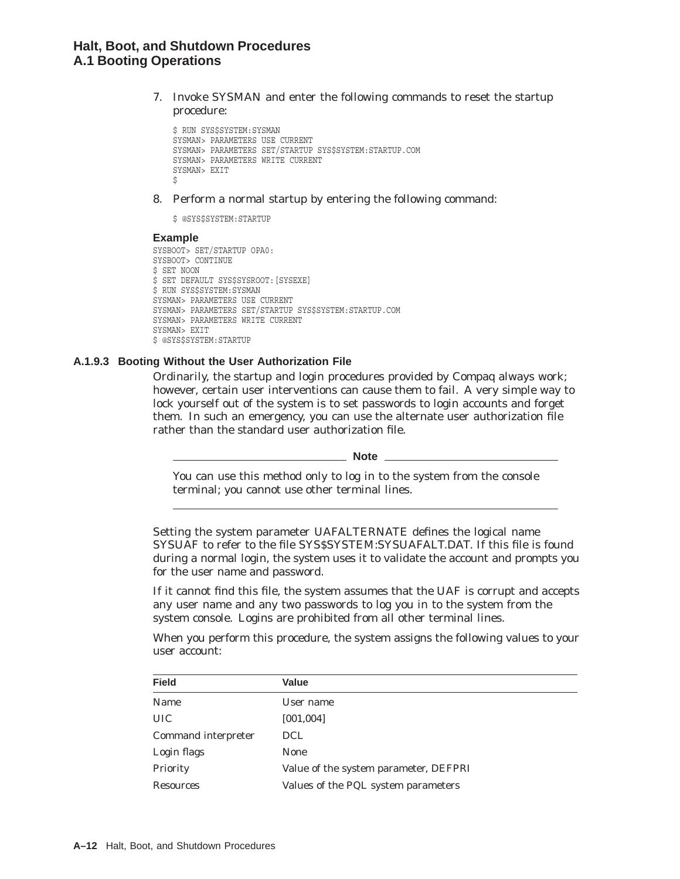7. Invoke SYSMAN and enter the following commands to reset the startup procedure:

```
$ RUN SYS$SYSTEM:SYSMAN
SYSMAN> PARAMETERS USE CURRENT
SYSMAN> PARAMETERS SET/STARTUP SYS$SYSTEM:STARTUP.COM
SYSMAN> PARAMETERS WRITE CURRENT
SYSMAN> EXIT
$
```

8. Perform a normal startup by entering the following command:

```
$ @SYS$SYSTEM:STARTUP
```

**Example**

```
SYSBOOT> SET/STARTUP OPA0:
SYSBOOT> CONTINUE
$ SET NOON
$ SET DEFAULT SYS$SYSROOT:[SYSEXE]
$ RUN SYS$SYSTEM:SYSMAN
SYSMAN> PARAMETERS USE CURRENT
SYSMAN> PARAMETERS SET/STARTUP SYS$SYSTEM:STARTUP.COM
SYSMAN> PARAMETERS WRITE CURRENT
SYSMAN> EXIT
$ @SYS$SYSTEM:STARTUP
```

### A.1.9.3 Booting Without the User Authorization File

Ordinarily, the startup and login procedures provided by Compaq always work; however, certain user interventions can cause them to fail. A very simple way to lock yourself out of the system is to set passwords to login accounts and forget them. In such an emergency, you can use the alternate user authorization file rather than the standard user authorization file.

**Note**

You can use this method only to log in to the system from the console terminal; you cannot use other terminal lines.

---

Setting the system parameter UAFALTERNATE defines the logical name SYSUAF to refer to the file SYS$SYSTEM:SYSUAFALT.DAT. If this file is found during a normal login, the system uses it to validate the account and prompts you for the user name and password.

If it cannot find this file, the system assumes that the UAF is corrupt and accepts any user name and any two passwords to log you in to the system from the system console. Logins are prohibited from all other terminal lines.

When you perform this procedure, the system assigns the following values to your user account:

| Field | Value |
|---|---|
| Name | User name |
| UIC | [001,004] |
| Command interpreter | DCL |
| Login flags | None |
| Priority | Value of the system parameter, DEFPRI |
| Resources | Values of the PQL system parameters |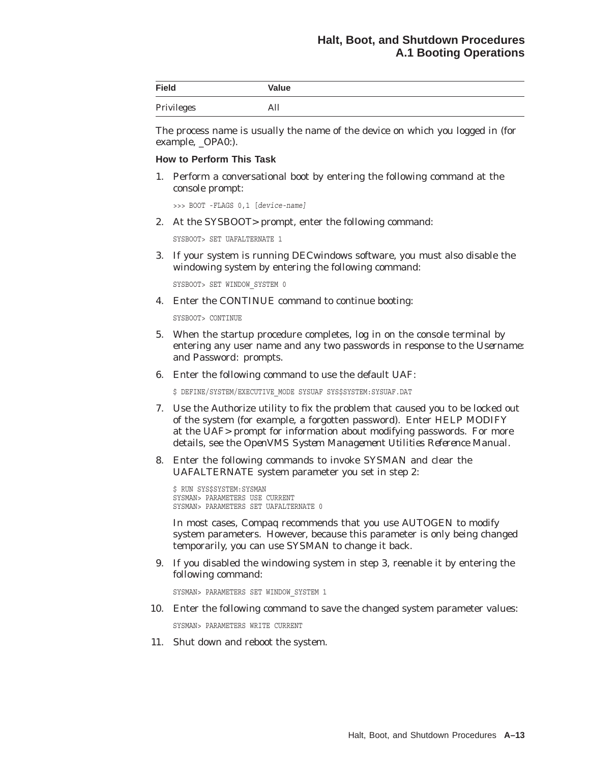| Field | Value |
| --- | --- |
| Privileges | All |

The process name is usually the name of the device on which you logged in (for example, _OPA0:).

**How to Perform This Task**

1. Perform a conversational boot by entering the following command at the console prompt:

   ```
   >>> BOOT -FLAGS 0,1 [device-name]
   ```

2. At the SYSBOOT> prompt, enter the following command:

   ```
   SYSBOOT> SET UAFALTERNATE 1
   ```

3. If your system is running DECwindows software, you must also disable the windowing system by entering the following command:

   ```
   SYSBOOT> SET WINDOW_SYSTEM 0
   ```

4. Enter the CONTINUE command to continue booting:

   ```
   SYSBOOT> CONTINUE
   ```

5. When the startup procedure completes, log in on the console terminal by entering any user name and any two passwords in response to the Username: and Password: prompts.

6. Enter the following command to use the default UAF:

   ```
   $ DEFINE/SYSTEM/EXECUTIVE_MODE SYSUAF SYS$SYSTEM:SYSUAF.DAT
   ```

7. Use the Authorize utility to fix the problem that caused you to be locked out of the system (for example, a forgotten password). Enter HELP MODIFY at the UAF> prompt for information about modifying passwords. For more details, see the *OpenVMS System Management Utilities Reference Manual*.

8. Enter the following commands to invoke SYSMAN and clear the UAFALTERNATE system parameter you set in step 2:

   ```
   $ RUN SYS$SYSTEM:SYSMAN
   SYSMAN> PARAMETERS USE CURRENT
   SYSMAN> PARAMETERS SET UAFALTERNATE 0
   ```

   In most cases, Compaq recommends that you use AUTOGEN to modify system parameters. However, because this parameter is only being changed temporarily, you can use SYSMAN to change it back.

9. If you disabled the windowing system in step 3, reenable it by entering the following command:

   ```
   SYSMAN> PARAMETERS SET WINDOW_SYSTEM 1
   ```

10. Enter the following command to save the changed system parameter values:

    ```
    SYSMAN> PARAMETERS WRITE CURRENT
    ```

11. Shut down and reboot the system.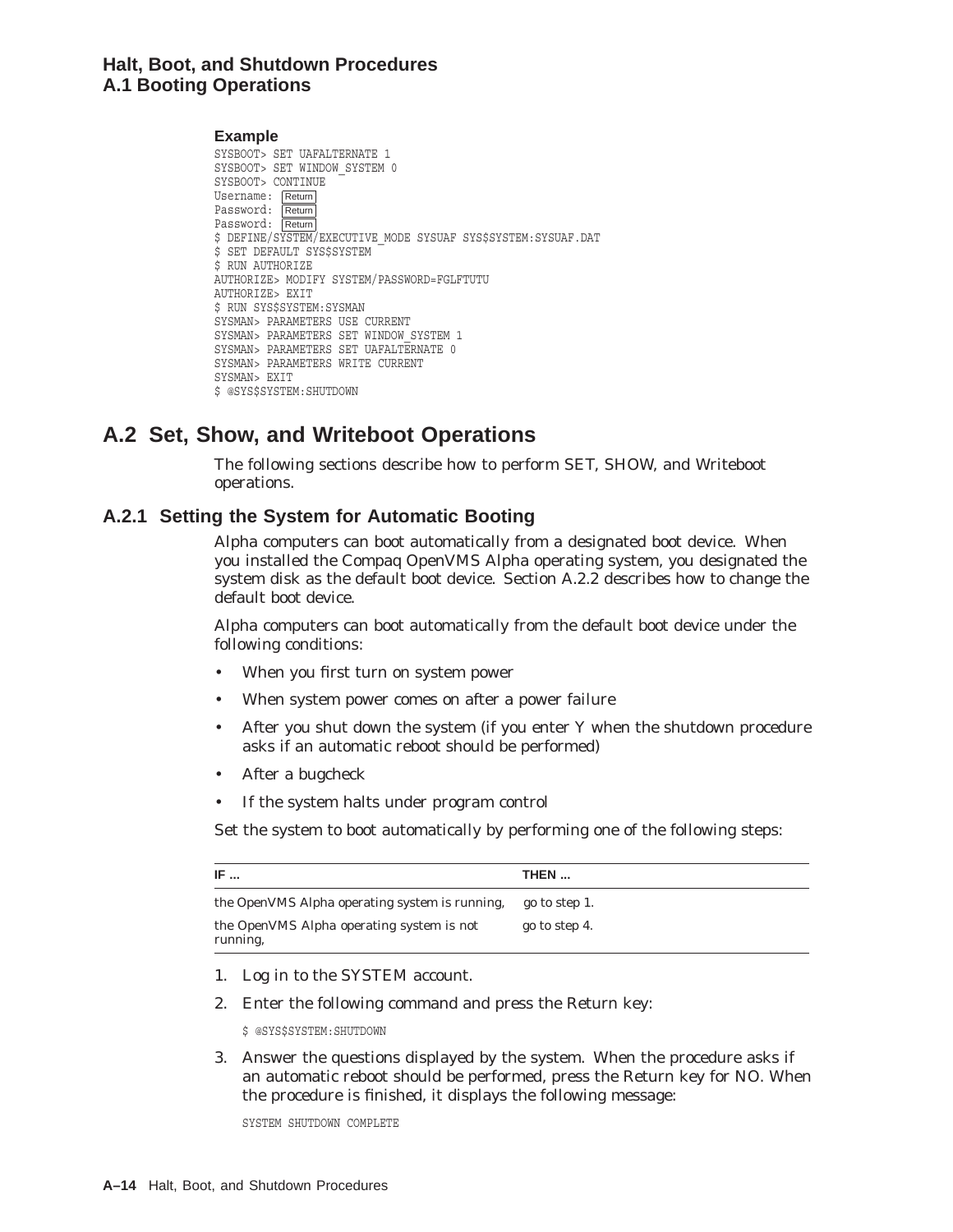**Example**

```
SYSBOOT> SET UAFALTERNATE 1
SYSBOOT> SET WINDOW_SYSTEM 0
SYSBOOT> CONTINUE
Username: Return
Password: Return
Password: Return
$ DEFINE/SYSTEM/EXECUTIVE_MODE SYSUAF SYS$SYSTEM:SYSUAF.DAT
$ SET DEFAULT SYS$SYSTEM
$ RUN AUTHORIZE
AUTHORIZE> MODIFY SYSTEM/PASSWORD=FGLFTUTU
AUTHORIZE> EXIT
$ RUN SYS$SYSTEM:SYSMAN
SYSMAN> PARAMETERS USE CURRENT
SYSMAN> PARAMETERS SET WINDOW_SYSTEM 1
SYSMAN> PARAMETERS SET UAFALTERNATE 0
SYSMAN> PARAMETERS WRITE CURRENT
SYSMAN> EXIT
$ @SYS$SYSTEM:SHUTDOWN
```

## A.2 Set, Show, and Writeboot Operations

The following sections describe how to perform SET, SHOW, and Writeboot operations.

### A.2.1 Setting the System for Automatic Booting

Alpha computers can boot automatically from a designated boot device. When you installed the Compaq OpenVMS Alpha operating system, you designated the system disk as the default boot device. Section A.2.2 describes how to change the default boot device.

Alpha computers can boot automatically from the default boot device under the following conditions:

- When you first turn on system power
- When system power comes on after a power failure
- After you shut down the system (if you enter Y when the shutdown procedure asks if an automatic reboot should be performed)
- After a bugcheck
- If the system halts under program control

Set the system to boot automatically by performing one of the following steps:

| IF ... | THEN ... |
|---|---|
| the OpenVMS Alpha operating system is running, | go to step 1. |
| the OpenVMS Alpha operating system is not running, | go to step 4. |

1. Log in to the SYSTEM account.
2. Enter the following command and press the Return key:

   ```
   $ @SYS$SYSTEM:SHUTDOWN
   ```

3. Answer the questions displayed by the system. When the procedure asks if an automatic reboot should be performed, press the Return key for NO. When the procedure is finished, it displays the following message:

   ```
   SYSTEM SHUTDOWN COMPLETE
   ```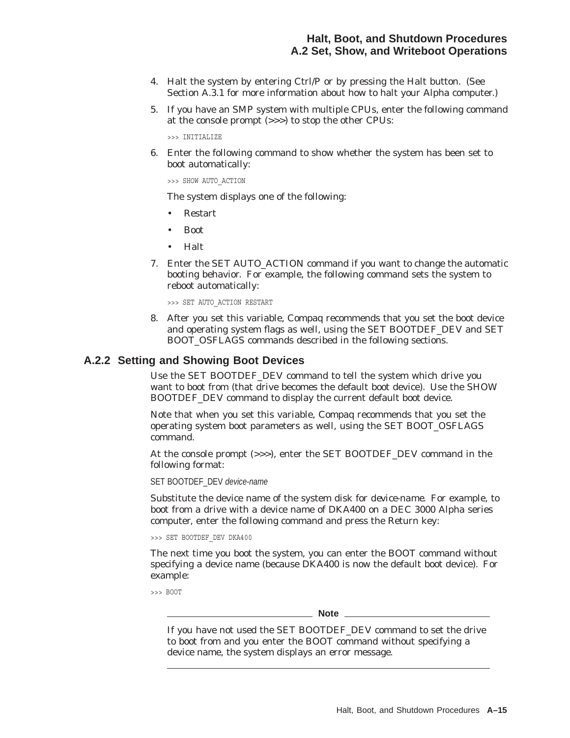4. Halt the system by entering Ctrl/P or by pressing the Halt button. (See Section A.3.1 for more information about how to halt your Alpha computer.)
5. If you have an SMP system with multiple CPUs, enter the following command at the console prompt (>>>) to stop the other CPUs:

```
>>> INITIALIZE
```

6. Enter the following command to show whether the system has been set to boot automatically:

```
>>> SHOW AUTO_ACTION
```

   The system displays one of the following:

   - Restart
   - Boot
   - Halt

7. Enter the SET AUTO_ACTION command if you want to change the automatic booting behavior. For example, the following command sets the system to reboot automatically:

```
>>> SET AUTO_ACTION RESTART
```

8. After you set this variable, Compaq recommends that you set the boot device and operating system flags as well, using the SET BOOTDEF_DEV and SET BOOT_OSFLAGS commands described in the following sections.

### A.2.2 Setting and Showing Boot Devices

Use the SET BOOTDEF_DEV command to tell the system which drive you want to boot from (that drive becomes the default boot device). Use the SHOW BOOTDEF_DEV command to display the current default boot device.

Note that when you set this variable, Compaq recommends that you set the operating system boot parameters as well, using the SET BOOT_OSFLAGS command.

At the console prompt (>>>), enter the SET BOOTDEF_DEV command in the following format:

SET BOOTDEF_DEV *device-name*

Substitute the device name of the system disk for *device-name*. For example, to boot from a drive with a device name of DKA400 on a DEC 3000 Alpha series computer, enter the following command and press the Return key:

```
>>> SET BOOTDEF_DEV DKA400
```

The next time you boot the system, you can enter the BOOT command without specifying a device name (because DKA400 is now the default boot device). For example:

```
>>> BOOT
```

---

**Note**

If you have not used the SET BOOTDEF_DEV command to set the drive to boot from and you enter the BOOT command without specifying a device name, the system displays an error message.

---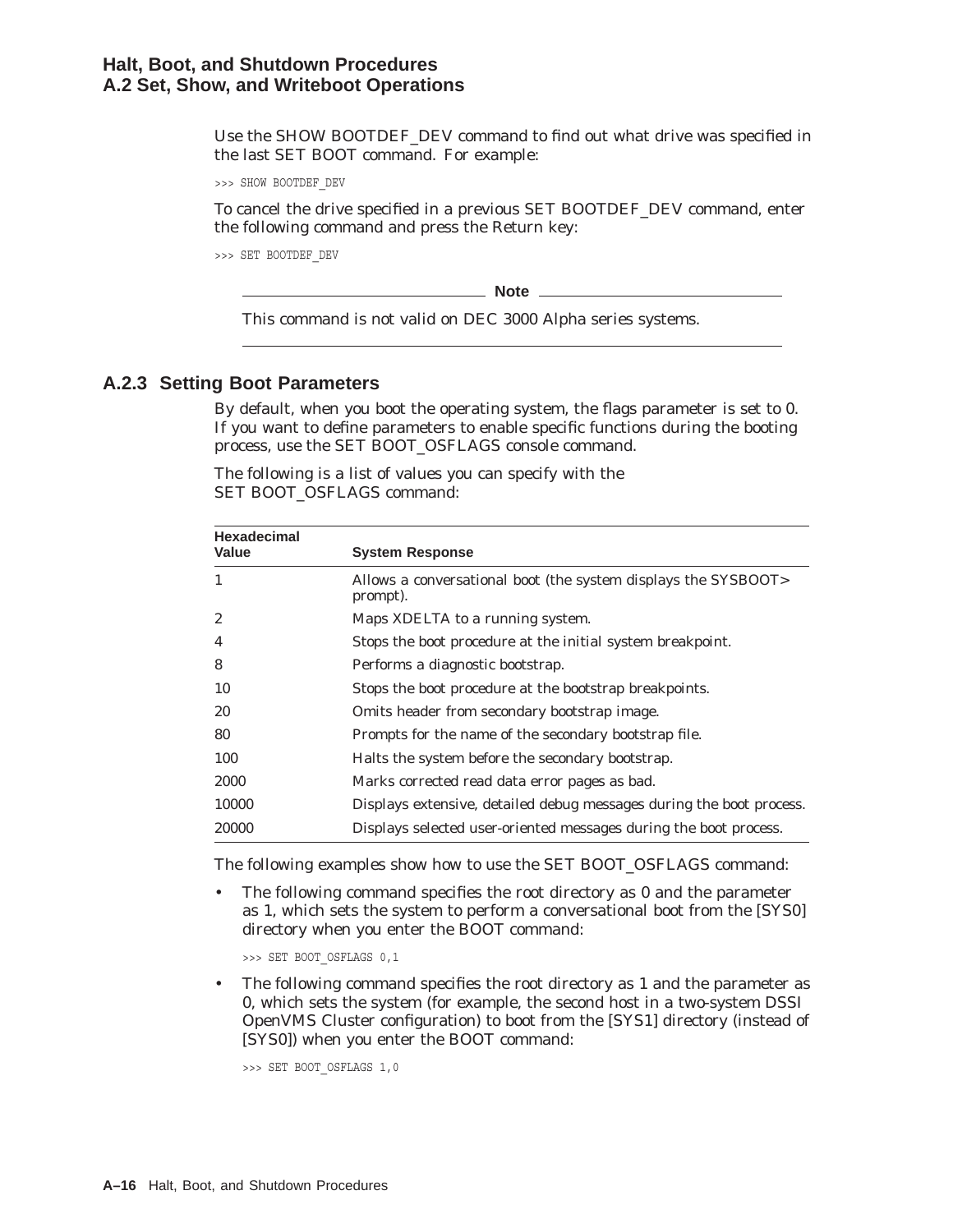Use the SHOW BOOTDEF_DEV command to find out what drive was specified in the last SET BOOT command. For example:

```
>>> SHOW BOOTDEF_DEV
```

To cancel the drive specified in a previous SET BOOTDEF_DEV command, enter the following command and press the Return key:

```
>>> SET BOOTDEF_DEV
```

**Note**

This command is not valid on DEC 3000 Alpha series systems.

### A.2.3 Setting Boot Parameters

By default, when you boot the operating system, the flags parameter is set to 0. If you want to define parameters to enable specific functions during the booting process, use the SET BOOT_OSFLAGS console command.

The following is a list of values you can specify with the SET BOOT_OSFLAGS command:

| Hexadecimal Value | System Response |
|---|---|
| 1 | Allows a conversational boot (the system displays the SYSBOOT> prompt). |
| 2 | Maps XDELTA to a running system. |
| 4 | Stops the boot procedure at the initial system breakpoint. |
| 8 | Performs a diagnostic bootstrap. |
| 10 | Stops the boot procedure at the bootstrap breakpoints. |
| 20 | Omits header from secondary bootstrap image. |
| 80 | Prompts for the name of the secondary bootstrap file. |
| 100 | Halts the system before the secondary bootstrap. |
| 2000 | Marks corrected read data error pages as bad. |
| 10000 | Displays extensive, detailed debug messages during the boot process. |
| 20000 | Displays selected user-oriented messages during the boot process. |

The following examples show how to use the SET BOOT_OSFLAGS command:

- The following command specifies the root directory as 0 and the parameter as 1, which sets the system to perform a conversational boot from the [SYS0] directory when you enter the BOOT command:

```
>>> SET BOOT_OSFLAGS 0,1
```

- The following command specifies the root directory as 1 and the parameter as 0, which sets the system (for example, the second host in a two-system DSSI OpenVMS Cluster configuration) to boot from the [SYS1] directory (instead of [SYS0]) when you enter the BOOT command:

```
>>> SET BOOT_OSFLAGS 1,0
```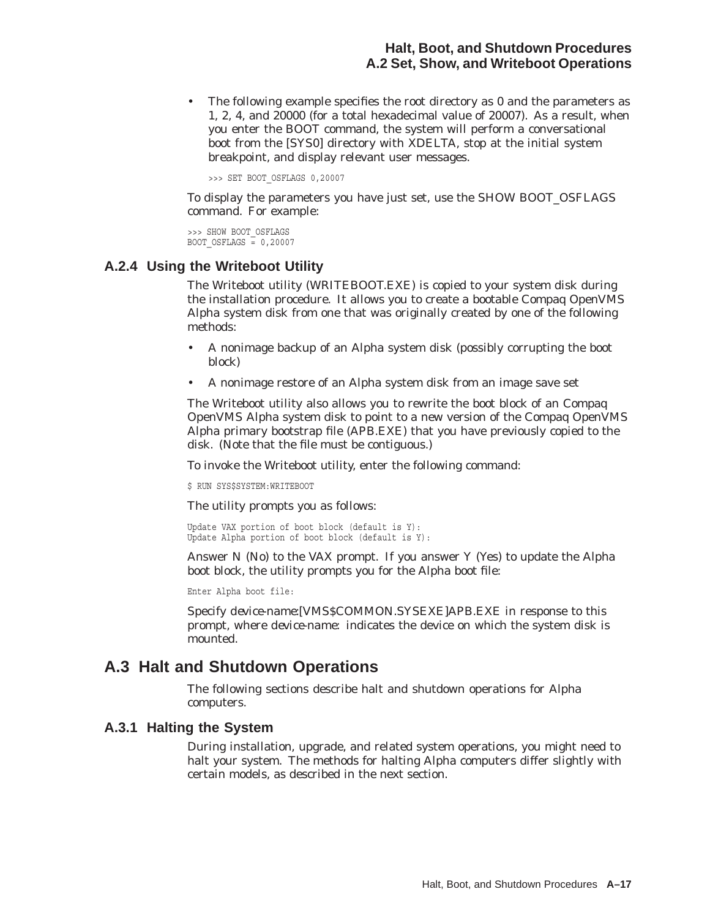- The following example specifies the root directory as 0 and the parameters as 1, 2, 4, and 20000 (for a total hexadecimal value of 20007). As a result, when you enter the BOOT command, the system will perform a conversational boot from the [SYS0] directory with XDELTA, stop at the initial system breakpoint, and display relevant user messages.

```
>>> SET BOOT_OSFLAGS 0,20007
```

To display the parameters you have just set, use the SHOW BOOT_OSFLAGS command. For example:

```
>>> SHOW BOOT_OSFLAGS
BOOT_OSFLAGS = 0,20007
```

### A.2.4 Using the Writeboot Utility

The Writeboot utility (WRITEBOOT.EXE) is copied to your system disk during the installation procedure. It allows you to create a bootable Compaq OpenVMS Alpha system disk from one that was originally created by one of the following methods:

- A nonimage backup of an Alpha system disk (possibly corrupting the boot block)
- A nonimage restore of an Alpha system disk from an image save set

The Writeboot utility also allows you to rewrite the boot block of an Compaq OpenVMS Alpha system disk to point to a new version of the Compaq OpenVMS Alpha primary bootstrap file (APB.EXE) that you have previously copied to the disk. (Note that the file must be contiguous.)

To invoke the Writeboot utility, enter the following command:

```
$ RUN SYS$SYSTEM:WRITEBOOT
```

The utility prompts you as follows:

```
Update VAX portion of boot block (default is Y):
Update Alpha portion of boot block (default is Y):
```

Answer N (No) to the VAX prompt. If you answer Y (Yes) to update the Alpha boot block, the utility prompts you for the Alpha boot file:

```
Enter Alpha boot file:
```

Specify *device-name*:[VMS$COMMON.SYSEXE]APB.EXE in response to this prompt, where *device-name*: indicates the device on which the system disk is mounted.

## A.3 Halt and Shutdown Operations

The following sections describe halt and shutdown operations for Alpha computers.

### A.3.1 Halting the System

During installation, upgrade, and related system operations, you might need to halt your system. The methods for halting Alpha computers differ slightly with certain models, as described in the next section.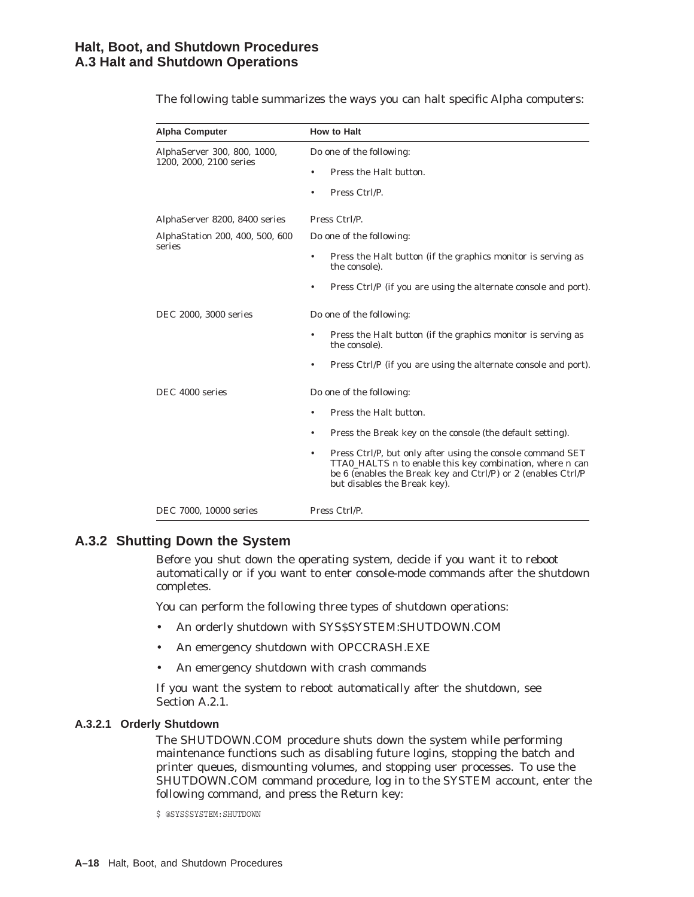The following table summarizes the ways you can halt specific Alpha computers:

| Alpha Computer | How to Halt |
|---|---|
| AlphaServer 300, 800, 1000, 1200, 2000, 2100 series | Do one of the following:<br>• Press the Halt button.<br>• Press Ctrl/P. |
| AlphaServer 8200, 8400 series | Press Ctrl/P. |
| AlphaStation 200, 400, 500, 600 series | Do one of the following:<br>• Press the Halt button (if the graphics monitor is serving as the console).<br>• Press Ctrl/P (if you are using the alternate console and port). |
| DEC 2000, 3000 series | Do one of the following:<br>• Press the Halt button (if the graphics monitor is serving as the console).<br>• Press Ctrl/P (if you are using the alternate console and port). |
| DEC 4000 series | Do one of the following:<br>• Press the Halt button.<br>• Press the Break key on the console (the default setting).<br>• Press Ctrl/P, but only after using the console command SET TTA0_HALTS n to enable this key combination, where n can be 6 (enables the Break key and Ctrl/P) or 2 (enables Ctrl/P but disables the Break key). |
| DEC 7000, 10000 series | Press Ctrl/P. |

## A.3.2 Shutting Down the System

Before you shut down the operating system, decide if you want it to reboot automatically or if you want to enter console-mode commands after the shutdown completes.

You can perform the following three types of shutdown operations:

- An orderly shutdown with SYS$SYSTEM:SHUTDOWN.COM
- An emergency shutdown with OPCCRASH.EXE
- An emergency shutdown with crash commands

If you want the system to reboot automatically after the shutdown, see Section A.2.1.

### A.3.2.1 Orderly Shutdown

The SHUTDOWN.COM procedure shuts down the system while performing maintenance functions such as disabling future logins, stopping the batch and printer queues, dismounting volumes, and stopping user processes. To use the SHUTDOWN.COM command procedure, log in to the SYSTEM account, enter the following command, and press the Return key:

```
$ @SYS$SYSTEM:SHUTDOWN
```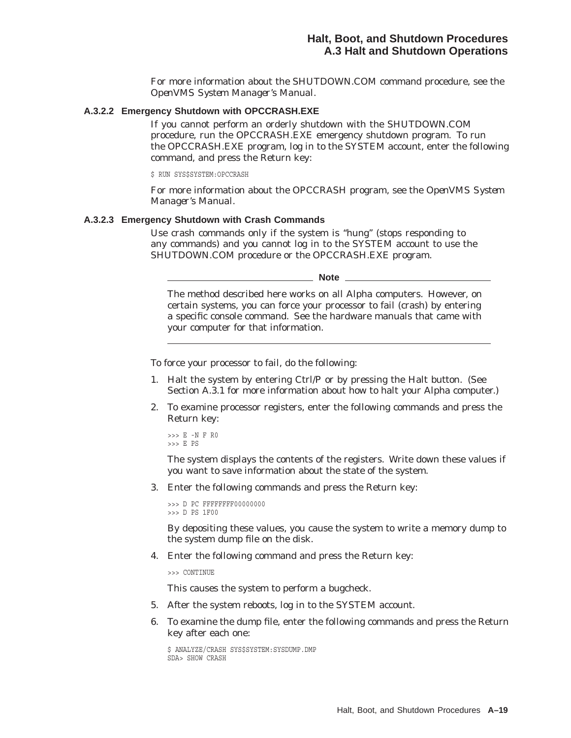For more information about the SHUTDOWN.COM command procedure, see the *OpenVMS System Manager's Manual*.

### A.3.2.2 Emergency Shutdown with OPCCRASH.EXE

If you cannot perform an orderly shutdown with the SHUTDOWN.COM procedure, run the OPCCRASH.EXE emergency shutdown program. To run the OPCCRASH.EXE program, log in to the SYSTEM account, enter the following command, and press the Return key:

```
$ RUN SYS$SYSTEM:OPCCRASH
```

For more information about the OPCCRASH program, see the *OpenVMS System Manager's Manual*.

### A.3.2.3 Emergency Shutdown with Crash Commands

Use crash commands only if the system is "hung" (stops responding to any commands) and you cannot log in to the SYSTEM account to use the SHUTDOWN.COM procedure or the OPCCRASH.EXE program.

**Note**

The method described here works on all Alpha computers. However, on certain systems, you can force your processor to fail (crash) by entering a specific console command. See the hardware manuals that came with your computer for that information.

---

To force your processor to fail, do the following:

1. Halt the system by entering Ctrl/P or by pressing the Halt button. (See Section A.3.1 for more information about how to halt your Alpha computer.)
2. To examine processor registers, enter the following commands and press the Return key:

   ```
   >>> E -N F R0
   >>> E PS
   ```

   The system displays the contents of the registers. Write down these values if you want to save information about the state of the system.
3. Enter the following commands and press the Return key:

   ```
   >>> D PC FFFFFFFF00000000
   >>> D PS 1F00
   ```

   By depositing these values, you cause the system to write a memory dump to the system dump file on the disk.
4. Enter the following command and press the Return key:

   ```
   >>> CONTINUE
   ```

   This causes the system to perform a bugcheck.
5. After the system reboots, log in to the SYSTEM account.
6. To examine the dump file, enter the following commands and press the Return key after each one:

   ```
   $ ANALYZE/CRASH SYS$SYSTEM:SYSDUMP.DMP
   SDA> SHOW CRASH
   ```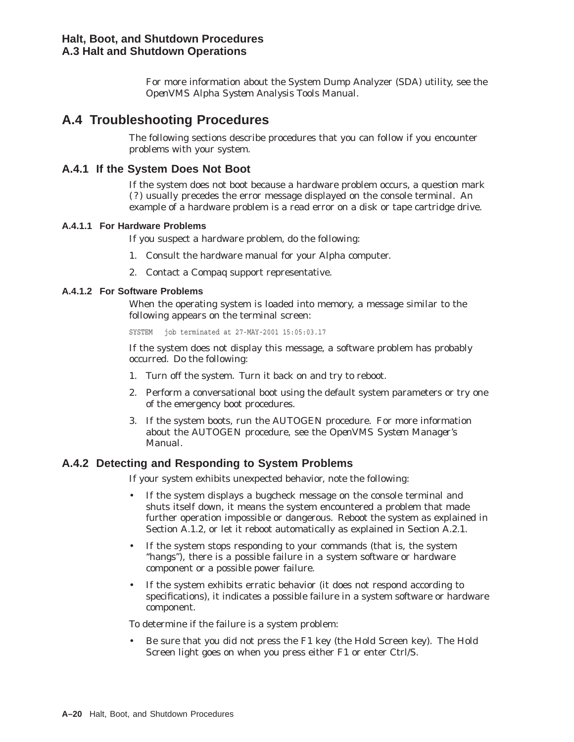For more information about the System Dump Analyzer (SDA) utility, see the *OpenVMS Alpha System Analysis Tools Manual*.

## A.4 Troubleshooting Procedures

The following sections describe procedures that you can follow if you encounter problems with your system.

### A.4.1 If the System Does Not Boot

If the system does not boot because a hardware problem occurs, a question mark (?) usually precedes the error message displayed on the console terminal. An example of a hardware problem is a read error on a disk or tape cartridge drive.

#### A.4.1.1 For Hardware Problems

If you suspect a hardware problem, do the following:

1. Consult the hardware manual for your Alpha computer.
2. Contact a Compaq support representative.

#### A.4.1.2 For Software Problems

When the operating system is loaded into memory, a message similar to the following appears on the terminal screen:

```
SYSTEM   job terminated at 27-MAY-2001 15:05:03.17
```

If the system does not display this message, a software problem has probably occurred. Do the following:

1. Turn off the system. Turn it back on and try to reboot.
2. Perform a conversational boot using the default system parameters or try one of the emergency boot procedures.
3. If the system boots, run the AUTOGEN procedure. For more information about the AUTOGEN procedure, see the *OpenVMS System Manager's Manual*.

### A.4.2 Detecting and Responding to System Problems

If your system exhibits unexpected behavior, note the following:

- If the system displays a bugcheck message on the console terminal and shuts itself down, it means the system encountered a problem that made further operation impossible or dangerous. Reboot the system as explained in Section A.1.2, or let it reboot automatically as explained in Section A.2.1.
- If the system stops responding to your commands (that is, the system "hangs"), there is a possible failure in a system software or hardware component or a possible power failure.
- If the system exhibits erratic behavior (it does not respond according to specifications), it indicates a possible failure in a system software or hardware component.

To determine if the failure is a system problem:

- Be sure that you did not press the F1 key (the Hold Screen key). The Hold Screen light goes on when you press either F1 or enter Ctrl/S.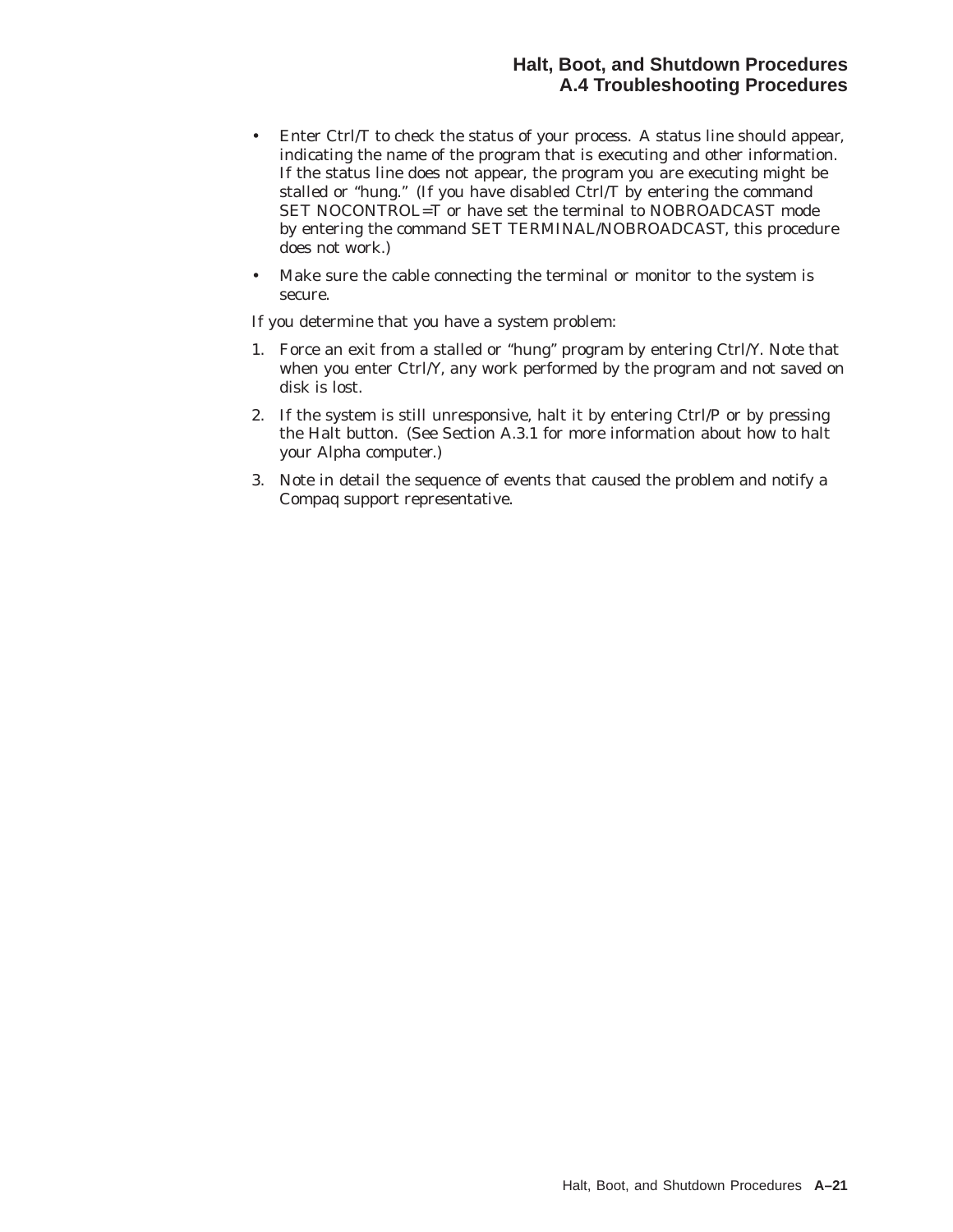- Enter Ctrl/T to check the status of your process. A status line should appear, indicating the name of the program that is executing and other information. If the status line does not appear, the program you are executing might be stalled or "hung." (If you have disabled Ctrl/T by entering the command SET NOCONTROL=T or have set the terminal to NOBROADCAST mode by entering the command SET TERMINAL/NOBROADCAST, this procedure does not work.)
- Make sure the cable connecting the terminal or monitor to the system is secure.

If you determine that you have a system problem:

1. Force an exit from a stalled or "hung" program by entering Ctrl/Y. Note that when you enter Ctrl/Y, any work performed by the program and not saved on disk is lost.
2. If the system is still unresponsive, halt it by entering Ctrl/P or by pressing the Halt button. (See Section A.3.1 for more information about how to halt your Alpha computer.)
3. Note in detail the sequence of events that caused the problem and notify a Compaq support representative.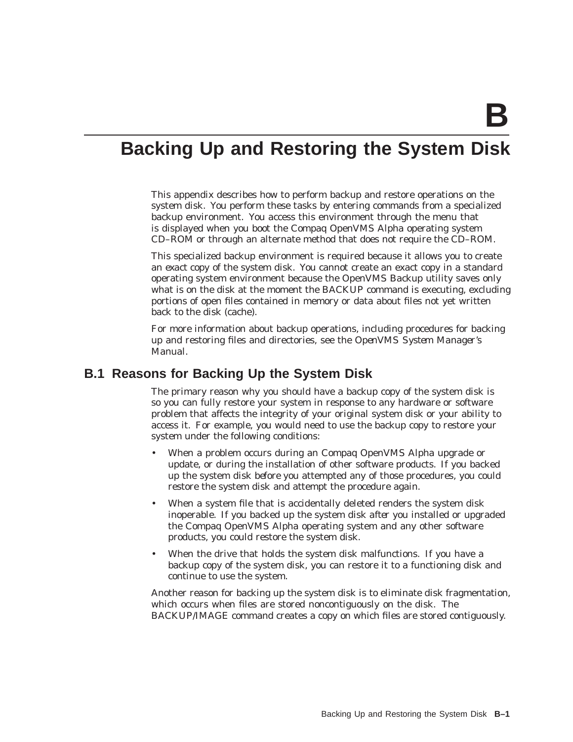# B

# Backing Up and Restoring the System Disk

This appendix describes how to perform backup and restore operations on the system disk. You perform these tasks by entering commands from a specialized backup environment. You access this environment through the menu that is displayed when you boot the Compaq OpenVMS Alpha operating system CD–ROM or through an alternate method that does not require the CD–ROM.

This specialized backup environment is required because it allows you to create an exact copy of the system disk. You cannot create an exact copy in a standard operating system environment because the OpenVMS Backup utility saves only what is on the disk at the moment the BACKUP command is executing, excluding portions of open files contained in memory or data about files not yet written back to the disk (cache).

For more information about backup operations, including procedures for backing up and restoring files and directories, see the *OpenVMS System Manager's Manual*.

## B.1 Reasons for Backing Up the System Disk

The primary reason why you should have a backup copy of the system disk is so you can fully restore your system in response to any hardware or software problem that affects the integrity of your original system disk or your ability to access it. For example, you would need to use the backup copy to restore your system under the following conditions:

- When a problem occurs during an Compaq OpenVMS Alpha upgrade or update, or during the installation of other software products. If you backed up the system disk *before* you attempted any of those procedures, you could restore the system disk and attempt the procedure again.
- When a system file that is accidentally deleted renders the system disk inoperable. If you backed up the system disk *after* you installed or upgraded the Compaq OpenVMS Alpha operating system and any other software products, you could restore the system disk.
- When the drive that holds the system disk malfunctions. If you have a backup copy of the system disk, you can restore it to a functioning disk and continue to use the system.

Another reason for backing up the system disk is to eliminate disk fragmentation, which occurs when files are stored noncontiguously on the disk. The BACKUP/IMAGE command creates a copy on which files are stored contiguously.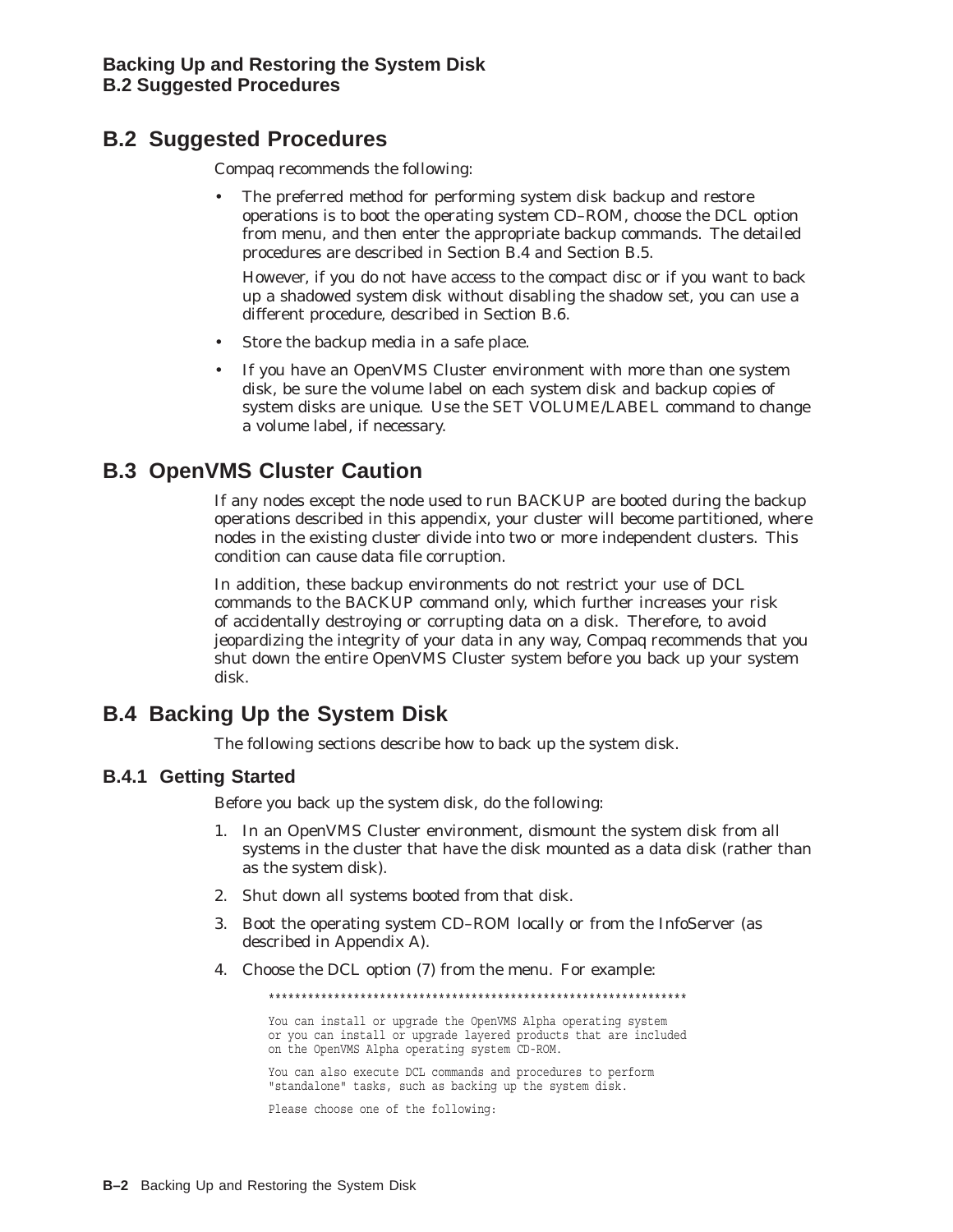## B.2 Suggested Procedures

Compaq recommends the following:

- The preferred method for performing system disk backup and restore operations is to boot the operating system CD–ROM, choose the DCL option from menu, and then enter the appropriate backup commands. The detailed procedures are described in Section B.4 and Section B.5.

  However, if you do not have access to the compact disc or if you want to back up a shadowed system disk without disabling the shadow set, you can use a different procedure, described in Section B.6.

- Store the backup media in a safe place.
- If you have an OpenVMS Cluster environment with more than one system disk, be sure the volume label on each system disk and backup copies of system disks are unique. Use the SET VOLUME/LABEL command to change a volume label, if necessary.

## B.3 OpenVMS Cluster Caution

If any nodes except the node used to run BACKUP are booted during the backup operations described in this appendix, your cluster will become partitioned, where nodes in the existing cluster divide into two or more independent clusters. This condition can cause data file corruption.

In addition, these backup environments do not restrict your use of DCL commands to the BACKUP command only, which further increases your risk of accidentally destroying or corrupting data on a disk. Therefore, to avoid jeopardizing the integrity of your data in any way, Compaq recommends that you shut down the entire OpenVMS Cluster system before you back up your system disk.

## B.4 Backing Up the System Disk

The following sections describe how to back up the system disk.

### B.4.1 Getting Started

Before you back up the system disk, do the following:

1. In an OpenVMS Cluster environment, dismount the system disk from all systems in the cluster that have the disk mounted as a data disk (rather than as the system disk).
2. Shut down all systems booted from that disk.
3. Boot the operating system CD–ROM locally or from the InfoServer (as described in Appendix A).
4. Choose the DCL option (7) from the menu. For example:

```
****************************************************************

You can install or upgrade the OpenVMS Alpha operating system
or you can install or upgrade layered products that are included
on the OpenVMS Alpha operating system CD-ROM.

You can also execute DCL commands and procedures to perform
"standalone" tasks, such as backing up the system disk.

Please choose one of the following:
```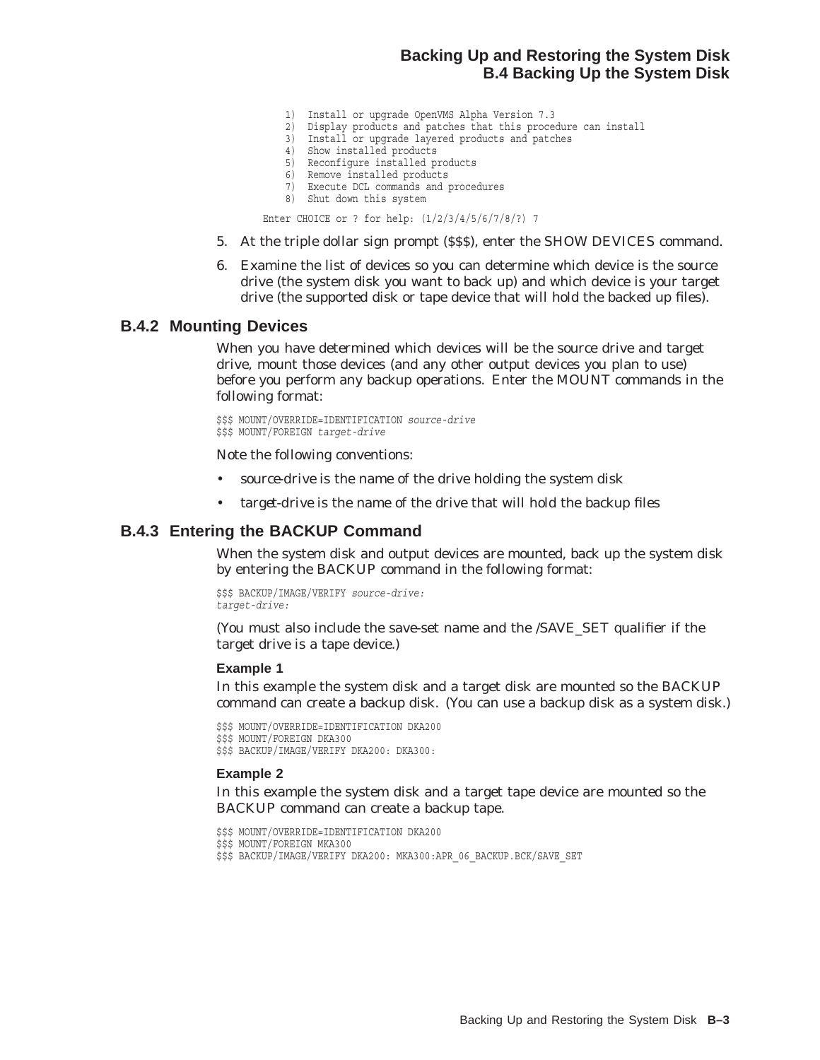```
1)  Install or upgrade OpenVMS Alpha Version 7.3
2)  Display products and patches that this procedure can install
3)  Install or upgrade layered products and patches
4)  Show installed products
5)  Reconfigure installed products
6)  Remove installed products
7)  Execute DCL commands and procedures
8)  Shut down this system

Enter CHOICE or ? for help: (1/2/3/4/5/6/7/8/?) 7
```

5. At the triple dollar sign prompt ($$$), enter the SHOW DEVICES command.
6. Examine the list of devices so you can determine which device is the source drive (the system disk you want to back up) and which device is your target drive (the supported disk or tape device that will hold the backed up files).

### B.4.2 Mounting Devices

When you have determined which devices will be the source drive and target drive, mount those devices (and any other output devices you plan to use) before you perform any backup operations. Enter the MOUNT commands in the following format:

```
$$$ MOUNT/OVERRIDE=IDENTIFICATION source-drive
$$$ MOUNT/FOREIGN target-drive
```

Note the following conventions:

- *source-drive* is the name of the drive holding the system disk
- *target-drive* is the name of the drive that will hold the backup files

### B.4.3 Entering the BACKUP Command

When the system disk and output devices are mounted, back up the system disk by entering the BACKUP command in the following format:

```
$$$ BACKUP/IMAGE/VERIFY source-drive:
target-drive:
```

(You must also include the save-set name and the /SAVE_SET qualifier if the target drive is a tape device.)

#### Example 1

In this example the system disk and a target disk are mounted so the BACKUP command can create a backup disk. (You can use a backup disk as a system disk.)

```
$$$ MOUNT/OVERRIDE=IDENTIFICATION DKA200
$$$ MOUNT/FOREIGN DKA300
$$$ BACKUP/IMAGE/VERIFY DKA200: DKA300:
```

#### Example 2

In this example the system disk and a target tape device are mounted so the BACKUP command can create a backup tape.

```
$$$ MOUNT/OVERRIDE=IDENTIFICATION DKA200
$$$ MOUNT/FOREIGN MKA300
$$$ BACKUP/IMAGE/VERIFY DKA200: MKA300:APR_06_BACKUP.BCK/SAVE_SET
```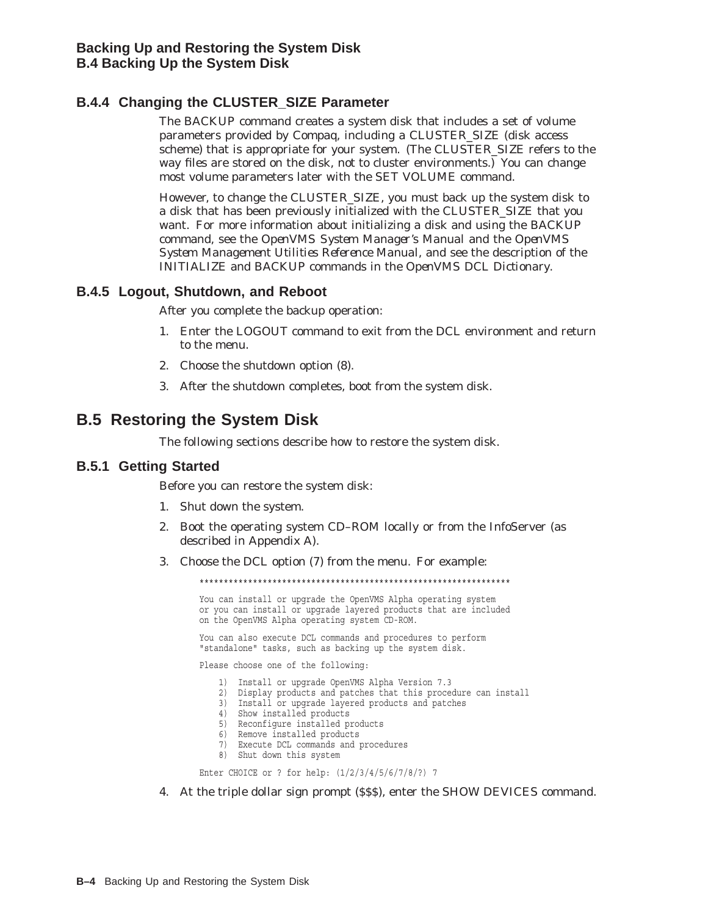### B.4.4 Changing the CLUSTER_SIZE Parameter

The BACKUP command creates a system disk that includes a set of volume parameters provided by Compaq, including a CLUSTER_SIZE (disk access scheme) that is appropriate for your system. (The CLUSTER_SIZE refers to the way files are stored on the disk, not to cluster environments.) You can change most volume parameters later with the SET VOLUME command.

However, to change the CLUSTER_SIZE, you must back up the system disk to a disk that has been previously initialized with the CLUSTER_SIZE that you want. For more information about initializing a disk and using the BACKUP command, see the *OpenVMS System Manager's Manual* and the *OpenVMS System Management Utilities Reference Manual*, and see the description of the INITIALIZE and BACKUP commands in the *OpenVMS DCL Dictionary*.

### B.4.5 Logout, Shutdown, and Reboot

After you complete the backup operation:

1. Enter the LOGOUT command to exit from the DCL environment and return to the menu.
2. Choose the shutdown option (8).
3. After the shutdown completes, boot from the system disk.

## B.5 Restoring the System Disk

The following sections describe how to restore the system disk.

### B.5.1 Getting Started

Before you can restore the system disk:

1. Shut down the system.
2. Boot the operating system CD–ROM locally or from the InfoServer (as described in Appendix A).
3. Choose the DCL option (7) from the menu. For example:

```
****************************************************************

You can install or upgrade the OpenVMS Alpha operating system
or you can install or upgrade layered products that are included
on the OpenVMS Alpha operating system CD-ROM.

You can also execute DCL commands and procedures to perform
"standalone" tasks, such as backing up the system disk.

Please choose one of the following:

    1)  Install or upgrade OpenVMS Alpha Version 7.3
    2)  Display products and patches that this procedure can install
    3)  Install or upgrade layered products and patches
    4)  Show installed products
    5)  Reconfigure installed products
    6)  Remove installed products
    7)  Execute DCL commands and procedures
    8)  Shut down this system

Enter CHOICE or ? for help: (1/2/3/4/5/6/7/8/?) 7
```

4. At the triple dollar sign prompt ($$$), enter the SHOW DEVICES command.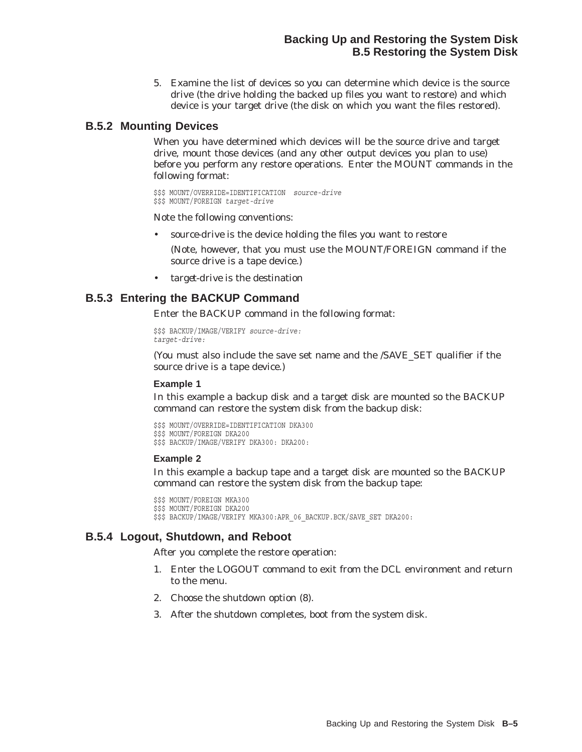5. Examine the list of devices so you can determine which device is the source drive (the drive holding the backed up files you want to restore) and which device is your target drive (the disk on which you want the files restored).

## B.5.2 Mounting Devices

When you have determined which devices will be the source drive and target drive, mount those devices (and any other output devices you plan to use) before you perform any restore operations. Enter the MOUNT commands in the following format:

```
$$$ MOUNT/OVERRIDE=IDENTIFICATION  source-drive
$$$ MOUNT/FOREIGN target-drive
```

Note the following conventions:

- *source-drive* is the device holding the files you want to restore

  (Note, however, that you must use the MOUNT/FOREIGN command if the source drive is a tape device.)

- *target-drive* is the destination

## B.5.3 Entering the BACKUP Command

Enter the BACKUP command in the following format:

```
$$$ BACKUP/IMAGE/VERIFY source-drive:
target-drive:
```

(You must also include the save set name and the /SAVE_SET qualifier if the source drive is a tape device.)

#### Example 1

In this example a backup disk and a target disk are mounted so the BACKUP command can restore the system disk from the backup disk:

```
$$$ MOUNT/OVERRIDE=IDENTIFICATION DKA300
$$$ MOUNT/FOREIGN DKA200
$$$ BACKUP/IMAGE/VERIFY DKA300: DKA200:
```

#### Example 2

In this example a backup tape and a target disk are mounted so the BACKUP command can restore the system disk from the backup tape:

```
$$$ MOUNT/FOREIGN MKA300
$$$ MOUNT/FOREIGN DKA200
$$$ BACKUP/IMAGE/VERIFY MKA300:APR_06_BACKUP.BCK/SAVE_SET DKA200:
```

## B.5.4 Logout, Shutdown, and Reboot

After you complete the restore operation:

1. Enter the LOGOUT command to exit from the DCL environment and return to the menu.
2. Choose the shutdown option (8).
3. After the shutdown completes, boot from the system disk.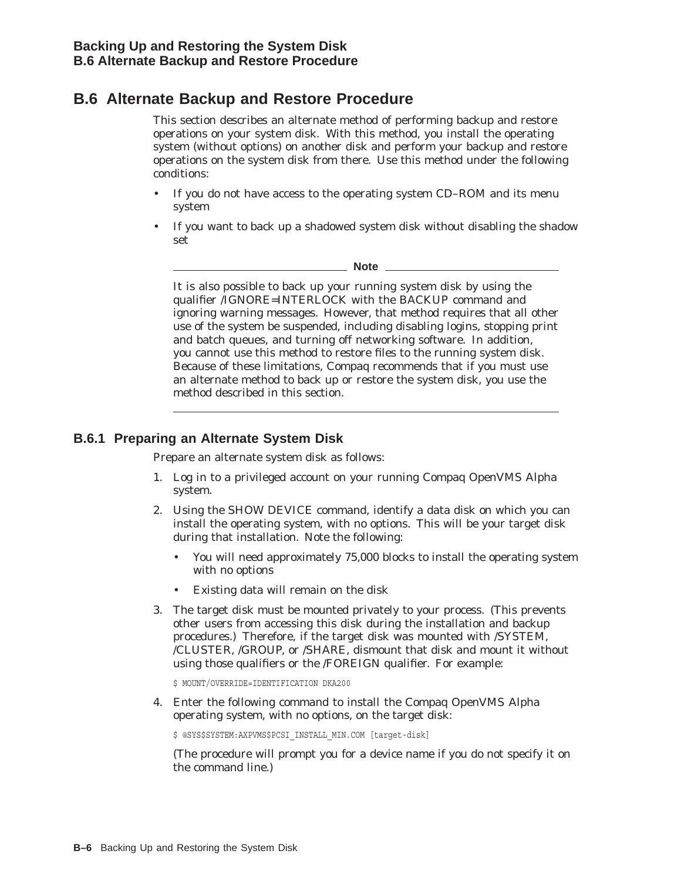## B.6 Alternate Backup and Restore Procedure

This section describes an alternate method of performing backup and restore operations on your system disk. With this method, you install the operating system (without options) on another disk and perform your backup and restore operations on the system disk from there. Use this method under the following conditions:

- If you do not have access to the operating system CD–ROM and its menu system
- If you want to back up a shadowed system disk without disabling the shadow set

**Note**

It is also possible to back up your running system disk by using the qualifier /IGNORE=INTERLOCK with the BACKUP command and ignoring warning messages. However, that method requires that all other use of the system be suspended, including disabling logins, stopping print and batch queues, and turning off networking software. In addition, you cannot use this method to restore files to the running system disk. Because of these limitations, Compaq recommends that if you must use an alternate method to back up or restore the system disk, you use the method described in this section.

### B.6.1 Preparing an Alternate System Disk

Prepare an alternate system disk as follows:

1. Log in to a privileged account on your running Compaq OpenVMS Alpha system.
2. Using the SHOW DEVICE command, identify a data disk on which you can install the operating system, with no options. This will be your target disk during that installation. Note the following:
   - You will need approximately 75,000 blocks to install the operating system with no options
   - Existing data will remain on the disk
3. The target disk must be mounted privately to your process. (This prevents other users from accessing this disk during the installation and backup procedures.) Therefore, if the target disk was mounted with /SYSTEM, /CLUSTER, /GROUP, or /SHARE, dismount that disk and mount it without using those qualifiers or the /FOREIGN qualifier. For example:

   ```
   $ MOUNT/OVERRIDE=IDENTIFICATION DKA200
   ```

4. Enter the following command to install the Compaq OpenVMS Alpha operating system, with no options, on the target disk:

   ```
   $ @SYS$SYSTEM:AXPVMS$PCSI_INSTALL_MIN.COM [target-disk]
   ```

   (The procedure will prompt you for a device name if you do not specify it on the command line.)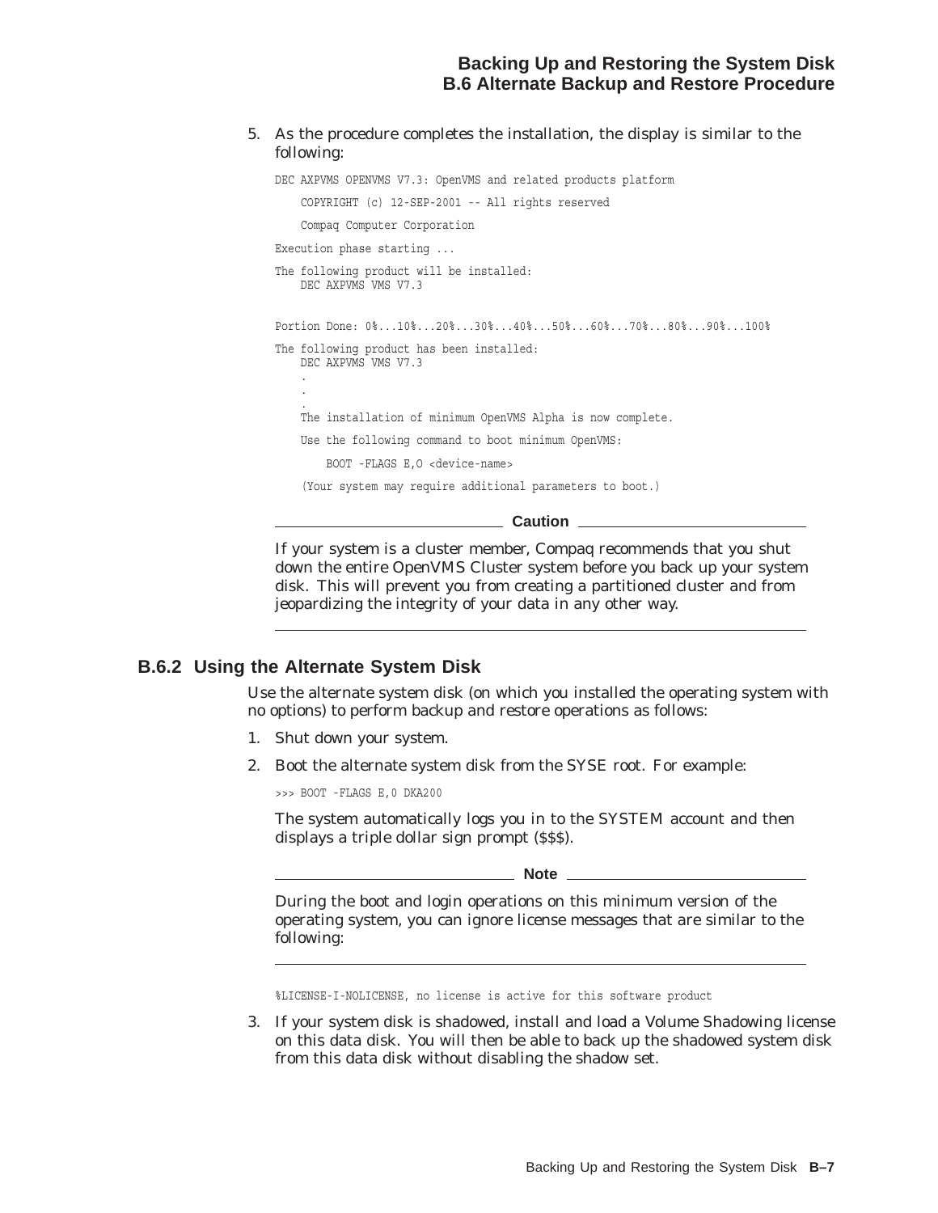5. As the procedure completes the installation, the display is similar to the following:

```
DEC AXPVMS OPENVMS V7.3: OpenVMS and related products platform

    COPYRIGHT (c) 12-SEP-2001 -- All rights reserved

    Compaq Computer Corporation

Execution phase starting ...

The following product will be installed:
    DEC AXPVMS VMS V7.3


Portion Done: 0%...10%...20%...30%...40%...50%...60%...70%...80%...90%...100%

The following product has been installed:
    DEC AXPVMS VMS V7.3
    .
    .
    .
    The installation of minimum OpenVMS Alpha is now complete.

    Use the following command to boot minimum OpenVMS:

        BOOT -FLAGS E,0 <device-name>

    (Your system may require additional parameters to boot.)
```

**Caution**

If your system is a cluster member, Compaq recommends that you shut down the entire OpenVMS Cluster system before you back up your system disk. This will prevent you from creating a partitioned cluster and from jeopardizing the integrity of your data in any other way.

### B.6.2 Using the Alternate System Disk

Use the alternate system disk (on which you installed the operating system with no options) to perform backup and restore operations as follows:

1. Shut down your system.
2. Boot the alternate system disk from the SYSE root. For example:

   ```
   >>> BOOT -FLAGS E,0 DKA200
   ```

   The system automatically logs you in to the SYSTEM account and then displays a triple dollar sign prompt ($$$).

   **Note**

   During the boot and login operations on this minimum version of the operating system, you can ignore license messages that are similar to the following:

   ```
   %LICENSE-I-NOLICENSE, no license is active for this software product
   ```

3. If your system disk is shadowed, install and load a Volume Shadowing license on this data disk. You will then be able to back up the shadowed system disk from this data disk without disabling the shadow set.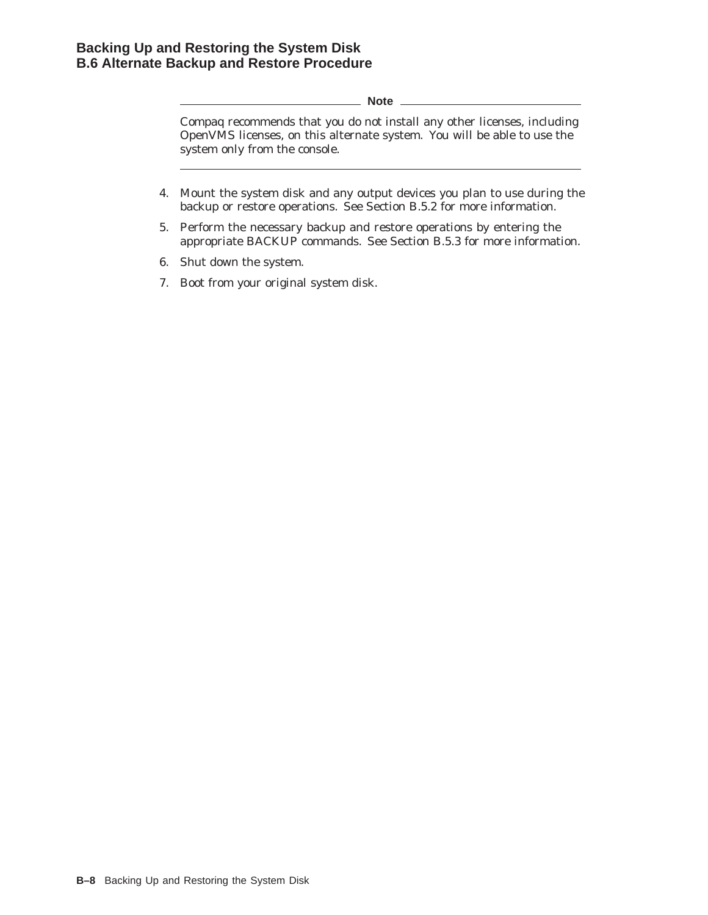**Note**

Compaq recommends that you do not install any other licenses, including OpenVMS licenses, on this alternate system. You will be able to use the system only from the console.

4. Mount the system disk and any output devices you plan to use during the backup or restore operations. See Section B.5.2 for more information.
5. Perform the necessary backup and restore operations by entering the appropriate BACKUP commands. See Section B.5.3 for more information.
6. Shut down the system.
7. Boot from your original system disk.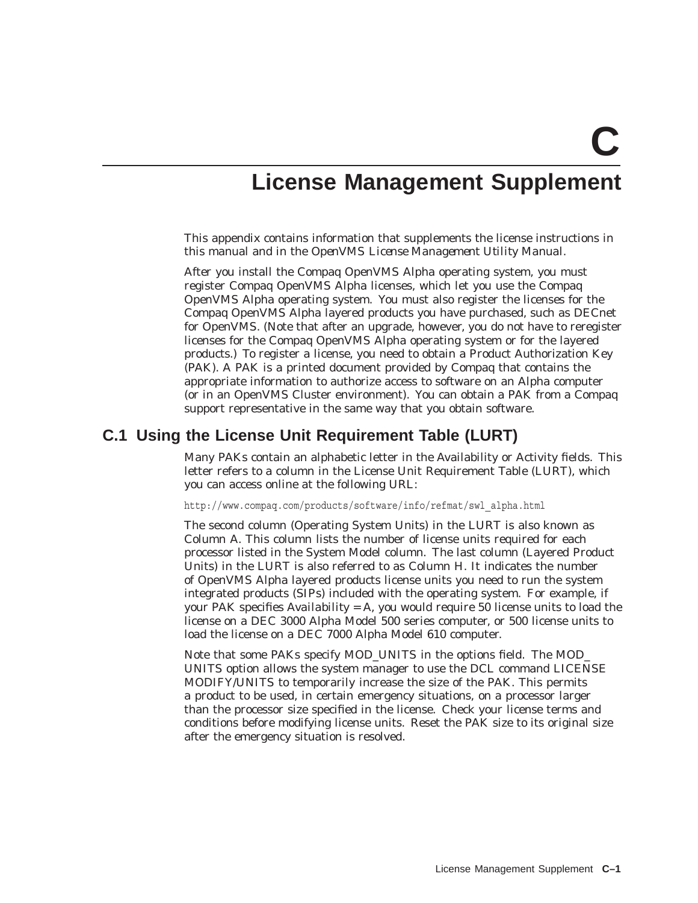# C License Management Supplement

This appendix contains information that supplements the license instructions in this manual and in the *OpenVMS License Management Utility Manual*.

After you install the Compaq OpenVMS Alpha operating system, you must register Compaq OpenVMS Alpha licenses, which let you use the Compaq OpenVMS Alpha operating system. You must also register the licenses for the Compaq OpenVMS Alpha layered products you have purchased, such as DECnet for OpenVMS. (Note that after an upgrade, however, you do not have to reregister licenses for the Compaq OpenVMS Alpha operating system or for the layered products.) To register a license, you need to obtain a Product Authorization Key (PAK). A PAK is a printed document provided by Compaq that contains the appropriate information to authorize access to software on an Alpha computer (or in an OpenVMS Cluster environment). You can obtain a PAK from a Compaq support representative in the same way that you obtain software.

## C.1 Using the License Unit Requirement Table (LURT)

Many PAKs contain an alphabetic letter in the Availability or Activity fields. This letter refers to a column in the License Unit Requirement Table (LURT), which you can access online at the following URL:

```
http://www.compaq.com/products/software/info/refmat/swl_alpha.html
```

The second column (Operating System Units) in the LURT is also known as Column A. This column lists the number of license units required for each processor listed in the System Model column. The last column (Layered Product Units) in the LURT is also referred to as Column H. It indicates the number of OpenVMS Alpha layered products license units you need to run the system integrated products (SIPs) included with the operating system. For example, if your PAK specifies Availability = A, you would require 50 license units to load the license on a DEC 3000 Alpha Model 500 series computer, or 500 license units to load the license on a DEC 7000 Alpha Model 610 computer.

Note that some PAKs specify MOD_UNITS in the options field. The MOD_UNITS option allows the system manager to use the DCL command LICENSE MODIFY/UNITS to temporarily increase the size of the PAK. This permits a product to be used, in certain emergency situations, on a processor larger than the processor size specified in the license. Check your license terms and conditions before modifying license units. Reset the PAK size to its original size after the emergency situation is resolved.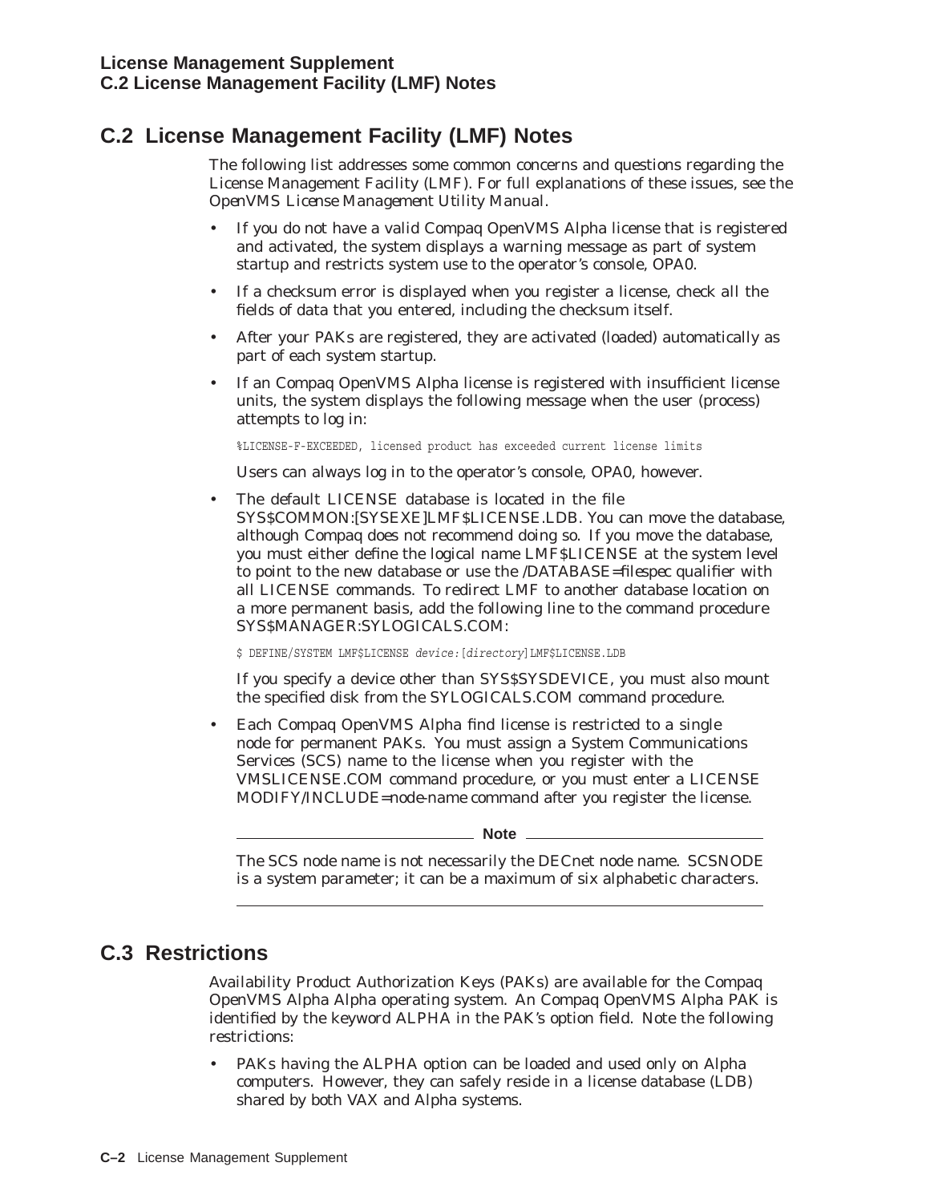## C.2 License Management Facility (LMF) Notes

The following list addresses some common concerns and questions regarding the License Management Facility (LMF). For full explanations of these issues, see the *OpenVMS License Management Utility Manual*.

- If you do not have a valid Compaq OpenVMS Alpha license that is registered and activated, the system displays a warning message as part of system startup and restricts system use to the operator's console, OPA0.
- If a checksum error is displayed when you register a license, check all the fields of data that you entered, including the checksum itself.
- After your PAKs are registered, they are activated (loaded) automatically as part of each system startup.
- If an Compaq OpenVMS Alpha license is registered with insufficient license units, the system displays the following message when the user (process) attempts to log in:

  ```
  %LICENSE-F-EXCEEDED, licensed product has exceeded current license limits
  ```

  Users can always log in to the operator's console, OPA0, however.
- The default LICENSE database is located in the file SYS$COMMON:[SYSEXE]LMF$LICENSE.LDB. You can move the database, although Compaq does not recommend doing so. If you move the database, you must either define the logical name LMF$LICENSE at the system level to point to the new database or use the /DATABASE=*filespec* qualifier with all LICENSE commands. To redirect LMF to another database location on a more permanent basis, add the following line to the command procedure SYS$MANAGER:SYLOGICALS.COM:

  ```
  $ DEFINE/SYSTEM LMF$LICENSE device:[directory]LMF$LICENSE.LDB
  ```

  If you specify a device other than SYS$SYSDEVICE, you must also mount the specified disk from the SYLOGICALS.COM command procedure.
- Each Compaq OpenVMS Alpha find license is restricted to a single node for permanent PAKs. You must assign a System Communications Services (SCS) name to the license when you register with the VMSLICENSE.COM command procedure, or you must enter a LICENSE MODIFY/INCLUDE=node-name command after you register the license.

  **Note**

  The SCS node name is not necessarily the DECnet node name. SCSNODE is a system parameter; it can be a maximum of six alphabetic characters.

## C.3 Restrictions

Availability Product Authorization Keys (PAKs) are available for the Compaq OpenVMS Alpha Alpha operating system. An Compaq OpenVMS Alpha PAK is identified by the keyword ALPHA in the PAK's option field. Note the following restrictions:

- PAKs having the ALPHA option can be loaded and used only on Alpha computers. However, they can safely reside in a license database (LDB) shared by both VAX and Alpha systems.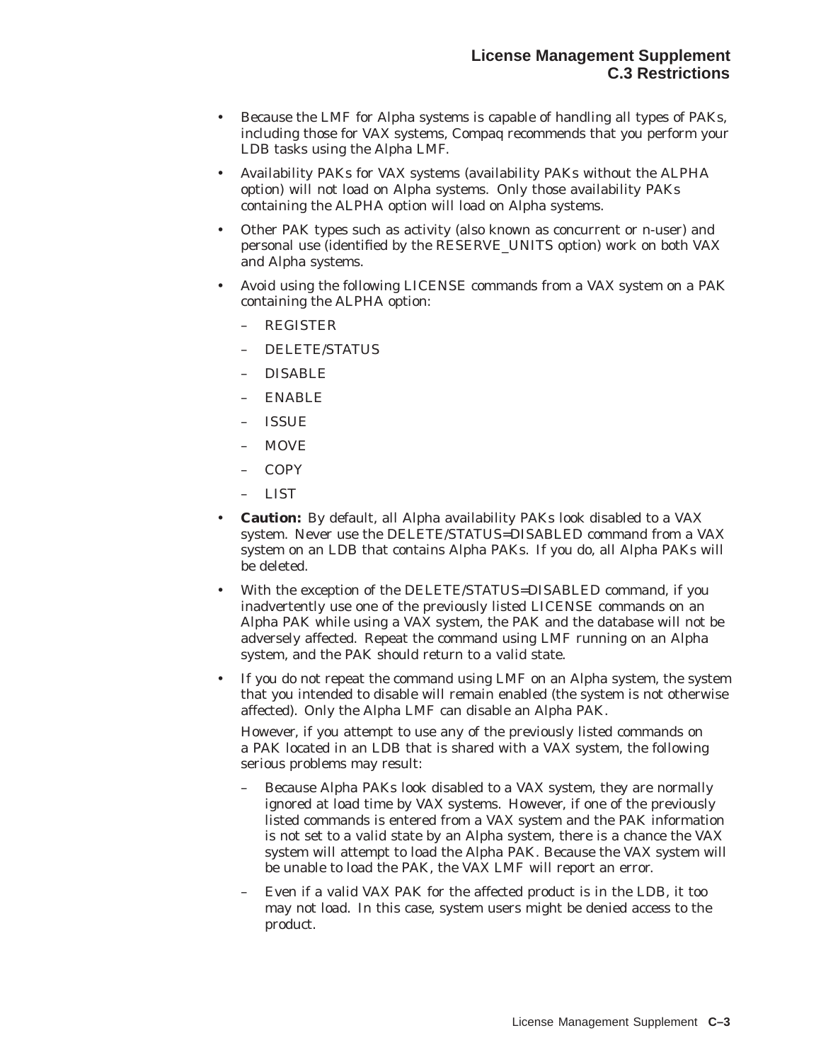- Because the LMF for Alpha systems is capable of handling all types of PAKs, including those for VAX systems, Compaq recommends that you perform your LDB tasks using the Alpha LMF.
- Availability PAKs for VAX systems (availability PAKs without the ALPHA option) will not load on Alpha systems. Only those availability PAKs containing the ALPHA option will load on Alpha systems.
- Other PAK types such as activity (also known as concurrent or n-user) and personal use (identified by the RESERVE_UNITS option) work on both VAX and Alpha systems.
- Avoid using the following LICENSE commands from a VAX system on a PAK containing the ALPHA option:
  - REGISTER
  - DELETE/STATUS
  - DISABLE
  - ENABLE
  - ISSUE
  - MOVE
  - COPY
  - LIST
- **Caution:** By default, all Alpha availability PAKs look disabled to a VAX system. Never use the DELETE/STATUS=DISABLED command from a VAX system on an LDB that contains Alpha PAKs. If you do, all Alpha PAKs will be deleted.
- With the exception of the DELETE/STATUS=DISABLED command, if you inadvertently use one of the previously listed LICENSE commands on an Alpha PAK while using a VAX system, the PAK and the database will not be adversely affected. Repeat the command using LMF running on an Alpha system, and the PAK should return to a valid state.
- If you do not repeat the command using LMF on an Alpha system, the system that you intended to disable will remain enabled (the system is not otherwise affected). Only the Alpha LMF can disable an Alpha PAK.

  However, if you attempt to use any of the previously listed commands on a PAK located in an LDB that is shared with a VAX system, the following serious problems may result:

  - Because Alpha PAKs look disabled to a VAX system, they are normally ignored at load time by VAX systems. However, if one of the previously listed commands is entered from a VAX system and the PAK information is not set to a valid state by an Alpha system, there is a chance the VAX system will attempt to load the Alpha PAK. Because the VAX system will be unable to load the PAK, the VAX LMF will report an error.
  - Even if a valid VAX PAK for the affected product is in the LDB, it too may not load. In this case, system users might be denied access to the product.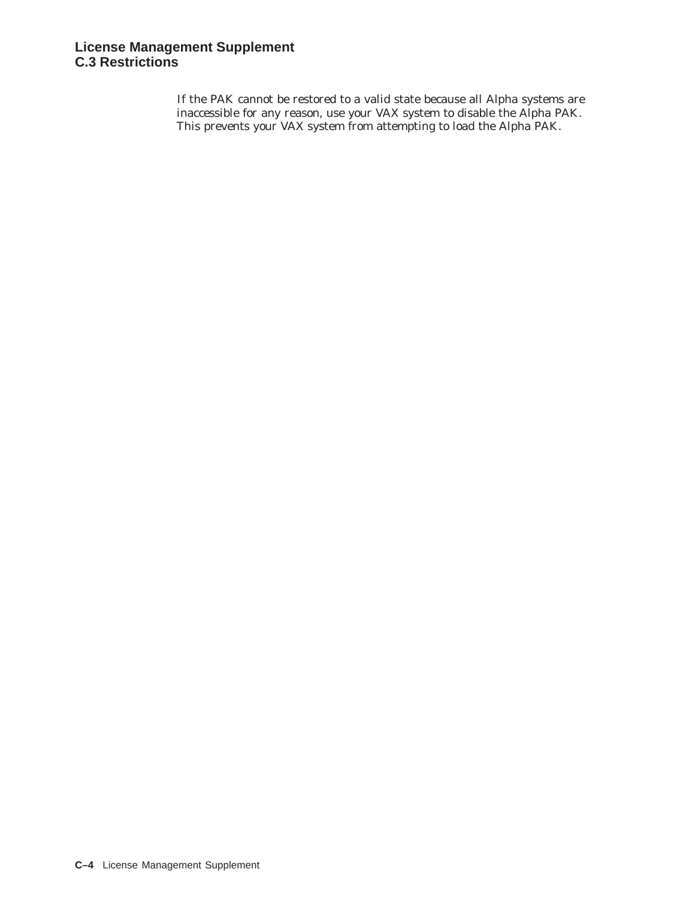If the PAK cannot be restored to a valid state because all Alpha systems are inaccessible for any reason, use your VAX system to disable the Alpha PAK. This prevents your VAX system from attempting to load the Alpha PAK.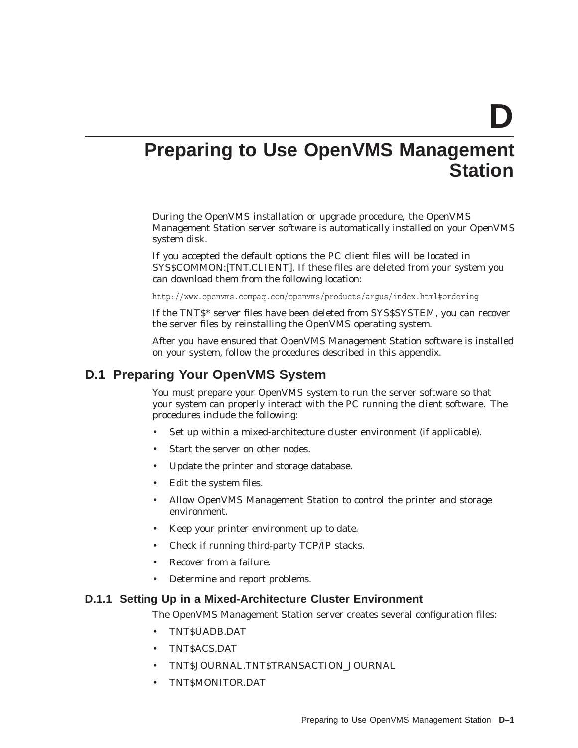# D

# Preparing to Use OpenVMS Management Station

During the OpenVMS installation or upgrade procedure, the OpenVMS Management Station server software is automatically installed on your OpenVMS system disk.

If you accepted the default options the PC client files will be located in SYS$COMMON:[TNT.CLIENT]. If these files are deleted from your system you can download them from the following location:

```
http://www.openvms.compaq.com/openvms/products/argus/index.html#ordering
```

If the TNT$* server files have been deleted from SYS$SYSTEM, you can recover the server files by reinstalling the OpenVMS operating system.

After you have ensured that OpenVMS Management Station software is installed on your system, follow the procedures described in this appendix.

## D.1 Preparing Your OpenVMS System

You must prepare your OpenVMS system to run the server software so that your system can properly interact with the PC running the client software. The procedures include the following:

- Set up within a mixed-architecture cluster environment (if applicable).
- Start the server on other nodes.
- Update the printer and storage database.
- Edit the system files.
- Allow OpenVMS Management Station to control the printer and storage environment.
- Keep your printer environment up to date.
- Check if running third-party TCP/IP stacks.
- Recover from a failure.
- Determine and report problems.

### D.1.1 Setting Up in a Mixed-Architecture Cluster Environment

The OpenVMS Management Station server creates several configuration files:

- TNT$UADB.DAT
- TNT$ACS.DAT
- TNT$JOURNAL.TNT$TRANSACTION_JOURNAL
- TNT$MONITOR.DAT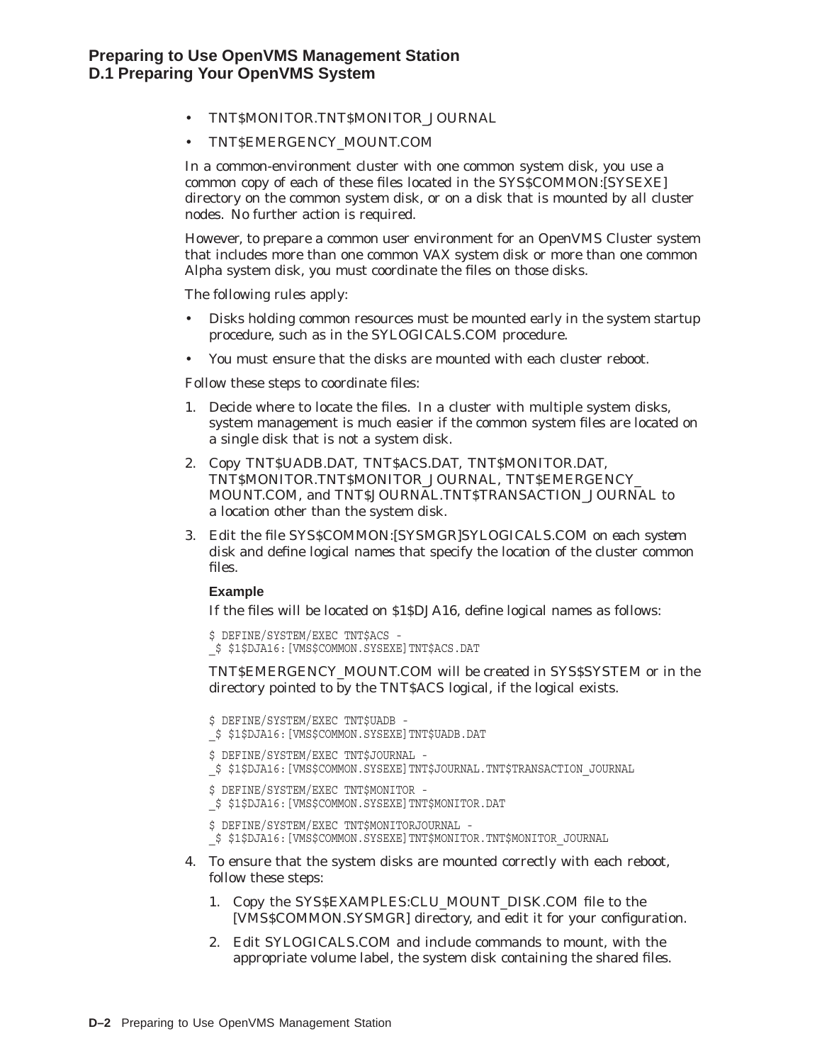- TNT$MONITOR.TNT$MONITOR_JOURNAL
- TNT$EMERGENCY_MOUNT.COM

In a common-environment cluster with one common system disk, you use a common copy of each of these files located in the SYS$COMMON:[SYSEXE] directory on the common system disk, or on a disk that is mounted by all cluster nodes. No further action is required.

However, to prepare a common user environment for an OpenVMS Cluster system that includes more than one common VAX system disk or more than one common Alpha system disk, you must coordinate the files on those disks.

The following rules apply:

- Disks holding common resources must be mounted early in the system startup procedure, such as in the SYLOGICALS.COM procedure.
- You must ensure that the disks are mounted with each cluster reboot.

Follow these steps to coordinate files:

1. Decide where to locate the files. In a cluster with multiple system disks, system management is much easier if the common system files are located on a single disk that is not a system disk.
2. Copy TNT$UADB.DAT, TNT$ACS.DAT, TNT$MONITOR.DAT, TNT$MONITOR.TNT$MONITOR_JOURNAL, TNT$EMERGENCY_MOUNT.COM, and TNT$JOURNAL.TNT$TRANSACTION_JOURNAL to a location other than the system disk.
3. Edit the file SYS$COMMON:[SYSMGR]SYLOGICALS.COM on each system disk and define logical names that specify the location of the cluster common files.

   **Example**

   If the files will be located on $1$DJA16, define logical names as follows:

   ```
   $ DEFINE/SYSTEM/EXEC TNT$ACS -
   _$ $1$DJA16:[VMS$COMMON.SYSEXE]TNT$ACS.DAT
   ```

   TNT$EMERGENCY_MOUNT.COM will be created in SYS$SYSTEM or in the directory pointed to by the TNT$ACS logical, if the logical exists.

   ```
   $ DEFINE/SYSTEM/EXEC TNT$UADB -
   _$ $1$DJA16:[VMS$COMMON.SYSEXE]TNT$UADB.DAT

   $ DEFINE/SYSTEM/EXEC TNT$JOURNAL -
   _$ $1$DJA16:[VMS$COMMON.SYSEXE]TNT$JOURNAL.TNT$TRANSACTION_JOURNAL

   $ DEFINE/SYSTEM/EXEC TNT$MONITOR -
   _$ $1$DJA16:[VMS$COMMON.SYSEXE]TNT$MONITOR.DAT

   $ DEFINE/SYSTEM/EXEC TNT$MONITORJOURNAL -
   _$ $1$DJA16:[VMS$COMMON.SYSEXE]TNT$MONITOR.TNT$MONITOR_JOURNAL
   ```

4. To ensure that the system disks are mounted correctly with each reboot, follow these steps:
   1. Copy the SYS$EXAMPLES:CLU_MOUNT_DISK.COM file to the [VMS$COMMON.SYSMGR] directory, and edit it for your configuration.
   2. Edit SYLOGICALS.COM and include commands to mount, with the appropriate volume label, the system disk containing the shared files.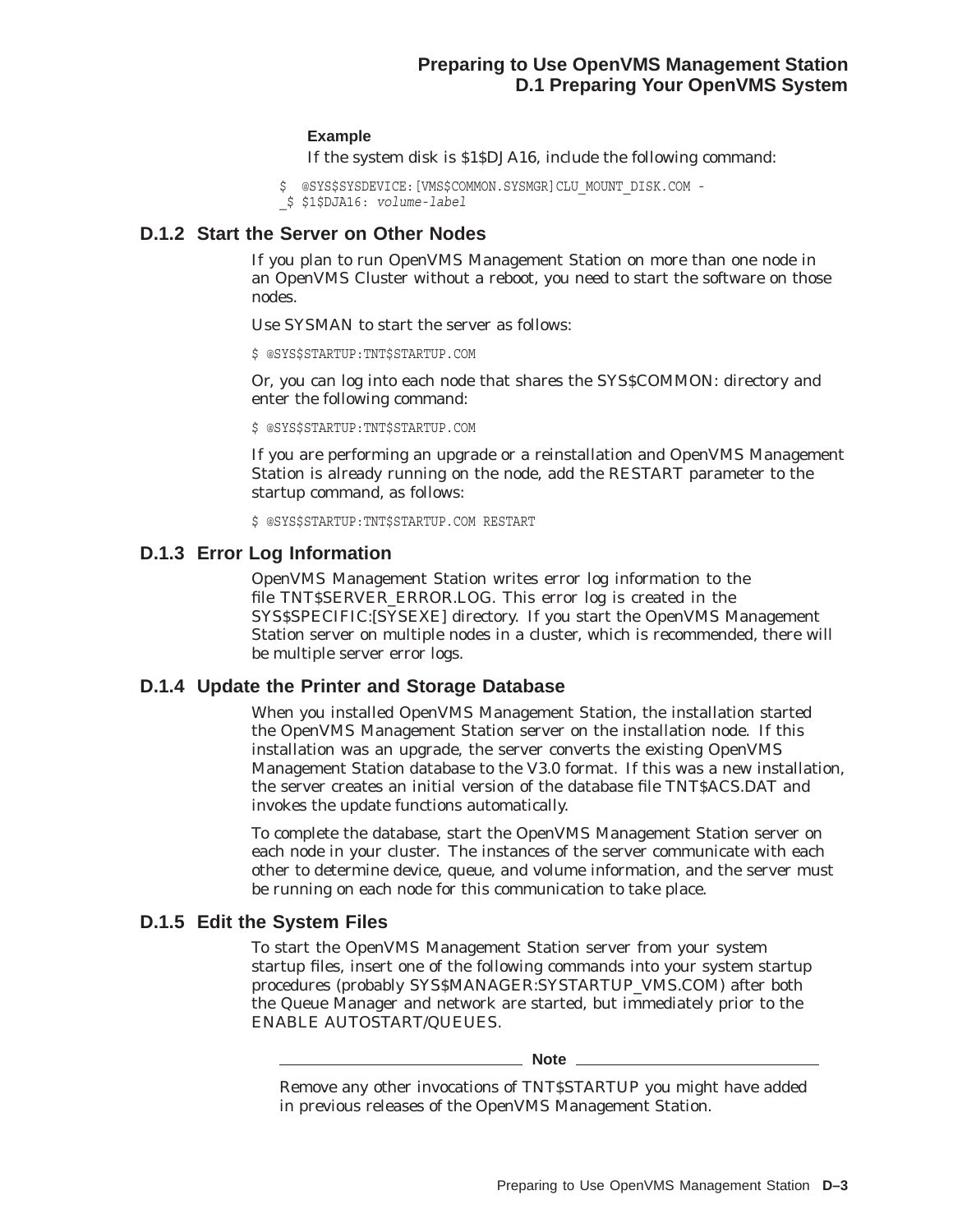**Example**

If the system disk is $1$DJA16, include the following command:

```
$  @SYS$SYSDEVICE:[VMS$COMMON.SYSMGR]CLU_MOUNT_DISK.COM -
_$ $1$DJA16: volume-label
```

### D.1.2 Start the Server on Other Nodes

If you plan to run OpenVMS Management Station on more than one node in an OpenVMS Cluster without a reboot, you need to start the software on those nodes.

Use SYSMAN to start the server as follows:

```
$ @SYS$STARTUP:TNT$STARTUP.COM
```

Or, you can log into each node that shares the SYS$COMMON: directory and enter the following command:

```
$ @SYS$STARTUP:TNT$STARTUP.COM
```

If you are performing an upgrade or a reinstallation and OpenVMS Management Station is already running on the node, add the RESTART parameter to the startup command, as follows:

```
$ @SYS$STARTUP:TNT$STARTUP.COM RESTART
```

### D.1.3 Error Log Information

OpenVMS Management Station writes error log information to the file TNT$SERVER_ERROR.LOG. This error log is created in the SYS$SPECIFIC:[SYSEXE] directory. If you start the OpenVMS Management Station server on multiple nodes in a cluster, which is recommended, there will be multiple server error logs.

### D.1.4 Update the Printer and Storage Database

When you installed OpenVMS Management Station, the installation started the OpenVMS Management Station server on the installation node. If this installation was an upgrade, the server converts the existing OpenVMS Management Station database to the V3.0 format. If this was a new installation, the server creates an initial version of the database file TNT$ACS.DAT and invokes the update functions automatically.

To complete the database, start the OpenVMS Management Station server on each node in your cluster. The instances of the server communicate with each other to determine device, queue, and volume information, and the server must be running on each node for this communication to take place.

### D.1.5 Edit the System Files

To start the OpenVMS Management Station server from your system startup files, insert one of the following commands into your system startup procedures (probably SYS$MANAGER:SYSTARTUP_VMS.COM) after both the Queue Manager and network are started, but immediately prior to the ENABLE AUTOSTART/QUEUES.

**Note**

Remove any other invocations of TNT$STARTUP you might have added in previous releases of the OpenVMS Management Station.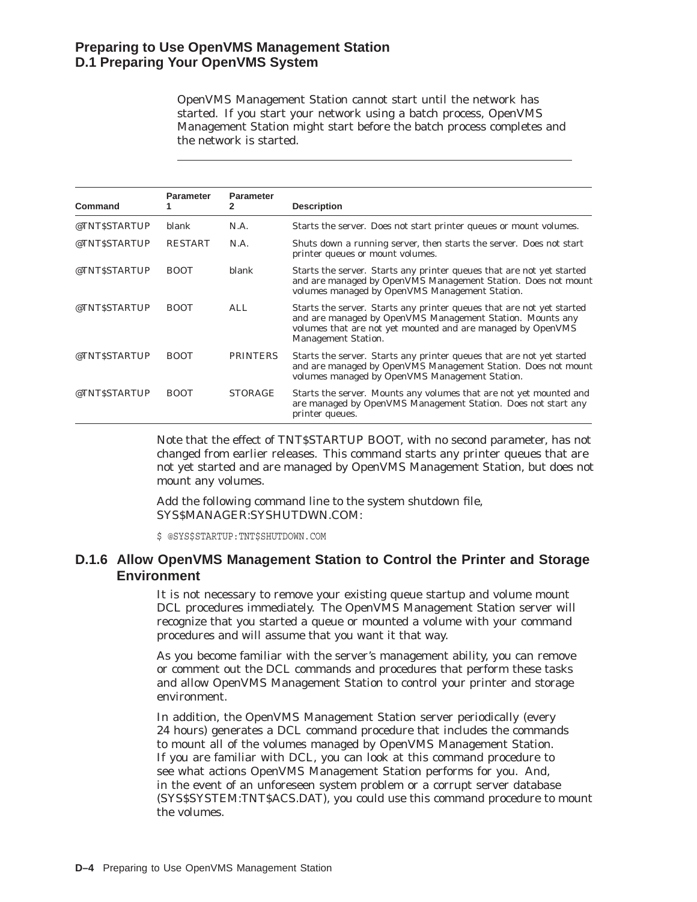OpenVMS Management Station cannot start until the network has started. If you start your network using a batch process, OpenVMS Management Station might start before the batch process completes and the network is started.

---

| Command | Parameter 1 | Parameter 2 | Description |
|---|---|---|---|
| @TNT$STARTUP | blank | N.A. | Starts the server. Does not start printer queues or mount volumes. |
| @TNT$STARTUP | RESTART | N.A. | Shuts down a running server, then starts the server. Does not start printer queues or mount volumes. |
| @TNT$STARTUP | BOOT | blank | Starts the server. Starts any printer queues that are not yet started and are managed by OpenVMS Management Station. Does not mount volumes managed by OpenVMS Management Station. |
| @TNT$STARTUP | BOOT | ALL | Starts the server. Starts any printer queues that are not yet started and are managed by OpenVMS Management Station. Mounts any volumes that are not yet mounted and are managed by OpenVMS Management Station. |
| @TNT$STARTUP | BOOT | PRINTERS | Starts the server. Starts any printer queues that are not yet started and are managed by OpenVMS Management Station. Does not mount volumes managed by OpenVMS Management Station. |
| @TNT$STARTUP | BOOT | STORAGE | Starts the server. Mounts any volumes that are not yet mounted and are managed by OpenVMS Management Station. Does not start any printer queues. |

Note that the effect of TNT$STARTUP BOOT, with no second parameter, has not changed from earlier releases. This command starts any printer queues that are not yet started and are managed by OpenVMS Management Station, but does not mount any volumes.

Add the following command line to the system shutdown file, SYS$MANAGER:SYSHUTDWN.COM:

```
$ @SYS$STARTUP:TNT$SHUTDOWN.COM
```

### D.1.6 Allow OpenVMS Management Station to Control the Printer and Storage Environment

It is not necessary to remove your existing queue startup and volume mount DCL procedures immediately. The OpenVMS Management Station server will recognize that you started a queue or mounted a volume with your command procedures and will assume that you want it that way.

As you become familiar with the server's management ability, you can remove or comment out the DCL commands and procedures that perform these tasks and allow OpenVMS Management Station to control your printer and storage environment.

In addition, the OpenVMS Management Station server periodically (every 24 hours) generates a DCL command procedure that includes the commands to mount all of the volumes managed by OpenVMS Management Station. If you are familiar with DCL, you can look at this command procedure to see what actions OpenVMS Management Station performs for you. And, in the event of an unforeseen system problem or a corrupt server database (SYS$SYSTEM:TNT$ACS.DAT), you could use this command procedure to mount the volumes.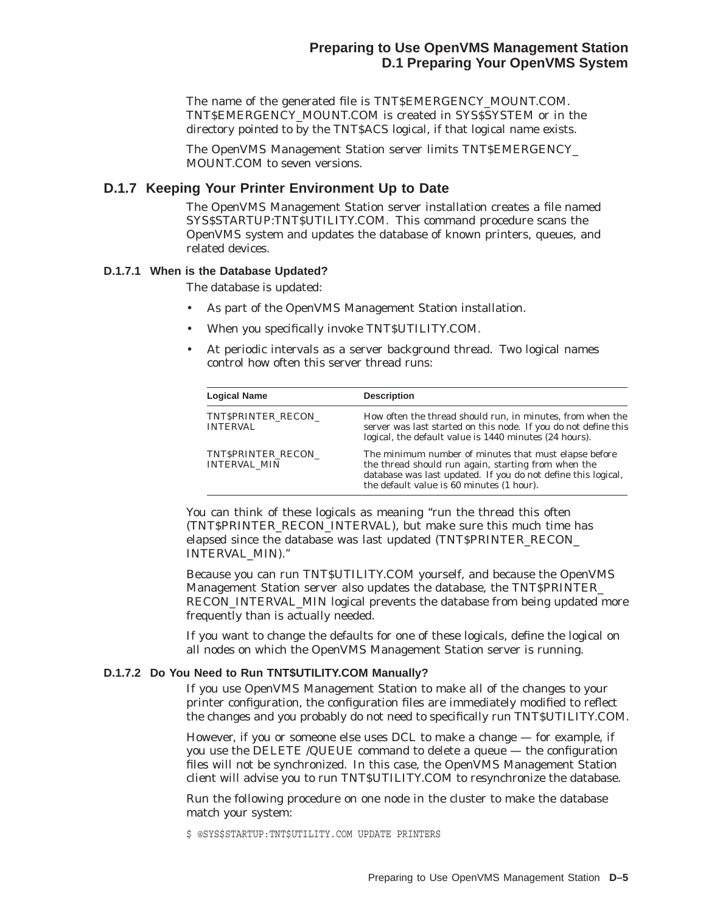The name of the generated file is TNT$EMERGENCY_MOUNT.COM. TNT$EMERGENCY_MOUNT.COM is created in SYS$SYSTEM or in the directory pointed to by the TNT$ACS logical, if that logical name exists.

The OpenVMS Management Station server limits TNT$EMERGENCY_MOUNT.COM to seven versions.

## D.1.7 Keeping Your Printer Environment Up to Date

The OpenVMS Management Station server installation creates a file named SYS$STARTUP:TNT$UTILITY.COM. This command procedure scans the OpenVMS system and updates the database of known printers, queues, and related devices.

### D.1.7.1 When is the Database Updated?

The database is updated:

- As part of the OpenVMS Management Station installation.
- When you specifically invoke TNT$UTILITY.COM.
- At periodic intervals as a server background thread. Two logical names control how often this server thread runs:

| Logical Name | Description |
|---|---|
| TNT$PRINTER_RECON_INTERVAL | How often the thread should run, in minutes, from when the server was last started on this node. If you do not define this logical, the default value is 1440 minutes (24 hours). |
| TNT$PRINTER_RECON_INTERVAL_MIN | The minimum number of minutes that must elapse before the thread should run again, starting from when the database was last updated. If you do not define this logical, the default value is 60 minutes (1 hour). |

You can think of these logicals as meaning "run the thread this often (TNT$PRINTER_RECON_INTERVAL), but make sure this much time has elapsed since the database was last updated (TNT$PRINTER_RECON_INTERVAL_MIN)."

Because you can run TNT$UTILITY.COM yourself, and because the OpenVMS Management Station server also updates the database, the TNT$PRINTER_RECON_INTERVAL_MIN logical prevents the database from being updated more frequently than is actually needed.

If you want to change the defaults for one of these logicals, define the logical on all nodes on which the OpenVMS Management Station server is running.

### D.1.7.2 Do You Need to Run TNT$UTILITY.COM Manually?

If you use OpenVMS Management Station to make all of the changes to your printer configuration, the configuration files are immediately modified to reflect the changes and you probably do not need to specifically run TNT$UTILITY.COM.

However, if you or someone else uses DCL to make a change — for example, if you use the DELETE /QUEUE command to delete a queue — the configuration files will not be synchronized. In this case, the OpenVMS Management Station client will advise you to run TNT$UTILITY.COM to resynchronize the database.

Run the following procedure on one node in the cluster to make the database match your system:

```
$ @SYS$STARTUP:TNT$UTILITY.COM UPDATE PRINTERS
```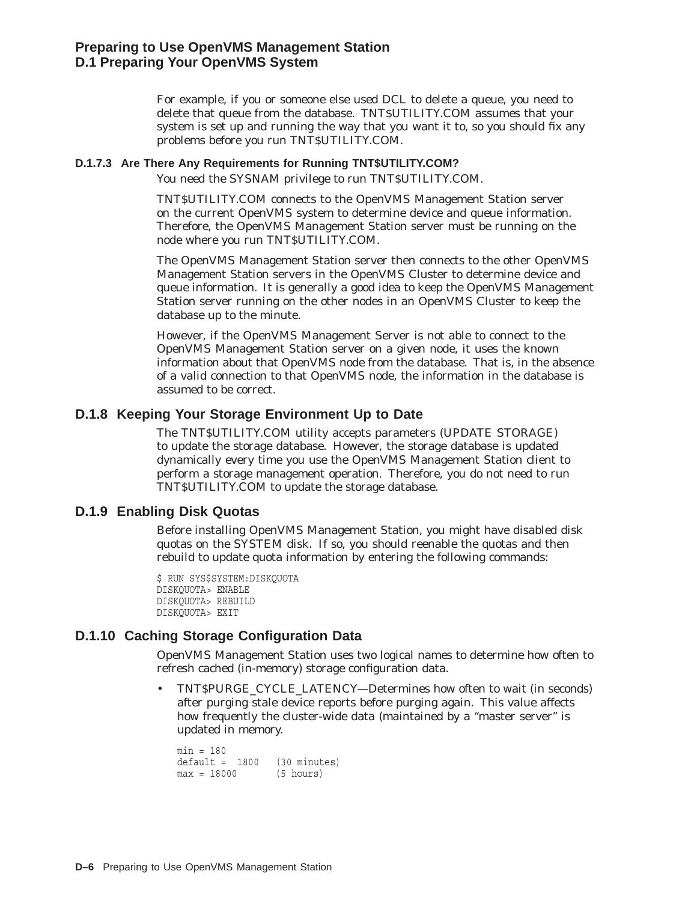For example, if you or someone else used DCL to delete a queue, you need to delete that queue from the database. TNT$UTILITY.COM assumes that your system is set up and running the way that you want it to, so you should fix any problems before you run TNT$UTILITY.COM.

#### D.1.7.3 Are There Any Requirements for Running TNT$UTILITY.COM?

You need the SYSNAM privilege to run TNT$UTILITY.COM.

TNT$UTILITY.COM connects to the OpenVMS Management Station server on the current OpenVMS system to determine device and queue information. Therefore, the OpenVMS Management Station server must be running on the node where you run TNT$UTILITY.COM.

The OpenVMS Management Station server then connects to the other OpenVMS Management Station servers in the OpenVMS Cluster to determine device and queue information. It is generally a good idea to keep the OpenVMS Management Station server running on the other nodes in an OpenVMS Cluster to keep the database up to the minute.

However, if the OpenVMS Management Server is not able to connect to the OpenVMS Management Station server on a given node, it uses the known information about that OpenVMS node from the database. That is, in the absence of a valid connection to that OpenVMS node, the information in the database is assumed to be correct.

### D.1.8 Keeping Your Storage Environment Up to Date

The TNT$UTILITY.COM utility accepts parameters (UPDATE STORAGE) to update the storage database. However, the storage database is updated dynamically every time you use the OpenVMS Management Station client to perform a storage management operation. Therefore, you do not need to run TNT$UTILITY.COM to update the storage database.

### D.1.9 Enabling Disk Quotas

Before installing OpenVMS Management Station, you might have disabled disk quotas on the SYSTEM disk. If so, you should reenable the quotas and then rebuild to update quota information by entering the following commands:

```
$ RUN SYS$SYSTEM:DISKQUOTA
DISKQUOTA> ENABLE
DISKQUOTA> REBUILD
DISKQUOTA> EXIT
```

### D.1.10 Caching Storage Configuration Data

OpenVMS Management Station uses two logical names to determine how often to refresh cached (in-memory) storage configuration data.

- TNT$PURGE_CYCLE_LATENCY—Determines how often to wait (in seconds) after purging stale device reports before purging again. This value affects how frequently the cluster-wide data (maintained by a "master server" is updated in memory.

```
min = 180
default =  1800   (30 minutes)
max = 18000       (5 hours)
```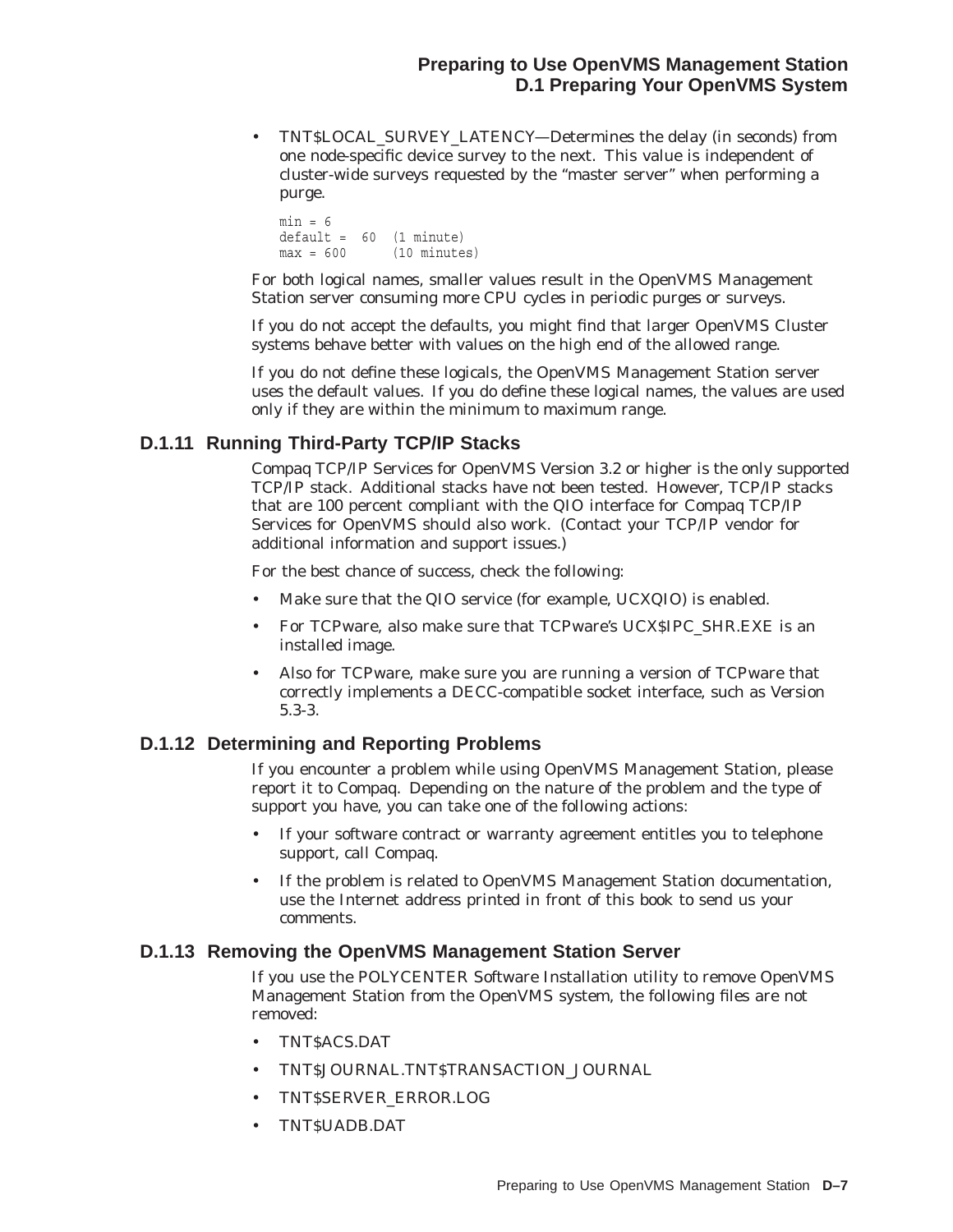- TNT$LOCAL_SURVEY_LATENCY—Determines the delay (in seconds) from one node-specific device survey to the next. This value is independent of cluster-wide surveys requested by the "master server" when performing a purge.

```
min = 6
default =  60  (1 minute)
max = 600      (10 minutes)
```

For both logical names, smaller values result in the OpenVMS Management Station server consuming more CPU cycles in periodic purges or surveys.

If you do not accept the defaults, you might find that larger OpenVMS Cluster systems behave better with values on the high end of the allowed range.

If you do not define these logicals, the OpenVMS Management Station server uses the default values. If you do define these logical names, the values are used only if they are within the minimum to maximum range.

### D.1.11 Running Third-Party TCP/IP Stacks

Compaq TCP/IP Services for OpenVMS Version 3.2 or higher is the only supported TCP/IP stack. Additional stacks have not been tested. However, TCP/IP stacks that are 100 percent compliant with the QIO interface for Compaq TCP/IP Services for OpenVMS should also work. (Contact your TCP/IP vendor for additional information and support issues.)

For the best chance of success, check the following:

- Make sure that the QIO service (for example, UCXQIO) is enabled.
- For TCPware, also make sure that TCPware's UCX$IPC_SHR.EXE is an installed image.
- Also for TCPware, make sure you are running a version of TCPware that correctly implements a DECC-compatible socket interface, such as Version 5.3-3.

### D.1.12 Determining and Reporting Problems

If you encounter a problem while using OpenVMS Management Station, please report it to Compaq. Depending on the nature of the problem and the type of support you have, you can take one of the following actions:

- If your software contract or warranty agreement entitles you to telephone support, call Compaq.
- If the problem is related to OpenVMS Management Station documentation, use the Internet address printed in front of this book to send us your comments.

### D.1.13 Removing the OpenVMS Management Station Server

If you use the POLYCENTER Software Installation utility to remove OpenVMS Management Station from the OpenVMS system, the following files are not removed:

- TNT$ACS.DAT
- TNT$JOURNAL.TNT$TRANSACTION_JOURNAL
- TNT$SERVER_ERROR.LOG
- TNT$UADB.DAT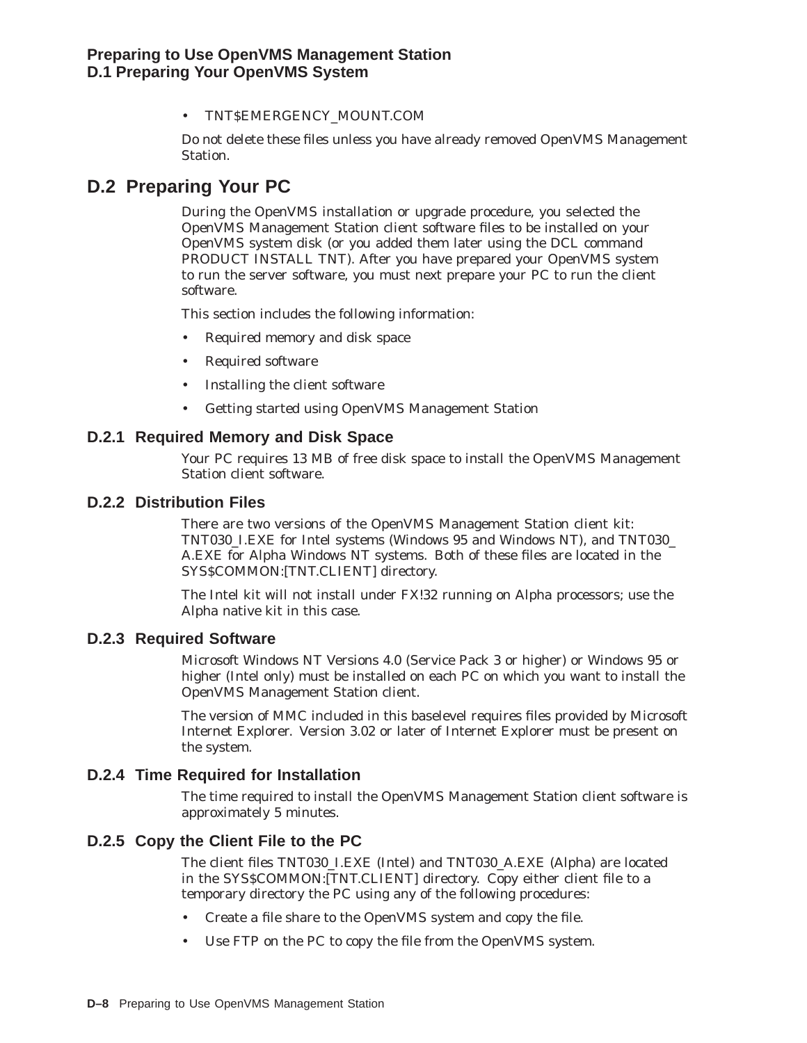- TNT$EMERGENCY_MOUNT.COM

Do not delete these files unless you have already removed OpenVMS Management Station.

## D.2 Preparing Your PC

During the OpenVMS installation or upgrade procedure, you selected the OpenVMS Management Station client software files to be installed on your OpenVMS system disk (or you added them later using the DCL command PRODUCT INSTALL TNT). After you have prepared your OpenVMS system to run the server software, you must next prepare your PC to run the client software.

This section includes the following information:

- Required memory and disk space
- Required software
- Installing the client software
- Getting started using OpenVMS Management Station

### D.2.1 Required Memory and Disk Space

Your PC requires 13 MB of free disk space to install the OpenVMS Management Station client software.

### D.2.2 Distribution Files

There are two versions of the OpenVMS Management Station client kit: TNT030_I.EXE for Intel systems (Windows 95 and Windows NT), and TNT030_A.EXE for Alpha Windows NT systems. Both of these files are located in the SYS$COMMON:[TNT.CLIENT] directory.

The Intel kit will not install under FX!32 running on Alpha processors; use the Alpha native kit in this case.

### D.2.3 Required Software

Microsoft Windows NT Versions 4.0 (Service Pack 3 or higher) or Windows 95 or higher (Intel only) must be installed on each PC on which you want to install the OpenVMS Management Station client.

The version of MMC included in this baselevel requires files provided by Microsoft Internet Explorer. Version 3.02 or later of Internet Explorer must be present on the system.

### D.2.4 Time Required for Installation

The time required to install the OpenVMS Management Station client software is approximately 5 minutes.

### D.2.5 Copy the Client File to the PC

The client files TNT030_I.EXE (Intel) and TNT030_A.EXE (Alpha) are located in the SYS$COMMON:[TNT.CLIENT] directory. Copy either client file to a temporary directory the PC using any of the following procedures:

- Create a file share to the OpenVMS system and copy the file.
- Use FTP on the PC to copy the file from the OpenVMS system.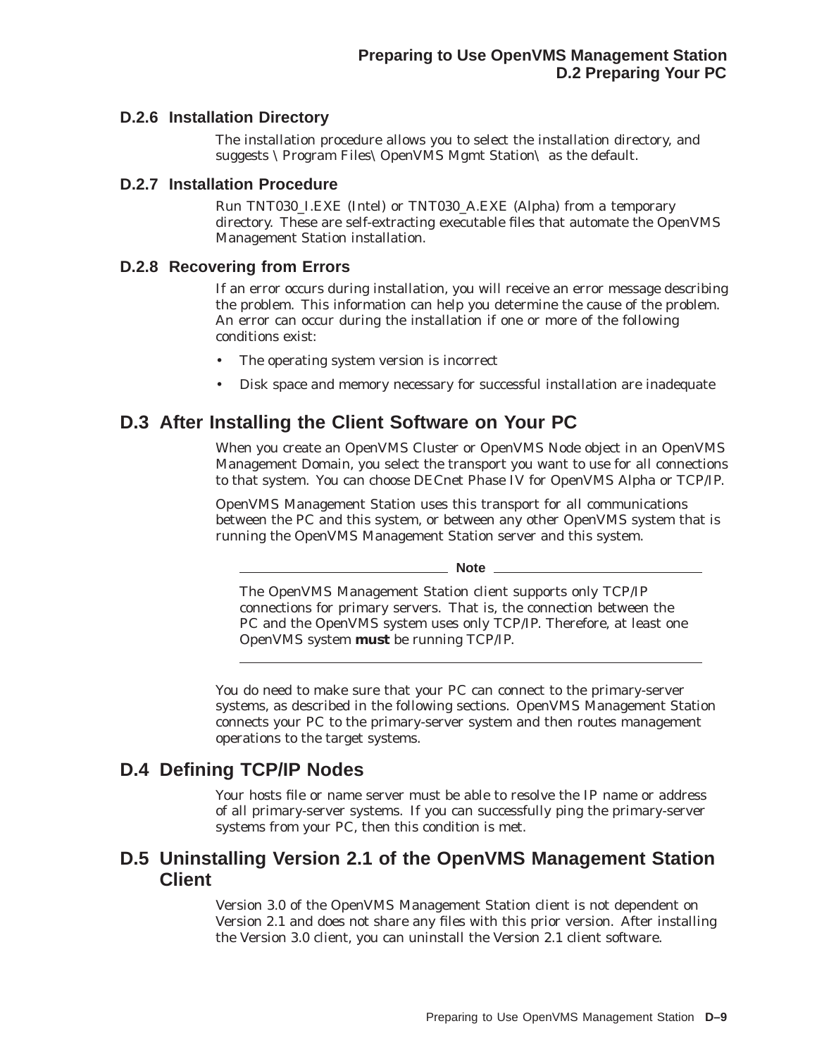### D.2.6 Installation Directory

The installation procedure allows you to select the installation directory, and suggests \Program Files\OpenVMS Mgmt Station\ as the default.

### D.2.7 Installation Procedure

Run TNT030_I.EXE (Intel) or TNT030_A.EXE (Alpha) from a temporary directory. These are self-extracting executable files that automate the OpenVMS Management Station installation.

### D.2.8 Recovering from Errors

If an error occurs during installation, you will receive an error message describing the problem. This information can help you determine the cause of the problem. An error can occur during the installation if one or more of the following conditions exist:

- The operating system version is incorrect
- Disk space and memory necessary for successful installation are inadequate

## D.3 After Installing the Client Software on Your PC

When you create an OpenVMS Cluster or OpenVMS Node object in an OpenVMS Management Domain, you select the transport you want to use for all connections to that system. You can choose DECnet Phase IV for OpenVMS Alpha or TCP/IP.

OpenVMS Management Station uses this transport for all communications between the PC and this system, or between any other OpenVMS system that is running the OpenVMS Management Station server and this system.

---

**Note**

The OpenVMS Management Station client supports only TCP/IP connections for primary servers. That is, the connection between the PC and the OpenVMS system uses only TCP/IP. Therefore, at least one OpenVMS system **must** be running TCP/IP.

---

You do need to make sure that your PC can connect to the primary-server systems, as described in the following sections. OpenVMS Management Station connects your PC to the primary-server system and then routes management operations to the target systems.

## D.4 Defining TCP/IP Nodes

Your hosts file or name server must be able to resolve the IP name or address of all primary-server systems. If you can successfully ping the primary-server systems from your PC, then this condition is met.

## D.5 Uninstalling Version 2.1 of the OpenVMS Management Station Client

Version 3.0 of the OpenVMS Management Station client is not dependent on Version 2.1 and does not share any files with this prior version. After installing the Version 3.0 client, you can uninstall the Version 2.1 client software.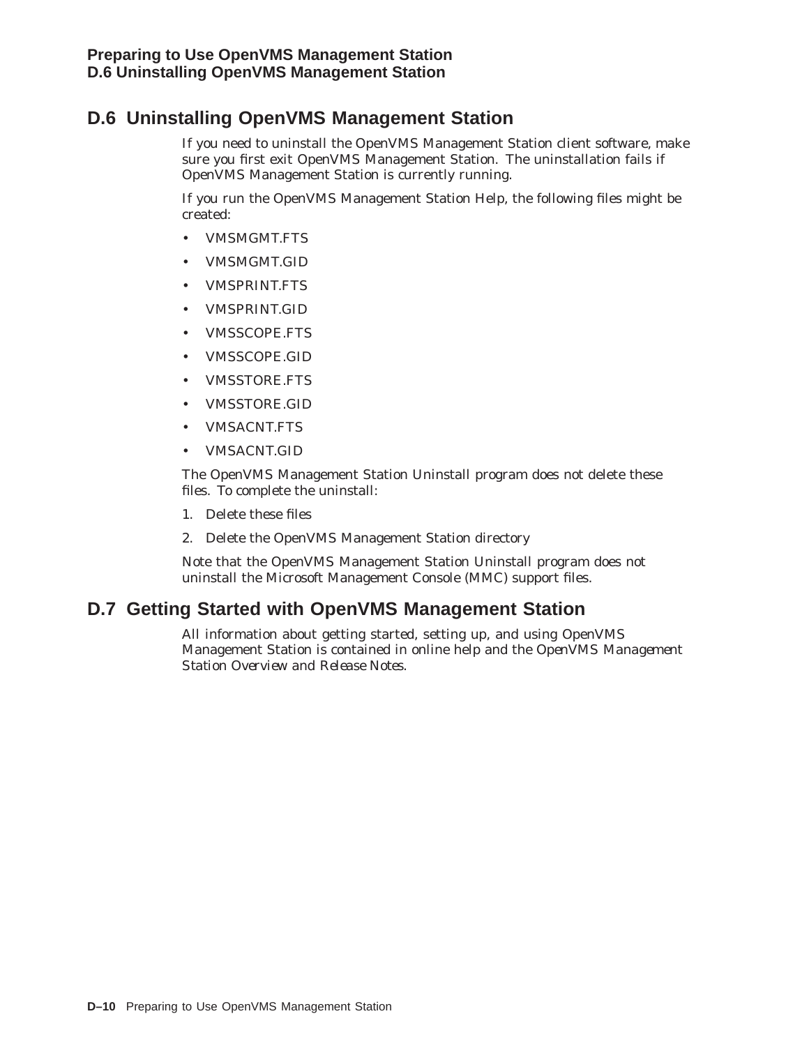## D.6 Uninstalling OpenVMS Management Station

If you need to uninstall the OpenVMS Management Station client software, make sure you first exit OpenVMS Management Station. The uninstallation fails if OpenVMS Management Station is currently running.

If you run the OpenVMS Management Station Help, the following files might be created:

- VMSMGMT.FTS
- VMSMGMT.GID
- VMSPRINT.FTS
- VMSPRINT.GID
- VMSSCOPE.FTS
- VMSSCOPE.GID
- VMSSTORE.FTS
- VMSSTORE.GID
- VMSACNT.FTS
- VMSACNT.GID

The OpenVMS Management Station Uninstall program does not delete these files. To complete the uninstall:

1. Delete these files
2. Delete the OpenVMS Management Station directory

Note that the OpenVMS Management Station Uninstall program does not uninstall the Microsoft Management Console (MMC) support files.

## D.7 Getting Started with OpenVMS Management Station

All information about getting started, setting up, and using OpenVMS Management Station is contained in online help and the *OpenVMS Management Station Overview and Release Notes*.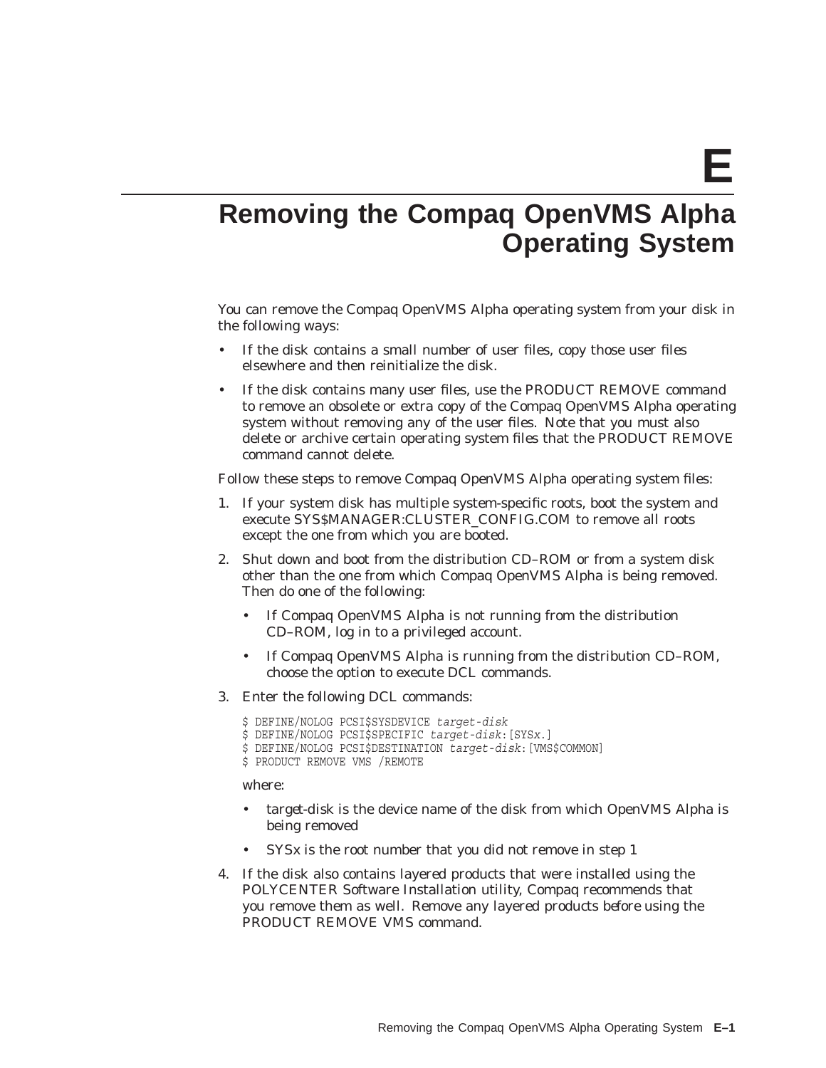# E

# Removing the Compaq OpenVMS Alpha Operating System

You can remove the Compaq OpenVMS Alpha operating system from your disk in the following ways:

- If the disk contains a small number of user files, copy those user files elsewhere and then reinitialize the disk.
- If the disk contains many user files, use the PRODUCT REMOVE command to remove an obsolete or extra copy of the Compaq OpenVMS Alpha operating system without removing any of the user files. Note that you must also delete or archive certain operating system files that the PRODUCT REMOVE command cannot delete.

Follow these steps to remove Compaq OpenVMS Alpha operating system files:

1. If your system disk has multiple system-specific roots, boot the system and execute SYS$MANAGER:CLUSTER_CONFIG.COM to remove all roots except the one from which you are booted.
2. Shut down and boot from the distribution CD–ROM or from a system disk other than the one from which Compaq OpenVMS Alpha is being removed. Then do one of the following:
   - If Compaq OpenVMS Alpha is not running from the distribution CD–ROM, log in to a privileged account.
   - If Compaq OpenVMS Alpha is running from the distribution CD–ROM, choose the option to execute DCL commands.
3. Enter the following DCL commands:

   ```
   $ DEFINE/NOLOG PCSI$SYSDEVICE target-disk
   $ DEFINE/NOLOG PCSI$SPECIFIC target-disk:[SYSx.]
   $ DEFINE/NOLOG PCSI$DESTINATION target-disk:[VMS$COMMON]
   $ PRODUCT REMOVE VMS /REMOTE
   ```

   where:

   - target-disk is the device name of the disk from which OpenVMS Alpha is being removed
   - SYSx is the root number that you did not remove in step 1
4. If the disk also contains layered products that were installed using the POLYCENTER Software Installation utility, Compaq recommends that you remove them as well. Remove any layered products before using the PRODUCT REMOVE VMS command.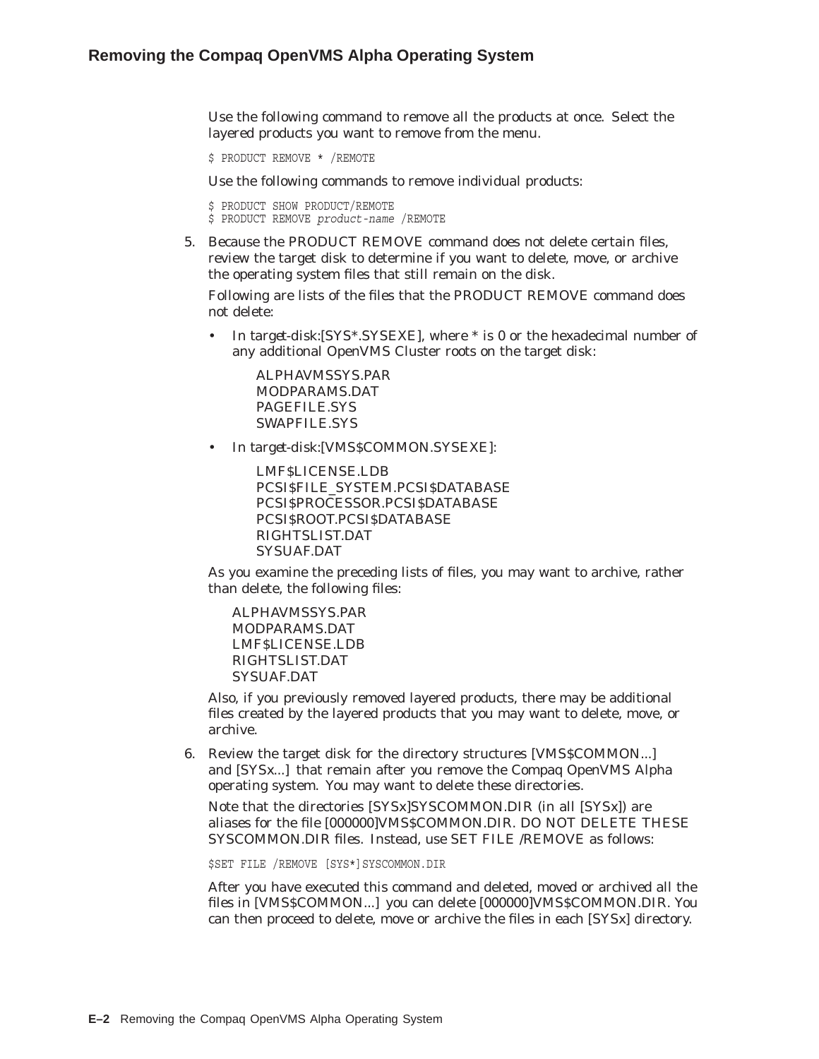Use the following command to remove all the products at once. Select the layered products you want to remove from the menu.

```
$ PRODUCT REMOVE * /REMOTE
```

Use the following commands to remove individual products:

```
$ PRODUCT SHOW PRODUCT/REMOTE
$ PRODUCT REMOVE product-name /REMOTE
```

5. Because the PRODUCT REMOVE command does not delete certain files, review the target disk to determine if you want to delete, move, or archive the operating system files that still remain on the disk.

   Following are lists of the files that the PRODUCT REMOVE command does not delete:

   - In target-disk:[SYS*.SYSEXE], where * is 0 or the hexadecimal number of any additional OpenVMS Cluster roots on the target disk:

     ALPHAVMSSYS.PAR
     MODPARAMS.DAT
     PAGEFILE.SYS
     SWAPFILE.SYS

   - In target-disk:[VMS$COMMON.SYSEXE]:

     LMF$LICENSE.LDB
     PCSI$FILE_SYSTEM.PCSI$DATABASE
     PCSI$PROCESSOR.PCSI$DATABASE
     PCSI$ROOT.PCSI$DATABASE
     RIGHTSLIST.DAT
     SYSUAF.DAT

   As you examine the preceding lists of files, you may want to archive, rather than delete, the following files:

   ALPHAVMSSYS.PAR
   MODPARAMS.DAT
   LMF$LICENSE.LDB
   RIGHTSLIST.DAT
   SYSUAF.DAT

   Also, if you previously removed layered products, there may be additional files created by the layered products that you may want to delete, move, or archive.

6. Review the target disk for the directory structures [VMS$COMMON...] and [SYSx...] that remain after you remove the Compaq OpenVMS Alpha operating system. You may want to delete these directories.

   Note that the directories [SYSx]SYSCOMMON.DIR (in all [SYSx]) are aliases for the file [000000]VMS$COMMON.DIR. DO NOT DELETE THESE SYSCOMMON.DIR files. Instead, use SET FILE /REMOVE as follows:

   ```
   $SET FILE /REMOVE [SYS*]SYSCOMMON.DIR
   ```

   After you have executed this command and deleted, moved or archived all the files in [VMS$COMMON...] you can delete [000000]VMS$COMMON.DIR. You can then proceed to delete, move or archive the files in each [SYSx] directory.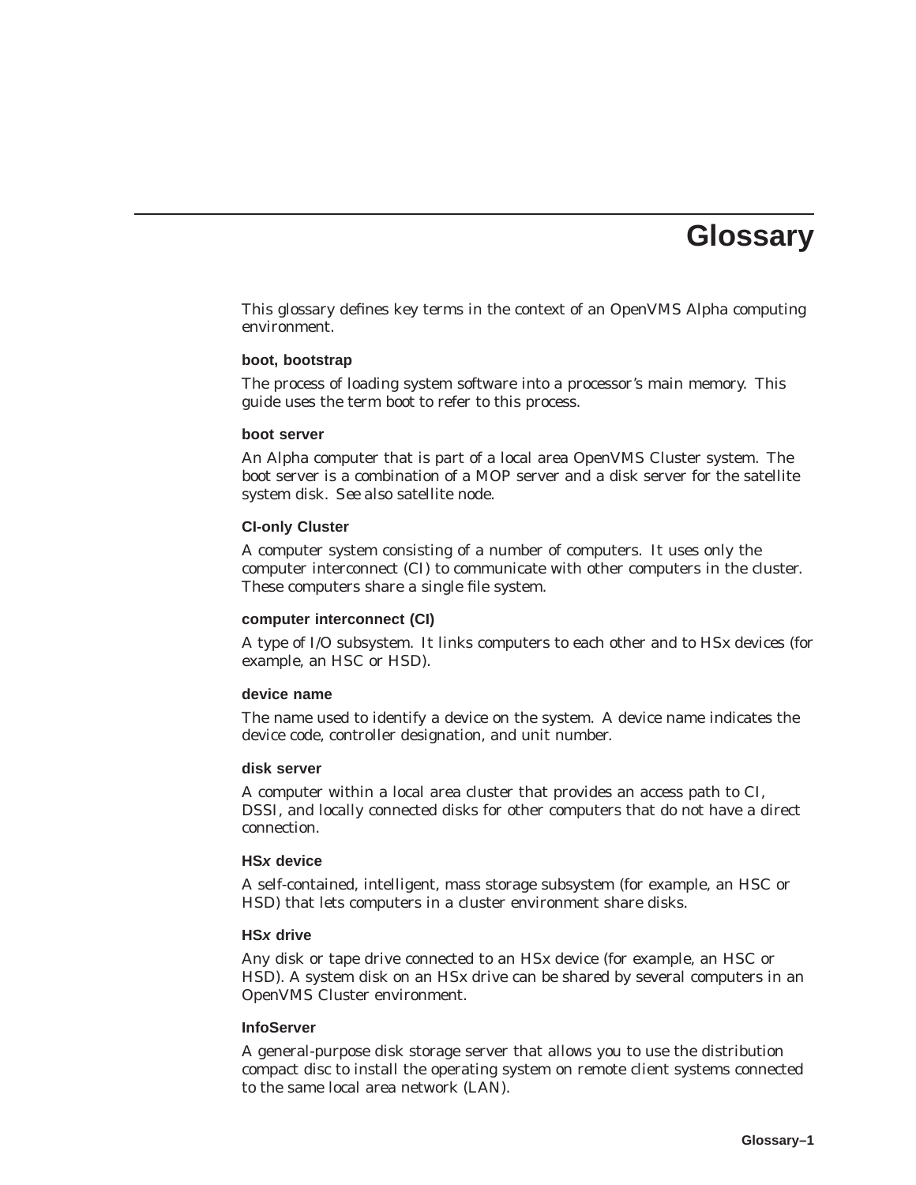# Glossary

This glossary defines key terms in the context of an OpenVMS Alpha computing environment.

### boot, bootstrap

The process of loading system software into a processor's main memory. This guide uses the term *boot* to refer to this process.

### boot server

An Alpha computer that is part of a local area OpenVMS Cluster system. The boot server is a combination of a MOP server and a disk server for the satellite system disk. *See also* satellite node.

### CI-only Cluster

A computer system consisting of a number of computers. It uses only the computer interconnect (CI) to communicate with other computers in the cluster. These computers share a single file system.

### computer interconnect (CI)

A type of I/O subsystem. It links computers to each other and to HSx devices (for example, an HSC or HSD).

### device name

The name used to identify a device on the system. A device name indicates the device code, controller designation, and unit number.

### disk server

A computer within a local area cluster that provides an access path to CI, DSSI, and locally connected disks for other computers that do not have a direct connection.

### HS*x* device

A self-contained, intelligent, mass storage subsystem (for example, an HSC or HSD) that lets computers in a cluster environment share disks.

### HS*x* drive

Any disk or tape drive connected to an HSx device (for example, an HSC or HSD). A system disk on an HSx drive can be shared by several computers in an OpenVMS Cluster environment.

### InfoServer

A general-purpose disk storage server that allows you to use the distribution compact disc to install the operating system on remote client systems connected to the same local area network (LAN).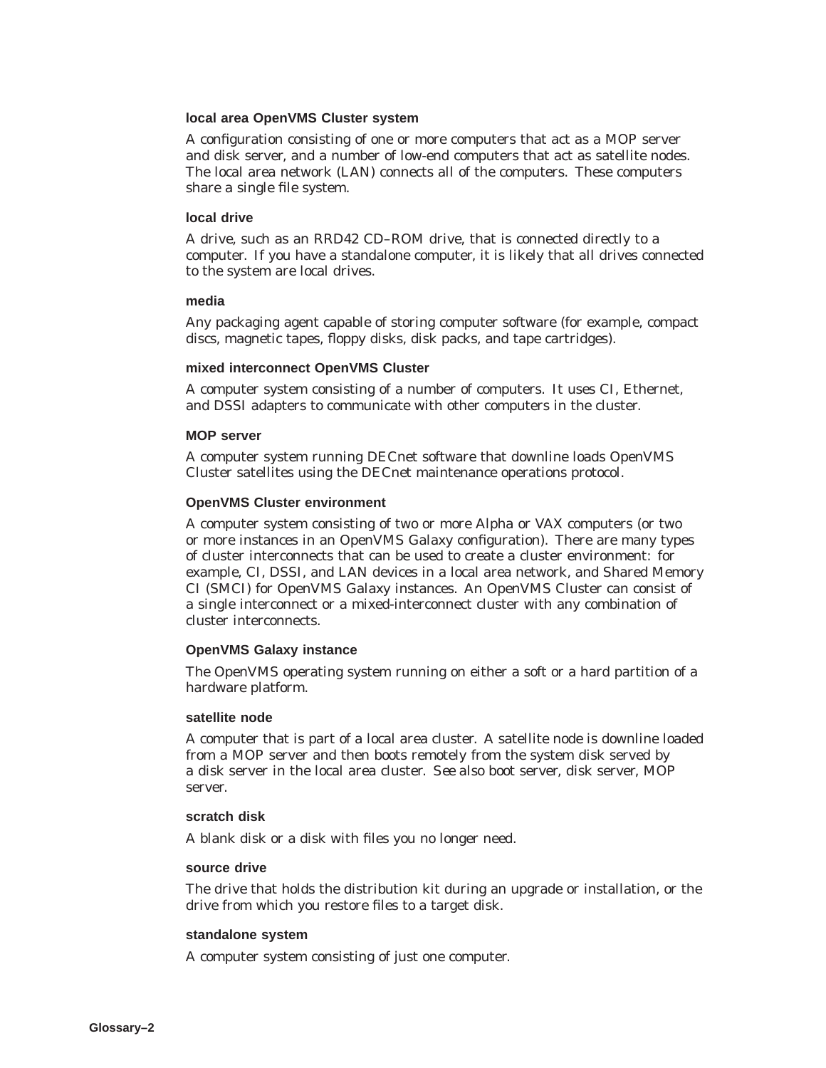**local area OpenVMS Cluster system**

A configuration consisting of one or more computers that act as a MOP server and disk server, and a number of low-end computers that act as satellite nodes. The local area network (LAN) connects all of the computers. These computers share a single file system.

**local drive**

A drive, such as an RRD42 CD–ROM drive, that is connected directly to a computer. If you have a standalone computer, it is likely that all drives connected to the system are local drives.

**media**

Any packaging agent capable of storing computer software (for example, compact discs, magnetic tapes, floppy disks, disk packs, and tape cartridges).

**mixed interconnect OpenVMS Cluster**

A computer system consisting of a number of computers. It uses CI, Ethernet, and DSSI adapters to communicate with other computers in the cluster.

**MOP server**

A computer system running DECnet software that downline loads OpenVMS Cluster satellites using the DECnet maintenance operations protocol.

**OpenVMS Cluster environment**

A computer system consisting of two or more Alpha or VAX computers (or two or more instances in an OpenVMS Galaxy configuration). There are many types of cluster interconnects that can be used to create a cluster environment: for example, CI, DSSI, and LAN devices in a local area network, and Shared Memory CI (SMCI) for OpenVMS Galaxy instances. An OpenVMS Cluster can consist of a single interconnect or a mixed-interconnect cluster with any combination of cluster interconnects.

**OpenVMS Galaxy instance**

The OpenVMS operating system running on either a soft or a hard partition of a hardware platform.

**satellite node**

A computer that is part of a local area cluster. A satellite node is downline loaded from a MOP server and then boots remotely from the system disk served by a disk server in the local area cluster. *See also* boot server, disk server, MOP server.

**scratch disk**

A blank disk or a disk with files you no longer need.

**source drive**

The drive that holds the distribution kit during an upgrade or installation, or the drive from which you restore files to a target disk.

**standalone system**

A computer system consisting of just one computer.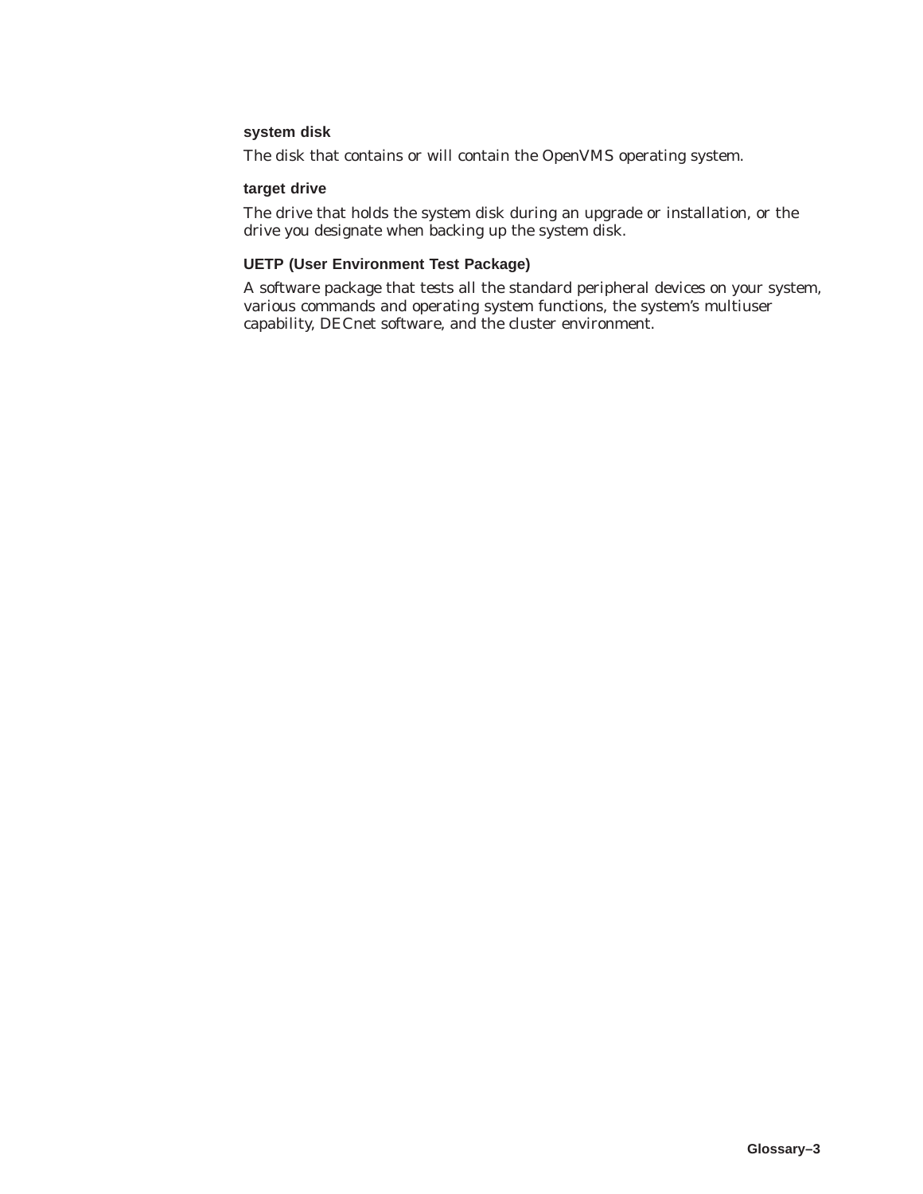**system disk**

The disk that contains or will contain the OpenVMS operating system.

**target drive**

The drive that holds the system disk during an upgrade or installation, or the drive you designate when backing up the system disk.

**UETP (User Environment Test Package)**

A software package that tests all the standard peripheral devices on your system, various commands and operating system functions, the system's multiuser capability, DECnet software, and the cluster environment.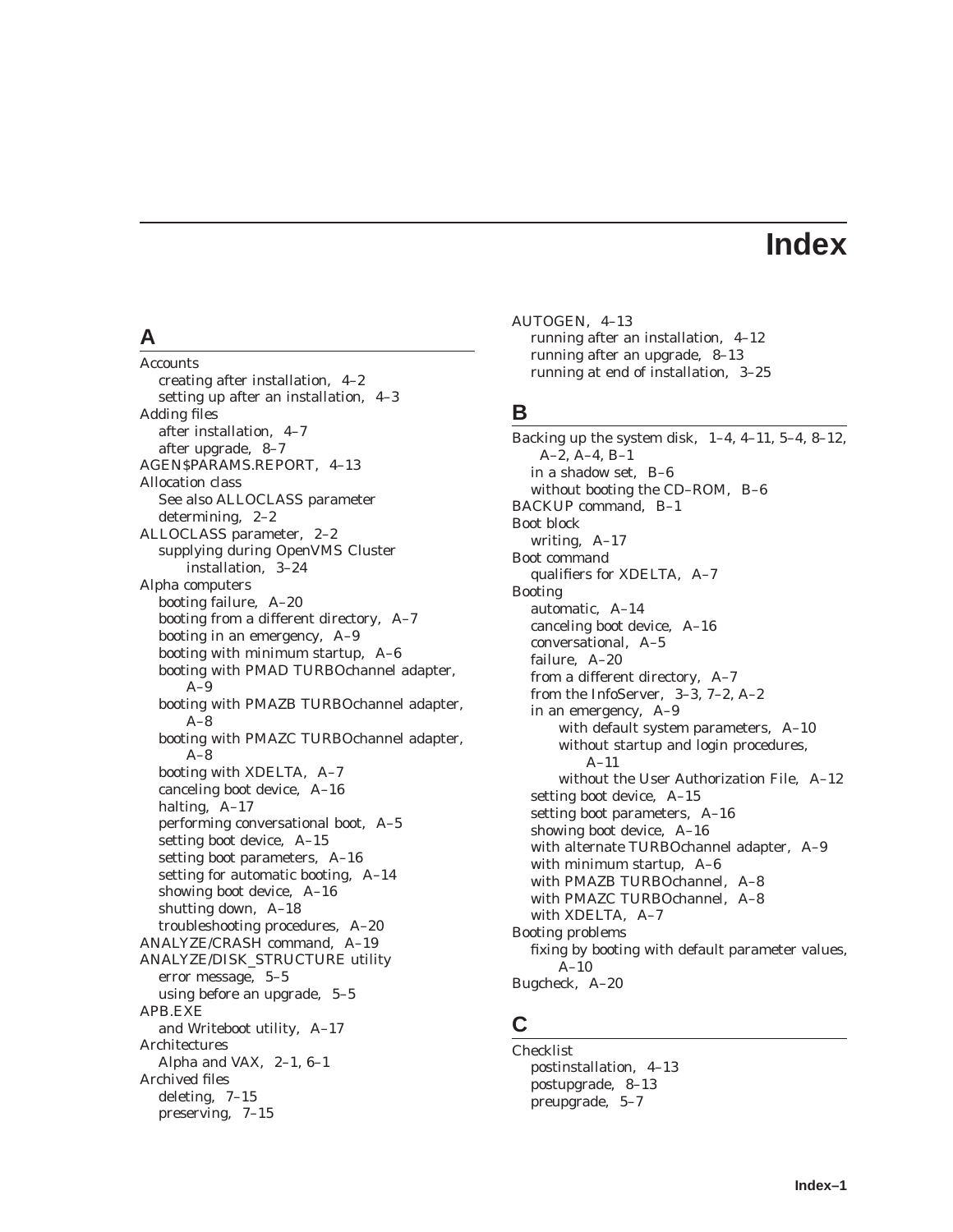# Index

## A

Accounts
- creating after installation, 4–2
- setting up after an installation, 4–3

Adding files
- after installation, 4–7
- after upgrade, 8–7

AGEN$PARAMS.REPORT, 4–13

Allocation class
- See also ALLOCLASS parameter
- determining, 2–2

ALLOCLASS parameter, 2–2
- supplying during OpenVMS Cluster installation, 3–24

Alpha computers
- booting failure, A–20
- booting from a different directory, A–7
- booting in an emergency, A–9
- booting with minimum startup, A–6
- booting with PMAD TURBOchannel adapter, A–9
- booting with PMAZB TURBOchannel adapter, A–8
- booting with PMAZC TURBOchannel adapter, A–8
- booting with XDELTA, A–7
- canceling boot device, A–16
- halting, A–17
- performing conversational boot, A–5
- setting boot device, A–15
- setting boot parameters, A–16
- setting for automatic booting, A–14
- showing boot device, A–16
- shutting down, A–18
- troubleshooting procedures, A–20

ANALYZE/CRASH command, A–19

ANALYZE/DISK_STRUCTURE utility
- error message, 5–5
- using before an upgrade, 5–5

APB.EXE
- and Writeboot utility, A–17

Architectures
- Alpha and VAX, 2–1, 6–1

Archived files
- deleting, 7–15
- preserving, 7–15

AUTOGEN, 4–13
- running after an installation, 4–12
- running after an upgrade, 8–13
- running at end of installation, 3–25

## B

Backing up the system disk, 1–4, 4–11, 5–4, 8–12, A–2, A–4, B–1
- in a shadow set, B–6
- without booting the CD–ROM, B–6

BACKUP command, B–1

Boot block
- writing, A–17

Boot command
- qualifiers for XDELTA, A–7

Booting
- automatic, A–14
- canceling boot device, A–16
- conversational, A–5
- failure, A–20
- from a different directory, A–7
- from the InfoServer, 3–3, 7–2, A–2
- in an emergency, A–9
  - with default system parameters, A–10
  - without startup and login procedures, A–11
  - without the User Authorization File, A–12
- setting boot device, A–15
- setting boot parameters, A–16
- showing boot device, A–16
- with alternate TURBOchannel adapter, A–9
- with minimum startup, A–6
- with PMAZB TURBOchannel, A–8
- with PMAZC TURBOchannel, A–8
- with XDELTA, A–7

Booting problems
- fixing by booting with default parameter values, A–10

Bugcheck, A–20

## C

Checklist
- postinstallation, 4–13
- postupgrade, 8–13
- preupgrade, 5–7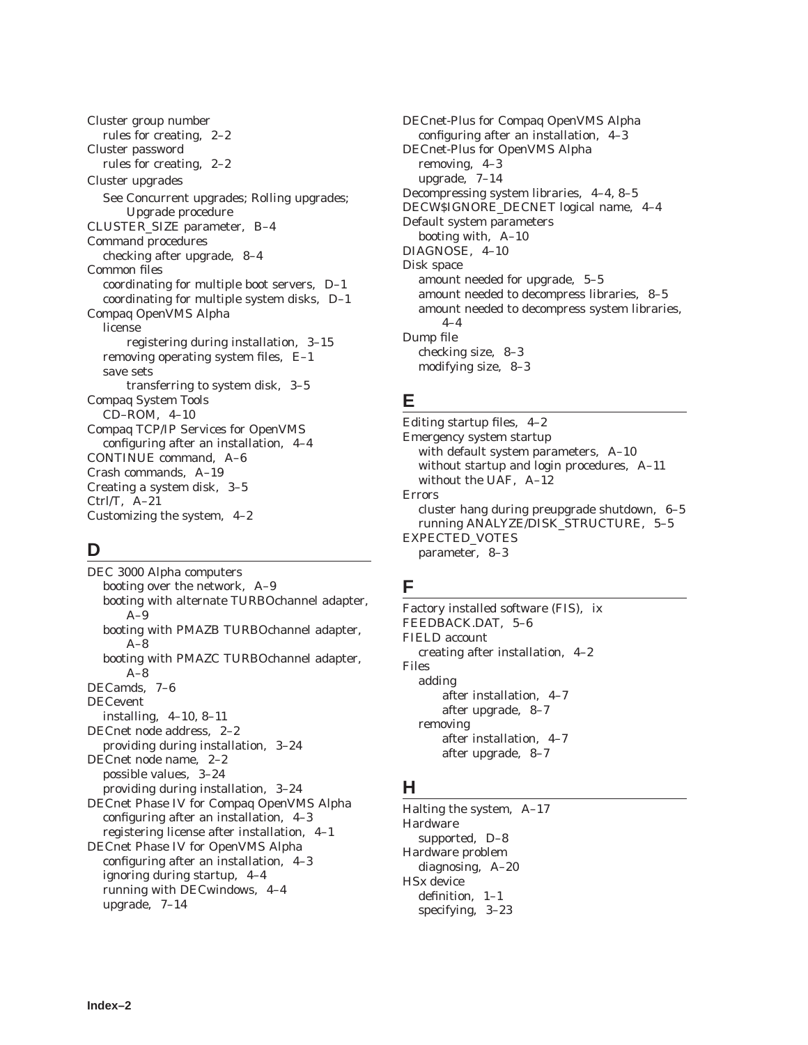Cluster group number
  rules for creating, 2–2
Cluster password
  rules for creating, 2–2
Cluster upgrades
  See Concurrent upgrades; Rolling upgrades; Upgrade procedure
CLUSTER_SIZE parameter, B–4
Command procedures
  checking after upgrade, 8–4
Common files
  coordinating for multiple boot servers, D–1
  coordinating for multiple system disks, D–1
Compaq OpenVMS Alpha
  license
    registering during installation, 3–15
  removing operating system files, E–1
  save sets
    transferring to system disk, 3–5
Compaq System Tools
  CD–ROM, 4–10
Compaq TCP/IP Services for OpenVMS
  configuring after an installation, 4–4
CONTINUE command, A–6
Crash commands, A–19
Creating a system disk, 3–5
Ctrl/T, A–21
Customizing the system, 4–2

## D

DEC 3000 Alpha computers
  booting over the network, A–9
  booting with alternate TURBOchannel adapter, A–9
  booting with PMAZB TURBOchannel adapter, A–8
  booting with PMAZC TURBOchannel adapter, A–8
DECamds, 7–6
DECevent
  installing, 4–10, 8–11
DECnet node address, 2–2
  providing during installation, 3–24
DECnet node name, 2–2
  possible values, 3–24
  providing during installation, 3–24
DECnet Phase IV for Compaq OpenVMS Alpha
  configuring after an installation, 4–3
  registering license after installation, 4–1
DECnet Phase IV for OpenVMS Alpha
  configuring after an installation, 4–3
  ignoring during startup, 4–4
  running with DECwindows, 4–4
  upgrade, 7–14
DECnet-Plus for Compaq OpenVMS Alpha
  configuring after an installation, 4–3
DECnet-Plus for OpenVMS Alpha
  removing, 4–3
  upgrade, 7–14
Decompressing system libraries, 4–4, 8–5
DECW$IGNORE_DECNET logical name, 4–4
Default system parameters
  booting with, A–10
DIAGNOSE, 4–10
Disk space
  amount needed for upgrade, 5–5
  amount needed to decompress libraries, 8–5
  amount needed to decompress system libraries, 4–4
Dump file
  checking size, 8–3
  modifying size, 8–3

## E

Editing startup files, 4–2
Emergency system startup
  with default system parameters, A–10
  without startup and login procedures, A–11
  without the UAF, A–12
Errors
  cluster hang during preupgrade shutdown, 6–5
  running ANALYZE/DISK_STRUCTURE, 5–5
EXPECTED_VOTES
  parameter, 8–3

## F

Factory installed software (FIS), ix
FEEDBACK.DAT, 5–6
FIELD account
  creating after installation, 4–2
Files
  adding
    after installation, 4–7
    after upgrade, 8–7
  removing
    after installation, 4–7
    after upgrade, 8–7

## H

Halting the system, A–17
Hardware
  supported, D–8
Hardware problem
  diagnosing, A–20
HSx device
  definition, 1–1
  specifying, 3–23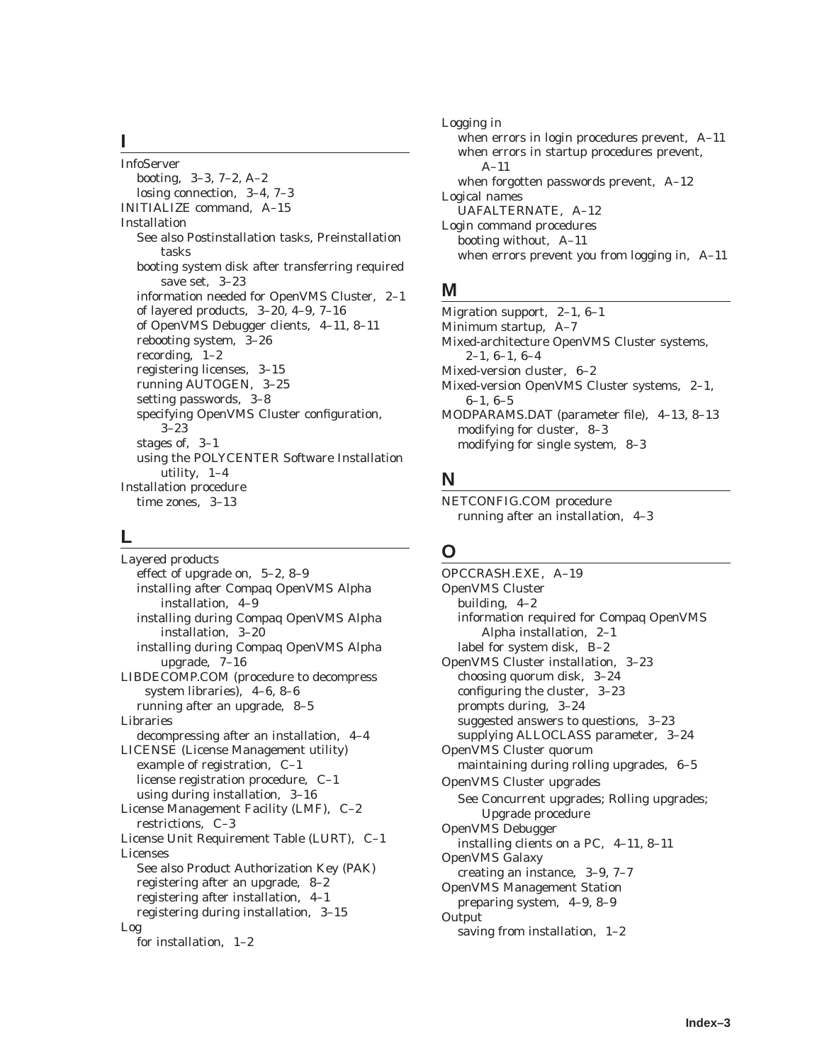## I

InfoServer
- booting, 3–3, 7–2, A–2
- losing connection, 3–4, 7–3

INITIALIZE command, A–15

Installation
- See also Postinstallation tasks, Preinstallation tasks
- booting system disk after transferring required save set, 3–23
- information needed for OpenVMS Cluster, 2–1
- of layered products, 3–20, 4–9, 7–16
- of OpenVMS Debugger clients, 4–11, 8–11
- rebooting system, 3–26
- recording, 1–2
- registering licenses, 3–15
- running AUTOGEN, 3–25
- setting passwords, 3–8
- specifying OpenVMS Cluster configuration, 3–23
- stages of, 3–1
- using the POLYCENTER Software Installation utility, 1–4

Installation procedure
- time zones, 3–13

## L

Layered products
- effect of upgrade on, 5–2, 8–9
- installing after Compaq OpenVMS Alpha installation, 4–9
- installing during Compaq OpenVMS Alpha installation, 3–20
- installing during Compaq OpenVMS Alpha upgrade, 7–16

LIBDECOMP.COM (procedure to decompress system libraries), 4–6, 8–6
- running after an upgrade, 8–5

Libraries
- decompressing after an installation, 4–4

LICENSE (License Management utility)
- example of registration, C–1
- license registration procedure, C–1
- using during installation, 3–16

License Management Facility (LMF), C–2
- restrictions, C–3

License Unit Requirement Table (LURT), C–1

Licenses
- See also Product Authorization Key (PAK)
- registering after an upgrade, 8–2
- registering after installation, 4–1
- registering during installation, 3–15

Log
- for installation, 1–2

Logging in
- when errors in login procedures prevent, A–11
- when errors in startup procedures prevent, A–11
- when forgotten passwords prevent, A–12

Logical names
- UAFALTERNATE, A–12

Login command procedures
- booting without, A–11
- when errors prevent you from logging in, A–11

## M

Migration support, 2–1, 6–1

Minimum startup, A–7

Mixed-architecture OpenVMS Cluster systems, 2–1, 6–1, 6–4

Mixed-version cluster, 6–2

Mixed-version OpenVMS Cluster systems, 2–1, 6–1, 6–5

MODPARAMS.DAT (parameter file), 4–13, 8–13
- modifying for cluster, 8–3
- modifying for single system, 8–3

## N

NETCONFIG.COM procedure
- running after an installation, 4–3

## O

OPCCRASH.EXE, A–19

OpenVMS Cluster
- building, 4–2
- information required for Compaq OpenVMS Alpha installation, 2–1
- label for system disk, B–2

OpenVMS Cluster installation, 3–23
- choosing quorum disk, 3–24
- configuring the cluster, 3–23
- prompts during, 3–24
- suggested answers to questions, 3–23
- supplying ALLOCLASS parameter, 3–24

OpenVMS Cluster quorum
- maintaining during rolling upgrades, 6–5

OpenVMS Cluster upgrades
- See Concurrent upgrades; Rolling upgrades; Upgrade procedure

OpenVMS Debugger
- installing clients on a PC, 4–11, 8–11

OpenVMS Galaxy
- creating an instance, 3–9, 7–7

OpenVMS Management Station
- preparing system, 4–9, 8–9

Output
- saving from installation, 1–2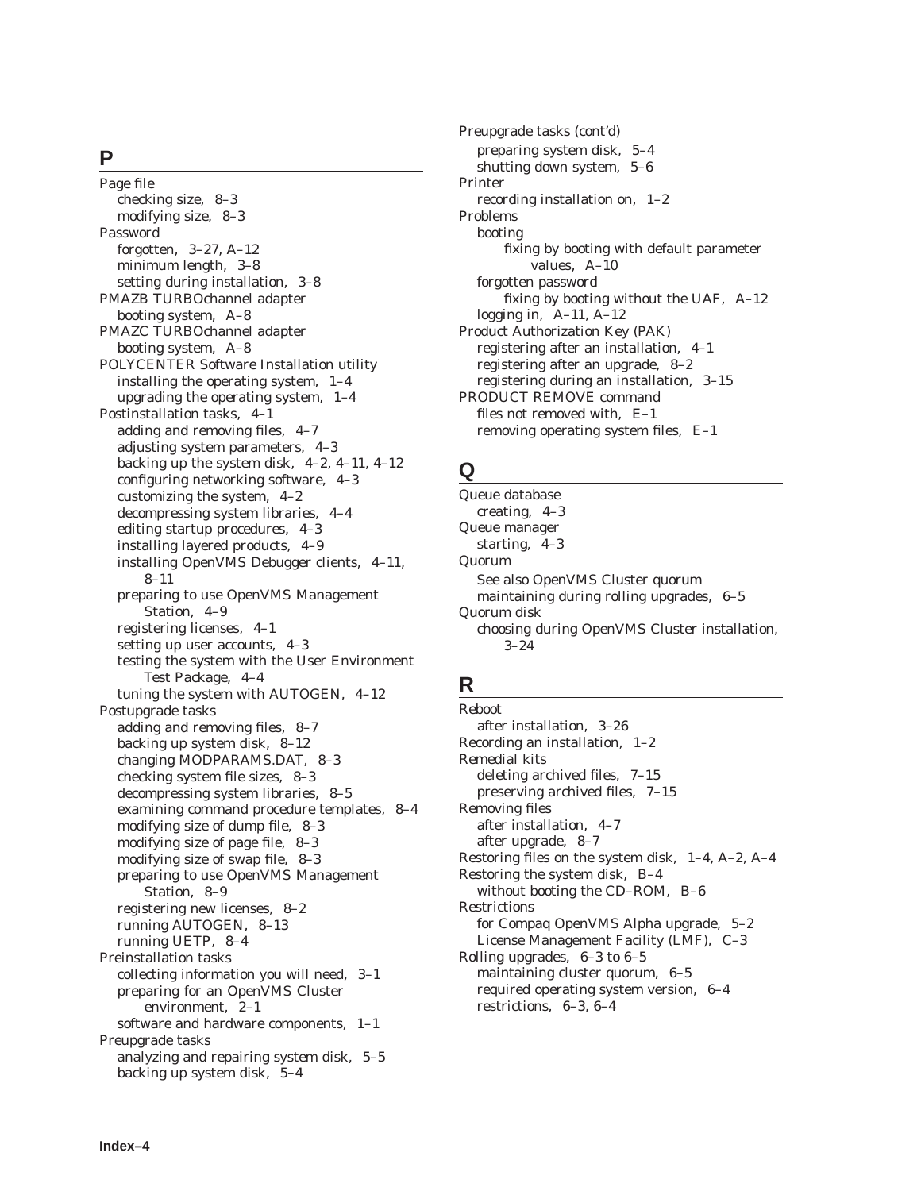## P

Page file
- checking size, 8–3
- modifying size, 8–3

Password
- forgotten, 3–27, A–12
- minimum length, 3–8
- setting during installation, 3–8

PMAZB TURBOchannel adapter
- booting system, A–8

PMAZC TURBOchannel adapter
- booting system, A–8

POLYCENTER Software Installation utility
- installing the operating system, 1–4
- upgrading the operating system, 1–4

Postinstallation tasks, 4–1
- adding and removing files, 4–7
- adjusting system parameters, 4–3
- backing up the system disk, 4–2, 4–11, 4–12
- configuring networking software, 4–3
- customizing the system, 4–2
- decompressing system libraries, 4–4
- editing startup procedures, 4–3
- installing layered products, 4–9
- installing OpenVMS Debugger clients, 4–11, 8–11
- preparing to use OpenVMS Management Station, 4–9
- registering licenses, 4–1
- setting up user accounts, 4–3
- testing the system with the User Environment Test Package, 4–4
- tuning the system with AUTOGEN, 4–12

Postupgrade tasks
- adding and removing files, 8–7
- backing up system disk, 8–12
- changing MODPARAMS.DAT, 8–3
- checking system file sizes, 8–3
- decompressing system libraries, 8–5
- examining command procedure templates, 8–4
- modifying size of dump file, 8–3
- modifying size of page file, 8–3
- modifying size of swap file, 8–3
- preparing to use OpenVMS Management Station, 8–9
- registering new licenses, 8–2
- running AUTOGEN, 8–13
- running UETP, 8–4

Preinstallation tasks
- collecting information you will need, 3–1
- preparing for an OpenVMS Cluster environment, 2–1
- software and hardware components, 1–1

Preupgrade tasks
- analyzing and repairing system disk, 5–5
- backing up system disk, 5–4
- preparing system disk, 5–4
- shutting down system, 5–6

Printer
- recording installation on, 1–2

Problems
- booting
  - fixing by booting with default parameter values, A–10
- forgotten password
  - fixing by booting without the UAF, A–12
- logging in, A–11, A–12

Product Authorization Key (PAK)
- registering after an installation, 4–1
- registering after an upgrade, 8–2
- registering during an installation, 3–15

PRODUCT REMOVE command
- files not removed with, E–1
- removing operating system files, E–1

## Q

Queue database
- creating, 4–3

Queue manager
- starting, 4–3

Quorum
- See also OpenVMS Cluster quorum
- maintaining during rolling upgrades, 6–5

Quorum disk
- choosing during OpenVMS Cluster installation, 3–24

## R

Reboot
- after installation, 3–26

Recording an installation, 1–2

Remedial kits
- deleting archived files, 7–15
- preserving archived files, 7–15

Removing files
- after installation, 4–7
- after upgrade, 8–7

Restoring files on the system disk, 1–4, A–2, A–4

Restoring the system disk, B–4
- without booting the CD–ROM, B–6

Restrictions
- for Compaq OpenVMS Alpha upgrade, 5–2
- License Management Facility (LMF), C–3

Rolling upgrades, 6–3 to 6–5
- maintaining cluster quorum, 6–5
- required operating system version, 6–4
- restrictions, 6–3, 6–4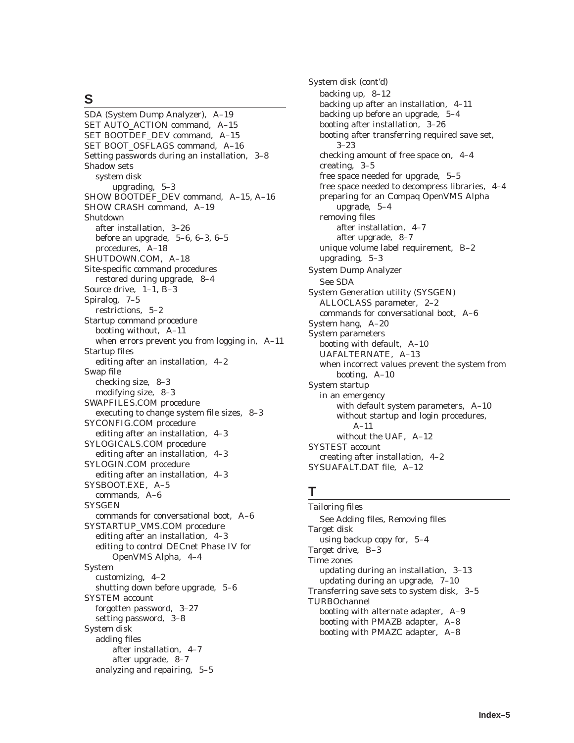## S

SDA (System Dump Analyzer), A–19
SET AUTO_ACTION command, A–15
SET BOOTDEF_DEV command, A–15
SET BOOT_OSFLAGS command, A–16
Setting passwords during an installation, 3–8
Shadow sets
  system disk
    upgrading, 5–3
SHOW BOOTDEF_DEV command, A–15, A–16
SHOW CRASH command, A–19
Shutdown
  after installation, 3–26
  before an upgrade, 5–6, 6–3, 6–5
  procedures, A–18
SHUTDOWN.COM, A–18
Site-specific command procedures
  restored during upgrade, 8–4
Source drive, 1–1, B–3
Spiralog, 7–5
  restrictions, 5–2
Startup command procedure
  booting without, A–11
  when errors prevent you from logging in, A–11
Startup files
  editing after an installation, 4–2
Swap file
  checking size, 8–3
  modifying size, 8–3
SWAPFILES.COM procedure
  executing to change system file sizes, 8–3
SYCONFIG.COM procedure
  editing after an installation, 4–3
SYLOGICALS.COM procedure
  editing after an installation, 4–3
SYLOGIN.COM procedure
  editing after an installation, 4–3
SYSBOOT.EXE, A–5
  commands, A–6
SYSGEN
  commands for conversational boot, A–6
SYSTARTUP_VMS.COM procedure
  editing after an installation, 4–3
  editing to control DECnet Phase IV for OpenVMS Alpha, 4–4
System
  customizing, 4–2
  shutting down before upgrade, 5–6
SYSTEM account
  forgotten password, 3–27
  setting password, 3–8
System disk
  adding files
    after installation, 4–7
    after upgrade, 8–7
  analyzing and repairing, 5–5

System disk (cont'd)
  backing up, 8–12
  backing up after an installation, 4–11
  backing up before an upgrade, 5–4
  booting after installation, 3–26
  booting after transferring required save set, 3–23
  checking amount of free space on, 4–4
  creating, 3–5
  free space needed for upgrade, 5–5
  free space needed to decompress libraries, 4–4
  preparing for an Compaq OpenVMS Alpha upgrade, 5–4
  removing files
    after installation, 4–7
    after upgrade, 8–7
  unique volume label requirement, B–2
  upgrading, 5–3
System Dump Analyzer
  See SDA
System Generation utility (SYSGEN)
  ALLOCLASS parameter, 2–2
  commands for conversational boot, A–6
System hang, A–20
System parameters
  booting with default, A–10
  UAFALTERNATE, A–13
  when incorrect values prevent the system from booting, A–10
System startup
  in an emergency
    with default system parameters, A–10
    without startup and login procedures, A–11
    without the UAF, A–12
SYSTEST account
  creating after installation, 4–2
SYSUAFALT.DAT file, A–12

## T

Tailoring files
  See Adding files, Removing files
Target disk
  using backup copy for, 5–4
Target drive, B–3
Time zones
  updating during an installation, 3–13
  updating during an upgrade, 7–10
Transferring save sets to system disk, 3–5
TURBOchannel
  booting with alternate adapter, A–9
  booting with PMAZB adapter, A–8
  booting with PMAZC adapter, A–8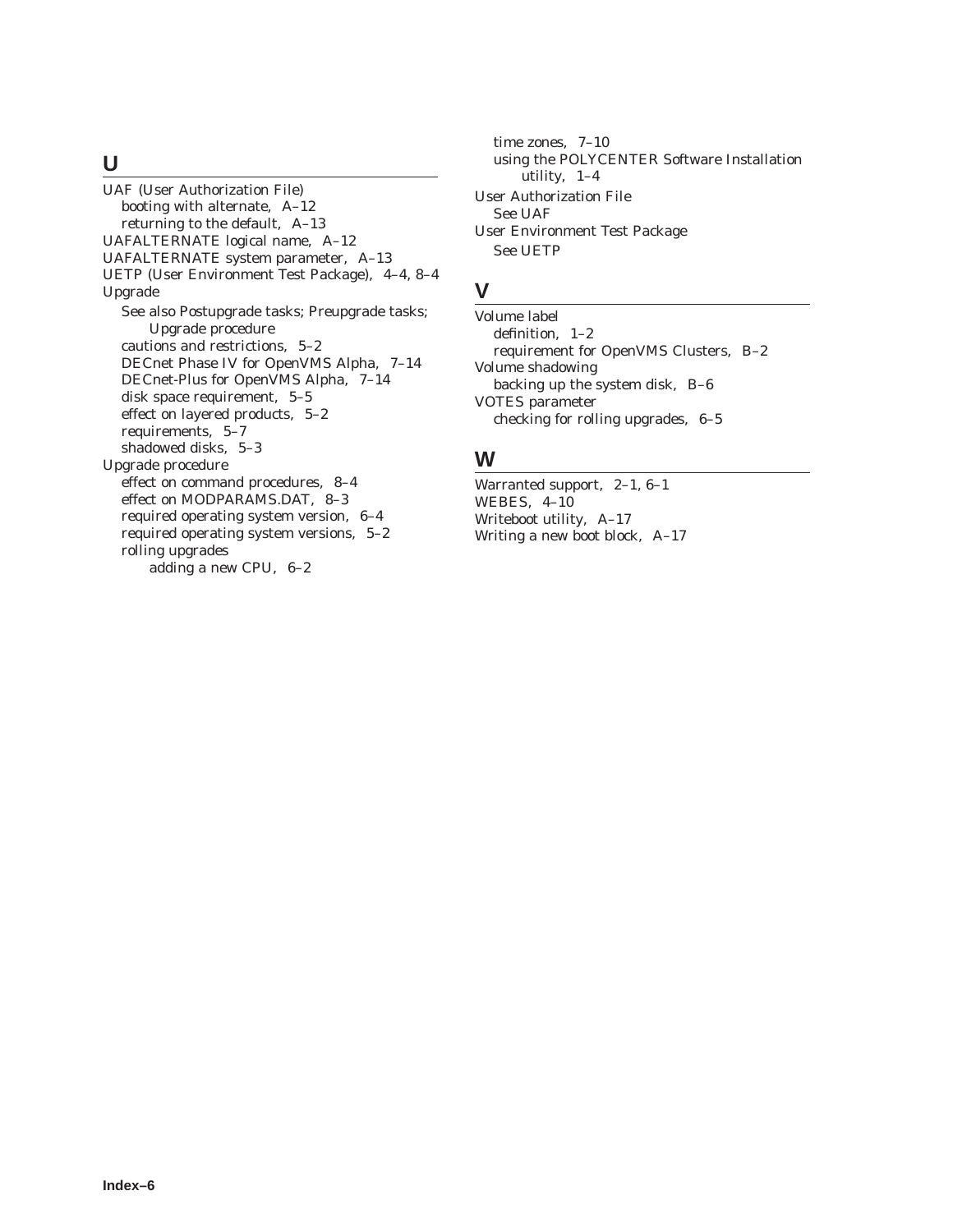## U

UAF (User Authorization File)
  booting with alternate, A–12
  returning to the default, A–13
UAFALTERNATE logical name, A–12
UAFALTERNATE system parameter, A–13
UETP (User Environment Test Package), 4–4, 8–4
Upgrade
  See also Postupgrade tasks; Preupgrade tasks; Upgrade procedure
  cautions and restrictions, 5–2
  DECnet Phase IV for OpenVMS Alpha, 7–14
  DECnet-Plus for OpenVMS Alpha, 7–14
  disk space requirement, 5–5
  effect on layered products, 5–2
  requirements, 5–7
  shadowed disks, 5–3
Upgrade procedure
  effect on command procedures, 8–4
  effect on MODPARAMS.DAT, 8–3
  required operating system version, 6–4
  required operating system versions, 5–2
  rolling upgrades
    adding a new CPU, 6–2
  time zones, 7–10
  using the POLYCENTER Software Installation utility, 1–4
User Authorization File
  See UAF
User Environment Test Package
  See UETP

## V

Volume label
  definition, 1–2
  requirement for OpenVMS Clusters, B–2
Volume shadowing
  backing up the system disk, B–6
VOTES parameter
  checking for rolling upgrades, 6–5

## W

Warranted support, 2–1, 6–1
WEBES, 4–10
Writeboot utility, A–17
Writing a new boot block, A–17